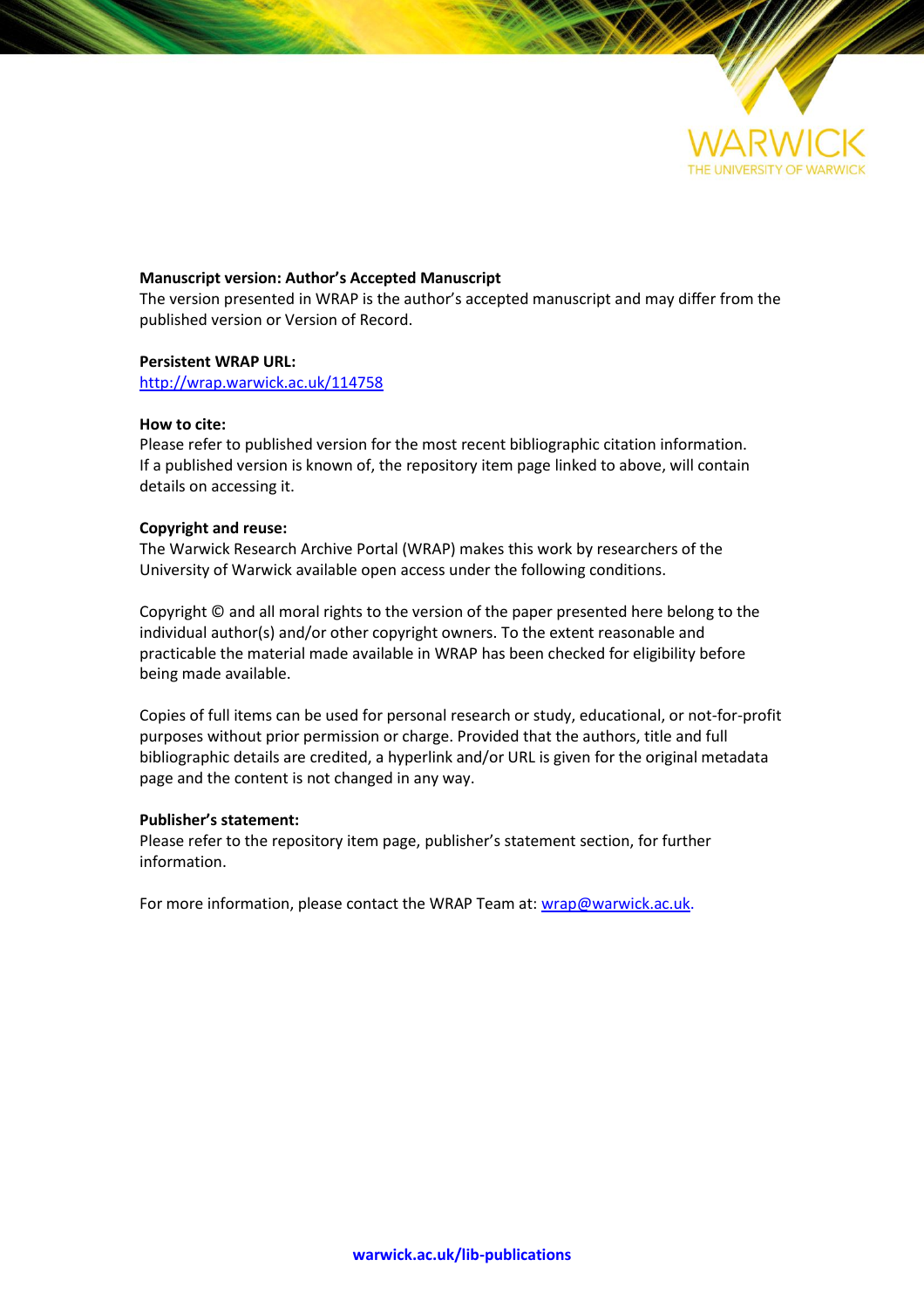**Manuscript version: Author's Accepted Manuscript**
The version presented in WRAP is the author's accepted manuscript and may differ from the published version or Version of Record.

**Persistent WRAP URL:**
http://wrap.warwick.ac.uk/114758

**How to cite:**
Please refer to published version for the most recent bibliographic citation information. If a published version is known of, the repository item page linked to above, will contain details on accessing it.

**Copyright and reuse:**
The Warwick Research Archive Portal (WRAP) makes this work by researchers of the University of Warwick available open access under the following conditions.

Copyright © and all moral rights to the version of the paper presented here belong to the individual author(s) and/or other copyright owners. To the extent reasonable and practicable the material made available in WRAP has been checked for eligibility before being made available.

Copies of full items can be used for personal research or study, educational, or not-for-profit purposes without prior permission or charge. Provided that the authors, title and full bibliographic details are credited, a hyperlink and/or URL is given for the original metadata page and the content is not changed in any way.

**Publisher's statement:**
Please refer to the repository item page, publisher's statement section, for further information.

For more information, please contact the WRAP Team at: wrap@warwick.ac.uk.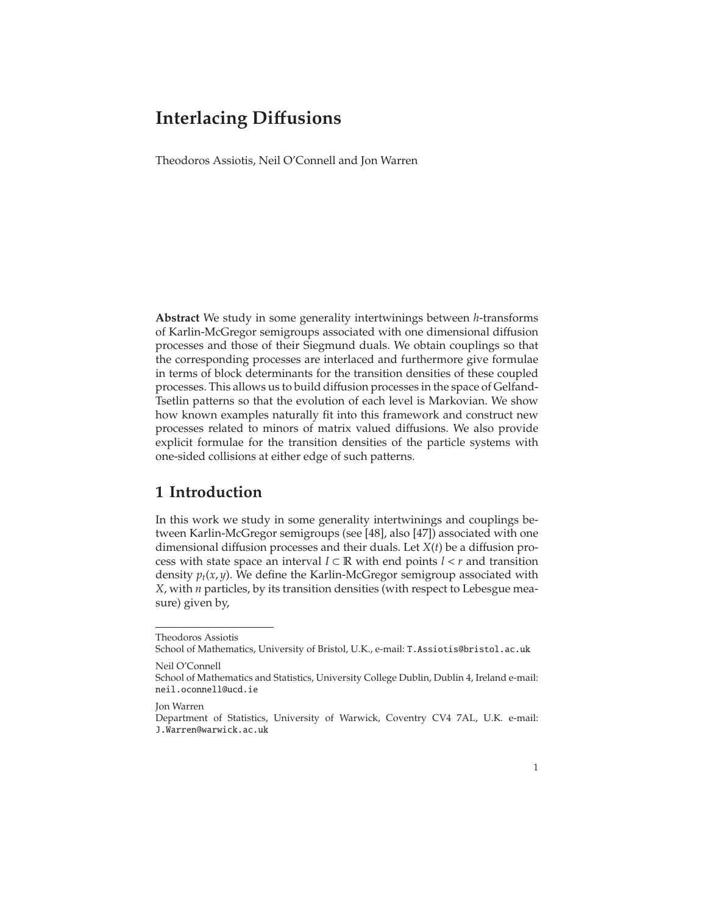# Interlacing Diffusions

Theodoros Assiotis, Neil O'Connell and Jon Warren

**Abstract** We study in some generality intertwinings between $h$-transforms of Karlin-McGregor semigroups associated with one dimensional diffusion processes and those of their Siegmund duals. We obtain couplings so that the corresponding processes are interlaced and furthermore give formulae in terms of block determinants for the transition densities of these coupled processes. This allows us to build diffusion processes in the space of Gelfand-Tsetlin patterns so that the evolution of each level is Markovian. We show how known examples naturally fit into this framework and construct new processes related to minors of matrix valued diffusions. We also provide explicit formulae for the transition densities of the particle systems with one-sided collisions at either edge of such patterns.

## 1 Introduction

In this work we study in some generality intertwinings and couplings between Karlin-McGregor semigroups (see [48], also [47]) associated with one dimensional diffusion processes and their duals. Let $X(t)$ be a diffusion process with state space an interval $I \subset \mathbb{R}$ with end points $l < r$ and transition density $p_t(x, y)$. We define the Karlin-McGregor semigroup associated with $X$, with $n$ particles, by its transition densities (with respect to Lebesgue measure) given by,

---

Theodoros Assiotis
School of Mathematics, University of Bristol, U.K., e-mail: T.Assiotis@bristol.ac.uk

Neil O'Connell
School of Mathematics and Statistics, University College Dublin, Dublin 4, Ireland e-mail: neil.oconnell@ucd.ie

Jon Warren
Department of Statistics, University of Warwick, Coventry CV4 7AL, U.K. e-mail: J.Warren@warwick.ac.uk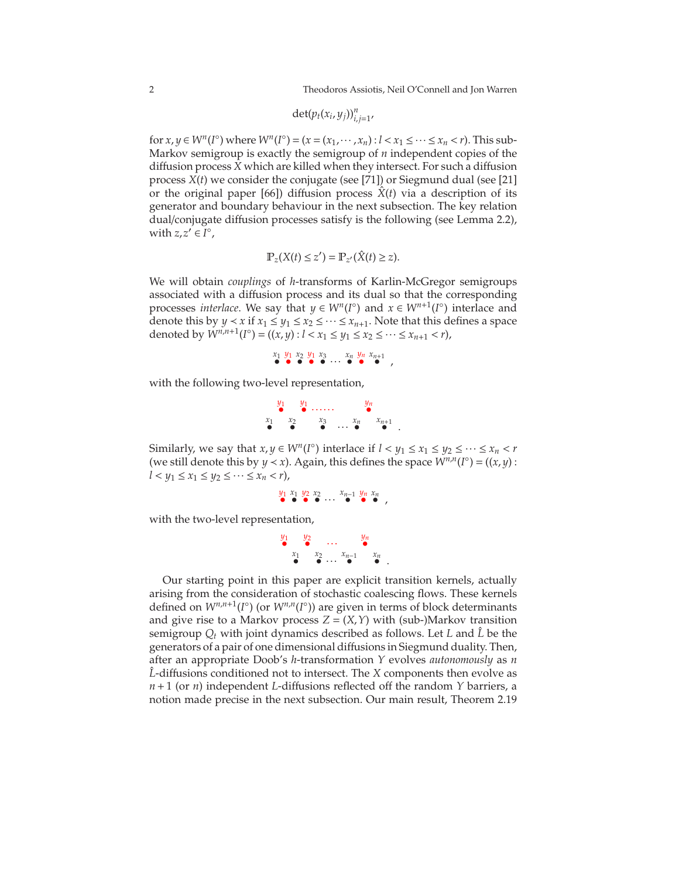$$\det(p_t(x_i,y_j))_{i,j=1}^n,$$

for $x,y \in W^n(I^\circ)$ where $W^n(I^\circ) = (x = (x_1,\cdots,x_n) : l < x_1 \le \cdots \le x_n < r)$. This sub-Markov semigroup is exactly the semigroup of $n$ independent copies of the diffusion process $X$ which are killed when they intersect. For such a diffusion process $X(t)$ we consider the conjugate (see [71]) or Siegmund dual (see [21] or the original paper [66]) diffusion process $\hat{X}(t)$ via a description of its generator and boundary behaviour in the next subsection. The key relation dual/conjugate diffusion processes satisfy is the following (see Lemma 2.2), with $z, z' \in I^\circ$,

$$\mathbb{P}_z(X(t) \le z') = \mathbb{P}_{z'}(\hat{X}(t) \ge z).$$

We will obtain *couplings* of $h$-transforms of Karlin-McGregor semigroups associated with a diffusion process and its dual so that the corresponding processes *interlace*. We say that $y \in W^n(I^\circ)$ and $x \in W^{n+1}(I^\circ)$ interlace and denote this by $y \prec x$ if $x_1 \le y_1 \le x_2 \le \cdots \le x_{n+1}$. Note that this defines a space denoted by $W^{n,n+1}(I^\circ) = ((x,y) : l < x_1 \le y_1 \le x_2 \le \cdots \le x_{n+1} < r)$,

$$x_1 \; y_1 \; x_2 \; y_1 \; x_3 \; \cdots \; x_n \; y_n \; x_{n+1},$$

with the following two-level representation,

$$\begin{array}{cccccccc} & y_1 & & y_1 & \cdots\cdots & & y_n & \\ x_1 & & x_2 & & x_3 & \cdots\; x_n & & x_{n+1} \end{array}.$$

Similarly, we say that $x,y \in W^n(I^\circ)$ interlace if $l < y_1 \le x_1 \le y_2 \le \cdots \le x_n < r$ (we still denote this by $y \prec x$). Again, this defines the space $W^{n,n}(I^\circ) = ((x,y) : l < y_1 \le x_1 \le y_2 \le \cdots \le x_n < r)$,

$$y_1 \; x_1 \; y_2 \; x_2 \; \cdots \; x_{n-1} \; y_n \; x_n,$$

with the two-level representation,

$$\begin{array}{cccccccc} y_1 & & y_2 & & \cdots & & y_n & \\ & x_1 & & x_2 & \cdots & x_{n-1} & & x_n \end{array}.$$

Our starting point in this paper are explicit transition kernels, actually arising from the consideration of stochastic coalescing flows. These kernels defined on $W^{n,n+1}(I^\circ)$ (or $W^{n,n}(I^\circ)$) are given in terms of block determinants and give rise to a Markov process $Z = (X,Y)$ with (sub-)Markov transition semigroup $Q_t$ with joint dynamics described as follows. Let $L$ and $\hat{L}$ be the generators of a pair of one dimensional diffusions in Siegmund duality. Then, after an appropriate Doob's $h$-transformation $Y$ evolves *autonomously* as $n$ $\hat{L}$-diffusions conditioned not to intersect. The $X$ components then evolve as $n+1$ (or $n$) independent $L$-diffusions reflected off the random $Y$ barriers, a notion made precise in the next subsection. Our main result, Theorem 2.19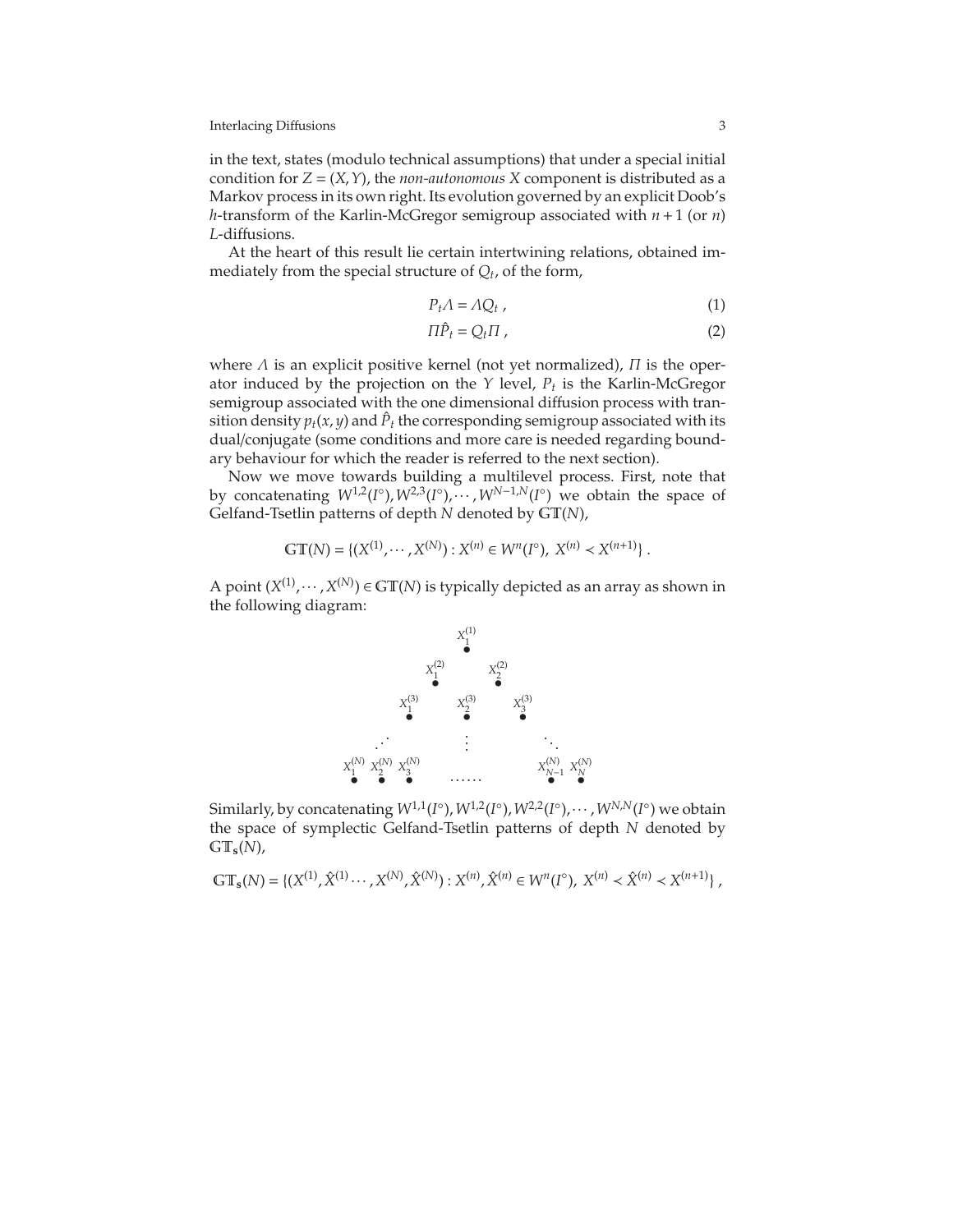in the text, states (modulo technical assumptions) that under a special initial condition for $Z = (X, Y)$, the *non-autonomous* $X$ component is distributed as a Markov process in its own right. Its evolution governed by an explicit Doob's $h$-transform of the Karlin-McGregor semigroup associated with $n+1$ (or $n$) $L$-diffusions.

At the heart of this result lie certain intertwining relations, obtained immediately from the special structure of $Q_t$, of the form,

$$P_t \Lambda = \Lambda Q_t \ , \tag{1}$$

$$\Pi \hat{P}_t = Q_t \Pi \ , \tag{2}$$

where $\Lambda$ is an explicit positive kernel (not yet normalized), $\Pi$ is the operator induced by the projection on the $Y$ level, $P_t$ is the Karlin-McGregor semigroup associated with the one dimensional diffusion process with transition density $p_t(x,y)$ and $\hat{P}_t$ the corresponding semigroup associated with its dual/conjugate (some conditions and more care is needed regarding boundary behaviour for which the reader is referred to the next section).

Now we move towards building a multilevel process. First, note that by concatenating $W^{1,2}(I^\circ), W^{2,3}(I^\circ), \cdots, W^{N-1,N}(I^\circ)$ we obtain the space of Gelfand-Tsetlin patterns of depth $N$ denoted by $\mathbb{GT}(N)$,

$$\mathbb{GT}(N) = \{(X^{(1)}, \cdots, X^{(N)}) : X^{(n)} \in W^n(I^\circ),\ X^{(n)} \prec X^{(n+1)}\} \ .$$

A point $(X^{(1)}, \cdots, X^{(N)}) \in \mathbb{GT}(N)$ is typically depicted as an array as shown in the following diagram:

$$\begin{array}{ccccccc}
 & & & X_1^{(1)} & & & \\
 & & X_1^{(2)} & & X_2^{(2)} & & \\
 & X_1^{(3)} & & X_2^{(3)} & & X_3^{(3)} & \\
 \iddots & & & \vdots & & & \ddots \\
 X_1^{(N)}\ X_2^{(N)}\ X_3^{(N)} & & & \cdots\cdots & & & X_{N-1}^{(N)}\ X_N^{(N)}
\end{array}$$

Similarly, by concatenating $W^{1,1}(I^\circ), W^{1,2}(I^\circ), W^{2,2}(I^\circ), \cdots, W^{N,N}(I^\circ)$ we obtain the space of symplectic Gelfand-Tsetlin patterns of depth $N$ denoted by $\mathbb{GT}_{\mathbf{s}}(N)$,

$$\mathbb{GT}_{\mathbf{s}}(N) = \{(X^{(1)}, \hat{X}^{(1)} \cdots, X^{(N)}, \hat{X}^{(N)}) : X^{(n)}, \hat{X}^{(n)} \in W^n(I^\circ),\ X^{(n)} \prec \hat{X}^{(n)} \prec X^{(n+1)}\} \ ,$$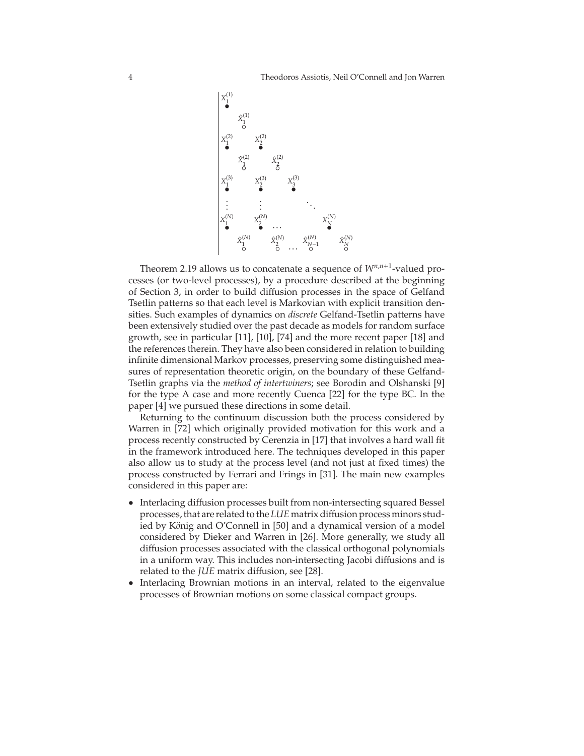$$
\begin{array}{|lllllllll}
X_1^{(1)} & & & & & & & & \\
& \hat{X}_1^{(1)} & & & & & & & \\
X_1^{(2)} & & X_2^{(2)} & & & & & & \\
& \hat{X}_1^{(2)} & & \hat{X}_2^{(2)} & & & & & \\
X_1^{(3)} & & X_2^{(3)} & & X_3^{(3)} & & & & \\
\vdots & & \vdots & & & \ddots & & & \\
X_1^{(N)} & & X_2^{(N)} & \dots & & & X_N^{(N)} & & \\
& \hat{X}_1^{(N)} & & \hat{X}_2^{(N)} & \dots & \hat{X}_{N-1}^{(N)} & & \hat{X}_N^{(N)} &
\end{array}
$$

Theorem 2.19 allows us to concatenate a sequence of $W^{n,n+1}$-valued processes (or two-level processes), by a procedure described at the beginning of Section 3, in order to build diffusion processes in the space of Gelfand Tsetlin patterns so that each level is Markovian with explicit transition densities. Such examples of dynamics on *discrete* Gelfand-Tsetlin patterns have been extensively studied over the past decade as models for random surface growth, see in particular [11], [10], [74] and the more recent paper [18] and the references therein. They have also been considered in relation to building infinite dimensional Markov processes, preserving some distinguished measures of representation theoretic origin, on the boundary of these Gelfand-Tsetlin graphs via the *method of intertwiners*; see Borodin and Olshanski [9] for the type A case and more recently Cuenca [22] for the type BC. In the paper [4] we pursued these directions in some detail.

Returning to the continuum discussion both the process considered by Warren in [72] which originally provided motivation for this work and a process recently constructed by Cerenzia in [17] that involves a hard wall fit in the framework introduced here. The techniques developed in this paper also allow us to study at the process level (and not just at fixed times) the process constructed by Ferrari and Frings in [31]. The main new examples considered in this paper are:

- Interlacing diffusion processes built from non-intersecting squared Bessel processes, that are related to the *LUE* matrix diffusion process minors studied by König and O'Connell in [50] and a dynamical version of a model considered by Dieker and Warren in [26]. More generally, we study all diffusion processes associated with the classical orthogonal polynomials in a uniform way. This includes non-intersecting Jacobi diffusions and is related to the *JUE* matrix diffusion, see [28].
- Interlacing Brownian motions in an interval, related to the eigenvalue processes of Brownian motions on some classical compact groups.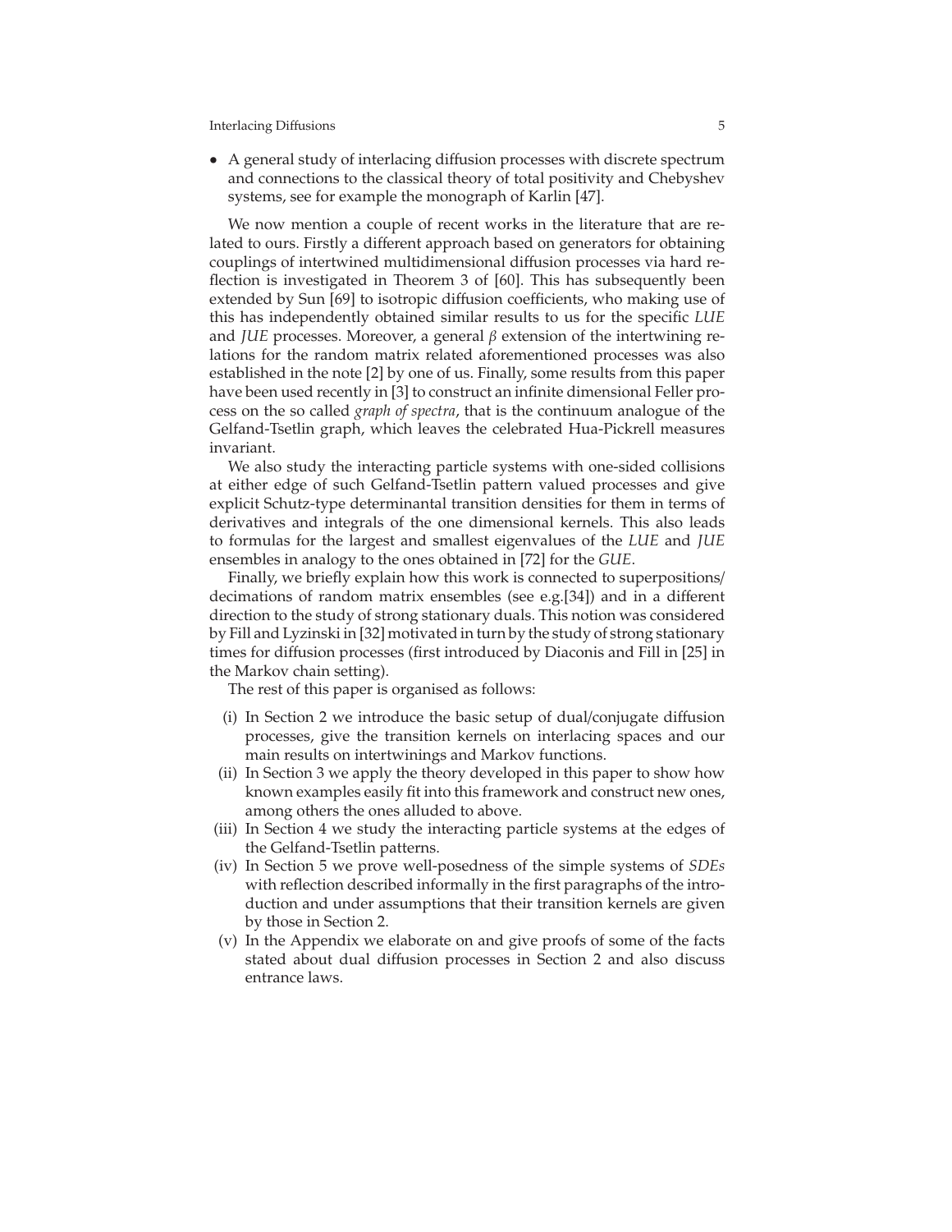- A general study of interlacing diffusion processes with discrete spectrum and connections to the classical theory of total positivity and Chebyshev systems, see for example the monograph of Karlin [47].

We now mention a couple of recent works in the literature that are related to ours. Firstly a different approach based on generators for obtaining couplings of intertwined multidimensional diffusion processes via hard reflection is investigated in Theorem 3 of [60]. This has subsequently been extended by Sun [69] to isotropic diffusion coefficients, who making use of this has independently obtained similar results to us for the specific *LUE* and *JUE* processes. Moreover, a general $\beta$ extension of the intertwining relations for the random matrix related aforementioned processes was also established in the note [2] by one of us. Finally, some results from this paper have been used recently in [3] to construct an infinite dimensional Feller process on the so called *graph of spectra*, that is the continuum analogue of the Gelfand-Tsetlin graph, which leaves the celebrated Hua-Pickrell measures invariant.

We also study the interacting particle systems with one-sided collisions at either edge of such Gelfand-Tsetlin pattern valued processes and give explicit Schutz-type determinantal transition densities for them in terms of derivatives and integrals of the one dimensional kernels. This also leads to formulas for the largest and smallest eigenvalues of the *LUE* and *JUE* ensembles in analogy to the ones obtained in [72] for the *GUE*.

Finally, we briefly explain how this work is connected to superpositions/ decimations of random matrix ensembles (see e.g.[34]) and in a different direction to the study of strong stationary duals. This notion was considered by Fill and Lyzinski in [32] motivated in turn by the study of strong stationary times for diffusion processes (first introduced by Diaconis and Fill in [25] in the Markov chain setting).

The rest of this paper is organised as follows:

(i) In Section 2 we introduce the basic setup of dual/conjugate diffusion processes, give the transition kernels on interlacing spaces and our main results on intertwinings and Markov functions.

(ii) In Section 3 we apply the theory developed in this paper to show how known examples easily fit into this framework and construct new ones, among others the ones alluded to above.

(iii) In Section 4 we study the interacting particle systems at the edges of the Gelfand-Tsetlin patterns.

(iv) In Section 5 we prove well-posedness of the simple systems of *SDEs* with reflection described informally in the first paragraphs of the introduction and under assumptions that their transition kernels are given by those in Section 2.

(v) In the Appendix we elaborate on and give proofs of some of the facts stated about dual diffusion processes in Section 2 and also discuss entrance laws.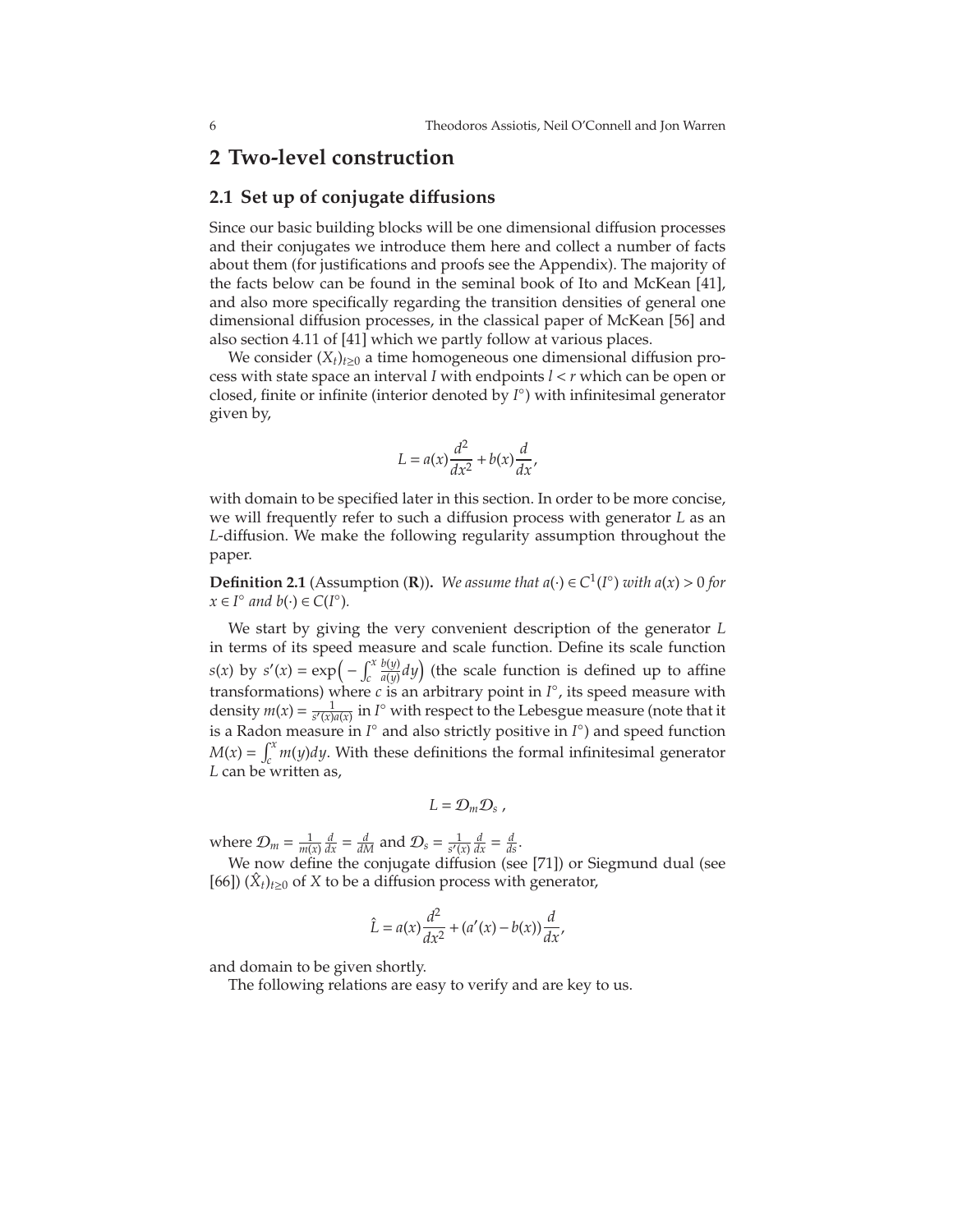# 2 Two-level construction

## 2.1 Set up of conjugate diffusions

Since our basic building blocks will be one dimensional diffusion processes and their conjugates we introduce them here and collect a number of facts about them (for justifications and proofs see the Appendix). The majority of the facts below can be found in the seminal book of Ito and McKean [41], and also more specifically regarding the transition densities of general one dimensional diffusion processes, in the classical paper of McKean [56] and also section 4.11 of [41] which we partly follow at various places.

We consider $(X_t)_{t\geq 0}$ a time homogeneous one dimensional diffusion process with state space an interval $I$ with endpoints $l < r$ which can be open or closed, finite or infinite (interior denoted by $I^\circ$) with infinitesimal generator given by,

$$L = a(x)\frac{d^2}{dx^2} + b(x)\frac{d}{dx},$$

with domain to be specified later in this section. In order to be more concise, we will frequently refer to such a diffusion process with generator $L$ as an $L$-diffusion. We make the following regularity assumption throughout the paper.

**Definition 2.1** (Assumption (**R**)). *We assume that $a(\cdot) \in C^1(I^\circ)$ with $a(x) > 0$ for $x \in I^\circ$ and $b(\cdot) \in C(I^\circ)$.*

We start by giving the very convenient description of the generator $L$ in terms of its speed measure and scale function. Define its scale function $s(x)$ by $s'(x) = \exp\left(-\int_c^x \frac{b(y)}{a(y)}dy\right)$ (the scale function is defined up to affine transformations) where $c$ is an arbitrary point in $I^\circ$, its speed measure with density $m(x) = \frac{1}{s'(x)a(x)}$ in $I^\circ$ with respect to the Lebesgue measure (note that it is a Radon measure in $I^\circ$ and also strictly positive in $I^\circ$) and speed function $M(x) = \int_c^x m(y)dy$. With these definitions the formal infinitesimal generator $L$ can be written as,

$$L = \mathcal{D}_m \mathcal{D}_s \ ,$$

where $\mathcal{D}_m = \frac{1}{m(x)}\frac{d}{dx} = \frac{d}{dM}$ and $\mathcal{D}_s = \frac{1}{s'(x)}\frac{d}{dx} = \frac{d}{ds}$.

We now define the conjugate diffusion (see [71]) or Siegmund dual (see [66]) $(\hat{X}_t)_{t\geq 0}$ of $X$ to be a diffusion process with generator,

$$\hat{L} = a(x)\frac{d^2}{dx^2} + (a'(x) - b(x))\frac{d}{dx},$$

and domain to be given shortly.

The following relations are easy to verify and are key to us.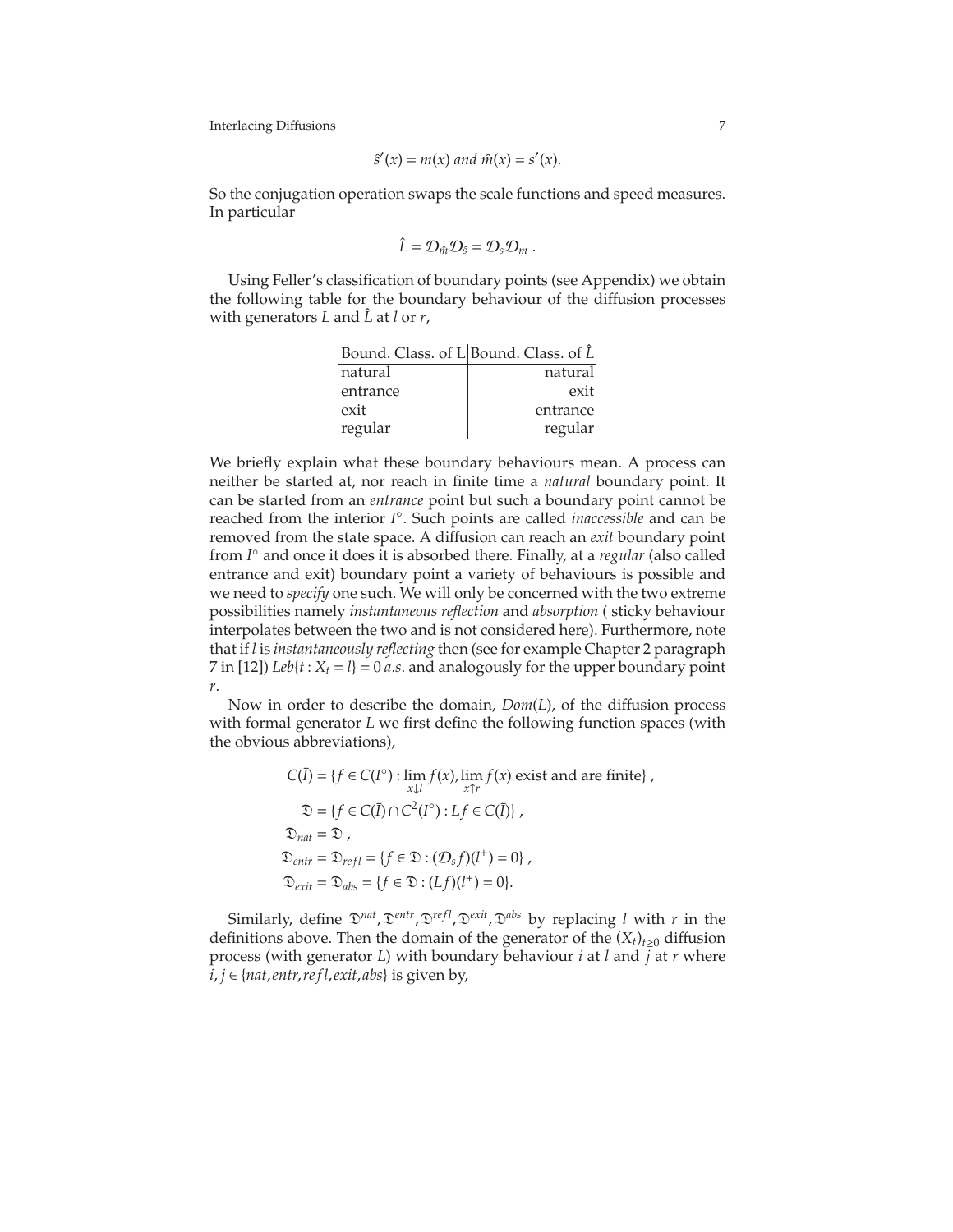$$\hat{s}'(x) = m(x) \text{ and } \hat{m}(x) = s'(x).$$

So the conjugation operation swaps the scale functions and speed measures. In particular

$$\hat{L} = \mathcal{D}_{\hat{m}}\mathcal{D}_{\hat{s}} = \mathcal{D}_s\mathcal{D}_m \; .$$

Using Feller's classification of boundary points (see Appendix) we obtain the following table for the boundary behaviour of the diffusion processes with generators $L$ and $\hat{L}$ at $l$ or $r$,

| Bound. Class. of L | Bound. Class. of $\hat{L}$ |
|---|---|
| natural | natural |
| entrance | exit |
| exit | entrance |
| regular | regular |

We briefly explain what these boundary behaviours mean. A process can neither be started at, nor reach in finite time a *natural* boundary point. It can be started from an *entrance* point but such a boundary point cannot be reached from the interior $I^\circ$. Such points are called *inaccessible* and can be removed from the state space. A diffusion can reach an *exit* boundary point from $I^\circ$ and once it does it is absorbed there. Finally, at a *regular* (also called entrance and exit) boundary point a variety of behaviours is possible and we need to *specify* one such. We will only be concerned with the two extreme possibilities namely *instantaneous reflection* and *absorption* ( sticky behaviour interpolates between the two and is not considered here). Furthermore, note that if $l$ is *instantaneously reflecting* then (see for example Chapter 2 paragraph 7 in [12]) $Leb\{t : X_t = l\} = 0$ *a.s.* and analogously for the upper boundary point $r$.

Now in order to describe the domain, $Dom(L)$, of the diffusion process with formal generator $L$ we first define the following function spaces (with the obvious abbreviations),

$$\begin{aligned}
C(\bar{I}) &= \{f \in C(I^\circ) : \lim_{x\downarrow l} f(x), \lim_{x\uparrow r} f(x) \text{ exist and are finite}\} \; , \\
\mathfrak{D} &= \{f \in C(\bar{I}) \cap C^2(I^\circ) : Lf \in C(\bar{I})\} \; , \\
\mathfrak{D}_{nat} &= \mathfrak{D} \; , \\
\mathfrak{D}_{entr} &= \mathfrak{D}_{refl} = \{f \in \mathfrak{D} : (\mathcal{D}_s f)(l^+) = 0\} \; , \\
\mathfrak{D}_{exit} &= \mathfrak{D}_{abs} = \{f \in \mathfrak{D} : (Lf)(l^+) = 0\}.
\end{aligned}$$

Similarly, define $\mathfrak{D}^{nat}, \mathfrak{D}^{entr}, \mathfrak{D}^{refl}, \mathfrak{D}^{exit}, \mathfrak{D}^{abs}$ by replacing $l$ with $r$ in the definitions above. Then the domain of the generator of the $(X_t)_{t\geq 0}$ diffusion process (with generator $L$) with boundary behaviour $i$ at $l$ and $j$ at $r$ where $i, j \in \{nat, entr, refl, exit, abs\}$ is given by,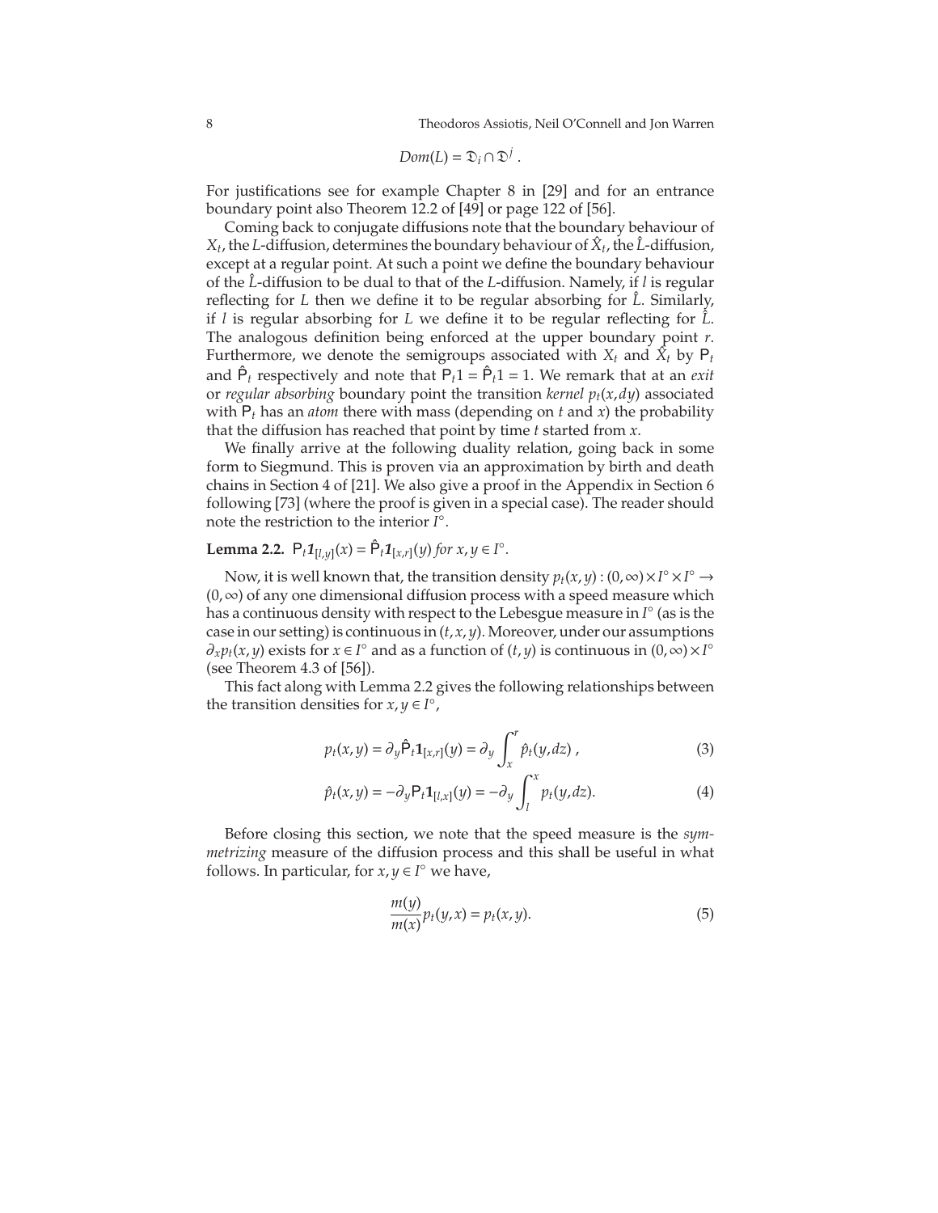$$Dom(L) = \mathfrak{D}_i \cap \mathfrak{D}^j \ .$$

For justifications see for example Chapter 8 in [29] and for an entrance boundary point also Theorem 12.2 of [49] or page 122 of [56].

Coming back to conjugate diffusions note that the boundary behaviour of $X_t$, the $L$-diffusion, determines the boundary behaviour of $\hat{X}_t$, the $\hat{L}$-diffusion, except at a regular point. At such a point we define the boundary behaviour of the $\hat{L}$-diffusion to be dual to that of the $L$-diffusion. Namely, if $l$ is regular reflecting for $L$ then we define it to be regular absorbing for $\hat{L}$. Similarly, if $l$ is regular absorbing for $L$ we define it to be regular reflecting for $\hat{L}$. The analogous definition being enforced at the upper boundary point $r$. Furthermore, we denote the semigroups associated with $X_t$ and $\hat{X}_t$ by $\mathsf{P}_t$ and $\hat{\mathsf{P}}_t$ respectively and note that $\mathsf{P}_t 1 = \hat{\mathsf{P}}_t 1 = 1$. We remark that at an *exit* or *regular absorbing* boundary point the transition *kernel* $p_t(x, dy)$ associated with $\mathsf{P}_t$ has an *atom* there with mass (depending on $t$ and $x$) the probability that the diffusion has reached that point by time $t$ started from $x$.

We finally arrive at the following duality relation, going back in some form to Siegmund. This is proven via an approximation by birth and death chains in Section 4 of [21]. We also give a proof in the Appendix in Section 6 following [73] (where the proof is given in a special case). The reader should note the restriction to the interior $I^\circ$.

**Lemma 2.2.** $\mathsf{P}_t \mathbf{1}_{[l,y]}(x) = \hat{\mathsf{P}}_t \mathbf{1}_{[x,r]}(y)$ *for* $x, y \in I^\circ$.

Now, it is well known that, the transition density $p_t(x,y) : (0,\infty) \times I^\circ \times I^\circ \to (0,\infty)$ of any one dimensional diffusion process with a speed measure which has a continuous density with respect to the Lebesgue measure in $I^\circ$ (as is the case in our setting) is continuous in $(t,x,y)$. Moreover, under our assumptions $\partial_x p_t(x,y)$ exists for $x \in I^\circ$ and as a function of $(t,y)$ is continuous in $(0,\infty) \times I^\circ$ (see Theorem 4.3 of [56]).

This fact along with Lemma 2.2 gives the following relationships between the transition densities for $x, y \in I^\circ$,

$$p_t(x,y) = \partial_y \hat{\mathsf{P}}_t \mathbf{1}_{[x,r]}(y) = \partial_y \int_x^r \hat{p}_t(y,dz) \ , \tag{3}$$

$$\hat{p}_t(x,y) = -\partial_y \mathsf{P}_t \mathbf{1}_{[l,x]}(y) = -\partial_y \int_l^x p_t(y,dz). \tag{4}$$

Before closing this section, we note that the speed measure is the *symmetrizing* measure of the diffusion process and this shall be useful in what follows. In particular, for $x, y \in I^\circ$ we have,

$$\frac{m(y)}{m(x)} p_t(y,x) = p_t(x,y). \tag{5}$$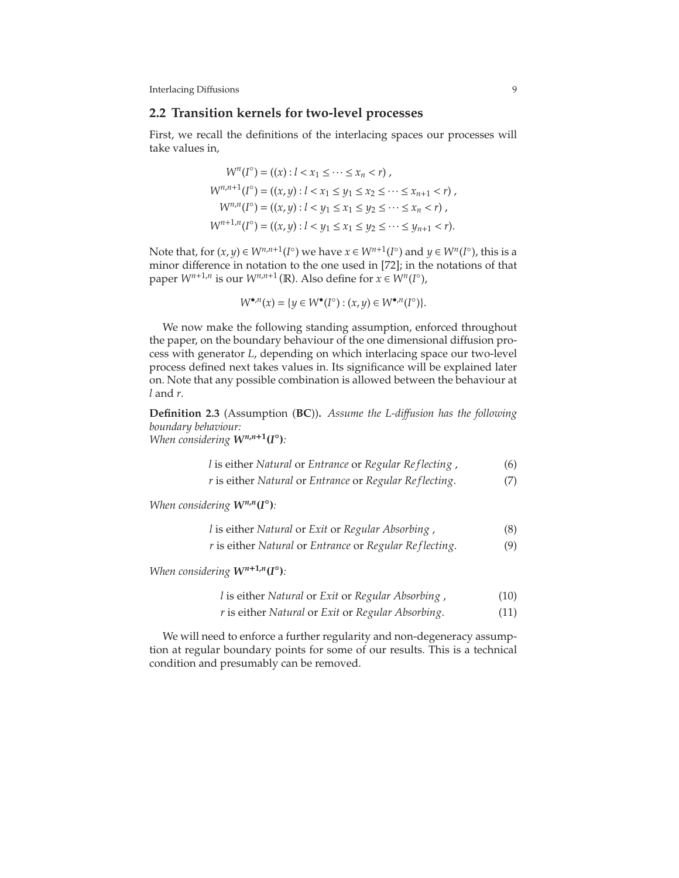## 2.2 Transition kernels for two-level processes

First, we recall the definitions of the interlacing spaces our processes will take values in,

$$
\begin{aligned}
W^n(I^\circ) &= ((x) : l < x_1 \leq \cdots \leq x_n < r) \, , \\
W^{n,n+1}(I^\circ) &= ((x,y) : l < x_1 \leq y_1 \leq x_2 \leq \cdots \leq x_{n+1} < r) \, , \\
W^{n,n}(I^\circ) &= ((x,y) : l < y_1 \leq x_1 \leq y_2 \leq \cdots \leq x_n < r) \, , \\
W^{n+1,n}(I^\circ) &= ((x,y) : l < y_1 \leq x_1 \leq y_2 \leq \cdots \leq y_{n+1} < r).
\end{aligned}
$$

Note that, for $(x,y) \in W^{n,n+1}(I^\circ)$ we have $x \in W^{n+1}(I^\circ)$ and $y \in W^n(I^\circ)$, this is a minor difference in notation to the one used in [72]; in the notations of that paper $W^{n+1,n}$ is our $W^{n,n+1}(\mathbb{R})$. Also define for $x \in W^n(I^\circ)$,

$$
W^{\bullet,n}(x) = \{ y \in W^{\bullet}(I^\circ) : (x,y) \in W^{\bullet,n}(I^\circ) \}.
$$

We now make the following standing assumption, enforced throughout the paper, on the boundary behaviour of the one dimensional diffusion process with generator $L$, depending on which interlacing space our two-level process defined next takes values in. Its significance will be explained later on. Note that any possible combination is allowed between the behaviour at $l$ and $r$.

**Definition 2.3** (Assumption (**BC**)). *Assume the L-diffusion has the following boundary behaviour:*
*When considering* $\boldsymbol{W^{n,n+1}(I^\circ)}$*:*

$$
\begin{aligned}
&l \text{ is either } \textit{Natural} \text{ or } \textit{Entrance} \text{ or } \textit{Regular Reflecting} \, , && (6)\\
&r \text{ is either } \textit{Natural} \text{ or } \textit{Entrance} \text{ or } \textit{Regular Reflecting}. && (7)
\end{aligned}
$$

*When considering* $\boldsymbol{W^{n,n}(I^\circ)}$*:*

$$
\begin{aligned}
&l \text{ is either } \textit{Natural} \text{ or } \textit{Exit} \text{ or } \textit{Regular Absorbing} \, , && (8)\\
&r \text{ is either } \textit{Natural} \text{ or } \textit{Entrance} \text{ or } \textit{Regular Reflecting}. && (9)
\end{aligned}
$$

*When considering* $\boldsymbol{W^{n+1,n}(I^\circ)}$*:*

$$
\begin{aligned}
&l \text{ is either } \textit{Natural} \text{ or } \textit{Exit} \text{ or } \textit{Regular Absorbing} \, , && (10)\\
&r \text{ is either } \textit{Natural} \text{ or } \textit{Exit} \text{ or } \textit{Regular Absorbing}. && (11)
\end{aligned}
$$

We will need to enforce a further regularity and non-degeneracy assumption at regular boundary points for some of our results. This is a technical condition and presumably can be removed.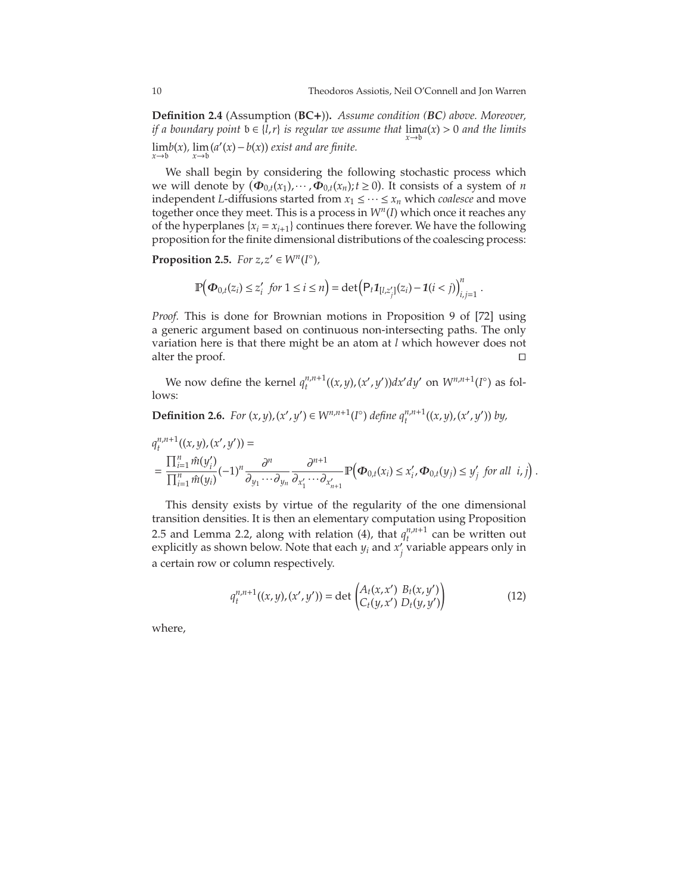**Definition 2.4** (Assumption (**BC+**)). *Assume condition (**BC**) above. Moreover, if a boundary point $\mathfrak{b} \in \{l, r\}$ is regular we assume that $\lim_{x \to \mathfrak{b}} a(x) > 0$ and the limits $\lim_{x \to \mathfrak{b}} b(x)$, $\lim_{x \to \mathfrak{b}} (a'(x) - b(x))$ exist and are finite.*

We shall begin by considering the following stochastic process which we will denote by $(\boldsymbol{\Phi}_{0,t}(x_1), \cdots, \boldsymbol{\Phi}_{0,t}(x_n); t \geq 0)$. It consists of a system of $n$ independent $L$-diffusions started from $x_1 \leq \cdots \leq x_n$ which *coalesce* and move together once they meet. This is a process in $W^n(I)$ which once it reaches any of the hyperplanes $\{x_i = x_{i+1}\}$ continues there forever. We have the following proposition for the finite dimensional distributions of the coalescing process:

**Proposition 2.5.** *For $z, z' \in W^n(I^\circ)$,*

$$\mathbb{P}\Big(\boldsymbol{\Phi}_{0,t}(z_i) \leq z'_i \ \text{for } 1 \leq i \leq n\Big) = \det\Big(\mathsf{P}_t \mathbf{1}_{[l, z'_j]}(z_i) - \mathbf{1}(i < j)\Big)_{i,j=1}^n .$$

*Proof.* This is done for Brownian motions in Proposition 9 of [72] using a generic argument based on continuous non-intersecting paths. The only variation here is that there might be an atom at $l$ which however does not alter the proof. $\square$

We now define the kernel $q_t^{n,n+1}((x,y),(x',y'))dx'dy'$ on $W^{n,n+1}(I^\circ)$ as follows:

**Definition 2.6.** *For $(x,y),(x',y') \in W^{n,n+1}(I^\circ)$ define $q_t^{n,n+1}((x,y),(x',y'))$ by,*

$$q_t^{n,n+1}((x,y),(x',y')) =$$
$$= \frac{\prod_{i=1}^n \hat{m}(y'_i)}{\prod_{i=1}^n \hat{m}(y_i)} (-1)^n \frac{\partial^n}{\partial_{y_1} \cdots \partial_{y_n}} \frac{\partial^{n+1}}{\partial_{x'_1} \cdots \partial_{x'_{n+1}}} \mathbb{P}\Big(\boldsymbol{\Phi}_{0,t}(x_i) \leq x'_i, \boldsymbol{\Phi}_{0,t}(y_j) \leq y'_j \ \text{for all } \ i,j\Big) .$$

This density exists by virtue of the regularity of the one dimensional transition densities. It is then an elementary computation using Proposition 2.5 and Lemma 2.2, along with relation (4), that $q_t^{n,n+1}$ can be written out explicitly as shown below. Note that each $y_i$ and $x'_j$ variable appears only in a certain row or column respectively.

$$q_t^{n,n+1}((x,y),(x',y')) = \det \begin{pmatrix} A_t(x,x') & B_t(x,y') \\ C_t(y,x') & D_t(y,y') \end{pmatrix} \tag{12}$$

where,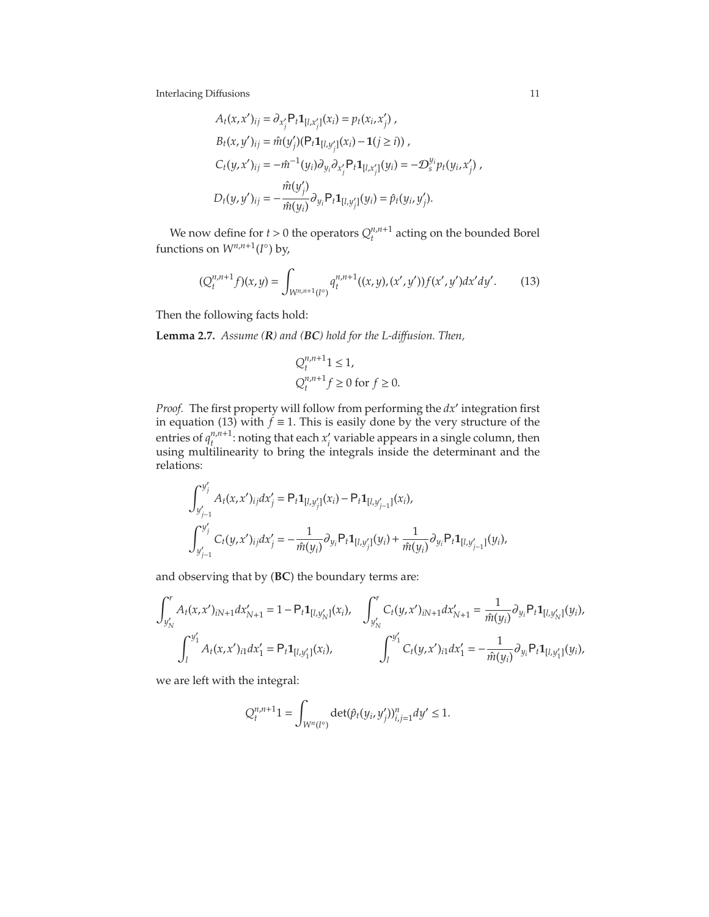$$
\begin{aligned}
A_t(x,x')_{ij} &= \partial_{x'_j} \mathsf{P}_t \mathbf{1}_{[l,x'_j]}(x_i) = p_t(x_i, x'_j) \,, \\
B_t(x,y')_{ij} &= \hat{m}(y'_j)(\mathsf{P}_t \mathbf{1}_{[l,y'_j]}(x_i) - \mathbf{1}(j \geq i)) \,, \\
C_t(y,x')_{ij} &= -\hat{m}^{-1}(y_i)\partial_{y_i}\partial_{x'_j} \mathsf{P}_t \mathbf{1}_{[l,x'_j]}(y_i) = -\mathcal{D}_s^{y_i} p_t(y_i, x'_j) \,, \\
D_t(y,y')_{ij} &= -\frac{\hat{m}(y'_j)}{\hat{m}(y_i)} \partial_{y_i} \mathsf{P}_t \mathbf{1}_{[l,y'_j]}(y_i) = \hat{p}_t(y_i, y'_j).
\end{aligned}
$$

We now define for $t > 0$ the operators $Q_t^{n,n+1}$ acting on the bounded Borel functions on $W^{n,n+1}(I^\circ)$ by,

$$
(Q_t^{n,n+1} f)(x,y) = \int_{W^{n,n+1}(I^\circ)} q_t^{n,n+1}((x,y),(x',y')) f(x',y') dx' dy'. \tag{13}
$$

Then the following facts hold:

**Lemma 2.7.** *Assume (**R**) and (**BC**) hold for the L-diffusion. Then,*

$$
\begin{aligned}
&Q_t^{n,n+1} 1 \leq 1, \\
&Q_t^{n,n+1} f \geq 0 \text{ for } f \geq 0.
\end{aligned}
$$

*Proof.* The first property will follow from performing the $dx'$ integration first in equation (13) with $f \equiv 1$. This is easily done by the very structure of the entries of $q_t^{n,n+1}$: noting that each $x'_i$ variable appears in a single column, then using multilinearity to bring the integrals inside the determinant and the relations:

$$
\begin{aligned}
\int_{y'_{j-1}}^{y'_j} A_t(x,x')_{ij} dx'_j &= \mathsf{P}_t \mathbf{1}_{[l,y'_j]}(x_i) - \mathsf{P}_t \mathbf{1}_{[l,y'_{j-1}]}(x_i), \\
\int_{y'_{j-1}}^{y'_j} C_t(y,x')_{ij} dx'_j &= -\frac{1}{\hat{m}(y_i)} \partial_{y_i} \mathsf{P}_t \mathbf{1}_{[l,y'_j]}(y_i) + \frac{1}{\hat{m}(y_i)} \partial_{y_i} \mathsf{P}_t \mathbf{1}_{[l,y'_{j-1}]}(y_i),
\end{aligned}
$$

and observing that by (**BC**) the boundary terms are:

$$
\begin{aligned}
\int_{y'_N}^{r} A_t(x,x')_{iN+1} dx'_{N+1} &= 1 - \mathsf{P}_t \mathbf{1}_{[l,y'_N]}(x_i), \quad & \int_{y'_N}^{r} C_t(y,x')_{iN+1} dx'_{N+1} &= \frac{1}{\hat{m}(y_i)} \partial_{y_i} \mathsf{P}_t \mathbf{1}_{[l,y'_N]}(y_i), \\
\int_{l}^{y'_1} A_t(x,x')_{i1} dx'_1 &= \mathsf{P}_t \mathbf{1}_{[l,y'_1]}(x_i), & \int_{l}^{y'_1} C_t(y,x')_{i1} dx'_1 &= -\frac{1}{\hat{m}(y_i)} \partial_{y_i} \mathsf{P}_t \mathbf{1}_{[l,y'_1]}(y_i),
\end{aligned}
$$

we are left with the integral:

$$
Q_t^{n,n+1} 1 = \int_{W^n(I^\circ)} \det(\hat{p}_t(y_i, y'_j))_{i,j=1}^n dy' \leq 1.
$$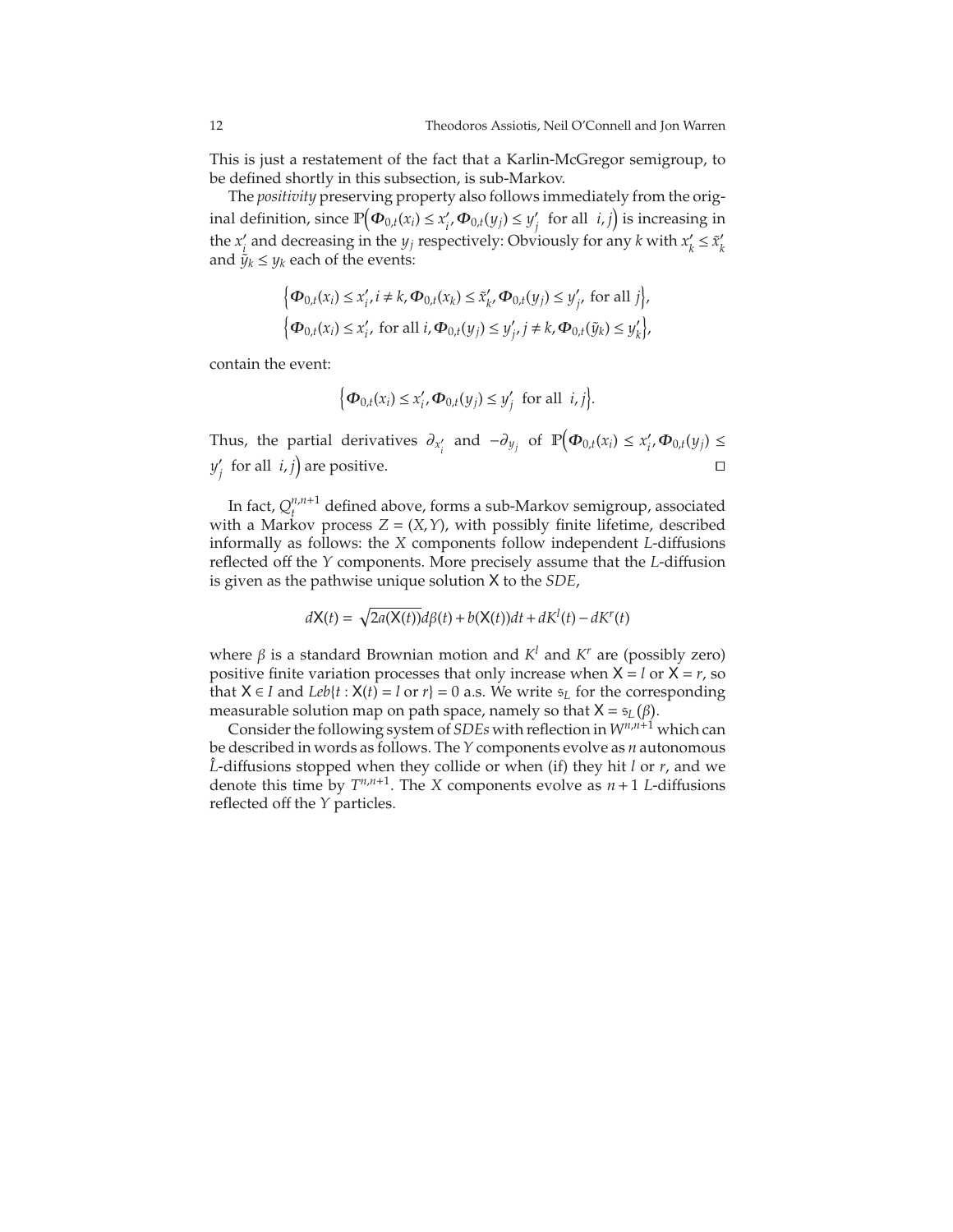This is just a restatement of the fact that a Karlin-McGregor semigroup, to be defined shortly in this subsection, is sub-Markov.

The *positivity* preserving property also follows immediately from the original definition, since $\mathbb{P}\Big(\boldsymbol{\Phi}_{0,t}(x_i) \le x_i', \boldsymbol{\Phi}_{0,t}(y_j) \le y_j' \text{ for all } i,j\Big)$ is increasing in the $x_i'$ and decreasing in the $y_j$ respectively: Obviously for any $k$ with $x_k' \le \tilde{x}_k'$ and $\tilde{y}_k \le y_k$ each of the events:

$$\Big\{\boldsymbol{\Phi}_{0,t}(x_i) \le x_i', i \ne k, \boldsymbol{\Phi}_{0,t}(x_k) \le \tilde{x}_k', \boldsymbol{\Phi}_{0,t}(y_j) \le y_j', \text{ for all } j\Big\},$$
$$\Big\{\boldsymbol{\Phi}_{0,t}(x_i) \le x_i', \text{ for all } i, \boldsymbol{\Phi}_{0,t}(y_j) \le y_j', j \ne k, \boldsymbol{\Phi}_{0,t}(\tilde{y}_k) \le y_k'\Big\},$$

contain the event:

$$\Big\{\boldsymbol{\Phi}_{0,t}(x_i) \le x_i', \boldsymbol{\Phi}_{0,t}(y_j) \le y_j' \text{ for all } i,j\Big\}.$$

Thus, the partial derivatives $\partial_{x_i'}$ and $-\partial_{y_j}$ of $\mathbb{P}\Big(\boldsymbol{\Phi}_{0,t}(x_i) \le x_i', \boldsymbol{\Phi}_{0,t}(y_j) \le y_j' \text{ for all } i,j\Big)$ are positive. □

In fact, $Q_t^{n,n+1}$ defined above, forms a sub-Markov semigroup, associated with a Markov process $Z = (X,Y)$, with possibly finite lifetime, described informally as follows: the $X$ components follow independent $L$-diffusions reflected off the $Y$ components. More precisely assume that the $L$-diffusion is given as the pathwise unique solution $\mathsf{X}$ to the *SDE*,

$$d\mathsf{X}(t) = \sqrt{2a(\mathsf{X}(t))}d\beta(t) + b(\mathsf{X}(t))dt + dK^l(t) - dK^r(t)$$

where $\beta$ is a standard Brownian motion and $K^l$ and $K^r$ are (possibly zero) positive finite variation processes that only increase when $\mathsf{X} = l$ or $\mathsf{X} = r$, so that $\mathsf{X} \in I$ and $Leb\{t : \mathsf{X}(t) = l \text{ or } r\} = 0$ a.s. We write $\mathfrak{s}_L$ for the corresponding measurable solution map on path space, namely so that $\mathsf{X} = \mathfrak{s}_L(\beta)$.

Consider the following system of *SDEs* with reflection in $W^{n,n+1}$ which can be described in words as follows. The $Y$ components evolve as $n$ autonomous $\hat{L}$-diffusions stopped when they collide or when (if) they hit $l$ or $r$, and we denote this time by $T^{n,n+1}$. The $X$ components evolve as $n+1$ $L$-diffusions reflected off the $Y$ particles.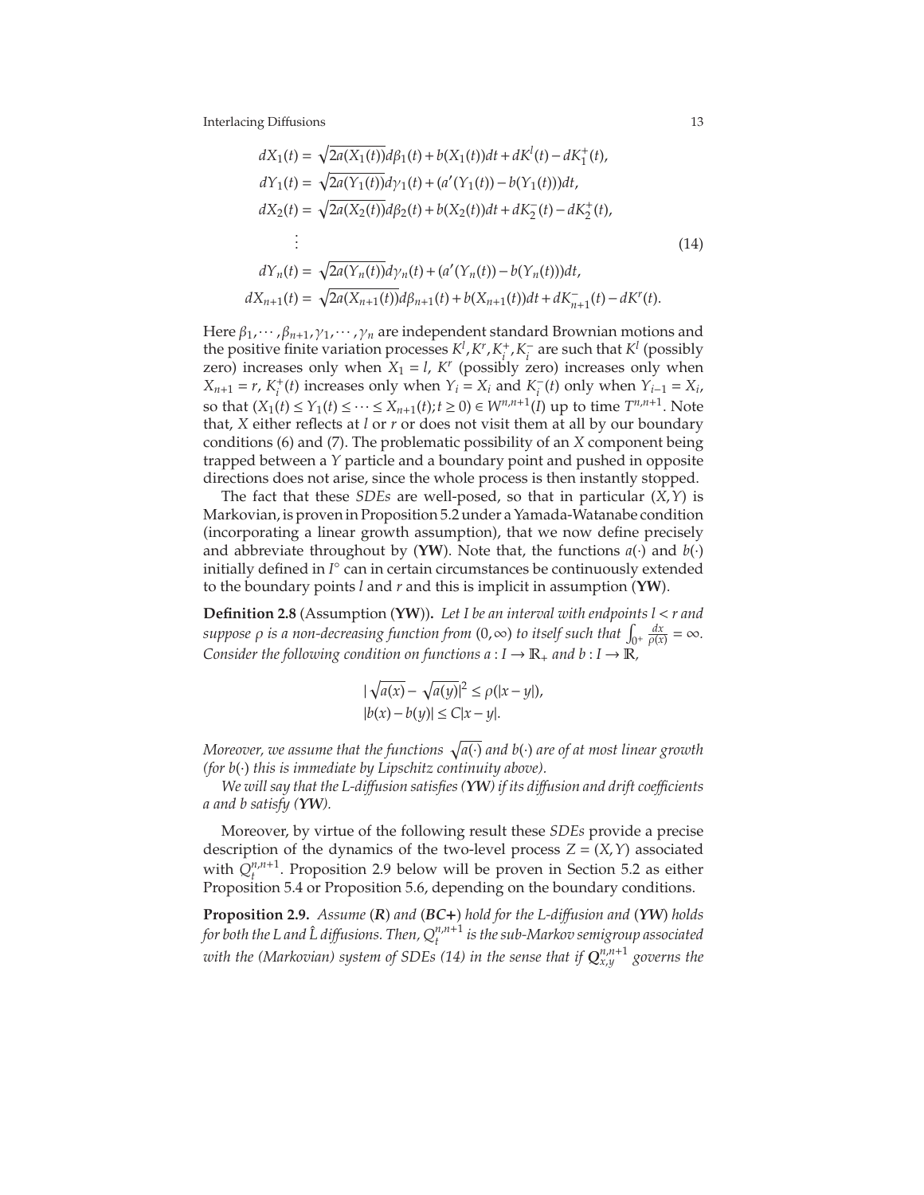$$
\begin{aligned}
dX_1(t) &= \sqrt{2a(X_1(t))}d\beta_1(t) + b(X_1(t))dt + dK^l(t) - dK_1^+(t),\\
dY_1(t) &= \sqrt{2a(Y_1(t))}d\gamma_1(t) + (a'(Y_1(t)) - b(Y_1(t)))dt,\\
dX_2(t) &= \sqrt{2a(X_2(t))}d\beta_2(t) + b(X_2(t))dt + dK_2^-(t) - dK_2^+(t),\\
&\ \vdots \\
dY_n(t) &= \sqrt{2a(Y_n(t))}d\gamma_n(t) + (a'(Y_n(t)) - b(Y_n(t)))dt,\\
dX_{n+1}(t) &= \sqrt{2a(X_{n+1}(t))}d\beta_{n+1}(t) + b(X_{n+1}(t))dt + dK_{n+1}^-(t) - dK^r(t).
\end{aligned}
\tag{14}
$$

Here $\beta_1, \cdots, \beta_{n+1}, \gamma_1, \cdots, \gamma_n$ are independent standard Brownian motions and the positive finite variation processes $K^l, K^r, K_i^+, K_i^-$ are such that $K^l$ (possibly zero) increases only when $X_1 = l$, $K^r$ (possibly zero) increases only when $X_{n+1} = r$, $K_i^+(t)$ increases only when $Y_i = X_i$ and $K_i^-(t)$ only when $Y_{i-1} = X_i$, so that $(X_1(t) \le Y_1(t) \le \cdots \le X_{n+1}(t); t \ge 0) \in W^{n,n+1}(I)$ up to time $T^{n,n+1}$. Note that, $X$ either reflects at $l$ or $r$ or does not visit them at all by our boundary conditions (6) and (7). The problematic possibility of an $X$ component being trapped between a $Y$ particle and a boundary point and pushed in opposite directions does not arise, since the whole process is then instantly stopped.

The fact that these *SDEs* are well-posed, so that in particular $(X, Y)$ is Markovian, is proven in Proposition 5.2 under a Yamada-Watanabe condition (incorporating a linear growth assumption), that we now define precisely and abbreviate throughout by (**YW**). Note that, the functions $a(\cdot)$ and $b(\cdot)$ initially defined in $I^\circ$ can in certain circumstances be continuously extended to the boundary points $l$ and $r$ and this is implicit in assumption (**YW**).

**Definition 2.8** (Assumption (**YW**))**.** *Let $I$ be an interval with endpoints $l < r$ and suppose $\rho$ is a non-decreasing function from $(0, \infty)$ to itself such that $\int_{0^+} \frac{dx}{\rho(x)} = \infty$. Consider the following condition on functions $a : I \to \mathbb{R}_+$ and $b : I \to \mathbb{R}$,*

$$
\begin{aligned}
|\sqrt{a(x)} - \sqrt{a(y)}|^2 &\le \rho(|x-y|),\\
|b(x) - b(y)| &\le C|x-y|.
\end{aligned}
$$

*Moreover, we assume that the functions $\sqrt{a(\cdot)}$ and $b(\cdot)$ are of at most linear growth (for $b(\cdot)$ this is immediate by Lipschitz continuity above).*

*We will say that the L-diffusion satisfies (**YW**) if its diffusion and drift coefficients $a$ and $b$ satisfy (**YW**).*

Moreover, by virtue of the following result these *SDEs* provide a precise description of the dynamics of the two-level process $Z = (X, Y)$ associated with $Q_t^{n,n+1}$. Proposition 2.9 below will be proven in Section 5.2 as either Proposition 5.4 or Proposition 5.6, depending on the boundary conditions.

**Proposition 2.9.** *Assume (**R**) and (**BC+**) hold for the L-diffusion and (**YW**) holds for both the L and $\hat{L}$ diffusions. Then, $Q_t^{n,n+1}$ is the sub-Markov semigroup associated with the (Markovian) system of SDEs (14) in the sense that if $\mathbf{Q}_{x,y}^{n,n+1}$ governs the*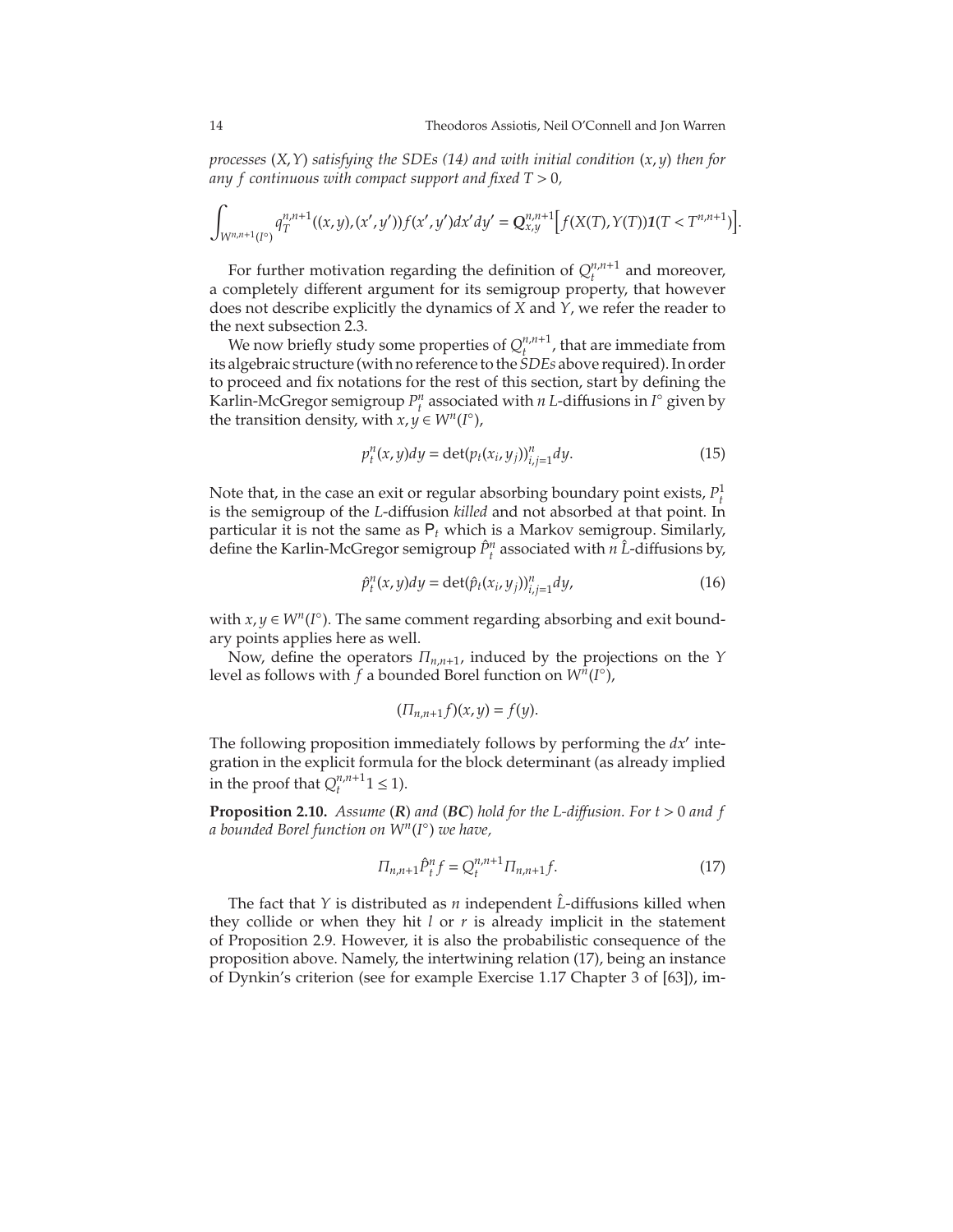*processes* $(X,Y)$ *satisfying the SDEs (14) and with initial condition* $(x,y)$ *then for any* $f$ *continuous with compact support and fixed* $T>0$,

$$\int_{W^{n,n+1}(I^\circ)} q_T^{n,n+1}((x,y),(x',y'))f(x',y')dx'dy' = \mathbf{Q}^{n,n+1}_{x,y}\Big[f(X(T),Y(T))\mathbf{1}(T<T^{n,n+1})\Big].$$

For further motivation regarding the definition of $Q_t^{n,n+1}$ and moreover, a completely different argument for its semigroup property, that however does not describe explicitly the dynamics of $X$ and $Y$, we refer the reader to the next subsection 2.3.

We now briefly study some properties of $Q_t^{n,n+1}$, that are immediate from its algebraic structure (with no reference to the *SDEs* above required). In order to proceed and fix notations for the rest of this section, start by defining the Karlin-McGregor semigroup $P_t^n$ associated with $n$ $L$-diffusions in $I^\circ$ given by the transition density, with $x,y\in W^n(I^\circ)$,

$$p_t^n(x,y)dy = \det(p_t(x_i,y_j))_{i,j=1}^n dy. \tag{15}$$

Note that, in the case an exit or regular absorbing boundary point exists, $P_t^1$ is the semigroup of the $L$-diffusion *killed* and not absorbed at that point. In particular it is not the same as $\mathsf{P}_t$ which is a Markov semigroup. Similarly, define the Karlin-McGregor semigroup $\hat{P}_t^n$ associated with $n$ $\hat{L}$-diffusions by,

$$\hat{p}_t^n(x,y)dy = \det(\hat{p}_t(x_i,y_j))_{i,j=1}^n dy, \tag{16}$$

with $x,y\in W^n(I^\circ)$. The same comment regarding absorbing and exit boundary points applies here as well.

Now, define the operators $\Pi_{n,n+1}$, induced by the projections on the $Y$ level as follows with $f$ a bounded Borel function on $W^n(I^\circ)$,

$$(\Pi_{n,n+1}f)(x,y) = f(y).$$

The following proposition immediately follows by performing the $dx'$ integration in the explicit formula for the block determinant (as already implied in the proof that $Q_t^{n,n+1}1\le 1$).

**Proposition 2.10.** *Assume (**R**) and (**BC**) hold for the L-diffusion. For* $t>0$ *and* $f$ *a bounded Borel function on* $W^n(I^\circ)$ *we have,*

$$\Pi_{n,n+1}\hat{P}_t^n f = Q_t^{n,n+1}\Pi_{n,n+1}f. \tag{17}$$

The fact that $Y$ is distributed as $n$ independent $\hat{L}$-diffusions killed when they collide or when they hit $l$ or $r$ is already implicit in the statement of Proposition 2.9. However, it is also the probabilistic consequence of the proposition above. Namely, the intertwining relation (17), being an instance of Dynkin's criterion (see for example Exercise 1.17 Chapter 3 of [63]), im-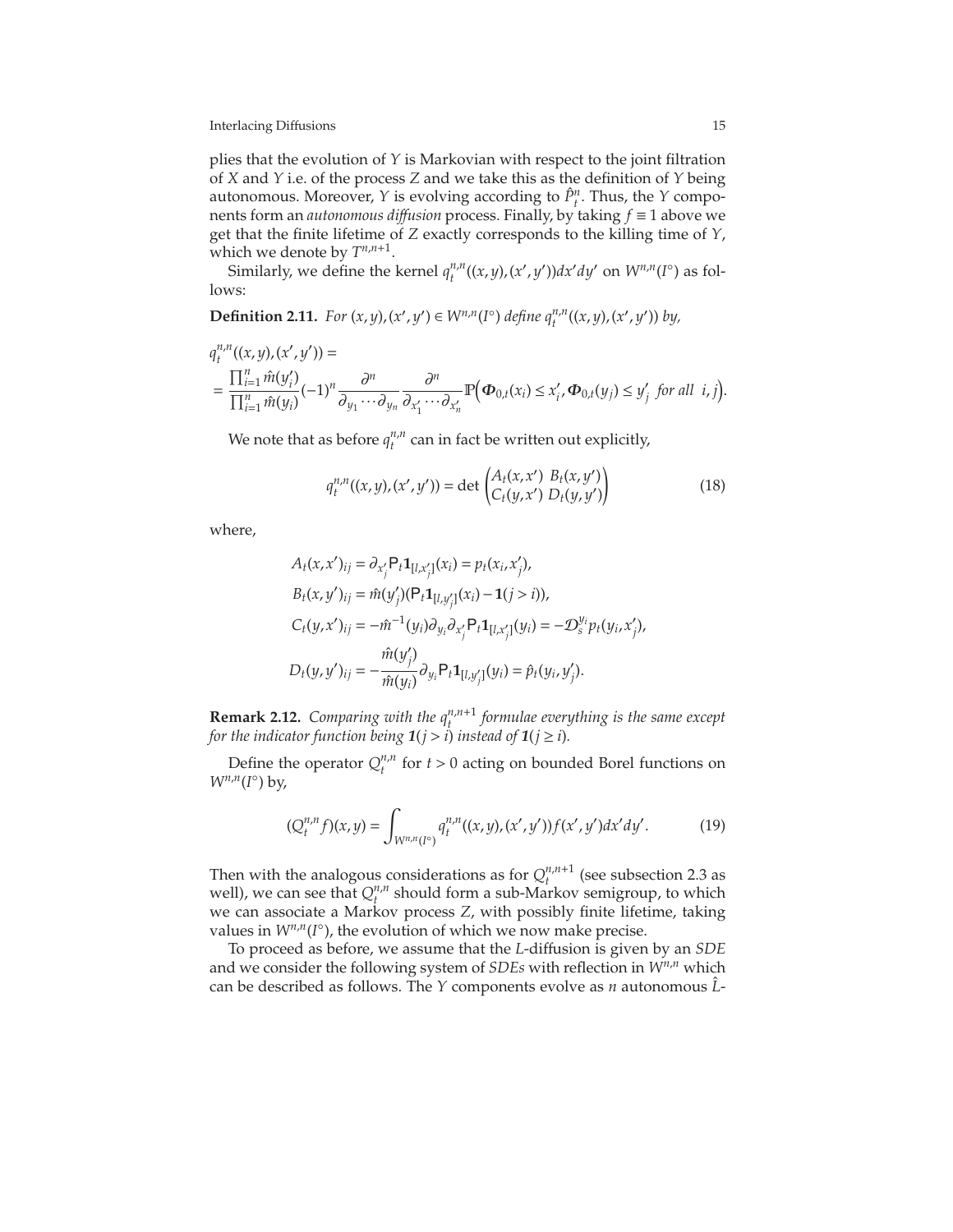plies that the evolution of $Y$ is Markovian with respect to the joint filtration of $X$ and $Y$ i.e. of the process $Z$ and we take this as the definition of $Y$ being autonomous. Moreover, $Y$ is evolving according to $\hat{P}^n_t$. Thus, the $Y$ components form an *autonomous diffusion* process. Finally, by taking $f \equiv 1$ above we get that the finite lifetime of $Z$ exactly corresponds to the killing time of $Y$, which we denote by $T^{n,n+1}$.

Similarly, we define the kernel $q^{n,n}_t((x,y),(x',y'))dx'dy'$ on $W^{n,n}(I^\circ)$ as follows:

**Definition 2.11.** *For $(x,y),(x',y') \in W^{n,n}(I^\circ)$ define $q^{n,n}_t((x,y),(x',y'))$ by,*

$$
\begin{aligned}
&q^{n,n}_t((x,y),(x',y')) = \\
&= \frac{\prod_{i=1}^n \hat{m}(y'_i)}{\prod_{i=1}^n \hat{m}(y_i)} (-1)^n \frac{\partial^n}{\partial_{y_1} \cdots \partial_{y_n}} \frac{\partial^n}{\partial_{x'_1} \cdots \partial_{x'_n}} \mathbb{P}\Big(\mathbf{\Phi}_{0,t}(x_i) \le x'_i, \mathbf{\Phi}_{0,t}(y_j) \le y'_j \text{ for all } i,j\Big).
\end{aligned}
$$

We note that as before $q^{n,n}_t$ can in fact be written out explicitly,

$$
q^{n,n}_t((x,y),(x',y')) = \det \begin{pmatrix} A_t(x,x') & B_t(x,y') \\ C_t(y,x') & D_t(y,y') \end{pmatrix} \tag{18}
$$

where,

$$
\begin{aligned}
A_t(x,x')_{ij} &= \partial_{x'_j} \mathsf{P}_t \mathbf{1}_{[l,x'_j]}(x_i) = p_t(x_i, x'_j), \\
B_t(x,y')_{ij} &= \hat{m}(y'_j)(\mathsf{P}_t \mathbf{1}_{[l,y'_j]}(x_i) - \mathbf{1}(j > i)), \\
C_t(y,x')_{ij} &= -\hat{m}^{-1}(y_i) \partial_{y_i} \partial_{x'_j} \mathsf{P}_t \mathbf{1}_{[l,x'_j]}(y_i) = -\mathcal{D}^{y_i}_s p_t(y_i, x'_j), \\
D_t(y,y')_{ij} &= -\frac{\hat{m}(y'_j)}{\hat{m}(y_i)} \partial_{y_i} \mathsf{P}_t \mathbf{1}_{[l,y'_j]}(y_i) = \hat{p}_t(y_i, y'_j).
\end{aligned}
$$

**Remark 2.12.** *Comparing with the $q^{n,n+1}_t$ formulae everything is the same except for the indicator function being $\mathbf{1}(j > i)$ instead of $\mathbf{1}(j \ge i)$.*

Define the operator $Q^{n,n}_t$ for $t > 0$ acting on bounded Borel functions on $W^{n,n}(I^\circ)$ by,

$$
(Q^{n,n}_t f)(x,y) = \int_{W^{n,n}(I^\circ)} q^{n,n}_t((x,y),(x',y')) f(x',y') dx'dy'. \tag{19}
$$

Then with the analogous considerations as for $Q^{n,n+1}_t$ (see subsection 2.3 as well), we can see that $Q^{n,n}_t$ should form a sub-Markov semigroup, to which we can associate a Markov process $Z$, with possibly finite lifetime, taking values in $W^{n,n}(I^\circ)$, the evolution of which we now make precise.

To proceed as before, we assume that the $L$-diffusion is given by an *SDE* and we consider the following system of *SDEs* with reflection in $W^{n,n}$ which can be described as follows. The $Y$ components evolve as $n$ autonomous $\hat{L}$-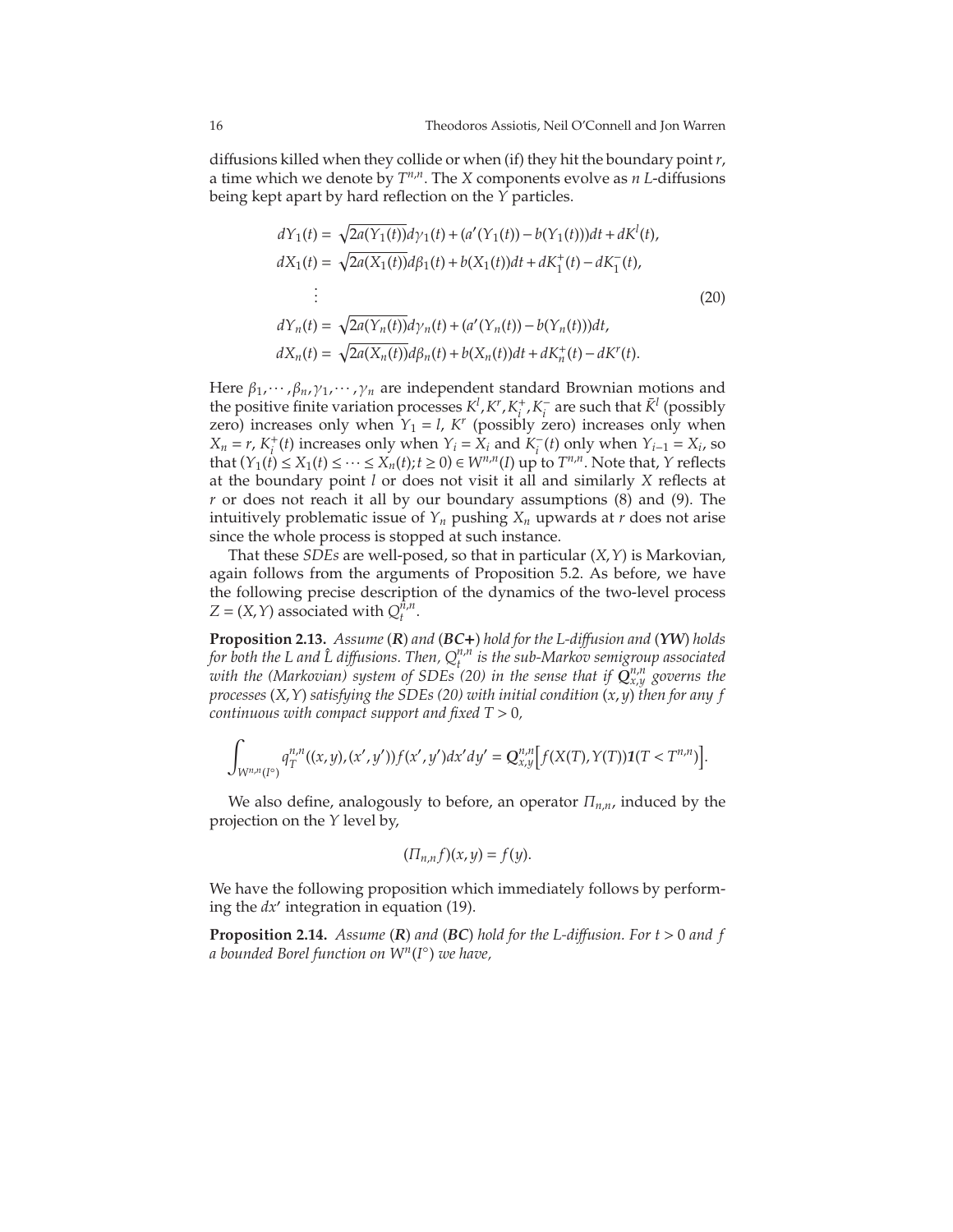diffusions killed when they collide or when (if) they hit the boundary point $r$, a time which we denote by $T^{n,n}$. The $X$ components evolve as $n$ $L$-diffusions being kept apart by hard reflection on the $Y$ particles.

$$
\begin{aligned}
dY_1(t) &= \sqrt{2a(Y_1(t))}d\gamma_1(t) + (a'(Y_1(t)) - b(Y_1(t)))dt + dK^l(t), \\
dX_1(t) &= \sqrt{2a(X_1(t))}d\beta_1(t) + b(X_1(t))dt + dK_1^+(t) - dK_1^-(t), \\
&\vdots \\
dY_n(t) &= \sqrt{2a(Y_n(t))}d\gamma_n(t) + (a'(Y_n(t)) - b(Y_n(t)))dt, \\
dX_n(t) &= \sqrt{2a(X_n(t))}d\beta_n(t) + b(X_n(t))dt + dK_n^+(t) - dK^r(t).
\end{aligned} \tag{20}
$$

Here $\beta_1, \cdots, \beta_n, \gamma_1, \cdots, \gamma_n$ are independent standard Brownian motions and the positive finite variation processes $K^l, K^r, K_i^+, K_i^-$ are such that $\bar{K}^l$ (possibly zero) increases only when $Y_1 = l$, $K^r$ (possibly zero) increases only when $X_n = r$, $K_i^+(t)$ increases only when $Y_i = X_i$ and $K_i^-(t)$ only when $Y_{i-1} = X_i$, so that $(Y_1(t) \le X_1(t) \le \cdots \le X_n(t); t \ge 0) \in W^{n,n}(I)$ up to $T^{n,n}$. Note that, $Y$ reflects at the boundary point $l$ or does not visit it all and similarly $X$ reflects at $r$ or does not reach it all by our boundary assumptions (8) and (9). The intuitively problematic issue of $Y_n$ pushing $X_n$ upwards at $r$ does not arise since the whole process is stopped at such instance.

That these *SDEs* are well-posed, so that in particular $(X, Y)$ is Markovian, again follows from the arguments of Proposition 5.2. As before, we have the following precise description of the dynamics of the two-level process $Z = (X, Y)$ associated with $Q_t^{n,n}$.

**Proposition 2.13.** *Assume* (***R***) *and* (***BC+***) *hold for the L-diffusion and* (***YW***) *holds for both the L and $\hat{L}$ diffusions. Then, $Q_t^{n,n}$ is the sub-Markov semigroup associated with the (Markovian) system of SDEs (20) in the sense that if $\mathbf{Q}_{x,y}^{n,n}$ governs the processes $(X, Y)$ satisfying the SDEs (20) with initial condition $(x, y)$ then for any $f$ continuous with compact support and fixed $T > 0$,*

$$
\int_{W^{n,n}(I^\circ)} q_T^{n,n}((x,y),(x',y')) f(x',y') dx' dy' = \mathbf{Q}_{x,y}^{n,n}\Big[ f(X(T), Y(T)) \mathbf{1}(T < T^{n,n}) \Big].
$$

We also define, analogously to before, an operator $\Pi_{n,n}$, induced by the projection on the $Y$ level by,

$$
(\Pi_{n,n} f)(x, y) = f(y).
$$

We have the following proposition which immediately follows by performing the $dx'$ integration in equation (19).

**Proposition 2.14.** *Assume* (***R***) *and* (***BC***) *hold for the L-diffusion. For $t > 0$ and $f$ a bounded Borel function on $W^n(I^\circ)$ we have,*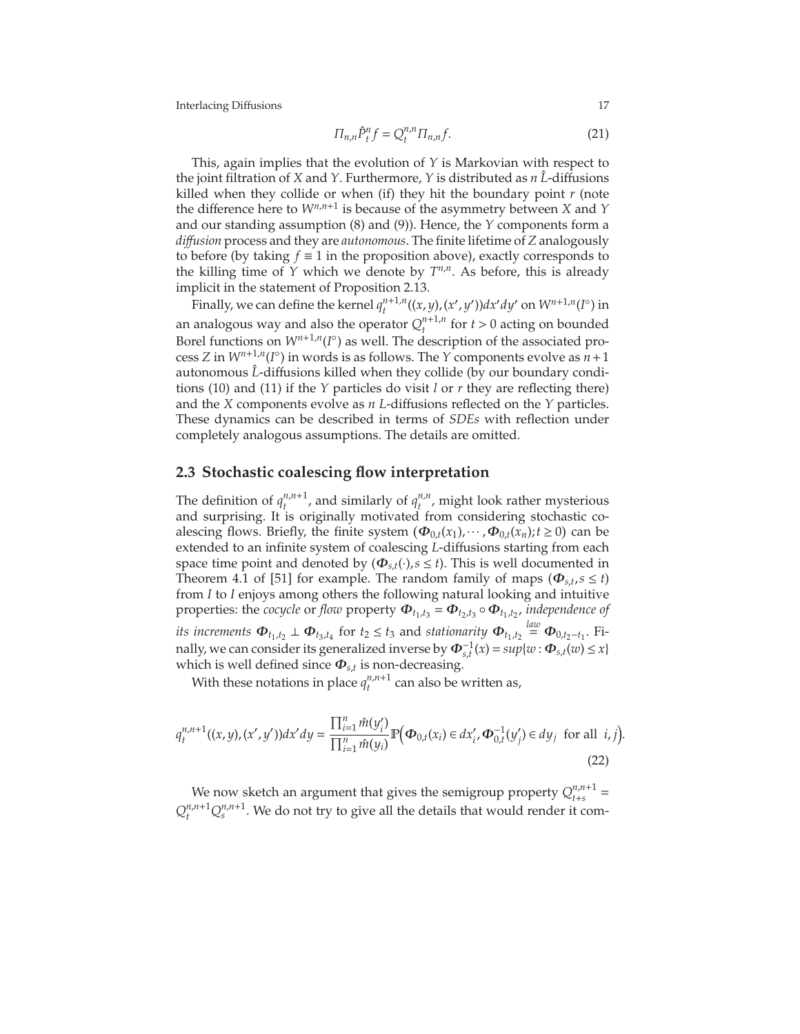$$\Pi_{n,n}\hat{P}_t^n f = Q_t^{n,n}\Pi_{n,n} f. \tag{21}$$

This, again implies that the evolution of $Y$ is Markovian with respect to the joint filtration of $X$ and $Y$. Furthermore, $Y$ is distributed as $n$ $\hat{L}$-diffusions killed when they collide or when (if) they hit the boundary point $r$ (note the difference here to $W^{n,n+1}$ is because of the asymmetry between $X$ and $Y$ and our standing assumption (8) and (9)). Hence, the $Y$ components form a *diffusion* process and they are *autonomous*. The finite lifetime of $Z$ analogously to before (by taking $f \equiv 1$ in the proposition above), exactly corresponds to the killing time of $Y$ which we denote by $T^{n,n}$. As before, this is already implicit in the statement of Proposition 2.13.

Finally, we can define the kernel $q_t^{n+1,n}((x,y),(x',y'))dx'dy'$ on $W^{n+1,n}(I^\circ)$ in an analogous way and also the operator $Q_t^{n+1,n}$ for $t>0$ acting on bounded Borel functions on $W^{n+1,n}(I^\circ)$ as well. The description of the associated process $Z$ in $W^{n+1,n}(I^\circ)$ in words is as follows. The $Y$ components evolve as $n+1$ autonomous $\hat{L}$-diffusions killed when they collide (by our boundary conditions (10) and (11) if the $Y$ particles do visit $l$ or $r$ they are reflecting there) and the $X$ components evolve as $n$ $L$-diffusions reflected on the $Y$ particles. These dynamics can be described in terms of *SDEs* with reflection under completely analogous assumptions. The details are omitted.

## 2.3 Stochastic coalescing flow interpretation

The definition of $q_t^{n,n+1}$, and similarly of $q_t^{n,n}$, might look rather mysterious and surprising. It is originally motivated from considering stochastic coalescing flows. Briefly, the finite system $(\Phi_{0,t}(x_1),\cdots,\Phi_{0,t}(x_n);t\geq 0)$ can be extended to an infinite system of coalescing $L$-diffusions starting from each space time point and denoted by $(\Phi_{s,t}(\cdot),s\leq t)$. This is well documented in Theorem 4.1 of [51] for example. The random family of maps $(\Phi_{s,t},s\leq t)$ from $I$ to $I$ enjoys among others the following natural looking and intuitive properties: the *cocycle* or *flow* property $\Phi_{t_1,t_3}=\Phi_{t_2,t_3}\circ\Phi_{t_1,t_2}$, *independence of its increments* $\Phi_{t_1,t_2}\perp\Phi_{t_3,t_4}$ for $t_2\leq t_3$ and *stationarity* $\Phi_{t_1,t_2}\overset{law}{=}\Phi_{0,t_2-t_1}$. Finally, we can consider its generalized inverse by $\Phi_{s,t}^{-1}(x)=sup\{w:\Phi_{s,t}(w)\leq x\}$ which is well defined since $\Phi_{s,t}$ is non-decreasing.

With these notations in place $q_t^{n,n+1}$ can also be written as,

$$q_t^{n,n+1}((x,y),(x',y'))dx'dy=\frac{\prod_{i=1}^n\hat{m}(y_i')}{\prod_{i=1}^n\hat{m}(y_i)}\mathbb{P}\Big(\Phi_{0,t}(x_i)\in dx_i',\Phi_{0,t}^{-1}(y_j')\in dy_j\ \text{ for all }\ i,j\Big). \tag{22}$$

We now sketch an argument that gives the semigroup property $Q_{t+s}^{n,n+1}=Q_t^{n,n+1}Q_s^{n,n+1}$. We do not try to give all the details that would render it com-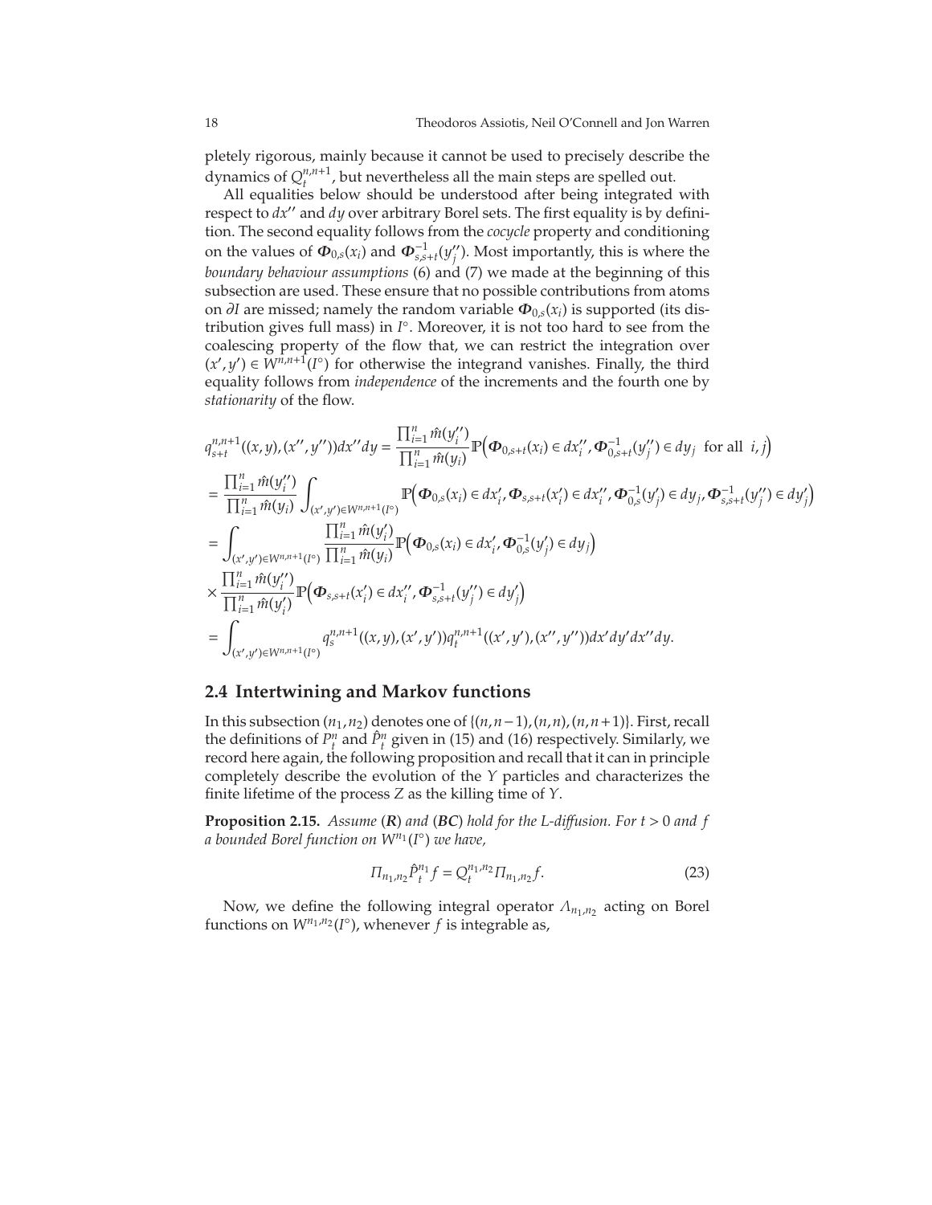pletely rigorous, mainly because it cannot be used to precisely describe the dynamics of $Q_t^{n,n+1}$, but nevertheless all the main steps are spelled out.

All equalities below should be understood after being integrated with respect to $dx''$ and $dy$ over arbitrary Borel sets. The first equality is by definition. The second equality follows from the *cocycle* property and conditioning on the values of $\boldsymbol{\Phi}_{0,s}(x_i)$ and $\boldsymbol{\Phi}^{-1}_{s,s+t}(y''_j)$. Most importantly, this is where the *boundary behaviour assumptions* (6) and (7) we made at the beginning of this subsection are used. These ensure that no possible contributions from atoms on $\partial I$ are missed; namely the random variable $\boldsymbol{\Phi}_{0,s}(x_i)$ is supported (its distribution gives full mass) in $I^\circ$. Moreover, it is not too hard to see from the coalescing property of the flow that, we can restrict the integration over $(x', y') \in W^{n,n+1}(I^\circ)$ for otherwise the integrand vanishes. Finally, the third equality follows from *independence* of the increments and the fourth one by *stationarity* of the flow.

$$
\begin{aligned}
&q^{n,n+1}_{s+t}((x,y),(x'',y''))dx''dy = \frac{\prod_{i=1}^n \hat{m}(y''_i)}{\prod_{i=1}^n \hat{m}(y_i)} \mathbb{P}\Big(\boldsymbol{\Phi}_{0,s+t}(x_i) \in dx''_i, \boldsymbol{\Phi}^{-1}_{0,s+t}(y''_j) \in dy_j \ \text{ for all } \ i,j\Big) \\
&= \frac{\prod_{i=1}^n \hat{m}(y''_i)}{\prod_{i=1}^n \hat{m}(y_i)} \int_{(x',y')\in W^{n,n+1}(I^\circ)} \mathbb{P}\Big(\boldsymbol{\Phi}_{0,s}(x_i) \in dx'_i, \boldsymbol{\Phi}_{s,s+t}(x'_i) \in dx''_i, \boldsymbol{\Phi}^{-1}_{0,s}(y'_j) \in dy_j, \boldsymbol{\Phi}^{-1}_{s,s+t}(y''_j) \in dy'_j\Big) \\
&= \int_{(x',y')\in W^{n,n+1}(I^\circ)} \frac{\prod_{i=1}^n \hat{m}(y'_i)}{\prod_{i=1}^n \hat{m}(y_i)} \mathbb{P}\Big(\boldsymbol{\Phi}_{0,s}(x_i) \in dx'_i, \boldsymbol{\Phi}^{-1}_{0,s}(y'_j) \in dy_j\Big) \\
&\times \frac{\prod_{i=1}^n \hat{m}(y''_i)}{\prod_{i=1}^n \hat{m}(y'_i)} \mathbb{P}\Big(\boldsymbol{\Phi}_{s,s+t}(x'_i) \in dx''_i, \boldsymbol{\Phi}^{-1}_{s,s+t}(y''_j) \in dy'_j\Big) \\
&= \int_{(x',y')\in W^{n,n+1}(I^\circ)} q^{n,n+1}_s((x,y),(x',y'))q^{n,n+1}_t((x',y'),(x'',y''))dx'dy'dx''dy.
\end{aligned}
$$

## 2.4 Intertwining and Markov functions

In this subsection $(n_1, n_2)$ denotes one of $\{(n, n-1), (n, n), (n, n+1)\}$. First, recall the definitions of $P^n_t$ and $\hat{P}^n_t$ given in (15) and (16) respectively. Similarly, we record here again, the following proposition and recall that it can in principle completely describe the evolution of the $Y$ particles and characterizes the finite lifetime of the process $Z$ as the killing time of $Y$.

**Proposition 2.15.** *Assume (**R**) and (**BC**) hold for the L-diffusion. For $t > 0$ and $f$ a bounded Borel function on $W^{n_1}(I^\circ)$ we have,*

$$
\Pi_{n_1,n_2} \hat{P}^{n_1}_t f = Q^{n_1,n_2}_t \Pi_{n_1,n_2} f. \tag{23}
$$

Now, we define the following integral operator $\Lambda_{n_1,n_2}$ acting on Borel functions on $W^{n_1,n_2}(I^\circ)$, whenever $f$ is integrable as,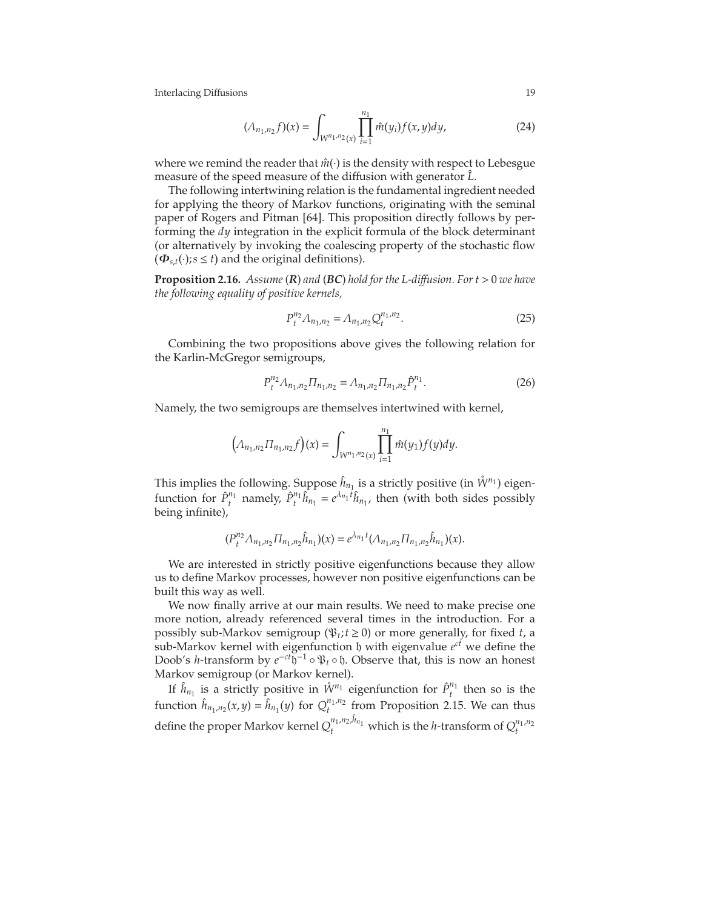$$(\Lambda_{n_1,n_2} f)(x) = \int_{W^{n_1,n_2}(x)} \prod_{i=1}^{n_1} \hat{m}(y_i) f(x,y) dy, \tag{24}$$

where we remind the reader that $\hat{m}(\cdot)$ is the density with respect to Lebesgue measure of the speed measure of the diffusion with generator $\hat{L}$.

The following intertwining relation is the fundamental ingredient needed for applying the theory of Markov functions, originating with the seminal paper of Rogers and Pitman [64]. This proposition directly follows by performing the $dy$ integration in the explicit formula of the block determinant (or alternatively by invoking the coalescing property of the stochastic flow $(\boldsymbol{\Phi}_{s,t}(\cdot); s \le t)$ and the original definitions).

**Proposition 2.16.** *Assume (**R**) and (**BC**) hold for the L-diffusion. For $t > 0$ we have the following equality of positive kernels,*

$$P_t^{n_2} \Lambda_{n_1,n_2} = \Lambda_{n_1,n_2} Q_t^{n_1,n_2}. \tag{25}$$

Combining the two propositions above gives the following relation for the Karlin-McGregor semigroups,

$$P_t^{n_2} \Lambda_{n_1,n_2} \Pi_{n_1,n_2} = \Lambda_{n_1,n_2} \Pi_{n_1,n_2} \hat{P}_t^{n_1}. \tag{26}$$

Namely, the two semigroups are themselves intertwined with kernel,

$$\left(\Lambda_{n_1,n_2} \Pi_{n_1,n_2} f\right)(x) = \int_{W^{n_1,n_2}(x)} \prod_{i=1}^{n_1} \hat{m}(y_1) f(y) dy.$$

This implies the following. Suppose $\hat{h}_{n_1}$ is a strictly positive (in $\mathring{W}^{n_1}$) eigenfunction for $\hat{P}_t^{n_1}$ namely, $\hat{P}_t^{n_1} \hat{h}_{n_1} = e^{\lambda_{n_1} t} \hat{h}_{n_1}$, then (with both sides possibly being infinite),

$$(P_t^{n_2} \Lambda_{n_1,n_2} \Pi_{n_1,n_2} \hat{h}_{n_1})(x) = e^{\lambda_{n_1} t} (\Lambda_{n_1,n_2} \Pi_{n_1,n_2} \hat{h}_{n_1})(x).$$

We are interested in strictly positive eigenfunctions because they allow us to define Markov processes, however non positive eigenfunctions can be built this way as well.

We now finally arrive at our main results. We need to make precise one more notion, already referenced several times in the introduction. For a possibly sub-Markov semigroup $(\mathfrak{P}_t; t \ge 0)$ or more generally, for fixed $t$, a sub-Markov kernel with eigenfunction $\mathfrak{h}$ with eigenvalue $e^{ct}$ we define the Doob's $h$-transform by $e^{-ct} \mathfrak{h}^{-1} \circ \mathfrak{P}_t \circ \mathfrak{h}$. Observe that, this is now an honest Markov semigroup (or Markov kernel).

If $\hat{h}_{n_1}$ is a strictly positive in $\mathring{W}^{n_1}$ eigenfunction for $\hat{P}_t^{n_1}$ then so is the function $\hat{h}_{n_1,n_2}(x,y) = \hat{h}_{n_1}(y)$ for $Q_t^{n_1,n_2}$ from Proposition 2.15. We can thus define the proper Markov kernel $Q_t^{n_1,n_2,\hat{h}_{n_1}}$ which is the $h$-transform of $Q_t^{n_1,n_2}$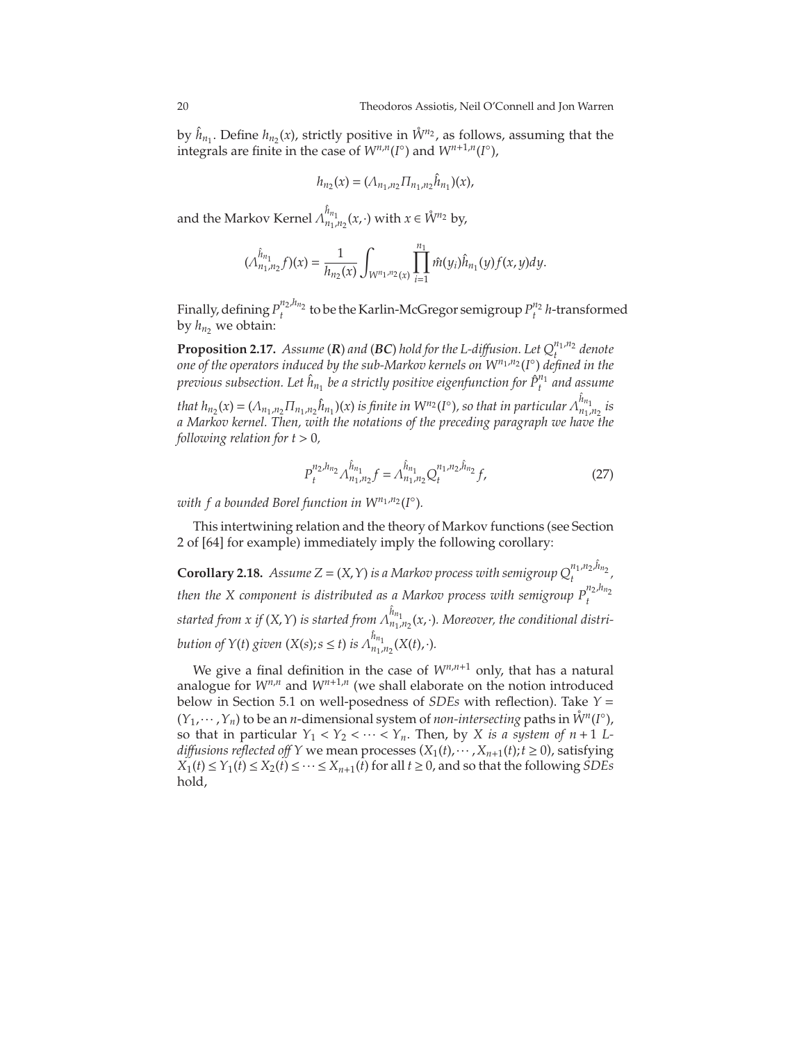by $\hat{h}_{n_1}$. Define $h_{n_2}(x)$, strictly positive in $\mathring{W}^{n_2}$, as follows, assuming that the integrals are finite in the case of $W^{n,n}(I^\circ)$ and $W^{n+1,n}(I^\circ)$,

$$h_{n_2}(x) = (\Lambda_{n_1,n_2}\Pi_{n_1,n_2}\hat{h}_{n_1})(x),$$

and the Markov Kernel $\Lambda^{\hat{h}_{n_1}}_{n_1,n_2}(x,\cdot)$ with $x \in \mathring{W}^{n_2}$ by,

$$(\Lambda^{\hat{h}_{n_1}}_{n_1,n_2}f)(x) = \frac{1}{h_{n_2}(x)}\int_{W^{n_1,n_2}(x)}\prod_{i=1}^{n_1}\hat{m}(y_i)\hat{h}_{n_1}(y)f(x,y)dy.$$

Finally, defining $P^{n_2,h_{n_2}}_t$ to be the Karlin-McGregor semigroup $P^{n_2}_t$ $h$-transformed by $h_{n_2}$ we obtain:

**Proposition 2.17.** *Assume (**R**) and (**BC**) hold for the L-diffusion. Let $Q^{n_1,n_2}_t$ denote one of the operators induced by the sub-Markov kernels on $W^{n_1,n_2}(I^\circ)$ defined in the previous subsection. Let $\hat{h}_{n_1}$ be a strictly positive eigenfunction for $\hat{P}^{n_1}_t$ and assume that $h_{n_2}(x) = (\Lambda_{n_1,n_2}\Pi_{n_1,n_2}\hat{h}_{n_1})(x)$ is finite in $W^{n_2}(I^\circ)$, so that in particular $\Lambda^{\hat{h}_{n_1}}_{n_1,n_2}$ is a Markov kernel. Then, with the notations of the preceding paragraph we have the following relation for $t > 0$,*

$$P^{n_2,h_{n_2}}_t \Lambda^{\hat{h}_{n_1}}_{n_1,n_2} f = \Lambda^{\hat{h}_{n_1}}_{n_1,n_2} Q^{n_1,n_2,\hat{h}_{n_2}}_t f, \tag{27}$$

*with $f$ a bounded Borel function in $W^{n_1,n_2}(I^\circ)$.*

This intertwining relation and the theory of Markov functions (see Section 2 of [64] for example) immediately imply the following corollary:

**Corollary 2.18.** *Assume $Z = (X,Y)$ is a Markov process with semigroup $Q^{n_1,n_2,\hat{h}_{n_2}}_t$, then the $X$ component is distributed as a Markov process with semigroup $P^{n_2,h_{n_2}}_t$ started from $x$ if $(X,Y)$ is started from $\Lambda^{\hat{h}_{n_1}}_{n_1,n_2}(x,\cdot)$. Moreover, the conditional distribution of $Y(t)$ given $(X(s); s \le t)$ is $\Lambda^{\hat{h}_{n_1}}_{n_1,n_2}(X(t),\cdot)$.*

We give a final definition in the case of $W^{n,n+1}$ only, that has a natural analogue for $W^{n,n}$ and $W^{n+1,n}$ (we shall elaborate on the notion introduced below in Section 5.1 on well-posedness of *SDEs* with reflection). Take $Y = (Y_1, \cdots, Y_n)$ to be an $n$-dimensional system of *non-intersecting* paths in $\mathring{W}^n(I^\circ)$, so that in particular $Y_1 < Y_2 < \cdots < Y_n$. Then, by *$X$ is a system of $n+1$ L-diffusions reflected off $Y$* we mean processes $(X_1(t), \cdots, X_{n+1}(t); t \ge 0)$, satisfying $X_1(t) \le Y_1(t) \le X_2(t) \le \cdots \le X_{n+1}(t)$ for all $t \ge 0$, and so that the following *SDEs* hold,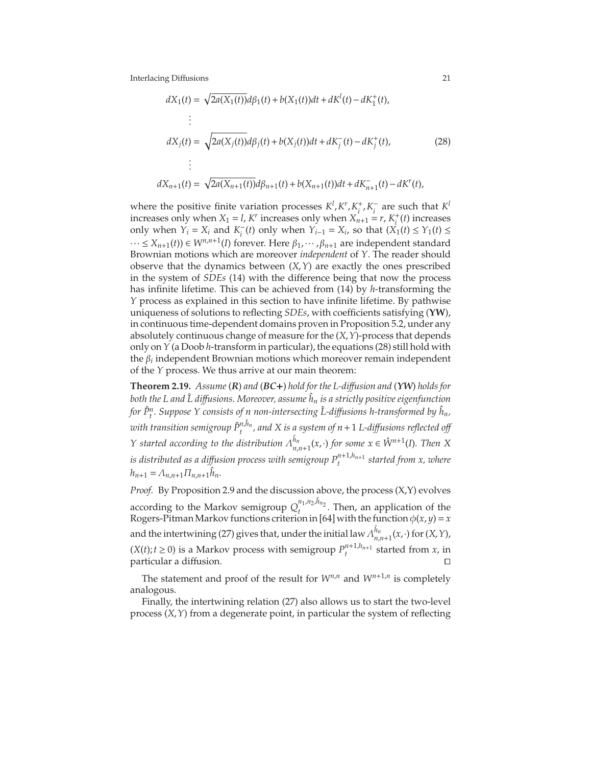$$
\begin{aligned}
dX_1(t) &= \sqrt{2a(X_1(t))}d\beta_1(t) + b(X_1(t))dt + dK^l(t) - dK_1^+(t),\\
&\vdots\\
dX_j(t) &= \sqrt{2a(X_j(t))}d\beta_j(t) + b(X_j(t))dt + dK_j^-(t) - dK_j^+(t), \qquad (28)\\
&\vdots\\
dX_{n+1}(t) &= \sqrt{2a(X_{n+1}(t))}d\beta_{n+1}(t) + b(X_{n+1}(t))dt + dK_{n+1}^-(t) - dK^r(t),
\end{aligned}
$$

where the positive finite variation processes $K^l, K^r, K_i^+, K_i^-$ are such that $K^l$ increases only when $X_1 = l$, $K^r$ increases only when $X_{n+1} = r$, $K_i^+(t)$ increases only when $Y_i = X_i$ and $K_i^-(t)$ only when $Y_{i-1} = X_i$, so that $(X_1(t) \le Y_1(t) \le \cdots \le X_{n+1}(t)) \in W^{n,n+1}(I)$ forever. Here $\beta_1, \cdots, \beta_{n+1}$ are independent standard Brownian motions which are moreover *independent* of $Y$. The reader should observe that the dynamics between $(X, Y)$ are exactly the ones prescribed in the system of *SDEs* (14) with the difference being that now the process has infinite lifetime. This can be achieved from (14) by $h$-transforming the $Y$ process as explained in this section to have infinite lifetime. By pathwise uniqueness of solutions to reflecting *SDEs*, with coefficients satisfying (**YW**), in continuous time-dependent domains proven in Proposition 5.2, under any absolutely continuous change of measure for the $(X, Y)$-process that depends only on $Y$ (a Doob $h$-transform in particular), the equations (28) still hold with the $\beta_i$ independent Brownian motions which moreover remain independent of the $Y$ process. We thus arrive at our main theorem:

**Theorem 2.19.** *Assume* (***R***) *and* (***BC+***) *hold for the L-diffusion and* (***YW***) *holds for both the L and $\hat{L}$ diffusions. Moreover, assume $\hat{h}_n$ is a strictly positive eigenfunction for $\hat{P}_t^n$. Suppose Y consists of n non-intersecting $\hat{L}$-diffusions h-transformed by $\hat{h}_n$, with transition semigroup $\hat{P}_t^{n,\hat{h}_n}$, and X is a system of $n+1$ L-diffusions reflected off Y started according to the distribution $\Lambda_{n,n+1}^{\hat{h}_n}(x, \cdot)$ for some $x \in \mathring{W}^{n+1}(I)$. Then X is distributed as a diffusion process with semigroup $P_t^{n+1,h_{n+1}}$ started from x, where $h_{n+1} = \Lambda_{n,n+1}\Pi_{n,n+1}\hat{h}_n$.*

*Proof.* By Proposition 2.9 and the discussion above, the process (X,Y) evolves according to the Markov semigroup $Q_t^{n_1,n_2,\hat{h}_{n_2}}$. Then, an application of the Rogers-Pitman Markov functions criterion in [64] with the function $\phi(x, y) = x$ and the intertwining (27) gives that, under the initial law $\Lambda_{n,n+1}^{\hat{h}_n}(x, \cdot)$ for $(X, Y)$, $(X(t); t \ge 0)$ is a Markov process with semigroup $P_t^{n+1,h_{n+1}}$ started from $x$, in particular a diffusion. □

The statement and proof of the result for $W^{n,n}$ and $W^{n+1,n}$ is completely analogous.

Finally, the intertwining relation (27) also allows us to start the two-level process $(X, Y)$ from a degenerate point, in particular the system of reflecting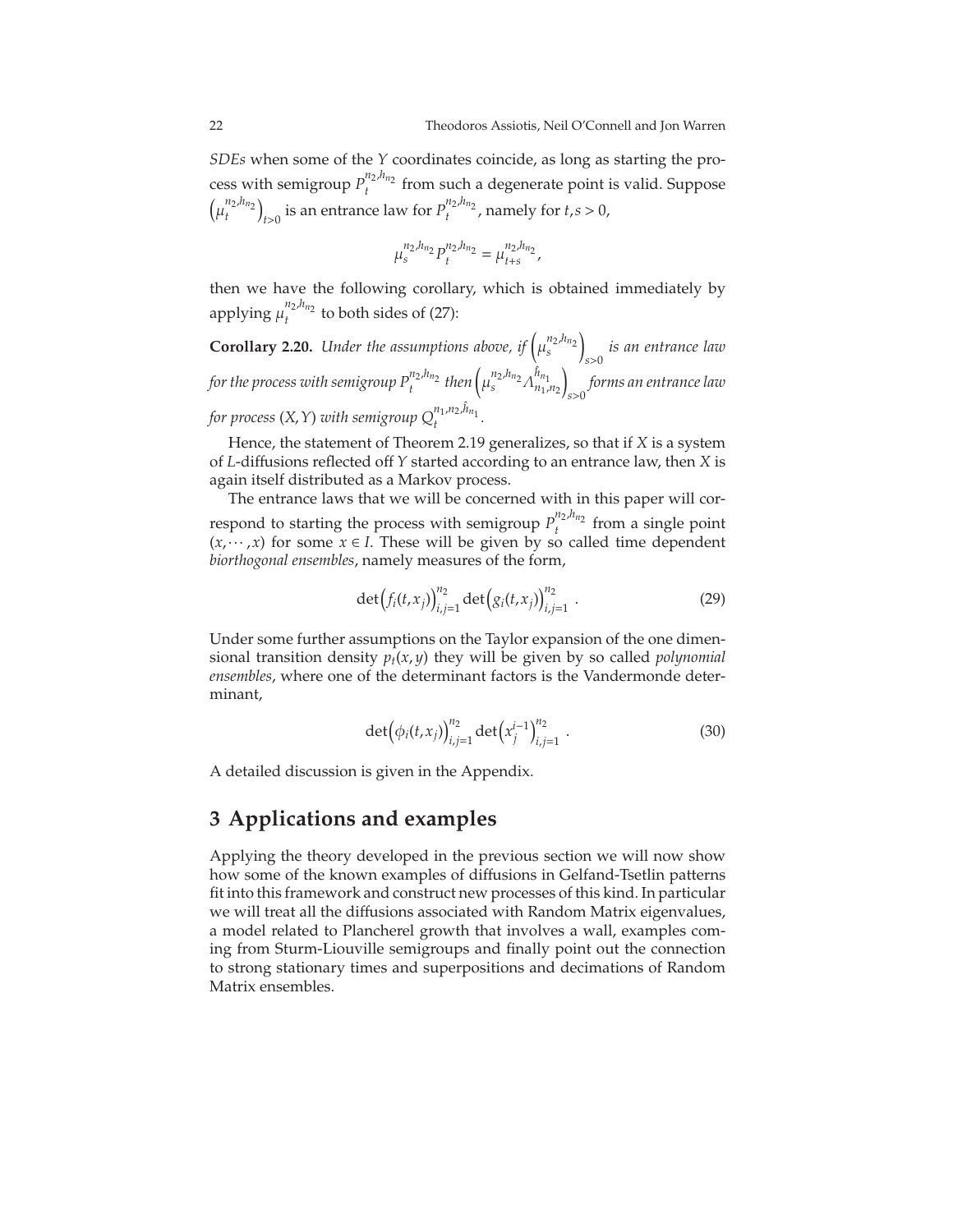*SDEs* when some of the $Y$ coordinates coincide, as long as starting the process with semigroup $P_t^{n_2,h_{n_2}}$ from such a degenerate point is valid. Suppose $\left(\mu_t^{n_2,h_{n_2}}\right)_{t>0}$ is an entrance law for $P_t^{n_2,h_{n_2}}$, namely for $t,s>0$,

$$\mu_s^{n_2,h_{n_2}} P_t^{n_2,h_{n_2}} = \mu_{t+s}^{n_2,h_{n_2}},$$

then we have the following corollary, which is obtained immediately by applying $\mu_t^{n_2,h_{n_2}}$ to both sides of (27):

**Corollary 2.20.** *Under the assumptions above, if* $\left(\mu_s^{n_2,h_{n_2}}\right)_{s>0}$ *is an entrance law for the process with semigroup* $P_t^{n_2,h_{n_2}}$ *then* $\left(\mu_s^{n_2,h_{n_2}} \Lambda_{n_1,n_2}^{\hat{h}_{n_1}}\right)_{s>0}$ *forms an entrance law for process* $(X,Y)$ *with semigroup* $Q_t^{n_1,n_2,\hat{h}_{n_1}}$.

Hence, the statement of Theorem 2.19 generalizes, so that if $X$ is a system of $L$-diffusions reflected off $Y$ started according to an entrance law, then $X$ is again itself distributed as a Markov process.

The entrance laws that we will be concerned with in this paper will correspond to starting the process with semigroup $P_t^{n_2,h_{n_2}}$ from a single point $(x,\cdots,x)$ for some $x\in I$. These will be given by so called time dependent *biorthogonal ensembles*, namely measures of the form,

$$\det\Big(f_i(t,x_j)\Big)_{i,j=1}^{n_2} \det\Big(g_i(t,x_j)\Big)_{i,j=1}^{n_2} . \tag{29}$$

Under some further assumptions on the Taylor expansion of the one dimensional transition density $p_t(x,y)$ they will be given by so called *polynomial ensembles*, where one of the determinant factors is the Vandermonde determinant,

$$\det\Big(\phi_i(t,x_j)\Big)_{i,j=1}^{n_2} \det\Big(x_j^{i-1}\Big)_{i,j=1}^{n_2} . \tag{30}$$

A detailed discussion is given in the Appendix.

# 3 Applications and examples

Applying the theory developed in the previous section we will now show how some of the known examples of diffusions in Gelfand-Tsetlin patterns fit into this framework and construct new processes of this kind. In particular we will treat all the diffusions associated with Random Matrix eigenvalues, a model related to Plancherel growth that involves a wall, examples coming from Sturm-Liouville semigroups and finally point out the connection to strong stationary times and superpositions and decimations of Random Matrix ensembles.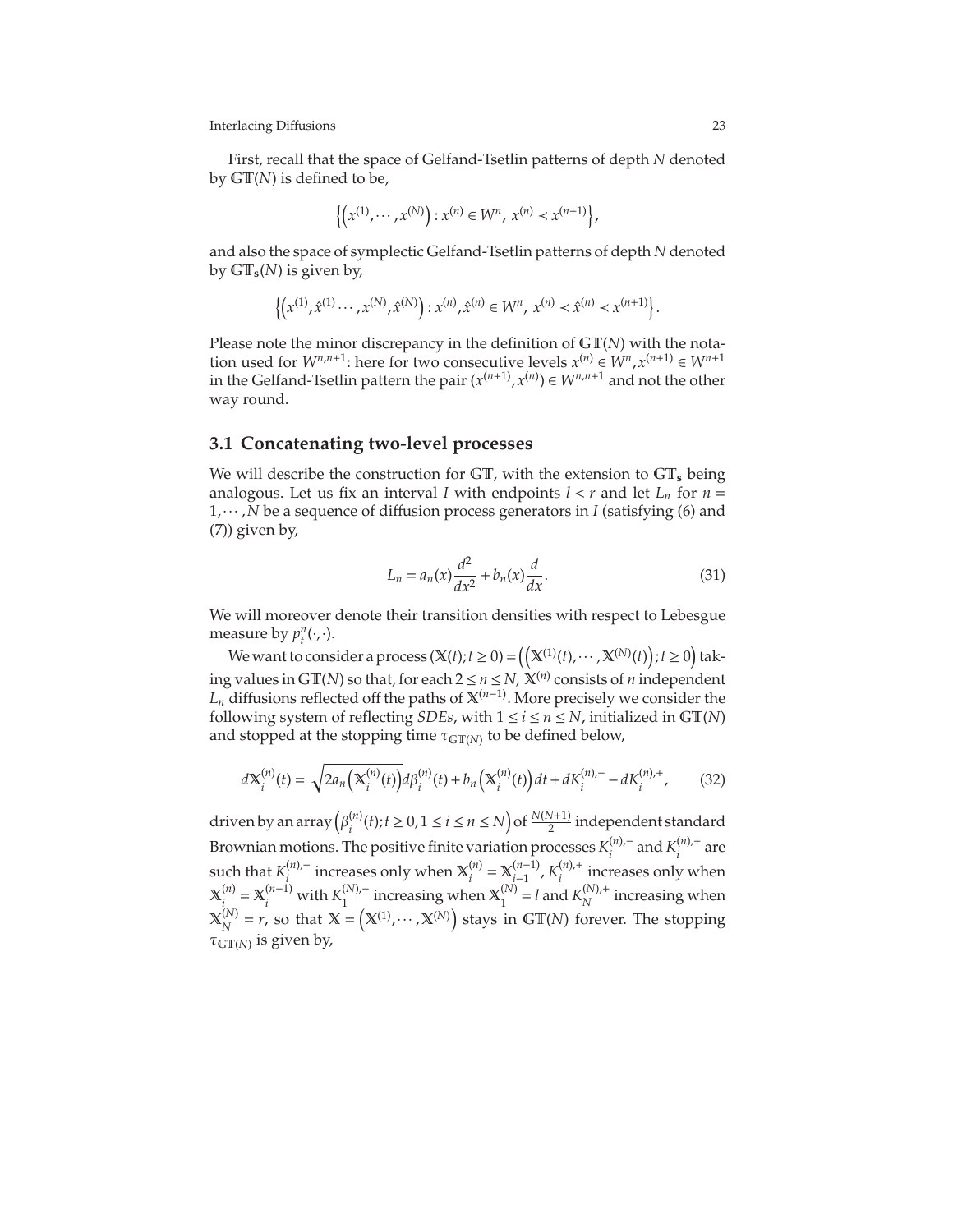First, recall that the space of Gelfand-Tsetlin patterns of depth $N$ denoted by $\mathbb{GT}(N)$ is defined to be,

$$\left\{\left(x^{(1)},\cdots,x^{(N)}\right): x^{(n)} \in W^n,\ x^{(n)} \prec x^{(n+1)}\right\},$$

and also the space of symplectic Gelfand-Tsetlin patterns of depth $N$ denoted by $\mathbb{GT}_{\mathbf{s}}(N)$ is given by,

$$\left\{\left(x^{(1)},\hat{x}^{(1)}\cdots,x^{(N)},\hat{x}^{(N)}\right): x^{(n)},\hat{x}^{(n)} \in W^n,\ x^{(n)} \prec \hat{x}^{(n)} \prec x^{(n+1)}\right\}.$$

Please note the minor discrepancy in the definition of $\mathbb{GT}(N)$ with the notation used for $W^{n,n+1}$: here for two consecutive levels $x^{(n)} \in W^n, x^{(n+1)} \in W^{n+1}$ in the Gelfand-Tsetlin pattern the pair $(x^{(n+1)},x^{(n)}) \in W^{n,n+1}$ and not the other way round.

## 3.1 Concatenating two-level processes

We will describe the construction for $\mathbb{GT}$, with the extension to $\mathbb{GT}_{\mathbf{s}}$ being analogous. Let us fix an interval $I$ with endpoints $l < r$ and let $L_n$ for $n = 1,\cdots,N$ be a sequence of diffusion process generators in $I$ (satisfying (6) and (7)) given by,

$$L_n = a_n(x)\frac{d^2}{dx^2} + b_n(x)\frac{d}{dx}. \tag{31}$$

We will moreover denote their transition densities with respect to Lebesgue measure by $p_t^n(\cdot,\cdot)$.

We want to consider a process $(\mathbb{X}(t);t\geq 0) = \left(\left(\mathbb{X}^{(1)}(t),\cdots,\mathbb{X}^{(N)}(t)\right);t\geq 0\right)$ taking values in $\mathbb{GT}(N)$ so that, for each $2\leq n\leq N$, $\mathbb{X}^{(n)}$ consists of $n$ independent $L_n$ diffusions reflected off the paths of $\mathbb{X}^{(n-1)}$. More precisely we consider the following system of reflecting *SDEs*, with $1\leq i\leq n\leq N$, initialized in $\mathbb{GT}(N)$ and stopped at the stopping time $\tau_{\mathbb{GT}(N)}$ to be defined below,

$$d\mathbb{X}_i^{(n)}(t) = \sqrt{2a_n\left(\mathbb{X}_i^{(n)}(t)\right)}d\beta_i^{(n)}(t) + b_n\left(\mathbb{X}_i^{(n)}(t)\right)dt + dK_i^{(n),-} - dK_i^{(n),+}, \tag{32}$$

driven by an array $\left(\beta_i^{(n)}(t);t\geq 0, 1\leq i\leq n\leq N\right)$ of $\frac{N(N+1)}{2}$ independent standard Brownian motions. The positive finite variation processes $K_i^{(n),-}$ and $K_i^{(n),+}$ are such that $K_i^{(n),-}$ increases only when $\mathbb{X}_i^{(n)} = \mathbb{X}_{i-1}^{(n-1)}$, $K_i^{(n),+}$ increases only when $\mathbb{X}_i^{(n)} = \mathbb{X}_i^{(n-1)}$ with $K_1^{(N),-}$ increasing when $\mathbb{X}_1^{(N)} = l$ and $K_N^{(N),+}$ increasing when $\mathbb{X}_N^{(N)} = r$, so that $\mathbb{X} = \left(\mathbb{X}^{(1)},\cdots,\mathbb{X}^{(N)}\right)$ stays in $\mathbb{GT}(N)$ forever. The stopping $\tau_{\mathbb{GT}(N)}$ is given by,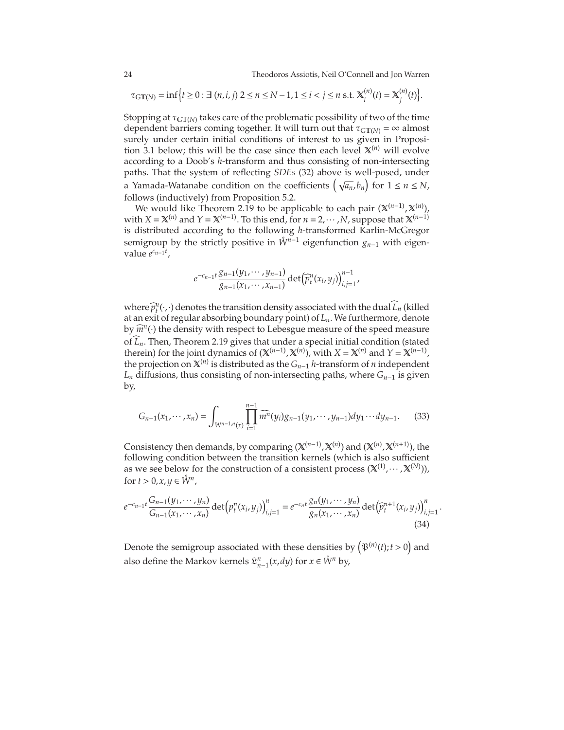$$\tau_{\mathbb{GT}(N)} = \inf\left\{t \ge 0 : \exists\, (n,i,j)\ 2 \le n \le N-1, 1 \le i < j \le n \text{ s.t. } \mathbb{X}_i^{(n)}(t) = \mathbb{X}_j^{(n)}(t)\right\}.$$

Stopping at $\tau_{\mathbb{GT}(N)}$ takes care of the problematic possibility of two of the time dependent barriers coming together. It will turn out that $\tau_{\mathbb{GT}(N)} = \infty$ almost surely under certain initial conditions of interest to us given in Proposition 3.1 below; this will be the case since then each level $\mathbb{X}^{(n)}$ will evolve according to a Doob's $h$-transform and thus consisting of non-intersecting paths. That the system of reflecting *SDEs* (32) above is well-posed, under a Yamada-Watanabe condition on the coefficients $\left(\sqrt{a_n}, b_n\right)$ for $1 \le n \le N$, follows (inductively) from Proposition 5.2.

We would like Theorem 2.19 to be applicable to each pair $(\mathbb{X}^{(n-1)}, \mathbb{X}^{(n)})$, with $X = \mathbb{X}^{(n)}$ and $Y = \mathbb{X}^{(n-1)}$. To this end, for $n = 2, \cdots, N$, suppose that $\mathbb{X}^{(n-1)}$ is distributed according to the following $h$-transformed Karlin-McGregor semigroup by the strictly positive in $\mathring{W}^{n-1}$ eigenfunction $g_{n-1}$ with eigenvalue $e^{c_{n-1}t}$,

$$e^{-c_{n-1}t} \frac{g_{n-1}(y_1, \cdots, y_{n-1})}{g_{n-1}(x_1, \cdots, x_{n-1})} \det\left(\widehat{p}_t^n(x_i, y_j)\right)_{i,j=1}^{n-1},$$

where $\widehat{p}_t^n(\cdot,\cdot)$ denotes the transition density associated with the dual $\widehat{L}_n$ (killed at an exit of regular absorbing boundary point) of $L_n$. We furthermore, denote by $\widehat{m}^n(\cdot)$ the density with respect to Lebesgue measure of the speed measure of $\widehat{L}_n$. Then, Theorem 2.19 gives that under a special initial condition (stated therein) for the joint dynamics of $(\mathbb{X}^{(n-1)}, \mathbb{X}^{(n)})$, with $X = \mathbb{X}^{(n)}$ and $Y = \mathbb{X}^{(n-1)}$, the projection on $\mathbb{X}^{(n)}$ is distributed as the $G_{n-1}$ $h$-transform of $n$ independent $L_n$ diffusions, thus consisting of non-intersecting paths, where $G_{n-1}$ is given by,

$$G_{n-1}(x_1, \cdots, x_n) = \int_{W^{n-1,n}(x)} \prod_{i=1}^{n-1} \widehat{m^n}(y_i) g_{n-1}(y_1, \cdots, y_{n-1}) dy_1 \cdots dy_{n-1}. \tag{33}$$

Consistency then demands, by comparing $(\mathbb{X}^{(n-1)}, \mathbb{X}^{(n)})$ and $(\mathbb{X}^{(n)}, \mathbb{X}^{(n+1)})$, the following condition between the transition kernels (which is also sufficient as we see below for the construction of a consistent process $(\mathbb{X}^{(1)}, \cdots, \mathbb{X}^{(N)})$), for $t > 0, x, y \in \mathring{W}^n$,

$$e^{-c_{n-1}t} \frac{G_{n-1}(y_1, \cdots, y_n)}{G_{n-1}(x_1, \cdots, x_n)} \det\left(p_t^n(x_i, y_j)\right)_{i,j=1}^{n} = e^{-c_n t} \frac{g_n(y_1, \cdots, y_n)}{g_n(x_1, \cdots, x_n)} \det\left(\widehat{p}_t^{n+1}(x_i, y_j)\right)_{i,j=1}^{n}. \tag{34}$$

Denote the semigroup associated with these densities by $\left(\mathfrak{P}^{(n)}(t); t > 0\right)$ and also define the Markov kernels $\mathfrak{L}_{n-1}^n(x, dy)$ for $x \in \mathring{W}^n$ by,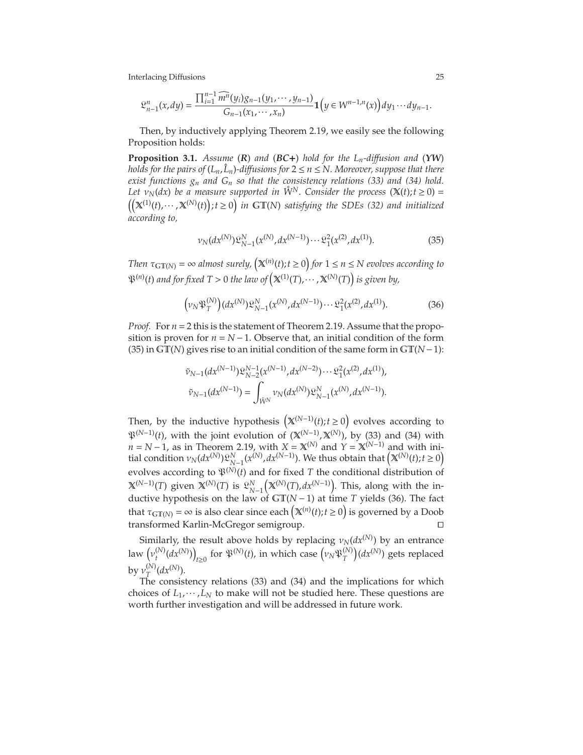$$\mathfrak{L}^n_{n-1}(x,dy) = \frac{\prod_{i=1}^{n-1}\widehat{m^n}(y_i)g_{n-1}(y_1,\cdots,y_{n-1})}{G_{n-1}(x_1,\cdots,x_n)}\mathbf{1}\left(y \in W^{n-1,n}(x)\right)dy_1\cdots dy_{n-1}.$$

Then, by inductively applying Theorem 2.19, we easily see the following Proposition holds:

**Proposition 3.1.** *Assume (**R**) and (**BC+**) hold for the $L_n$-diffusion and (**YW**) holds for the pairs of $(L_n, \hat{L}_n)$-diffusions for $2 \le n \le N$. Moreover, suppose that there exist functions $g_n$ and $G_n$ so that the consistency relations (33) and (34) hold. Let $\nu_N(dx)$ be a measure supported in $\mathring{W}^N$. Consider the process $(\mathbb{X}(t); t \ge 0) = \left(\left(\mathbb{X}^{(1)}(t), \cdots, \mathbb{X}^{(N)}(t)\right); t \ge 0\right)$ in $\mathbb{GT}(N)$ satisfying the SDEs (32) and initialized according to,*

$$\nu_N(dx^{(N)})\mathfrak{L}^N_{N-1}(x^{(N)}, dx^{(N-1)})\cdots\mathfrak{L}^2_1(x^{(2)}, dx^{(1)}). \tag{35}$$

*Then $\tau_{\mathbb{GT}(N)} = \infty$ almost surely, $\left(\mathbb{X}^{(n)}(t); t \ge 0\right)$ for $1 \le n \le N$ evolves according to $\mathfrak{P}^{(n)}(t)$ and for fixed $T > 0$ the law of $\left(\mathbb{X}^{(1)}(T), \cdots, \mathbb{X}^{(N)}(T)\right)$ is given by,*

$$\left(\nu_N \mathfrak{P}^{(N)}_T\right)(dx^{(N)})\mathfrak{L}^N_{N-1}(x^{(N)}, dx^{(N-1)})\cdots\mathfrak{L}^2_1(x^{(2)}, dx^{(1)}). \tag{36}$$

*Proof.* For $n = 2$ this is the statement of Theorem 2.19. Assume that the proposition is proven for $n = N-1$. Observe that, an initial condition of the form (35) in $\mathbb{GT}(N)$ gives rise to an initial condition of the same form in $\mathbb{GT}(N-1)$:

$$\tilde{\nu}_{N-1}(dx^{(N-1)})\mathfrak{L}^{N-1}_{N-2}(x^{(N-1)}, dx^{(N-2)})\cdots\mathfrak{L}^2_1(x^{(2)}, dx^{(1)}),$$
$$\tilde{\nu}_{N-1}(dx^{(N-1)}) = \int_{\mathring{W}^N} \nu_N(dx^{(N)})\mathfrak{L}^N_{N-1}(x^{(N)}, dx^{(N-1)}).$$

Then, by the inductive hypothesis $\left(\mathbb{X}^{(N-1)}(t); t \ge 0\right)$ evolves according to $\mathfrak{P}^{(N-1)}(t)$, with the joint evolution of $(\mathbb{X}^{(N-1)}, \mathbb{X}^{(N)})$, by (33) and (34) with $n = N-1$, as in Theorem 2.19, with $X = \mathbb{X}^{(N)}$ and $Y = \mathbb{X}^{(N-1)}$ and with initial condition $\nu_N(dx^{(N)})\mathfrak{L}^N_{N-1}(x^{(N)}, dx^{(N-1)})$. We thus obtain that $\left(\mathbb{X}^{(N)}(t); t \ge 0\right)$ evolves according to $\mathfrak{P}^{(N)}(t)$ and for fixed $T$ the conditional distribution of $\mathbb{X}^{(N-1)}(T)$ given $\mathbb{X}^{(N)}(T)$ is $\mathfrak{L}^N_{N-1}\left(\mathbb{X}^{(N)}(T), dx^{(N-1)}\right)$. This, along with the inductive hypothesis on the law of $\mathbb{GT}(N-1)$ at time $T$ yields (36). The fact that $\tau_{\mathbb{GT}(N)} = \infty$ is also clear since each $\left(\mathbb{X}^{(n)}(t); t \ge 0\right)$ is governed by a Doob transformed Karlin-McGregor semigroup. $\square$

Similarly, the result above holds by replacing $\nu_N(dx^{(N)})$ by an entrance law $\left(\nu^{(N)}_t(dx^{(N)})\right)_{t \ge 0}$ for $\mathfrak{P}^{(N)}(t)$, in which case $\left(\nu_N \mathfrak{P}^{(N)}_T\right)(dx^{(N)})$ gets replaced by $\nu^{(N)}_T(dx^{(N)})$.

The consistency relations (33) and (34) and the implications for which choices of $L_1, \cdots, L_N$ to make will not be studied here. These questions are worth further investigation and will be addressed in future work.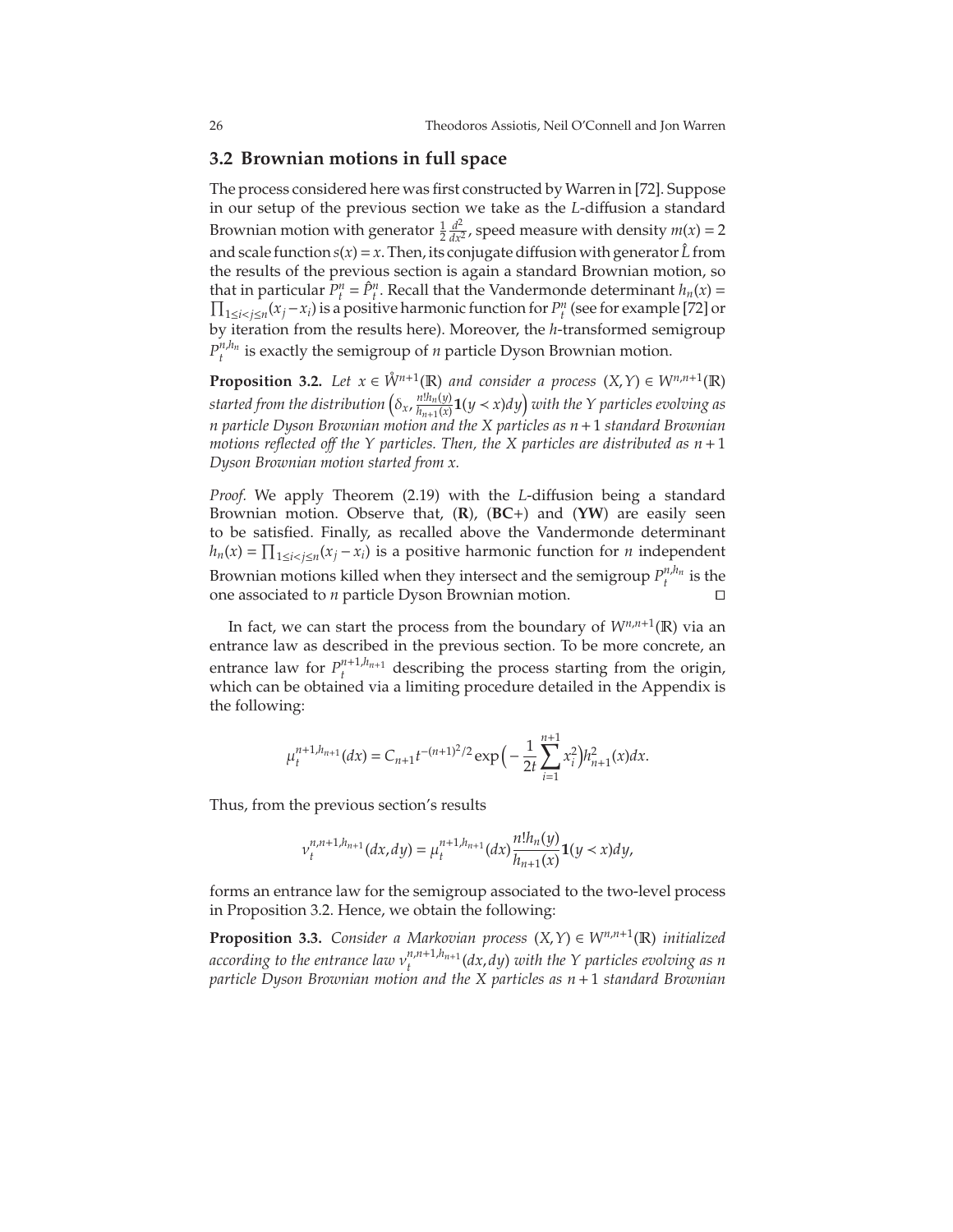## 3.2 Brownian motions in full space

The process considered here was first constructed by Warren in [72]. Suppose in our setup of the previous section we take as the $L$-diffusion a standard Brownian motion with generator $\frac{1}{2}\frac{d^2}{dx^2}$, speed measure with density $m(x) = 2$ and scale function $s(x) = x$. Then, its conjugate diffusion with generator $\hat{L}$ from the results of the previous section is again a standard Brownian motion, so that in particular $P_t^n = \hat{P}_t^n$. Recall that the Vandermonde determinant $h_n(x) = \prod_{1\le i<j\le n}(x_j - x_i)$ is a positive harmonic function for $P_t^n$ (see for example [72] or by iteration from the results here). Moreover, the $h$-transformed semigroup $P_t^{n,h_n}$ is exactly the semigroup of $n$ particle Dyson Brownian motion.

**Proposition 3.2.** *Let $x \in \mathring{W}^{n+1}(\mathbb{R})$ and consider a process $(X,Y) \in W^{n,n+1}(\mathbb{R})$ started from the distribution $\left(\delta_x, \frac{n!h_n(y)}{h_{n+1}(x)}\mathbf{1}(y \prec x)dy\right)$ with the $Y$ particles evolving as $n$ particle Dyson Brownian motion and the $X$ particles as $n+1$ standard Brownian motions reflected off the $Y$ particles. Then, the $X$ particles are distributed as $n+1$ Dyson Brownian motion started from $x$.*

*Proof.* We apply Theorem (2.19) with the $L$-diffusion being a standard Brownian motion. Observe that, (**R**), (**BC**+) and (**YW**) are easily seen to be satisfied. Finally, as recalled above the Vandermonde determinant $h_n(x) = \prod_{1\le i<j\le n}(x_j - x_i)$ is a positive harmonic function for $n$ independent Brownian motions killed when they intersect and the semigroup $P_t^{n,h_n}$ is the one associated to $n$ particle Dyson Brownian motion. □

In fact, we can start the process from the boundary of $W^{n,n+1}(\mathbb{R})$ via an entrance law as described in the previous section. To be more concrete, an entrance law for $P_t^{n+1,h_{n+1}}$ describing the process starting from the origin, which can be obtained via a limiting procedure detailed in the Appendix is the following:

$$\mu_t^{n+1,h_{n+1}}(dx) = C_{n+1}t^{-(n+1)^2/2}\exp\Big(-\frac{1}{2t}\sum_{i=1}^{n+1}x_i^2\Big)h_{n+1}^2(x)dx.$$

Thus, from the previous section's results

$$\nu_t^{n,n+1,h_{n+1}}(dx,dy) = \mu_t^{n+1,h_{n+1}}(dx)\frac{n!h_n(y)}{h_{n+1}(x)}\mathbf{1}(y \prec x)dy,$$

forms an entrance law for the semigroup associated to the two-level process in Proposition 3.2. Hence, we obtain the following:

**Proposition 3.3.** *Consider a Markovian process $(X,Y) \in W^{n,n+1}(\mathbb{R})$ initialized according to the entrance law $\nu_t^{n,n+1,h_{n+1}}(dx,dy)$ with the $Y$ particles evolving as $n$ particle Dyson Brownian motion and the $X$ particles as $n+1$ standard Brownian*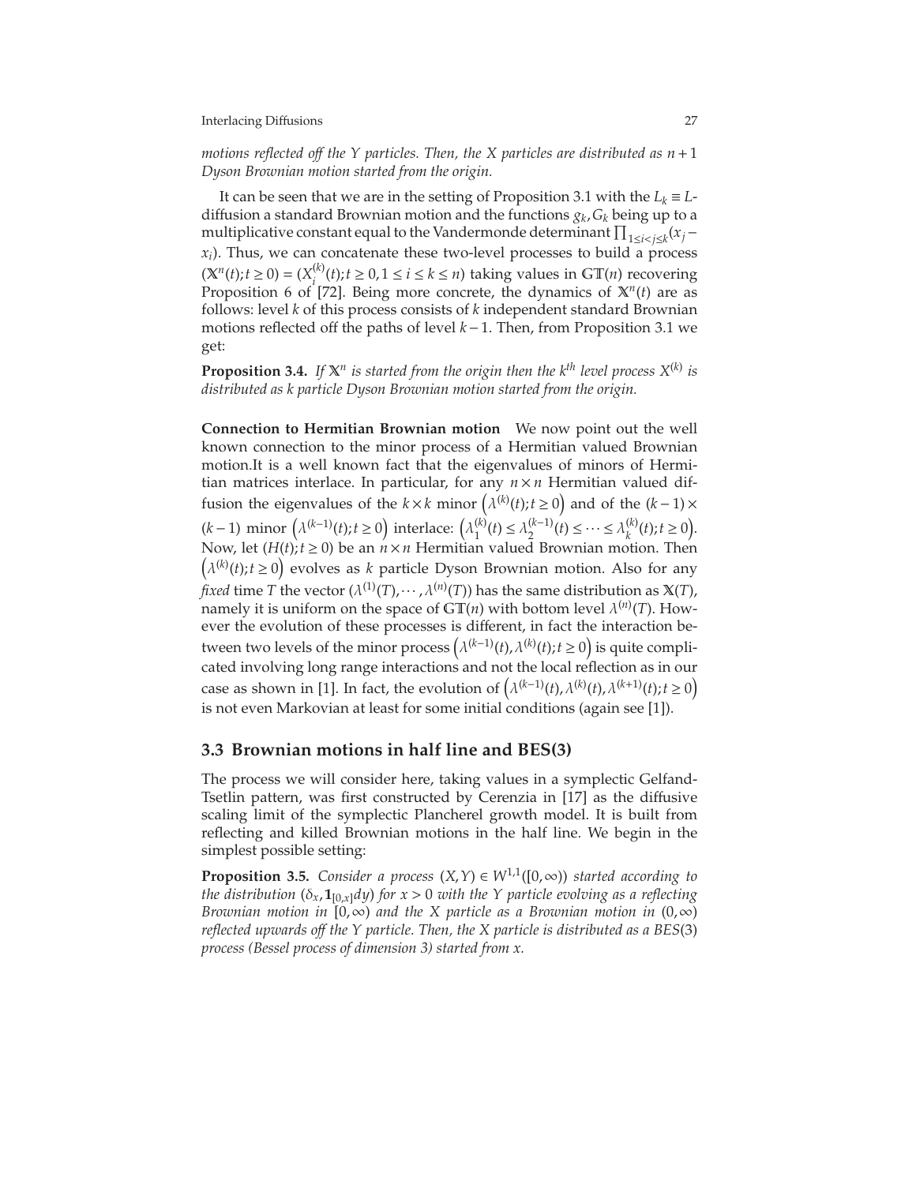*motions reflected off the Y particles. Then, the X particles are distributed as $n+1$ Dyson Brownian motion started from the origin.*

It can be seen that we are in the setting of Proposition 3.1 with the $L_k \equiv L$-diffusion a standard Brownian motion and the functions $g_k, G_k$ being up to a multiplicative constant equal to the Vandermonde determinant $\prod_{1 \le i < j \le k}(x_j - x_i)$. Thus, we can concatenate these two-level processes to build a process $(\mathbb{X}^n(t); t \ge 0) = (X_i^{(k)}(t); t \ge 0, 1 \le i \le k \le n)$ taking values in $\mathbb{GT}(n)$ recovering Proposition 6 of [72]. Being more concrete, the dynamics of $\mathbb{X}^n(t)$ are as follows: level $k$ of this process consists of $k$ independent standard Brownian motions reflected off the paths of level $k-1$. Then, from Proposition 3.1 we get:

**Proposition 3.4.** *If $\mathbb{X}^n$ is started from the origin then the $k^{th}$ level process $X^{(k)}$ is distributed as $k$ particle Dyson Brownian motion started from the origin.*

**Connection to Hermitian Brownian motion** We now point out the well known connection to the minor process of a Hermitian valued Brownian motion.It is a well known fact that the eigenvalues of minors of Hermitian matrices interlace. In particular, for any $n \times n$ Hermitian valued diffusion the eigenvalues of the $k \times k$ minor $\left(\lambda^{(k)}(t); t \ge 0\right)$ and of the $(k-1) \times (k-1)$ minor $\left(\lambda^{(k-1)}(t); t \ge 0\right)$ interlace: $\left(\lambda_1^{(k)}(t) \le \lambda_2^{(k-1)}(t) \le \cdots \le \lambda_k^{(k)}(t); t \ge 0\right)$. Now, let $(H(t); t \ge 0)$ be an $n \times n$ Hermitian valued Brownian motion. Then $\left(\lambda^{(k)}(t); t \ge 0\right)$ evolves as $k$ particle Dyson Brownian motion. Also for any *fixed* time $T$ the vector $(\lambda^{(1)}(T), \cdots, \lambda^{(n)}(T))$ has the same distribution as $\mathbb{X}(T)$, namely it is uniform on the space of $\mathbb{GT}(n)$ with bottom level $\lambda^{(n)}(T)$. However the evolution of these processes is different, in fact the interaction between two levels of the minor process $\left(\lambda^{(k-1)}(t), \lambda^{(k)}(t); t \ge 0\right)$ is quite complicated involving long range interactions and not the local reflection as in our case as shown in [1]. In fact, the evolution of $\left(\lambda^{(k-1)}(t), \lambda^{(k)}(t), \lambda^{(k+1)}(t); t \ge 0\right)$ is not even Markovian at least for some initial conditions (again see [1]).

## 3.3 Brownian motions in half line and BES(3)

The process we will consider here, taking values in a symplectic Gelfand-Tsetlin pattern, was first constructed by Cerenzia in [17] as the diffusive scaling limit of the symplectic Plancherel growth model. It is built from reflecting and killed Brownian motions in the half line. We begin in the simplest possible setting:

**Proposition 3.5.** *Consider a process $(X, Y) \in W^{1,1}([0,\infty))$ started according to the distribution $(\delta_x, \mathbf{1}_{[0,x]}dy)$ for $x > 0$ with the Y particle evolving as a reflecting Brownian motion in $[0,\infty)$ and the X particle as a Brownian motion in $(0,\infty)$ reflected upwards off the Y particle. Then, the X particle is distributed as a BES(3) process (Bessel process of dimension 3) started from x.*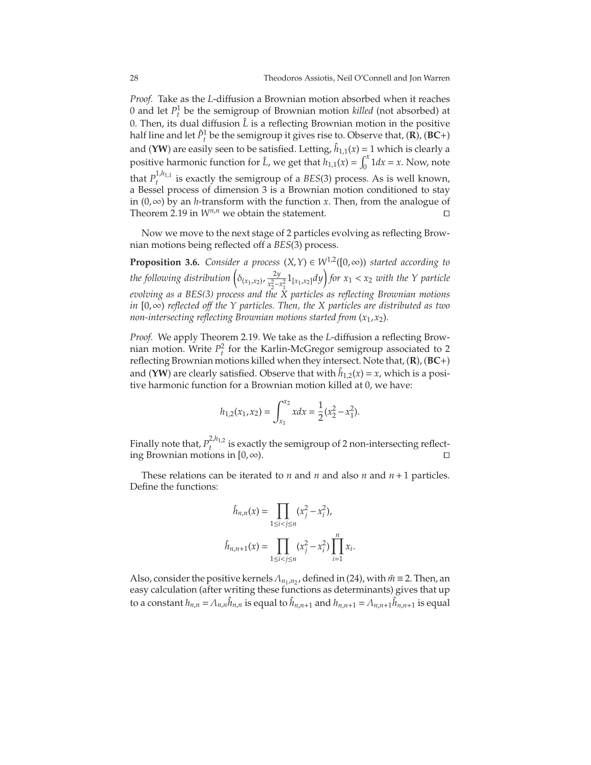*Proof.* Take as the $L$-diffusion a Brownian motion absorbed when it reaches 0 and let $P_t^1$ be the semigroup of Brownian motion *killed* (not absorbed) at 0. Then, its dual diffusion $\hat{L}$ is a reflecting Brownian motion in the positive half line and let $\hat{P}_t^1$ be the semigroup it gives rise to. Observe that, (**R**), (**BC**+) and (**YW**) are easily seen to be satisfied. Letting, $\hat{h}_{1,1}(x) = 1$ which is clearly a positive harmonic function for $\hat{L}$, we get that $h_{1,1}(x) = \int_0^x 1dx = x$. Now, note that $P_t^{1,h_{1,1}}$ is exactly the semigroup of a *BES*(3) process. As is well known, a Bessel process of dimension 3 is a Brownian motion conditioned to stay in $(0,\infty)$ by an $h$-transform with the function $x$. Then, from the analogue of Theorem 2.19 in $W^{n,n}$ we obtain the statement. □

Now we move to the next stage of 2 particles evolving as reflecting Brownian motions being reflected off a *BES*(3) process.

**Proposition 3.6.** *Consider a process $(X,Y) \in W^{1,2}([0,\infty))$ started according to the following distribution $\left(\delta_{(x_1,x_2)}, \frac{2y}{x_2^2-x_1^2}1_{[x_1,x_2]}dy\right)$ for $x_1 < x_2$ with the $Y$ particle evolving as a BES(3) process and the $X$ particles as reflecting Brownian motions in $[0,\infty)$ reflected off the $Y$ particles. Then, the $X$ particles are distributed as two non-intersecting reflecting Brownian motions started from $(x_1,x_2)$.*

*Proof.* We apply Theorem 2.19. We take as the $L$-diffusion a reflecting Brownian motion. Write $P_t^2$ for the Karlin-McGregor semigroup associated to 2 reflecting Brownian motions killed when they intersect. Note that, (**R**), (**BC**+) and (**YW**) are clearly satisfied. Observe that with $\hat{h}_{1,2}(x) = x$, which is a positive harmonic function for a Brownian motion killed at 0, we have:

$$h_{1,2}(x_1,x_2) = \int_{x_1}^{x_2} xdx = \frac{1}{2}(x_2^2 - x_1^2).$$

Finally note that, $P_t^{2,h_{1,2}}$ is exactly the semigroup of 2 non-intersecting reflecting Brownian motions in $[0,\infty)$. □

These relations can be iterated to $n$ and $n$ and also $n$ and $n+1$ particles. Define the functions:

$$\hat{h}_{n,n}(x) = \prod_{1\le i<j\le n}(x_j^2 - x_i^2),$$

$$\hat{h}_{n,n+1}(x) = \prod_{1\le i<j\le n}(x_j^2 - x_i^2)\prod_{i=1}^{n} x_i.$$

Also, consider the positive kernels $\Lambda_{n_1,n_2}$, defined in (24), with $\hat{m} \equiv 2$. Then, an easy calculation (after writing these functions as determinants) gives that up to a constant $h_{n,n} = \Lambda_{n,n}\hat{h}_{n,n}$ is equal to $\hat{h}_{n,n+1}$ and $h_{n,n+1} = \Lambda_{n,n+1}\hat{h}_{n,n+1}$ is equal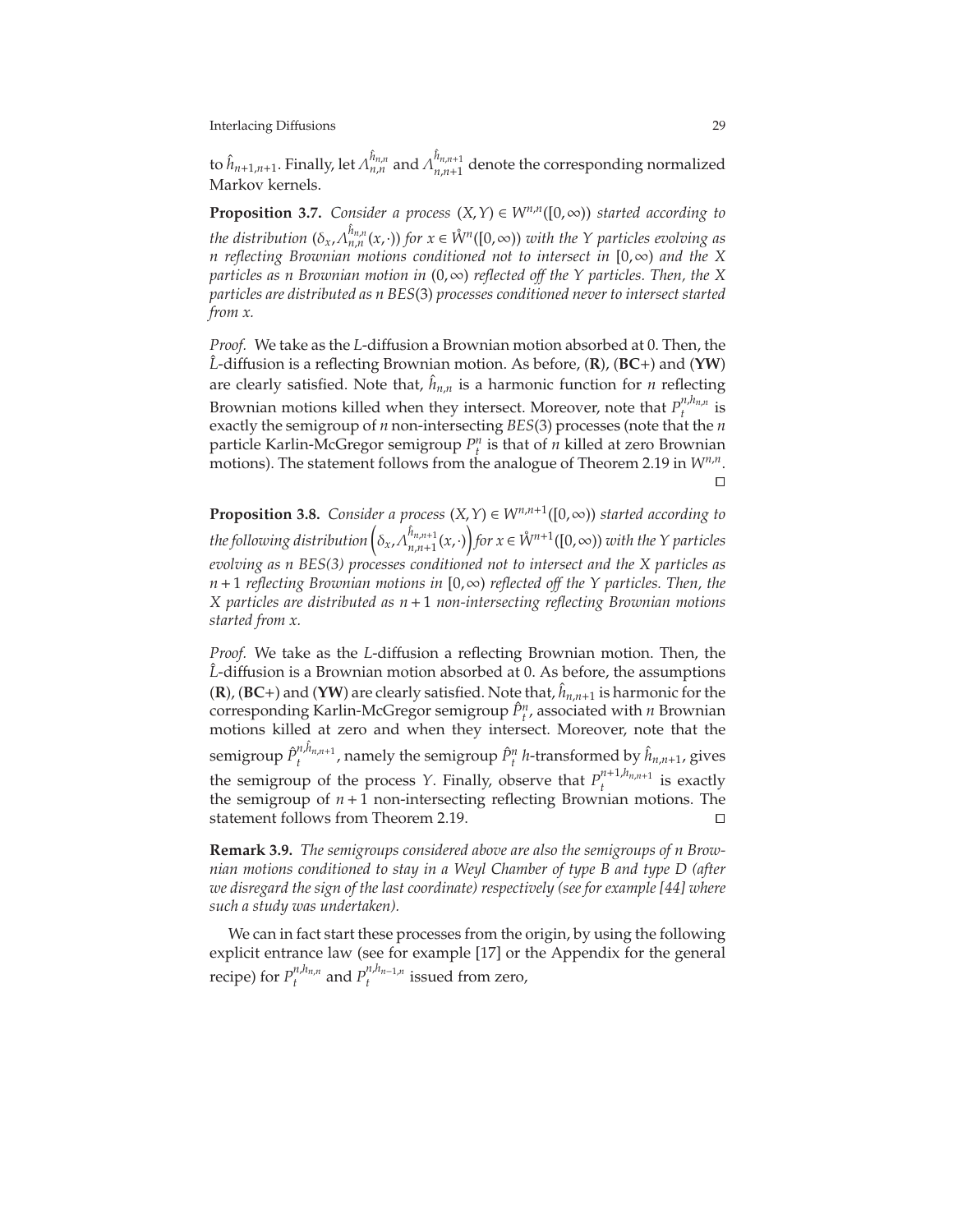to $\hat{h}_{n+1,n+1}$. Finally, let $\Lambda_{n,n}^{\hat{h}_{n,n}}$ and $\Lambda_{n,n+1}^{\hat{h}_{n,n+1}}$ denote the corresponding normalized Markov kernels.

**Proposition 3.7.** *Consider a process $(X,Y) \in W^{n,n}([0,\infty))$ started according to the distribution $(\delta_x, \Lambda_{n,n}^{\hat{h}_{n,n}}(x,\cdot))$ for $x \in \mathring{W}^n([0,\infty))$ with the $Y$ particles evolving as $n$ reflecting Brownian motions conditioned not to intersect in $[0,\infty)$ and the $X$ particles as $n$ Brownian motion in $(0,\infty)$ reflected off the $Y$ particles. Then, the $X$ particles are distributed as $n$ $BES(3)$ processes conditioned never to intersect started from $x$.*

*Proof.* We take as the $L$-diffusion a Brownian motion absorbed at 0. Then, the $\hat{L}$-diffusion is a reflecting Brownian motion. As before, (**R**), (**BC**+) and (**YW**) are clearly satisfied. Note that, $\hat{h}_{n,n}$ is a harmonic function for $n$ reflecting Brownian motions killed when they intersect. Moreover, note that $P_t^{n,h_{n,n}}$ is exactly the semigroup of $n$ non-intersecting $BES(3)$ processes (note that the $n$ particle Karlin-McGregor semigroup $P_t^n$ is that of $n$ killed at zero Brownian motions). The statement follows from the analogue of Theorem 2.19 in $W^{n,n}$. □

**Proposition 3.8.** *Consider a process $(X,Y) \in W^{n,n+1}([0,\infty))$ started according to the following distribution $\left(\delta_x, \Lambda_{n,n+1}^{\hat{h}_{n,n+1}}(x,\cdot)\right)$ for $x \in \mathring{W}^{n+1}([0,\infty))$ with the $Y$ particles evolving as $n$ BES(3) processes conditioned not to intersect and the $X$ particles as $n+1$ reflecting Brownian motions in $[0,\infty)$ reflected off the $Y$ particles. Then, the $X$ particles are distributed as $n+1$ non-intersecting reflecting Brownian motions started from $x$.*

*Proof.* We take as the $L$-diffusion a reflecting Brownian motion. Then, the $\hat{L}$-diffusion is a Brownian motion absorbed at 0. As before, the assumptions (**R**), (**BC**+) and (**YW**) are clearly satisfied. Note that, $\hat{h}_{n,n+1}$ is harmonic for the corresponding Karlin-McGregor semigroup $\hat{P}_t^n$, associated with $n$ Brownian motions killed at zero and when they intersect. Moreover, note that the semigroup $\hat{P}_t^{n,\hat{h}_{n,n+1}}$, namely the semigroup $\hat{P}_t^n$ $h$-transformed by $\hat{h}_{n,n+1}$, gives the semigroup of the process $Y$. Finally, observe that $P_t^{n+1,h_{n,n+1}}$ is exactly the semigroup of $n+1$ non-intersecting reflecting Brownian motions. The statement follows from Theorem 2.19. □

**Remark 3.9.** *The semigroups considered above are also the semigroups of $n$ Brownian motions conditioned to stay in a Weyl Chamber of type B and type D (after we disregard the sign of the last coordinate) respectively (see for example [44] where such a study was undertaken).*

We can in fact start these processes from the origin, by using the following explicit entrance law (see for example [17] or the Appendix for the general recipe) for $P_t^{n,h_{n,n}}$ and $P_t^{n,h_{n-1,n}}$ issued from zero,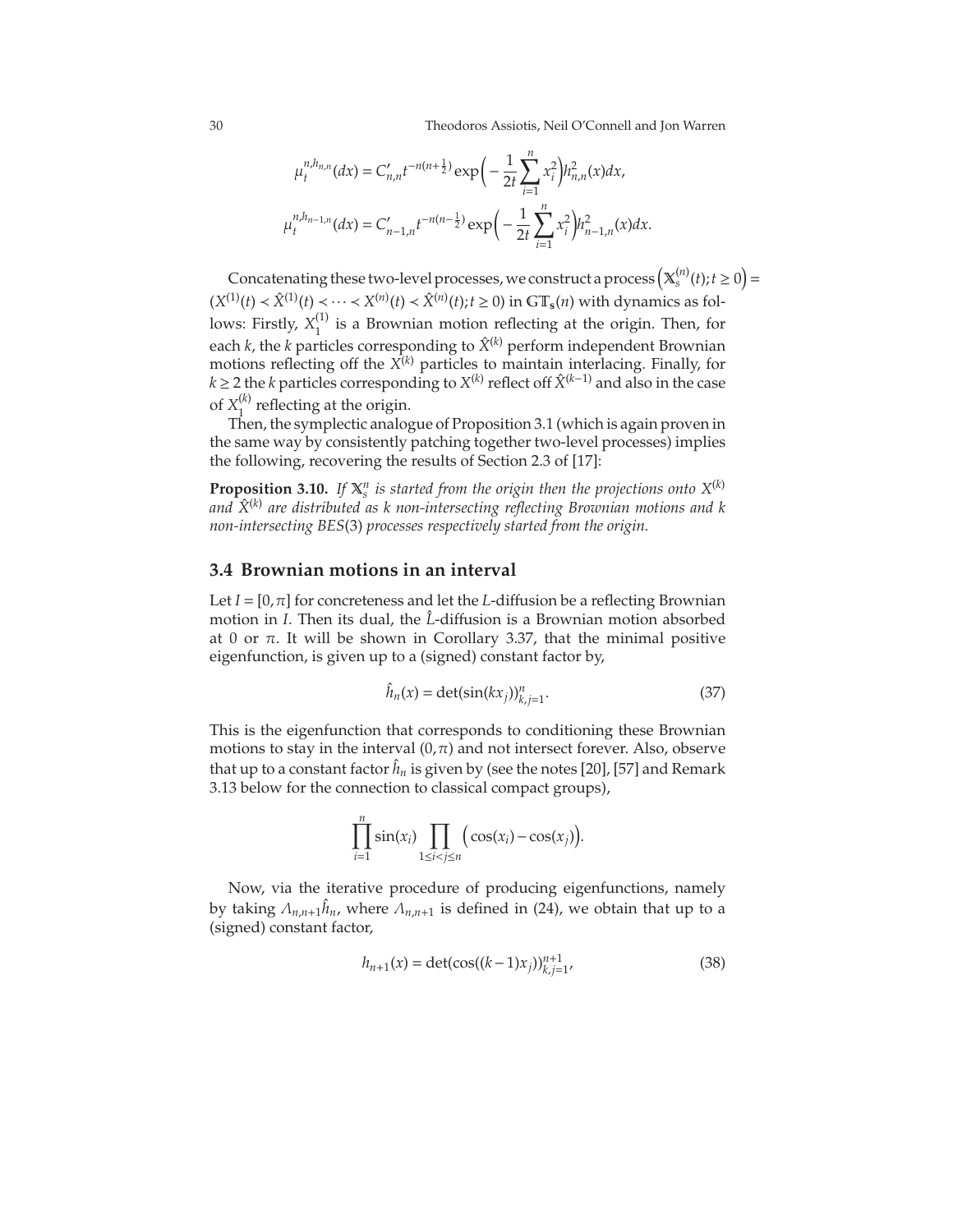$$\mu_t^{n,h_{n,n}}(dx) = C'_{n,n} t^{-n(n+\frac{1}{2})} \exp\Big( -\frac{1}{2t} \sum_{i=1}^{n} x_i^2 \Big) h_{n,n}^2(x) dx,$$

$$\mu_t^{n,h_{n-1,n}}(dx) = C'_{n-1,n} t^{-n(n-\frac{1}{2})} \exp\Big( -\frac{1}{2t} \sum_{i=1}^{n} x_i^2 \Big) h_{n-1,n}^2(x) dx.$$

Concatenating these two-level processes, we construct a process $\left(\mathbb{X}_s^{(n)}(t); t \geq 0\right) = (X^{(1)}(t) \prec \hat{X}^{(1)}(t) \prec \cdots \prec X^{(n)}(t) \prec \hat{X}^{(n)}(t); t \geq 0)$ in $\mathbb{GT}_{\mathbf{s}}(n)$ with dynamics as follows: Firstly, $X_1^{(1)}$ is a Brownian motion reflecting at the origin. Then, for each $k$, the $k$ particles corresponding to $\hat{X}^{(k)}$ perform independent Brownian motions reflecting off the $X^{(k)}$ particles to maintain interlacing. Finally, for $k \geq 2$ the $k$ particles corresponding to $X^{(k)}$ reflect off $\hat{X}^{(k-1)}$ and also in the case of $X_1^{(k)}$ reflecting at the origin.

Then, the symplectic analogue of Proposition 3.1 (which is again proven in the same way by consistently patching together two-level processes) implies the following, recovering the results of Section 2.3 of [17]:

**Proposition 3.10.** *If $\mathbb{X}_s^n$ is started from the origin then the projections onto $X^{(k)}$ and $\hat{X}^{(k)}$ are distributed as $k$ non-intersecting reflecting Brownian motions and $k$ non-intersecting BES(3) processes respectively started from the origin.*

## 3.4 Brownian motions in an interval

Let $I = [0, \pi]$ for concreteness and let the $L$-diffusion be a reflecting Brownian motion in $I$. Then its dual, the $\hat{L}$-diffusion is a Brownian motion absorbed at 0 or $\pi$. It will be shown in Corollary 3.37, that the minimal positive eigenfunction, is given up to a (signed) constant factor by,

$$\hat{h}_n(x) = \det(\sin(kx_j))_{k,j=1}^{n}. \tag{37}$$

This is the eigenfunction that corresponds to conditioning these Brownian motions to stay in the interval $(0, \pi)$ and not intersect forever. Also, observe that up to a constant factor $\hat{h}_n$ is given by (see the notes [20], [57] and Remark 3.13 below for the connection to classical compact groups),

$$\prod_{i=1}^{n} \sin(x_i) \prod_{1 \leq i < j \leq n} \Big( \cos(x_i) - \cos(x_j) \Big).$$

Now, via the iterative procedure of producing eigenfunctions, namely by taking $\Lambda_{n,n+1}\hat{h}_n$, where $\Lambda_{n,n+1}$ is defined in (24), we obtain that up to a (signed) constant factor,

$$h_{n+1}(x) = \det(\cos((k-1)x_j))_{k,j=1}^{n+1}, \tag{38}$$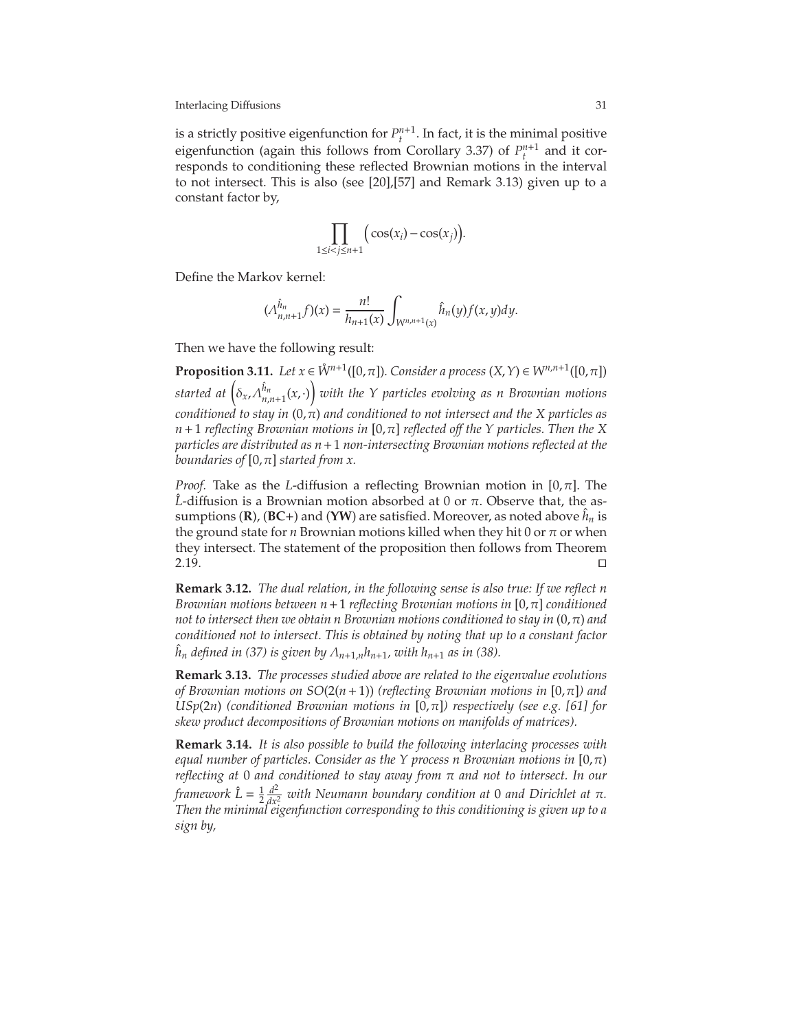is a strictly positive eigenfunction for $P_t^{n+1}$. In fact, it is the minimal positive eigenfunction (again this follows from Corollary 3.37) of $P_t^{n+1}$ and it corresponds to conditioning these reflected Brownian motions in the interval to not intersect. This is also (see [20],[57] and Remark 3.13) given up to a constant factor by,

$$\prod_{1\le i<j\le n+1}\Big(\cos(x_i)-\cos(x_j)\Big).$$

Define the Markov kernel:

$$(\Lambda_{n,n+1}^{\hat{h}_n}f)(x)=\frac{n!}{h_{n+1}(x)}\int_{W^{n,n+1}(x)}\hat{h}_n(y)f(x,y)dy.$$

Then we have the following result:

**Proposition 3.11.** *Let $x\in \mathring{W}^{n+1}([0,\pi])$. Consider a process $(X,Y)\in W^{n,n+1}([0,\pi])$ started at $\left(\delta_x,\Lambda_{n,n+1}^{\hat{h}_n}(x,\cdot)\right)$ with the $Y$ particles evolving as $n$ Brownian motions conditioned to stay in $(0,\pi)$ and conditioned to not intersect and the $X$ particles as $n+1$ reflecting Brownian motions in $[0,\pi]$ reflected off the $Y$ particles. Then the $X$ particles are distributed as $n+1$ non-intersecting Brownian motions reflected at the boundaries of $[0,\pi]$ started from $x$.*

*Proof.* Take as the $L$-diffusion a reflecting Brownian motion in $[0,\pi]$. The $\hat{L}$-diffusion is a Brownian motion absorbed at 0 or $\pi$. Observe that, the assumptions (**R**), (**BC**+) and (**YW**) are satisfied. Moreover, as noted above $\hat{h}_n$ is the ground state for $n$ Brownian motions killed when they hit 0 or $\pi$ or when they intersect. The statement of the proposition then follows from Theorem 2.19. □

**Remark 3.12.** *The dual relation, in the following sense is also true: If we reflect $n$ Brownian motions between $n+1$ reflecting Brownian motions in $[0,\pi]$ conditioned not to intersect then we obtain $n$ Brownian motions conditioned to stay in $(0,\pi)$ and conditioned not to intersect. This is obtained by noting that up to a constant factor $\hat{h}_n$ defined in (37) is given by $\Lambda_{n+1,n}h_{n+1}$, with $h_{n+1}$ as in (38).*

**Remark 3.13.** *The processes studied above are related to the eigenvalue evolutions of Brownian motions on $SO(2(n+1))$ (reflecting Brownian motions in $[0,\pi]$) and $USp(2n)$ (conditioned Brownian motions in $[0,\pi]$) respectively (see e.g. [61] for skew product decompositions of Brownian motions on manifolds of matrices).*

**Remark 3.14.** *It is also possible to build the following interlacing processes with equal number of particles. Consider as the $Y$ process $n$ Brownian motions in $[0,\pi)$ reflecting at 0 and conditioned to stay away from $\pi$ and not to intersect. In our framework $\hat{L}=\frac{1}{2}\frac{d^2}{dx^2}$ with Neumann boundary condition at 0 and Dirichlet at $\pi$. Then the minimal eigenfunction corresponding to this conditioning is given up to a sign by,*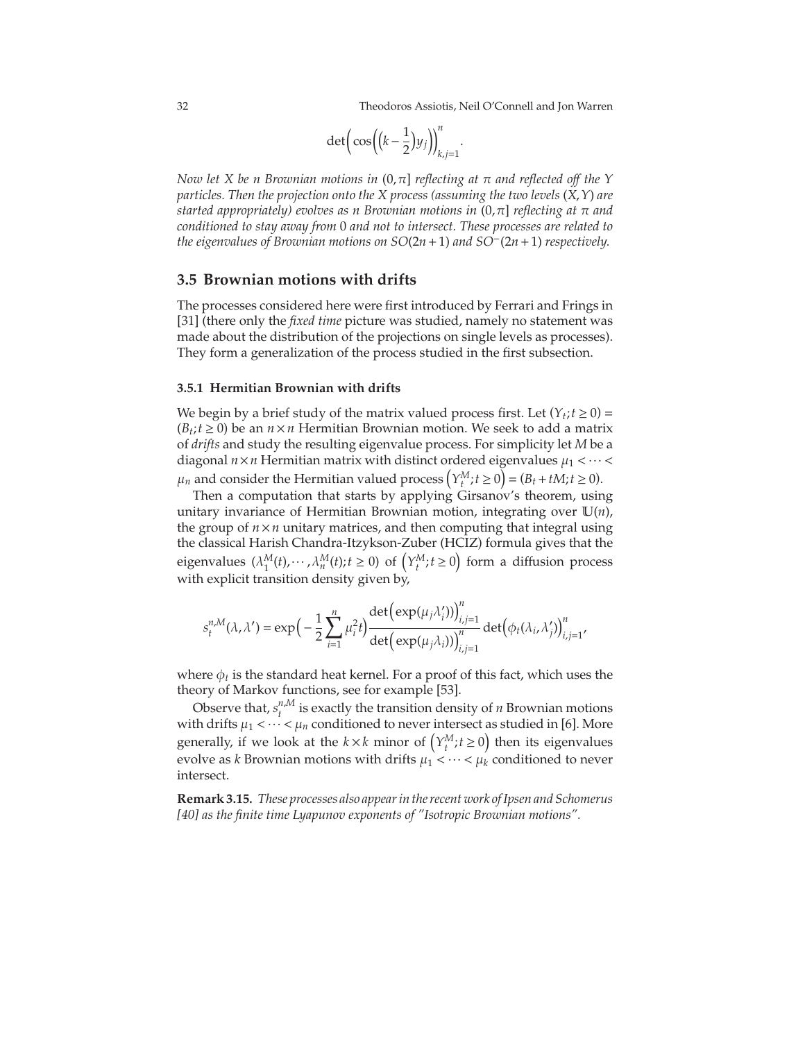$$\det\Big(\cos\Big(\big(k-\frac{1}{2}\big)y_j\Big)\Big)^n_{k,j=1}.$$

*Now let $X$ be $n$ Brownian motions in $(0,\pi]$ reflecting at $\pi$ and reflected off the $Y$ particles. Then the projection onto the $X$ process (assuming the two levels $(X,Y)$ are started appropriately) evolves as $n$ Brownian motions in $(0,\pi]$ reflecting at $\pi$ and conditioned to stay away from $0$ and not to intersect. These processes are related to the eigenvalues of Brownian motions on $SO(2n+1)$ and $SO^{-}(2n+1)$ respectively.*

## 3.5 Brownian motions with drifts

The processes considered here were first introduced by Ferrari and Frings in [31] (there only the *fixed time* picture was studied, namely no statement was made about the distribution of the projections on single levels as processes). They form a generalization of the process studied in the first subsection.

### 3.5.1 Hermitian Brownian with drifts

We begin by a brief study of the matrix valued process first. Let $(Y_t; t \geq 0) = (B_t; t\geq 0)$ be an $n \times n$ Hermitian Brownian motion. We seek to add a matrix of *drifts* and study the resulting eigenvalue process. For simplicity let $M$ be a diagonal $n \times n$ Hermitian matrix with distinct ordered eigenvalues $\mu_1 < \cdots < \mu_n$ and consider the Hermitian valued process $\left(Y_t^M; t \geq 0\right) = (B_t + tM; t \geq 0)$.

Then a computation that starts by applying Girsanov's theorem, using unitary invariance of Hermitian Brownian motion, integrating over $\mathbb{U}(n)$, the group of $n\times n$ unitary matrices, and then computing that integral using the classical Harish Chandra-Itzykson-Zuber (HCIZ) formula gives that the eigenvalues $(\lambda_1^M(t), \cdots, \lambda_n^M(t); t \geq 0)$ of $\left(Y_t^M; t\geq 0\right)$ form a diffusion process with explicit transition density given by,

$$s_t^{n,M}(\lambda,\lambda') = \exp\Big(-\frac{1}{2}\sum_{i=1}^{n}\mu_i^2 t\Big)\frac{\det\Big(\exp(\mu_j\lambda_i')\Big)^n_{i,j=1}}{\det\Big(\exp(\mu_j\lambda_i)\Big)^n_{i,j=1}}\det\Big(\phi_t(\lambda_i,\lambda_j')\Big)^n_{i,j=1},$$

where $\phi_t$ is the standard heat kernel. For a proof of this fact, which uses the theory of Markov functions, see for example [53].

Observe that, $s_t^{n,M}$ is exactly the transition density of $n$ Brownian motions with drifts $\mu_1 < \cdots < \mu_n$ conditioned to never intersect as studied in [6]. More generally, if we look at the $k\times k$ minor of $\left(Y_t^M; t\geq 0\right)$ then its eigenvalues evolve as $k$ Brownian motions with drifts $\mu_1 < \cdots < \mu_k$ conditioned to never intersect.

**Remark 3.15.** *These processes also appear in the recent work of Ipsen and Schomerus [40] as the finite time Lyapunov exponents of "Isotropic Brownian motions".*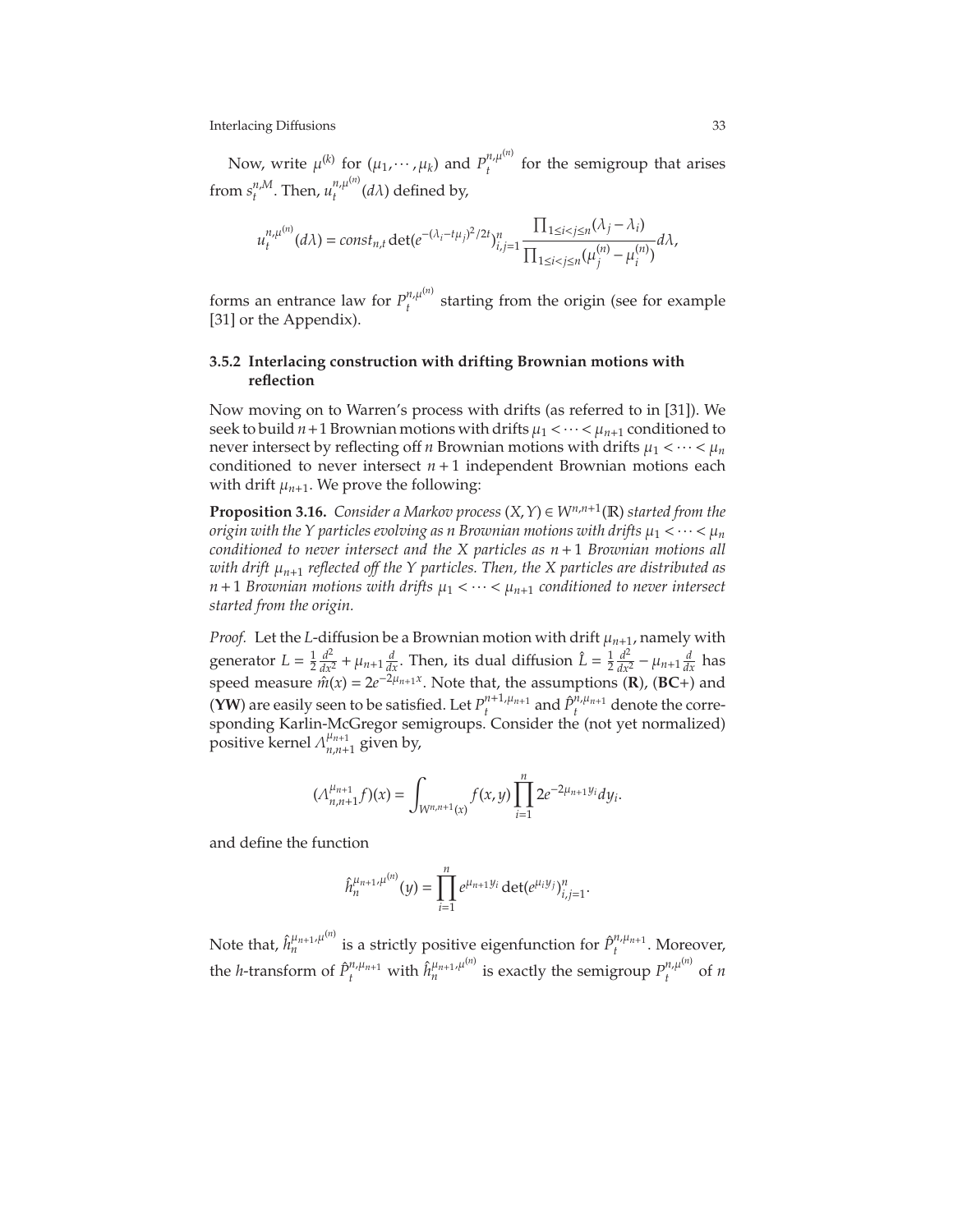Now, write $\mu^{(k)}$ for $(\mu_1, \cdots, \mu_k)$ and $P_t^{n,\mu^{(n)}}$ for the semigroup that arises from $s_t^{n,M}$. Then, $u_t^{n,\mu^{(n)}}(d\lambda)$ defined by,

$$u_t^{n,\mu^{(n)}}(d\lambda) = const_{n,t} \det(e^{-(\lambda_i - t\mu_j)^2/2t})_{i,j=1}^n \frac{\prod_{1\le i<j\le n}(\lambda_j - \lambda_i)}{\prod_{1\le i<j\le n}(\mu_j^{(n)} - \mu_i^{(n)})} d\lambda,$$

forms an entrance law for $P_t^{n,\mu^{(n)}}$ starting from the origin (see for example [31] or the Appendix).

### 3.5.2 Interlacing construction with drifting Brownian motions with reflection

Now moving on to Warren's process with drifts (as referred to in [31]). We seek to build $n+1$ Brownian motions with drifts $\mu_1 < \cdots < \mu_{n+1}$ conditioned to never intersect by reflecting off $n$ Brownian motions with drifts $\mu_1 < \cdots < \mu_n$ conditioned to never intersect $n+1$ independent Brownian motions each with drift $\mu_{n+1}$. We prove the following:

**Proposition 3.16.** *Consider a Markov process $(X, Y) \in W^{n,n+1}(\mathbb{R})$ started from the origin with the $Y$ particles evolving as $n$ Brownian motions with drifts $\mu_1 < \cdots < \mu_n$ conditioned to never intersect and the $X$ particles as $n+1$ Brownian motions all with drift $\mu_{n+1}$ reflected off the $Y$ particles. Then, the $X$ particles are distributed as $n+1$ Brownian motions with drifts $\mu_1 < \cdots < \mu_{n+1}$ conditioned to never intersect started from the origin.*

*Proof.* Let the $L$-diffusion be a Brownian motion with drift $\mu_{n+1}$, namely with generator $L = \frac{1}{2}\frac{d^2}{dx^2} + \mu_{n+1}\frac{d}{dx}$. Then, its dual diffusion $\hat{L} = \frac{1}{2}\frac{d^2}{dx^2} - \mu_{n+1}\frac{d}{dx}$ has speed measure $\hat{m}(x) = 2e^{-2\mu_{n+1}x}$. Note that, the assumptions (**R**), (**BC**+) and (**YW**) are easily seen to be satisfied. Let $P_t^{n+1,\mu_{n+1}}$ and $\hat{P}_t^{n,\mu_{n+1}}$ denote the corresponding Karlin-McGregor semigroups. Consider the (not yet normalized) positive kernel $\Lambda_{n,n+1}^{\mu_{n+1}}$ given by,

$$(\Lambda_{n,n+1}^{\mu_{n+1}} f)(x) = \int_{W^{n,n+1}(x)} f(x,y) \prod_{i=1}^n 2e^{-2\mu_{n+1}y_i} dy_i.$$

and define the function

$$\hat{h}_n^{\mu_{n+1},\mu^{(n)}}(y) = \prod_{i=1}^n e^{\mu_{n+1}y_i} \det(e^{\mu_i y_j})_{i,j=1}^n.$$

Note that, $\hat{h}_n^{\mu_{n+1},\mu^{(n)}}$ is a strictly positive eigenfunction for $\hat{P}_t^{n,\mu_{n+1}}$. Moreover, the $h$-transform of $\hat{P}_t^{n,\mu_{n+1}}$ with $\hat{h}_n^{\mu_{n+1},\mu^{(n)}}$ is exactly the semigroup $P_t^{n,\mu^{(n)}}$ of $n$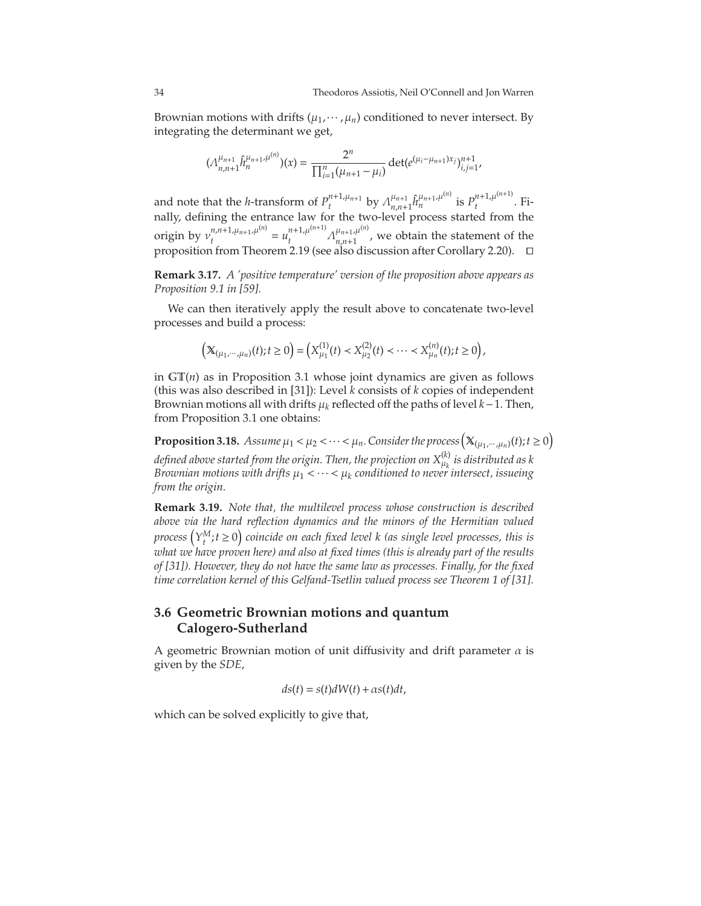Brownian motions with drifts $(\mu_1, \cdots, \mu_n)$ conditioned to never intersect. By integrating the determinant we get,

$$(\Lambda_{n,n+1}^{\mu_{n+1}} \hat{h}_n^{\mu_{n+1},\mu^{(n)}})(x) = \frac{2^n}{\prod_{i=1}^n (\mu_{n+1} - \mu_i)} \det(e^{(\mu_i - \mu_{n+1})x_j})_{i,j=1}^{n+1},$$

and note that the $h$-transform of $P_t^{n+1,\mu_{n+1}}$ by $\Lambda_{n,n+1}^{\mu_{n+1}} \hat{h}_n^{\mu_{n+1},\mu^{(n)}}$ is $P_t^{n+1,\mu^{(n+1)}}$. Finally, defining the entrance law for the two-level process started from the origin by $\nu_t^{n,n+1,\mu_{n+1},\mu^{(n)}} = u_t^{n+1,\mu^{(n+1)}} \Lambda_{n,n+1}^{\mu_{n+1},\mu^{(n)}}$, we obtain the statement of the proposition from Theorem 2.19 (see also discussion after Corollary 2.20). □

**Remark 3.17.** *A 'positive temperature' version of the proposition above appears as Proposition 9.1 in [59].*

We can then iteratively apply the result above to concatenate two-level processes and build a process:

$$\left(\mathbb{X}_{(\mu_1,\cdots,\mu_n)}(t); t \geq 0\right) = \left(X_{\mu_1}^{(1)}(t) \prec X_{\mu_2}^{(2)}(t) \prec \cdots \prec X_{\mu_n}^{(n)}(t); t \geq 0\right),$$

in $\mathbb{GT}(n)$ as in Proposition 3.1 whose joint dynamics are given as follows (this was also described in [31]): Level $k$ consists of $k$ copies of independent Brownian motions all with drifts $\mu_k$ reflected off the paths of level $k-1$. Then, from Proposition 3.1 one obtains:

**Proposition 3.18.** *Assume $\mu_1 < \mu_2 < \cdots < \mu_n$. Consider the process $\left(\mathbb{X}_{(\mu_1,\cdots,\mu_n)}(t); t \geq 0\right)$ defined above started from the origin. Then, the projection on $X_{\mu_k}^{(k)}$ is distributed as $k$ Brownian motions with drifts $\mu_1 < \cdots < \mu_k$ conditioned to never intersect, issueing from the origin.*

**Remark 3.19.** *Note that, the multilevel process whose construction is described above via the hard reflection dynamics and the minors of the Hermitian valued process $\left(Y_t^M; t \geq 0\right)$ coincide on each fixed level $k$ (as single level processes, this is what we have proven here) and also at fixed times (this is already part of the results of [31]). However, they do not have the same law as processes. Finally, for the fixed time correlation kernel of this Gelfand-Tsetlin valued process see Theorem 1 of [31].*

## 3.6 Geometric Brownian motions and quantum Calogero-Sutherland

A geometric Brownian motion of unit diffusivity and drift parameter $\alpha$ is given by the *SDE*,

$$ds(t) = s(t)dW(t) + \alpha s(t)dt,$$

which can be solved explicitly to give that,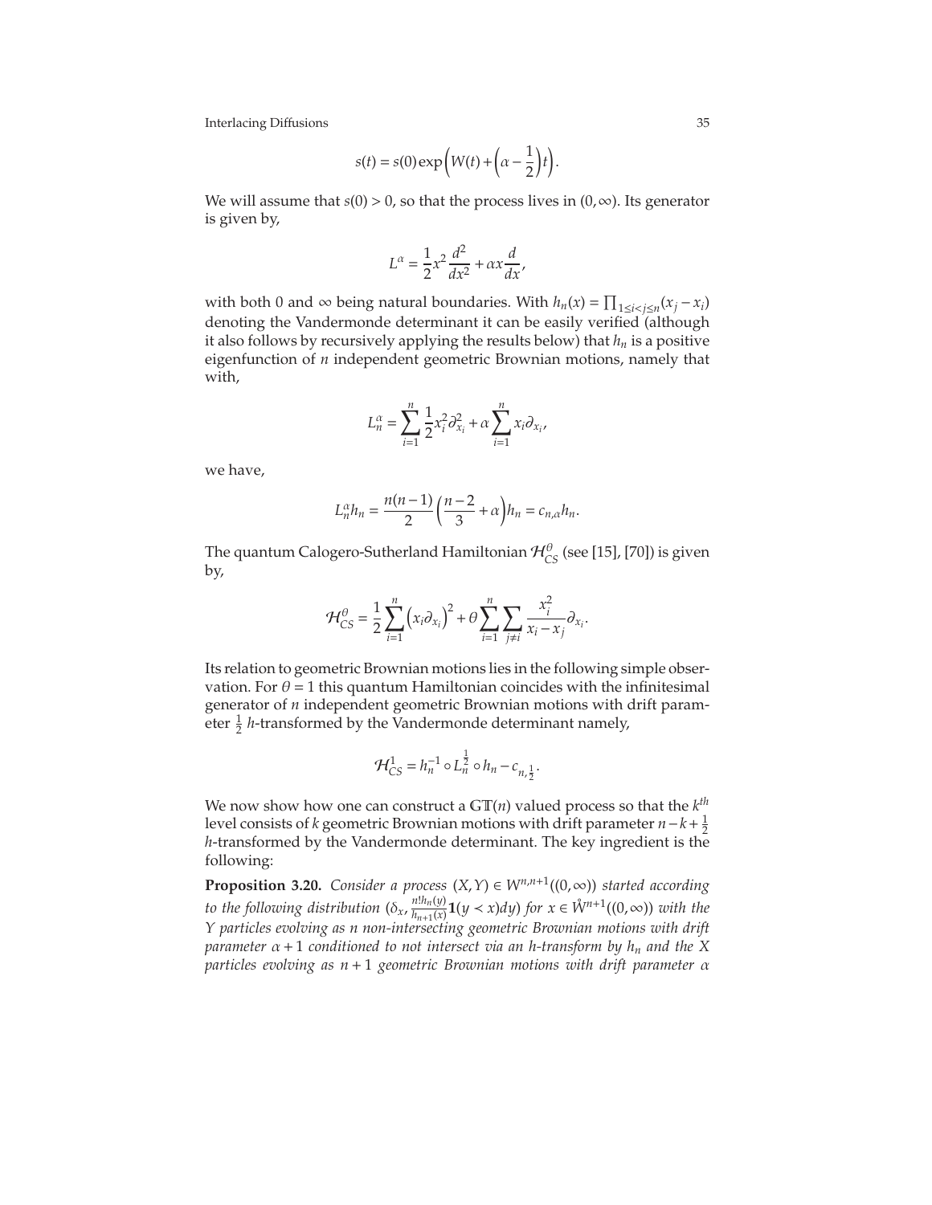$$s(t) = s(0)\exp\left(W(t) + \left(\alpha - \frac{1}{2}\right)t\right).$$

We will assume that $s(0) > 0$, so that the process lives in $(0, \infty)$. Its generator is given by,

$$L^{\alpha} = \frac{1}{2}x^2\frac{d^2}{dx^2} + \alpha x\frac{d}{dx},$$

with both 0 and $\infty$ being natural boundaries. With $h_n(x) = \prod_{1 \le i < j \le n}(x_j - x_i)$ denoting the Vandermonde determinant it can be easily verified (although it also follows by recursively applying the results below) that $h_n$ is a positive eigenfunction of $n$ independent geometric Brownian motions, namely that with,

$$L_n^{\alpha} = \sum_{i=1}^{n}\frac{1}{2}x_i^2\partial_{x_i}^2 + \alpha\sum_{i=1}^{n}x_i\partial_{x_i},$$

we have,

$$L_n^{\alpha}h_n = \frac{n(n-1)}{2}\left(\frac{n-2}{3} + \alpha\right)h_n = c_{n,\alpha}h_n.$$

The quantum Calogero-Sutherland Hamiltonian $\mathcal{H}_{CS}^{\theta}$ (see [15], [70]) is given by,

$$\mathcal{H}_{CS}^{\theta} = \frac{1}{2}\sum_{i=1}^{n}\left(x_i\partial_{x_i}\right)^2 + \theta\sum_{i=1}^{n}\sum_{j \ne i}\frac{x_i^2}{x_i - x_j}\partial_{x_i}.$$

Its relation to geometric Brownian motions lies in the following simple observation. For $\theta = 1$ this quantum Hamiltonian coincides with the infinitesimal generator of $n$ independent geometric Brownian motions with drift parameter $\frac{1}{2}$ $h$-transformed by the Vandermonde determinant namely,

$$\mathcal{H}_{CS}^{1} = h_n^{-1} \circ L_n^{\frac{1}{2}} \circ h_n - c_{n,\frac{1}{2}}.$$

We now show how one can construct a $\mathbb{GT}(n)$ valued process so that the $k^{th}$ level consists of $k$ geometric Brownian motions with drift parameter $n - k + \frac{1}{2}$ $h$-transformed by the Vandermonde determinant. The key ingredient is the following:

**Proposition 3.20.** *Consider a process $(X, Y) \in W^{n,n+1}((0,\infty))$ started according to the following distribution $(\delta_x, \frac{n!h_n(y)}{h_{n+1}(x)}\mathbf{1}(y \prec x)dy)$ for $x \in \mathring{W}^{n+1}((0,\infty))$ with the $Y$ particles evolving as $n$ non-intersecting geometric Brownian motions with drift parameter $\alpha + 1$ conditioned to not intersect via an $h$-transform by $h_n$ and the $X$ particles evolving as $n+1$ geometric Brownian motions with drift parameter $\alpha$*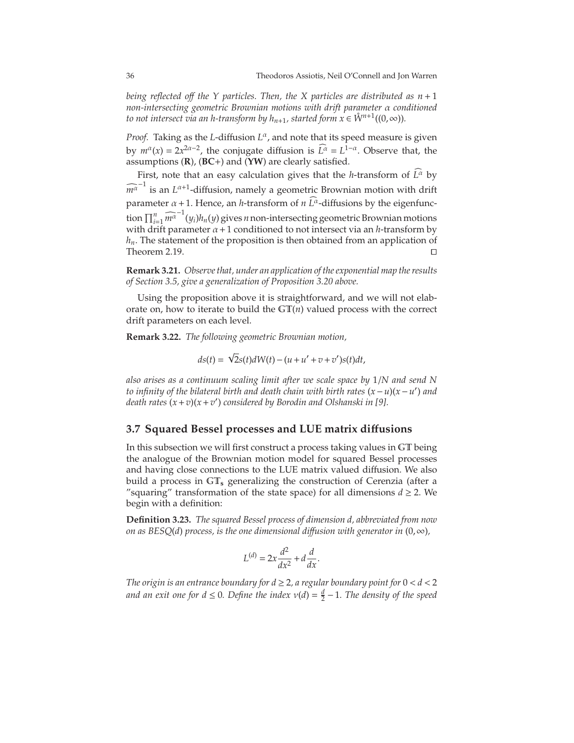*being reflected off the $Y$ particles. Then, the $X$ particles are distributed as $n+1$ non-intersecting geometric Brownian motions with drift parameter $\alpha$ conditioned to not intersect via an $h$-transform by $h_{n+1}$, started form $x \in \mathring{W}^{n+1}((0,\infty))$.*

*Proof.* Taking as the $L$-diffusion $L^{\alpha}$, and note that its speed measure is given by $m^{\alpha}(x) = 2x^{2\alpha-2}$, the conjugate diffusion is $\widehat{L^{\alpha}} = L^{1-\alpha}$. Observe that, the assumptions (**R**), (**BC**+) and (**YW**) are clearly satisfied.

First, note that an easy calculation gives that the $h$-transform of $\widehat{L^{\alpha}}$ by $\widehat{m^{\alpha}}^{-1}$ is an $L^{\alpha+1}$-diffusion, namely a geometric Brownian motion with drift parameter $\alpha+1$. Hence, an $h$-transform of $n$ $\widehat{L^{\alpha}}$-diffusions by the eigenfunction $\prod_{i=1}^{n} \widehat{m^{\alpha}}^{-1}(y_i) h_n(y)$ gives $n$ non-intersecting geometric Brownian motions with drift parameter $\alpha+1$ conditioned to not intersect via an $h$-transform by $h_n$. The statement of the proposition is then obtained from an application of Theorem 2.19. □

**Remark 3.21.** *Observe that, under an application of the exponential map the results of Section 3.5, give a generalization of Proposition 3.20 above.*

Using the proposition above it is straightforward, and we will not elaborate on, how to iterate to build the $\mathbb{GT}(n)$ valued process with the correct drift parameters on each level.

**Remark 3.22.** *The following geometric Brownian motion,*

$$ds(t) = \sqrt{2}s(t)dW(t) - (u+u'+v+v')s(t)dt,$$

*also arises as a continuum scaling limit after we scale space by $1/N$ and send $N$ to infinity of the bilateral birth and death chain with birth rates $(x-u)(x-u')$ and death rates $(x+v)(x+v')$ considered by Borodin and Olshanski in [9].*

## 3.7 Squared Bessel processes and LUE matrix diffusions

In this subsection we will first construct a process taking values in $\mathbb{GT}$ being the analogue of the Brownian motion model for squared Bessel processes and having close connections to the LUE matrix valued diffusion. We also build a process in $\mathbb{GT}_{\mathbf{s}}$ generalizing the construction of Cerenzia (after a "squaring" transformation of the state space) for all dimensions $d \geq 2$. We begin with a definition:

**Definition 3.23.** *The squared Bessel process of dimension $d$, abbreviated from now on as BESQ($d$) process, is the one dimensional diffusion with generator in $(0,\infty)$,*

$$L^{(d)} = 2x\frac{d^2}{dx^2} + d\frac{d}{dx}.$$

*The origin is an entrance boundary for $d \geq 2$, a regular boundary point for $0 < d < 2$ and an exit one for $d \leq 0$. Define the index $\nu(d) = \frac{d}{2} - 1$. The density of the speed*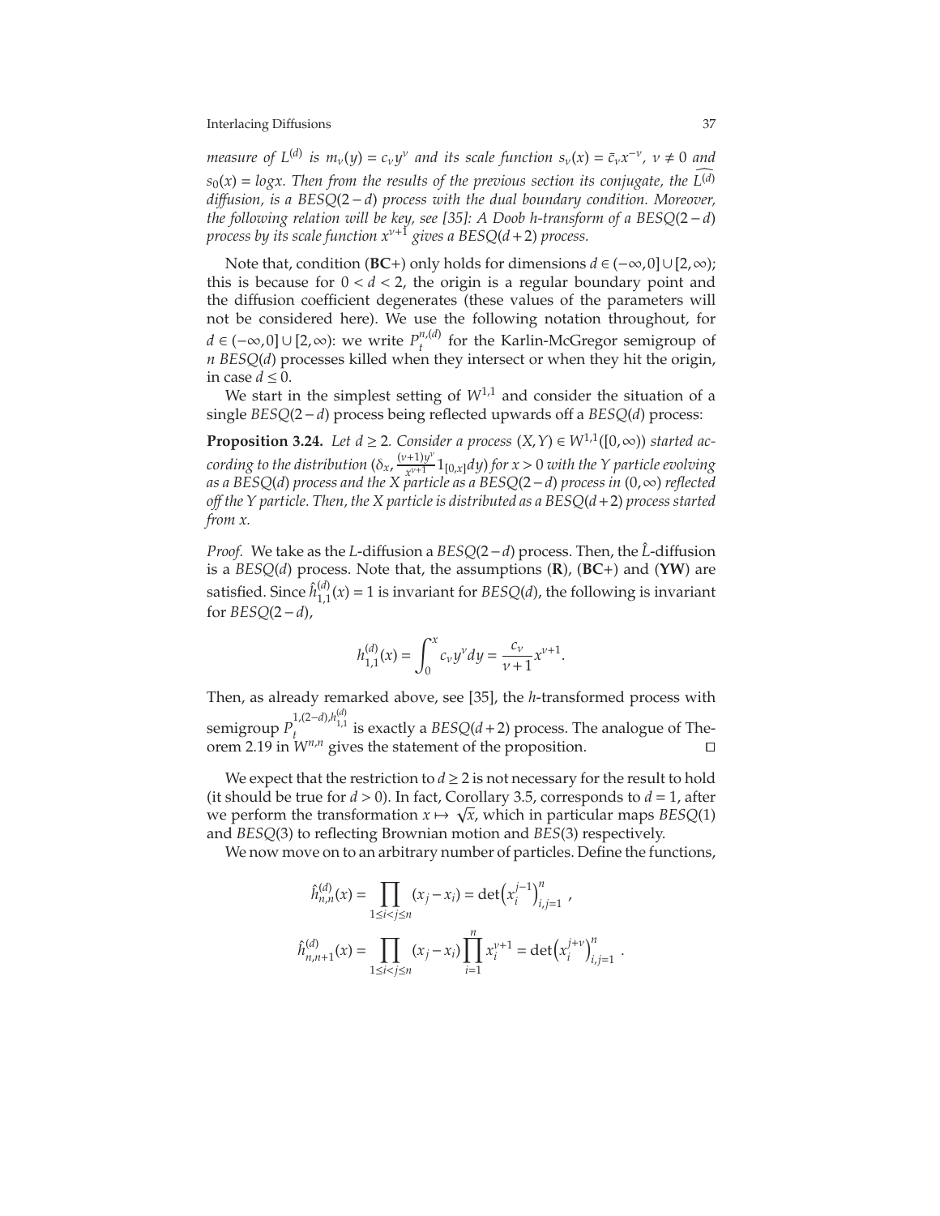*measure of $L^{(d)}$ is $m_\nu(y) = c_\nu y^\nu$ and its scale function $s_\nu(x) = \bar{c}_\nu x^{-\nu}$, $\nu \neq 0$ and $s_0(x) = \log x$. Then from the results of the previous section its conjugate, the $\widehat{L^{(d)}}$ diffusion, is a $BESQ(2-d)$ process with the dual boundary condition. Moreover, the following relation will be key, see [35]: A Doob h-transform of a $BESQ(2-d)$ process by its scale function $x^{\nu+1}$ gives a $BESQ(d+2)$ process.*

Note that, condition (**BC+**) only holds for dimensions $d \in (-\infty, 0] \cup [2, \infty)$; this is because for $0 < d < 2$, the origin is a regular boundary point and the diffusion coefficient degenerates (these values of the parameters will not be considered here). We use the following notation throughout, for $d \in (-\infty, 0] \cup [2, \infty)$: we write $P_t^{n,(d)}$ for the Karlin-McGregor semigroup of $n$ $BESQ(d)$ processes killed when they intersect or when they hit the origin, in case $d \leq 0$.

We start in the simplest setting of $W^{1,1}$ and consider the situation of a single $BESQ(2-d)$ process being reflected upwards off a $BESQ(d)$ process:

**Proposition 3.24.** *Let $d \geq 2$. Consider a process $(X, Y) \in W^{1,1}([0, \infty))$ started according to the distribution $(\delta_x, \frac{(\nu+1)y^\nu}{x^{\nu+1}} 1_{[0,x]} dy)$ for $x > 0$ with the $Y$ particle evolving as a $BESQ(d)$ process and the $X$ particle as a $BESQ(2-d)$ process in $(0, \infty)$ reflected off the $Y$ particle. Then, the $X$ particle is distributed as a $BESQ(d+2)$ process started from $x$.*

*Proof.* We take as the $L$-diffusion a $BESQ(2-d)$ process. Then, the $\hat{L}$-diffusion is a $BESQ(d)$ process. Note that, the assumptions (**R**), (**BC+**) and (**YW**) are satisfied. Since $\hat{h}_{1,1}^{(d)}(x) = 1$ is invariant for $BESQ(d)$, the following is invariant for $BESQ(2-d)$,

$$h_{1,1}^{(d)}(x) = \int_0^x c_\nu y^\nu dy = \frac{c_\nu}{\nu+1} x^{\nu+1}.$$

Then, as already remarked above, see [35], the $h$-transformed process with semigroup $P_t^{1,(2-d),h_{1,1}^{(d)}}$ is exactly a $BESQ(d+2)$ process. The analogue of Theorem 2.19 in $W^{n,n}$ gives the statement of the proposition. $\square$

We expect that the restriction to $d \geq 2$ is not necessary for the result to hold (it should be true for $d > 0$). In fact, Corollary 3.5, corresponds to $d = 1$, after we perform the transformation $x \mapsto \sqrt{x}$, which in particular maps $BESQ(1)$ and $BESQ(3)$ to reflecting Brownian motion and $BES(3)$ respectively.

We now move on to an arbitrary number of particles. Define the functions,

$$\hat{h}_{n,n}^{(d)}(x) = \prod_{1 \leq i < j \leq n} (x_j - x_i) = \det\left(x_i^{j-1}\right)_{i,j=1}^n,$$

$$\hat{h}_{n,n+1}^{(d)}(x) = \prod_{1 \leq i < j \leq n} (x_j - x_i) \prod_{i=1}^n x_i^{\nu+1} = \det\left(x_i^{j+\nu}\right)_{i,j=1}^n.$$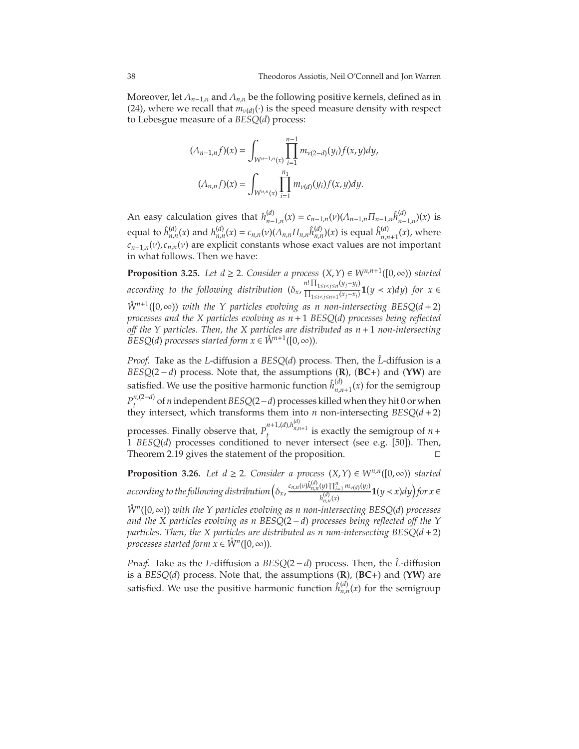Moreover, let $\Lambda_{n-1,n}$ and $\Lambda_{n,n}$ be the following positive kernels, defined as in (24), where we recall that $m_{\nu(d)}(\cdot)$ is the speed measure density with respect to Lebesgue measure of a $BESQ(d)$ process:

$$(\Lambda_{n-1,n}f)(x) = \int_{W^{n-1,n}(x)} \prod_{i=1}^{n-1} m_{\nu(2-d)}(y_i) f(x,y) dy,$$

$$(\Lambda_{n,n}f)(x) = \int_{W^{n,n}(x)} \prod_{i=1}^{n_1} m_{\nu(d)}(y_i) f(x,y) dy.$$

An easy calculation gives that $h^{(d)}_{n-1,n}(x) = c_{n-1,n}(\nu)(\Lambda_{n-1,n}\Pi_{n-1,n}\hat{h}^{(d)}_{n-1,n})(x)$ is equal to $\hat{h}^{(d)}_{n,n}(x)$ and $h^{(d)}_{n,n}(x) = c_{n,n}(\nu)(\Lambda_{n,n}\Pi_{n,n}\hat{h}^{(d)}_{n,n})(x)$ is equal $\hat{h}^{(d)}_{n,n+1}(x)$, where $c_{n-1,n}(\nu), c_{n,n}(\nu)$ are explicit constants whose exact values are not important in what follows. Then we have:

**Proposition 3.25.** *Let $d \geq 2$. Consider a process $(X,Y) \in W^{n,n+1}([0,\infty))$ started according to the following distribution $(\delta_x, \frac{n! \prod_{1\leq i<j\leq n}(y_j - y_i)}{\prod_{1\leq i<j\leq n+1}(x_j - x_i)} \mathbf{1}(y \prec x)dy)$ for $x \in \mathring{W}^{n+1}([0,\infty))$ with the $Y$ particles evolving as $n$ non-intersecting $BESQ(d+2)$ processes and the $X$ particles evolving as $n+1$ $BESQ(d)$ processes being reflected off the $Y$ particles. Then, the $X$ particles are distributed as $n+1$ non-intersecting $BESQ(d)$ processes started form $x \in \mathring{W}^{n+1}([0,\infty))$.*

*Proof.* Take as the $L$-diffusion a $BESQ(d)$ process. Then, the $\hat{L}$-diffusion is a $BESQ(2-d)$ process. Note that, the assumptions (**R**), (**BC**+) and (**YW**) are satisfied. We use the positive harmonic function $\hat{h}^{(d)}_{n,n+1}(x)$ for the semigroup $P^{n,(2-d)}_t$ of $n$ independent $BESQ(2-d)$ processes killed when they hit 0 or when they intersect, which transforms them into $n$ non-intersecting $BESQ(d+2)$ processes. Finally observe that, $P^{n+1,(d),h^{(d)}_{n,n+1}}_t$ is exactly the semigroup of $n+1$ $BESQ(d)$ processes conditioned to never intersect (see e.g. [50]). Then, Theorem 2.19 gives the statement of the proposition. □

**Proposition 3.26.** *Let $d \geq 2$. Consider a process $(X,Y) \in W^{n,n}([0,\infty))$ started according to the following distribution $\left(\delta_x, \frac{c_{n,n}(\nu)\hat{h}^{(d)}_{n,n}(y)\prod_{i=1}^{n} m_{\nu(d)}(y_i)}{h^{(d)}_{n,n}(x)} \mathbf{1}(y \prec x)dy\right)$ for $x \in \mathring{W}^{n}([0,\infty))$ with the $Y$ particles evolving as $n$ non-intersecting $BESQ(d)$ processes and the $X$ particles evolving as $n$ $BESQ(2-d)$ processes being reflected off the $Y$ particles. Then, the $X$ particles are distributed as $n$ non-intersecting $BESQ(d+2)$ processes started form $x \in \mathring{W}^{n}([0,\infty))$.*

*Proof.* Take as the $L$-diffusion a $BESQ(2-d)$ process. Then, the $\hat{L}$-diffusion is a $BESQ(d)$ process. Note that, the assumptions (**R**), (**BC**+) and (**YW**) are satisfied. We use the positive harmonic function $\hat{h}^{(d)}_{n,n}(x)$ for the semigroup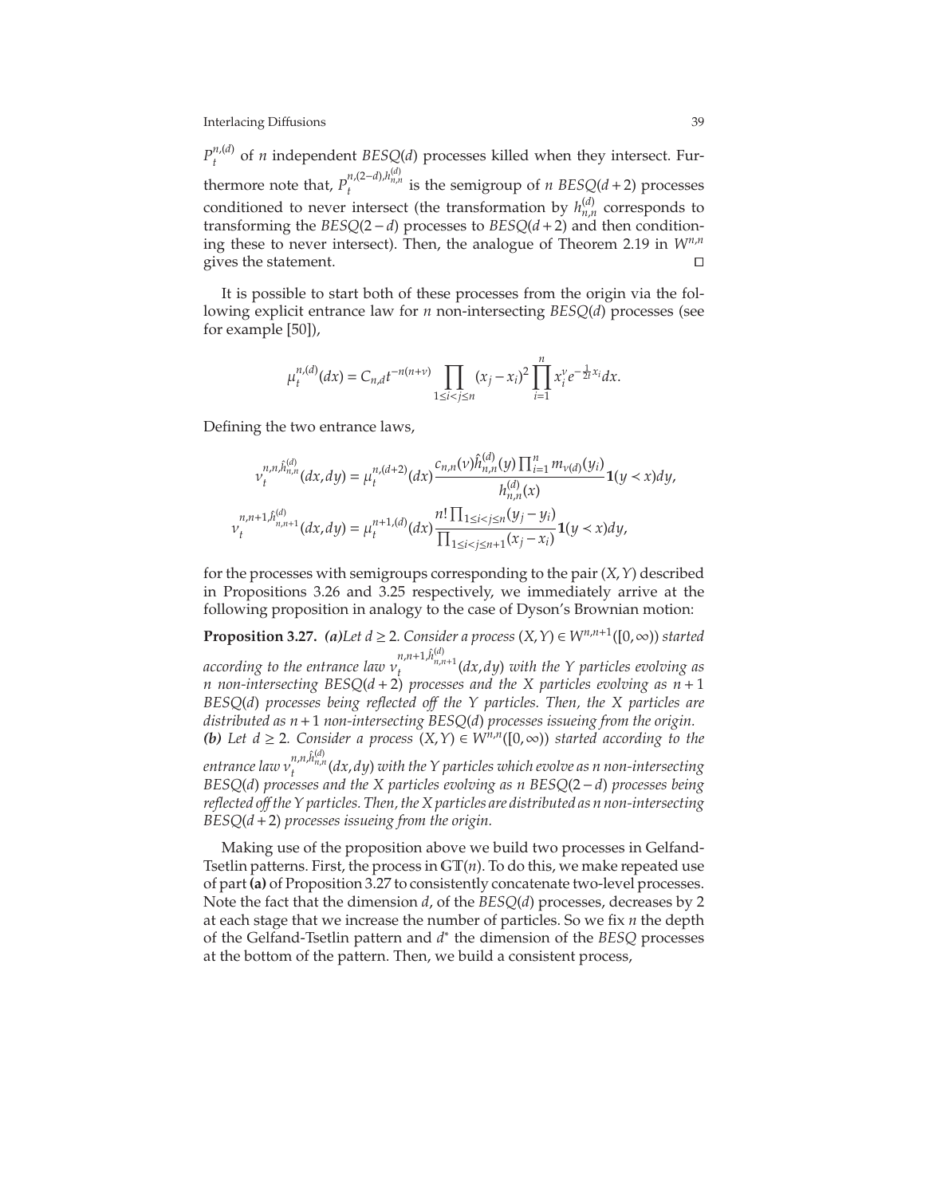$P_t^{n,(d)}$ of $n$ independent $BESQ(d)$ processes killed when they intersect. Furthermore note that, $P_t^{n,(2-d),h_{n,n}^{(d)}}$ is the semigroup of $n$ $BESQ(d+2)$ processes conditioned to never intersect (the transformation by $h_{n,n}^{(d)}$ corresponds to transforming the $BESQ(2-d)$ processes to $BESQ(d+2)$ and then conditioning these to never intersect). Then, the analogue of Theorem 2.19 in $W^{n,n}$ gives the statement. □

It is possible to start both of these processes from the origin via the following explicit entrance law for $n$ non-intersecting $BESQ(d)$ processes (see for example [50]),

$$\mu_t^{n,(d)}(dx) = C_{n,d} t^{-n(n+\nu)} \prod_{1\le i<j\le n} (x_j - x_i)^2 \prod_{i=1}^{n} x_i^{\nu} e^{-\frac{1}{2t}x_i} dx.$$

Defining the two entrance laws,

$$\nu_t^{n,n,\hat{h}_{n,n}^{(d)}}(dx,dy) = \mu_t^{n,(d+2)}(dx) \frac{c_{n,n}(\nu)\hat{h}_{n,n}^{(d)}(y)\prod_{i=1}^{n} m_{\nu(d)}(y_i)}{h_{n,n}^{(d)}(x)} \mathbf{1}(y \prec x) dy,$$

$$\nu_t^{n,n+1,\hat{h}_{n,n+1}^{(d)}}(dx,dy) = \mu_t^{n+1,(d)}(dx) \frac{n! \prod_{1\le i<j\le n}(y_j - y_i)}{\prod_{1\le i<j\le n+1}(x_j - x_i)} \mathbf{1}(y \prec x) dy,$$

for the processes with semigroups corresponding to the pair $(X,Y)$ described in Propositions 3.26 and 3.25 respectively, we immediately arrive at the following proposition in analogy to the case of Dyson's Brownian motion:

**Proposition 3.27.** ***(a)*** *Let $d \ge 2$. Consider a process $(X,Y) \in W^{n,n+1}([0,\infty))$ started according to the entrance law $\nu_t^{n,n+1,\hat{h}_{n,n+1}^{(d)}}(dx,dy)$ with the $Y$ particles evolving as $n$ non-intersecting $BESQ(d+2)$ processes and the $X$ particles evolving as $n+1$ $BESQ(d)$ processes being reflected off the $Y$ particles. Then, the $X$ particles are distributed as $n+1$ non-intersecting $BESQ(d)$ processes issueing from the origin.*
***(b)*** *Let $d \ge 2$. Consider a process $(X,Y) \in W^{n,n}([0,\infty))$ started according to the entrance law $\nu_t^{n,n,\hat{h}_{n,n}^{(d)}}(dx,dy)$ with the $Y$ particles which evolve as $n$ non-intersecting $BESQ(d)$ processes and the $X$ particles evolving as $n$ $BESQ(2-d)$ processes being reflected off the $Y$ particles. Then, the $X$ particles are distributed as $n$ non-intersecting $BESQ(d+2)$ processes issueing from the origin.*

Making use of the proposition above we build two processes in Gelfand-Tsetlin patterns. First, the process in $\mathbb{GT}(n)$. To do this, we make repeated use of part **(a)** of Proposition 3.27 to consistently concatenate two-level processes. Note the fact that the dimension $d$, of the $BESQ(d)$ processes, decreases by 2 at each stage that we increase the number of particles. So we fix $n$ the depth of the Gelfand-Tsetlin pattern and $d^*$ the dimension of the $BESQ$ processes at the bottom of the pattern. Then, we build a consistent process,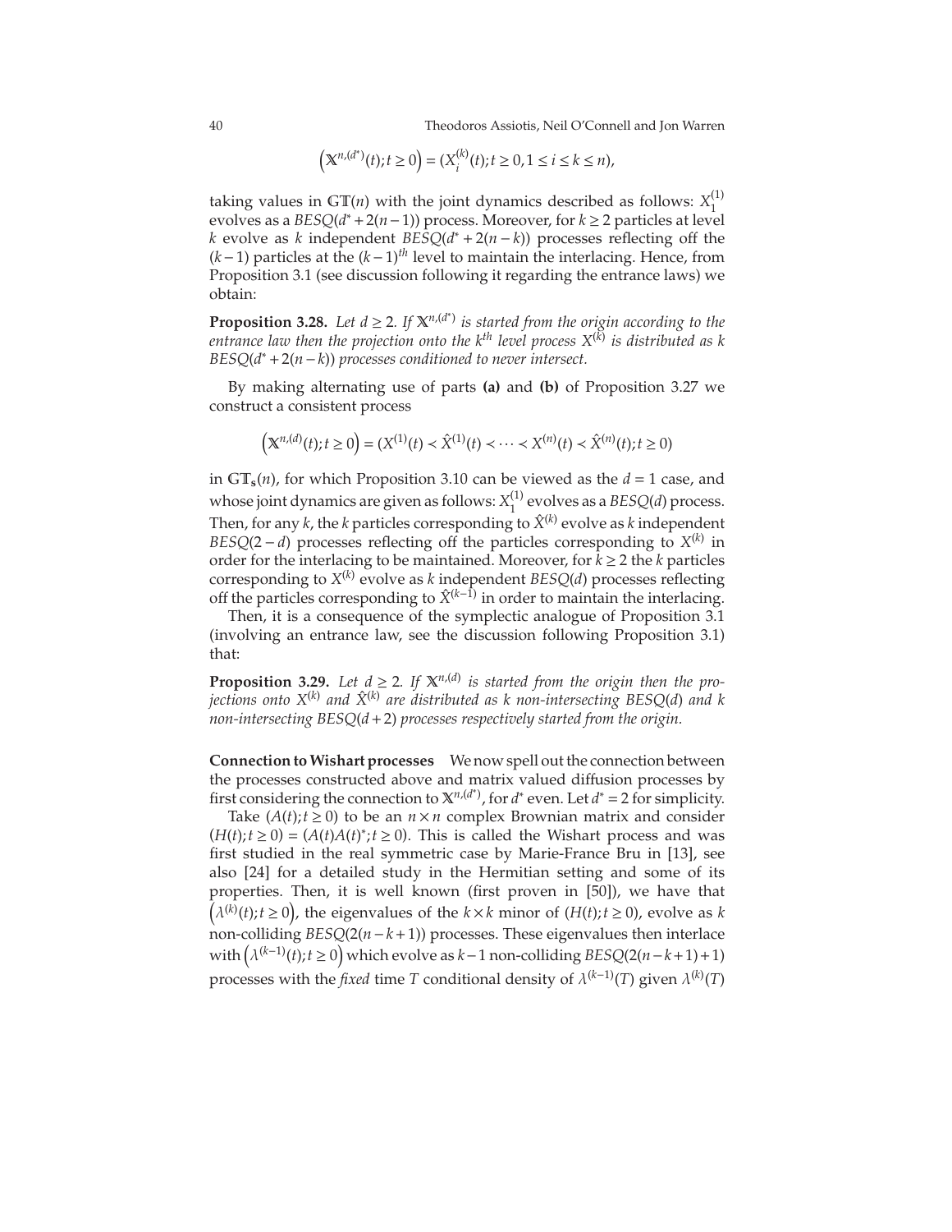$$\left(\mathbb{X}^{n,(d^*)}(t);t\geq 0\right)=(X_i^{(k)}(t);t\geq 0,1\leq i\leq k\leq n),$$

taking values in $\mathbb{GT}(n)$ with the joint dynamics described as follows: $X_1^{(1)}$ evolves as a $BESQ(d^*+2(n-1))$ process. Moreover, for $k\geq 2$ particles at level $k$ evolve as $k$ independent $BESQ(d^*+2(n-k))$ processes reflecting off the $(k-1)$ particles at the $(k-1)^{th}$ level to maintain the interlacing. Hence, from Proposition 3.1 (see discussion following it regarding the entrance laws) we obtain:

**Proposition 3.28.** *Let $d\geq 2$. If $\mathbb{X}^{n,(d^*)}$ is started from the origin according to the entrance law then the projection onto the $k^{th}$ level process $X^{(k)}$ is distributed as $k$ $BESQ(d^*+2(n-k))$ processes conditioned to never intersect.*

By making alternating use of parts **(a)** and **(b)** of Proposition 3.27 we construct a consistent process

$$\left(\mathbb{X}^{n,(d)}(t);t\geq 0\right)=(X^{(1)}(t)\prec\hat{X}^{(1)}(t)\prec\cdots\prec X^{(n)}(t)\prec\hat{X}^{(n)}(t);t\geq 0)$$

in $\mathbb{GT}_{\mathbf{s}}(n)$, for which Proposition 3.10 can be viewed as the $d=1$ case, and whose joint dynamics are given as follows: $X_1^{(1)}$ evolves as a $BESQ(d)$ process. Then, for any $k$, the $k$ particles corresponding to $\hat{X}^{(k)}$ evolve as $k$ independent $BESQ(2-d)$ processes reflecting off the particles corresponding to $X^{(k)}$ in order for the interlacing to be maintained. Moreover, for $k\geq 2$ the $k$ particles corresponding to $X^{(k)}$ evolve as $k$ independent $BESQ(d)$ processes reflecting off the particles corresponding to $\hat{X}^{(k-1)}$ in order to maintain the interlacing.

Then, it is a consequence of the symplectic analogue of Proposition 3.1 (involving an entrance law, see the discussion following Proposition 3.1) that:

**Proposition 3.29.** *Let $d\geq 2$. If $\mathbb{X}^{n,(d)}$ is started from the origin then the projections onto $X^{(k)}$ and $\hat{X}^{(k)}$ are distributed as $k$ non-intersecting $BESQ(d)$ and $k$ non-intersecting $BESQ(d+2)$ processes respectively started from the origin.*

**Connection to Wishart processes** We now spell out the connection between the processes constructed above and matrix valued diffusion processes by first considering the connection to $\mathbb{X}^{n,(d^*)}$, for $d^*$ even. Let $d^*=2$ for simplicity.

Take $(A(t);t\geq 0)$ to be an $n\times n$ complex Brownian matrix and consider $(H(t);t\geq 0)=(A(t)A(t)^*;t\geq 0)$. This is called the Wishart process and was first studied in the real symmetric case by Marie-France Bru in [13], see also [24] for a detailed study in the Hermitian setting and some of its properties. Then, it is well known (first proven in [50]), we have that $\left(\lambda^{(k)}(t);t\geq 0\right)$, the eigenvalues of the $k\times k$ minor of $(H(t);t\geq 0)$, evolve as $k$ non-colliding $BESQ(2(n-k+1))$ processes. These eigenvalues then interlace with $\left(\lambda^{(k-1)}(t);t\geq 0\right)$ which evolve as $k-1$ non-colliding $BESQ(2(n-k+1)+1)$ processes with the *fixed* time $T$ conditional density of $\lambda^{(k-1)}(T)$ given $\lambda^{(k)}(T)$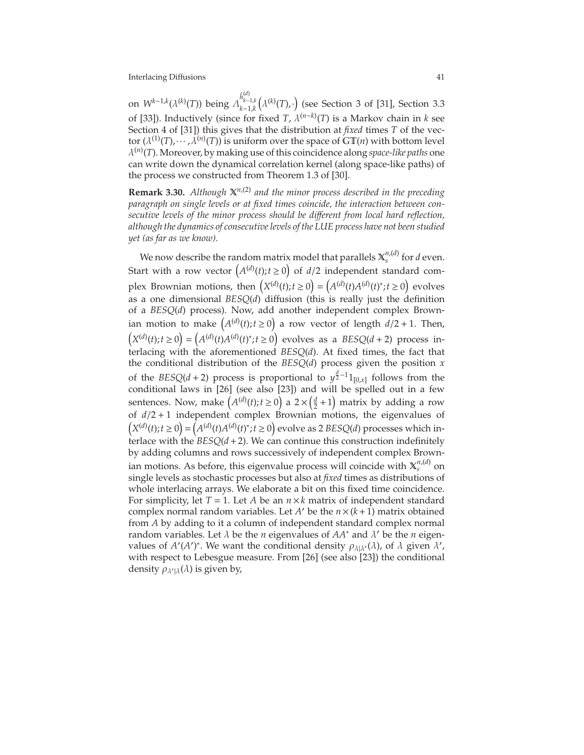on $W^{k-1,k}(\lambda^{(k)}(T))$ being $\Lambda_{k-1,k}^{\hat{h}_{k-1,k}^{(d)}}\left(\lambda^{(k)}(T),\cdot\right)$ (see Section 3 of [31], Section 3.3 of [33]). Inductively (since for fixed $T$, $\lambda^{(n-k)}(T)$ is a Markov chain in $k$ see Section 4 of [31]) this gives that the distribution at *fixed* times $T$ of the vector $(\lambda^{(1)}(T),\cdots,\lambda^{(n)}(T))$ is uniform over the space of $\mathbb{GT}(n)$ with bottom level $\lambda^{(n)}(T)$. Moreover, by making use of this coincidence along *space-like paths* one can write down the dynamical correlation kernel (along space-like paths) of the process we constructed from Theorem 1.3 of [30].

**Remark 3.30.** *Although $\mathbb{X}^{n,(2)}$ and the minor process described in the preceding paragraph on single levels or at fixed times coincide, the interaction between consecutive levels of the minor process should be different from local hard reflection, although the dynamics of consecutive levels of the LUE process have not been studied yet (as far as we know).*

We now describe the random matrix model that parallels $\mathbb{X}_s^{n,(d)}$ for $d$ even. Start with a row vector $\left(A^{(d)}(t);t\geq 0\right)$ of $d/2$ independent standard complex Brownian motions, then $\left(X^{(d)}(t);t\geq 0\right)=\left(A^{(d)}(t)A^{(d)}(t)^*;t\geq 0\right)$ evolves as a one dimensional $BESQ(d)$ diffusion (this is really just the definition of a $BESQ(d)$ process). Now, add another independent complex Brownian motion to make $\left(A^{(d)}(t);t\geq 0\right)$ a row vector of length $d/2+1$. Then, $\left(X^{(d)}(t);t\geq 0\right)=\left(A^{(d)}(t)A^{(d)}(t)^*;t\geq 0\right)$ evolves as a $BESQ(d+2)$ process interlacing with the aforementioned $BESQ(d)$. At fixed times, the fact that the conditional distribution of the $BESQ(d)$ process given the position $x$ of the $BESQ(d+2)$ process is proportional to $y^{\frac{d}{2}-1}1_{[0,x]}$ follows from the conditional laws in [26] (see also [23]) and will be spelled out in a few sentences. Now, make $\left(A^{(d)}(t);t\geq 0\right)$ a $2\times\left(\frac{d}{2}+1\right)$ matrix by adding a row of $d/2+1$ independent complex Brownian motions, the eigenvalues of $\left(X^{(d)}(t);t\geq 0\right)=\left(A^{(d)}(t)A^{(d)}(t)^*;t\geq 0\right)$ evolve as 2 $BESQ(d)$ processes which interlace with the $BESQ(d+2)$. We can continue this construction indefinitely by adding columns and rows successively of independent complex Brownian motions. As before, this eigenvalue process will coincide with $\mathbb{X}_s^{n,(d)}$ on single levels as stochastic processes but also at *fixed* times as distributions of whole interlacing arrays. We elaborate a bit on this fixed time coincidence. For simplicity, let $T=1$. Let $A$ be an $n\times k$ matrix of independent standard complex normal random variables. Let $A'$ be the $n\times(k+1)$ matrix obtained from $A$ by adding to it a column of independent standard complex normal random variables. Let $\lambda$ be the $n$ eigenvalues of $AA^*$ and $\lambda'$ be the $n$ eigenvalues of $A'(A')^*$. We want the conditional density $\rho_{\lambda|\lambda'}(\lambda)$, of $\lambda$ given $\lambda'$, with respect to Lebesgue measure. From [26] (see also [23]) the conditional density $\rho_{\lambda'|\lambda}(\lambda)$ is given by,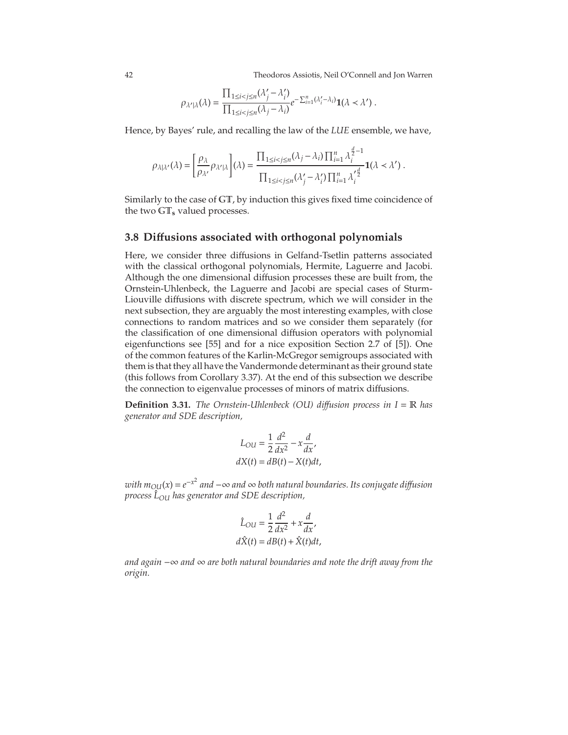$$\rho_{\lambda'|\lambda}(\lambda) = \frac{\prod_{1 \le i < j \le n} (\lambda'_j - \lambda'_i)}{\prod_{1 \le i < j \le n} (\lambda_j - \lambda_i)} e^{-\sum_{i=1}^n (\lambda'_i - \lambda_i)} \mathbf{1}(\lambda \prec \lambda') \, .$$

Hence, by Bayes' rule, and recalling the law of the *LUE* ensemble, we have,

$$\rho_{\lambda|\lambda'}(\lambda) = \left[ \frac{\rho_\lambda}{\rho_{\lambda'}} \rho_{\lambda'|\lambda} \right](\lambda) = \frac{\prod_{1 \le i < j \le n} (\lambda_j - \lambda_i) \prod_{i=1}^n \lambda_i^{\frac{d}{2}-1}}{\prod_{1 \le i < j \le n} (\lambda'_j - \lambda'_i) \prod_{i=1}^n \lambda_i'^{\frac{d}{2}}} \mathbf{1}(\lambda \prec \lambda') \, .$$

Similarly to the case of $\mathbb{GT}$, by induction this gives fixed time coincidence of the two $\mathbb{GT}_\mathbf{s}$ valued processes.

## 3.8 Diffusions associated with orthogonal polynomials

Here, we consider three diffusions in Gelfand-Tsetlin patterns associated with the classical orthogonal polynomials, Hermite, Laguerre and Jacobi. Although the one dimensional diffusion processes these are built from, the Ornstein-Uhlenbeck, the Laguerre and Jacobi are special cases of Sturm-Liouville diffusions with discrete spectrum, which we will consider in the next subsection, they are arguably the most interesting examples, with close connections to random matrices and so we consider them separately (for the classification of one dimensional diffusion operators with polynomial eigenfunctions see [55] and for a nice exposition Section 2.7 of [5]). One of the common features of the Karlin-McGregor semigroups associated with them is that they all have the Vandermonde determinant as their ground state (this follows from Corollary 3.37). At the end of this subsection we describe the connection to eigenvalue processes of minors of matrix diffusions.

**Definition 3.31.** *The Ornstein-Uhlenbeck (OU) diffusion process in $I = \mathbb{R}$ has generator and SDE description,*

$$L_{OU} = \frac{1}{2} \frac{d^2}{dx^2} - x \frac{d}{dx},$$
$$dX(t) = dB(t) - X(t)dt,$$

*with $m_{OU}(x) = e^{-x^2}$ and $-\infty$ and $\infty$ both natural boundaries. Its conjugate diffusion process $\hat{L}_{OU}$ has generator and SDE description,*

$$\hat{L}_{OU} = \frac{1}{2} \frac{d^2}{dx^2} + x \frac{d}{dx},$$
$$d\hat{X}(t) = dB(t) + \hat{X}(t)dt,$$

*and again $-\infty$ and $\infty$ are both natural boundaries and note the drift away from the origin.*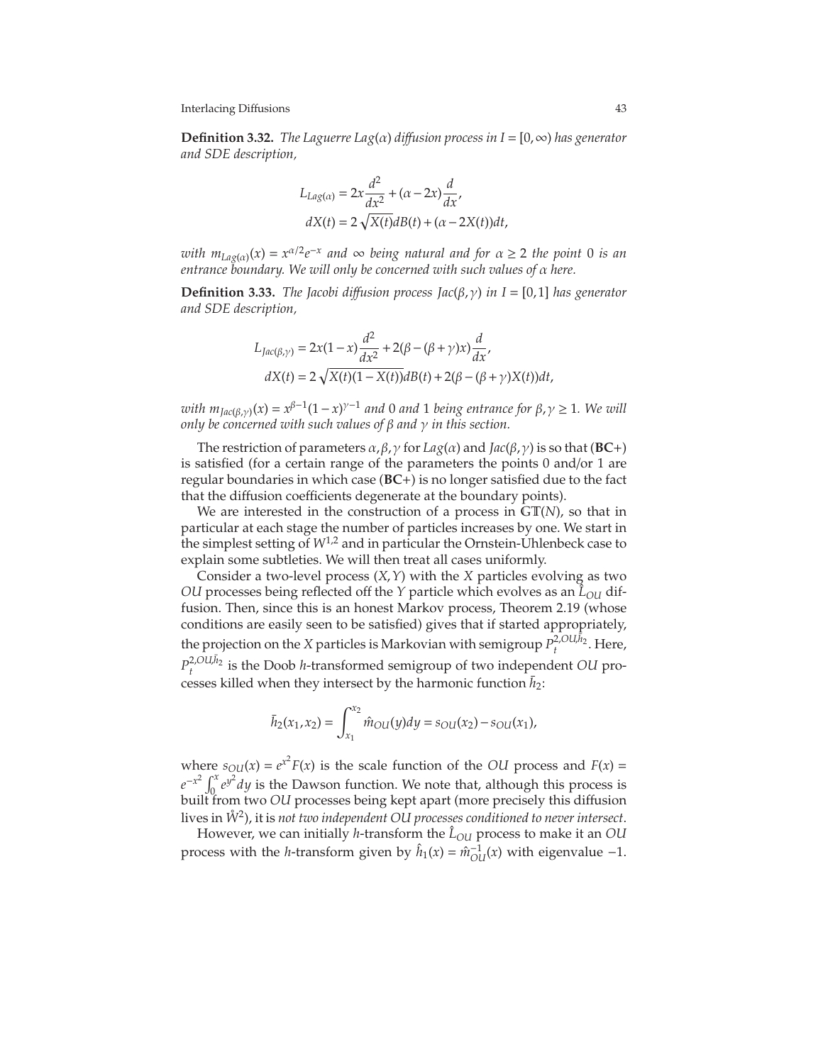**Definition 3.32.** *The Laguerre $Lag(\alpha)$ diffusion process in $I = [0,\infty)$ has generator and SDE description,*

$$
\begin{aligned}
L_{Lag(\alpha)} &= 2x\frac{d^2}{dx^2} + (\alpha - 2x)\frac{d}{dx}, \\
dX(t) &= 2\sqrt{X(t)}dB(t) + (\alpha - 2X(t))dt,
\end{aligned}
$$

*with $m_{Lag(\alpha)}(x) = x^{\alpha/2}e^{-x}$ and $\infty$ being natural and for $\alpha \geq 2$ the point $0$ is an entrance boundary. We will only be concerned with such values of $\alpha$ here.*

**Definition 3.33.** *The Jacobi diffusion process $Jac(\beta,\gamma)$ in $I = [0,1]$ has generator and SDE description,*

$$
\begin{aligned}
L_{Jac(\beta,\gamma)} &= 2x(1-x)\frac{d^2}{dx^2} + 2(\beta - (\beta+\gamma)x)\frac{d}{dx}, \\
dX(t) &= 2\sqrt{X(t)(1-X(t))}dB(t) + 2(\beta - (\beta+\gamma)X(t))dt,
\end{aligned}
$$

*with $m_{Jac(\beta,\gamma)}(x) = x^{\beta-1}(1-x)^{\gamma-1}$ and $0$ and $1$ being entrance for $\beta,\gamma \geq 1$. We will only be concerned with such values of $\beta$ and $\gamma$ in this section.*

The restriction of parameters $\alpha,\beta,\gamma$ for $Lag(\alpha)$ and $Jac(\beta,\gamma)$ is so that (**BC**+) is satisfied (for a certain range of the parameters the points $0$ and/or $1$ are regular boundaries in which case (**BC**+) is no longer satisfied due to the fact that the diffusion coefficients degenerate at the boundary points).

We are interested in the construction of a process in $\mathbb{GT}(N)$, so that in particular at each stage the number of particles increases by one. We start in the simplest setting of $W^{1,2}$ and in particular the Ornstein-Uhlenbeck case to explain some subtleties. We will then treat all cases uniformly.

Consider a two-level process $(X,Y)$ with the $X$ particles evolving as two $OU$ processes being reflected off the $Y$ particle which evolves as an $\hat{L}_{OU}$ diffusion. Then, since this is an honest Markov process, Theorem 2.19 (whose conditions are easily seen to be satisfied) gives that if started appropriately, the projection on the $X$ particles is Markovian with semigroup $P_t^{2,OU,\bar{h}_2}$. Here, $P_t^{2,OU,\bar{h}_2}$ is the Doob $h$-transformed semigroup of two independent $OU$ processes killed when they intersect by the harmonic function $\bar{h}_2$:

$$
\bar{h}_2(x_1,x_2) = \int_{x_1}^{x_2} \hat{m}_{OU}(y)dy = s_{OU}(x_2) - s_{OU}(x_1),
$$

where $s_{OU}(x) = e^{x^2}F(x)$ is the scale function of the $OU$ process and $F(x) = e^{-x^2}\int_0^x e^{y^2}dy$ is the Dawson function. We note that, although this process is built from two $OU$ processes being kept apart (more precisely this diffusion lives in $\mathring{W}^2$), it is *not two independent OU processes conditioned to never intersect*.

However, we can initially $h$-transform the $\hat{L}_{OU}$ process to make it an $OU$ process with the $h$-transform given by $\hat{h}_1(x) = \hat{m}_{OU}^{-1}(x)$ with eigenvalue $-1$.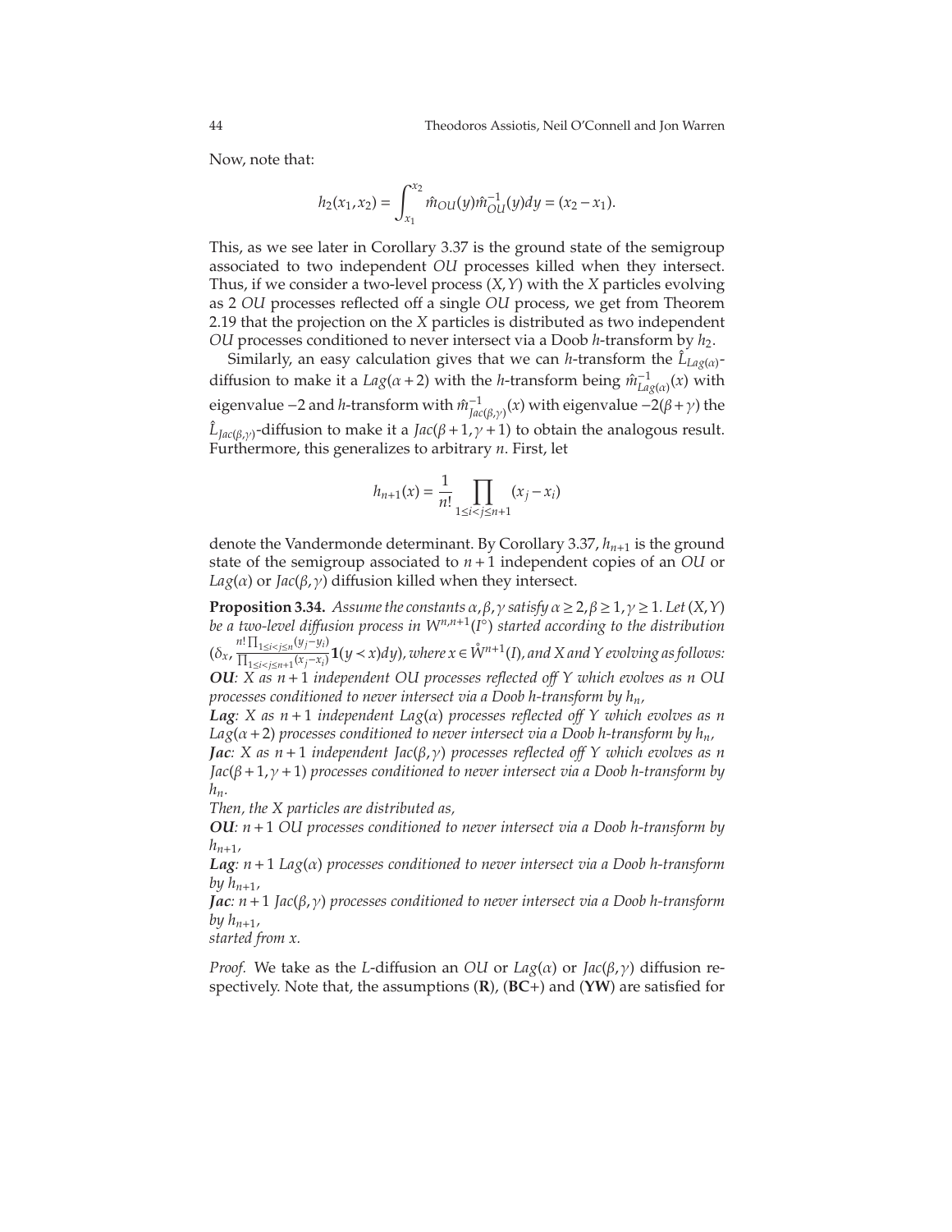Now, note that:

$$h_2(x_1, x_2) = \int_{x_1}^{x_2} \hat{m}_{OU}(y)\hat{m}_{OU}^{-1}(y)dy = (x_2 - x_1).$$

This, as we see later in Corollary 3.37 is the ground state of the semigroup associated to two independent *OU* processes killed when they intersect. Thus, if we consider a two-level process $(X, Y)$ with the $X$ particles evolving as 2 *OU* processes reflected off a single *OU* process, we get from Theorem 2.19 that the projection on the $X$ particles is distributed as two independent *OU* processes conditioned to never intersect via a Doob $h$-transform by $h_2$.

Similarly, an easy calculation gives that we can $h$-transform the $\hat{L}_{Lag(\alpha)}$-diffusion to make it a $Lag(\alpha + 2)$ with the $h$-transform being $\hat{m}_{Lag(\alpha)}^{-1}(x)$ with eigenvalue $-2$ and $h$-transform with $\hat{m}_{Jac(\beta,\gamma)}^{-1}(x)$ with eigenvalue $-2(\beta+\gamma)$ the $\hat{L}_{Jac(\beta,\gamma)}$-diffusion to make it a $Jac(\beta + 1, \gamma + 1)$ to obtain the analogous result. Furthermore, this generalizes to arbitrary $n$. First, let

$$h_{n+1}(x) = \frac{1}{n!} \prod_{1 \le i < j \le n+1} (x_j - x_i)$$

denote the Vandermonde determinant. By Corollary 3.37, $h_{n+1}$ is the ground state of the semigroup associated to $n+1$ independent copies of an *OU* or $Lag(\alpha)$ or $Jac(\beta, \gamma)$ diffusion killed when they intersect.

**Proposition 3.34.** *Assume the constants $\alpha, \beta, \gamma$ satisfy $\alpha \ge 2, \beta \ge 1, \gamma \ge 1$. Let $(X, Y)$ be a two-level diffusion process in $W^{n,n+1}(I^\circ)$ started according to the distribution $(\delta_x, \frac{n! \prod_{1 \le i < j \le n}(y_j - y_i)}{\prod_{1 \le i < j \le n+1}(x_j - x_i)} \mathbf{1}(y \prec x)dy)$, where $x \in \mathring{W}^{n+1}(I)$, and $X$ and $Y$ evolving as follows:*
***OU**: $X$ as $n+1$ independent OU processes reflected off $Y$ which evolves as $n$ OU processes conditioned to never intersect via a Doob h-transform by $h_n$,*
***Lag**: $X$ as $n+1$ independent $Lag(\alpha)$ processes reflected off $Y$ which evolves as $n$ $Lag(\alpha + 2)$ processes conditioned to never intersect via a Doob h-transform by $h_n$,*
***Jac**: $X$ as $n+1$ independent $Jac(\beta, \gamma)$ processes reflected off $Y$ which evolves as $n$ $Jac(\beta + 1, \gamma + 1)$ processes conditioned to never intersect via a Doob h-transform by $h_n$.*
*Then, the $X$ particles are distributed as,*
***OU**: $n+1$ OU processes conditioned to never intersect via a Doob h-transform by $h_{n+1}$,*
***Lag**: $n+1$ $Lag(\alpha)$ processes conditioned to never intersect via a Doob h-transform by $h_{n+1}$,*
***Jac**: $n+1$ $Jac(\beta, \gamma)$ processes conditioned to never intersect via a Doob h-transform by $h_{n+1}$,*
*started from $x$.*

*Proof.* We take as the $L$-diffusion an *OU* or $Lag(\alpha)$ or $Jac(\beta, \gamma)$ diffusion respectively. Note that, the assumptions (**R**), (**BC+**) and (**YW**) are satisfied for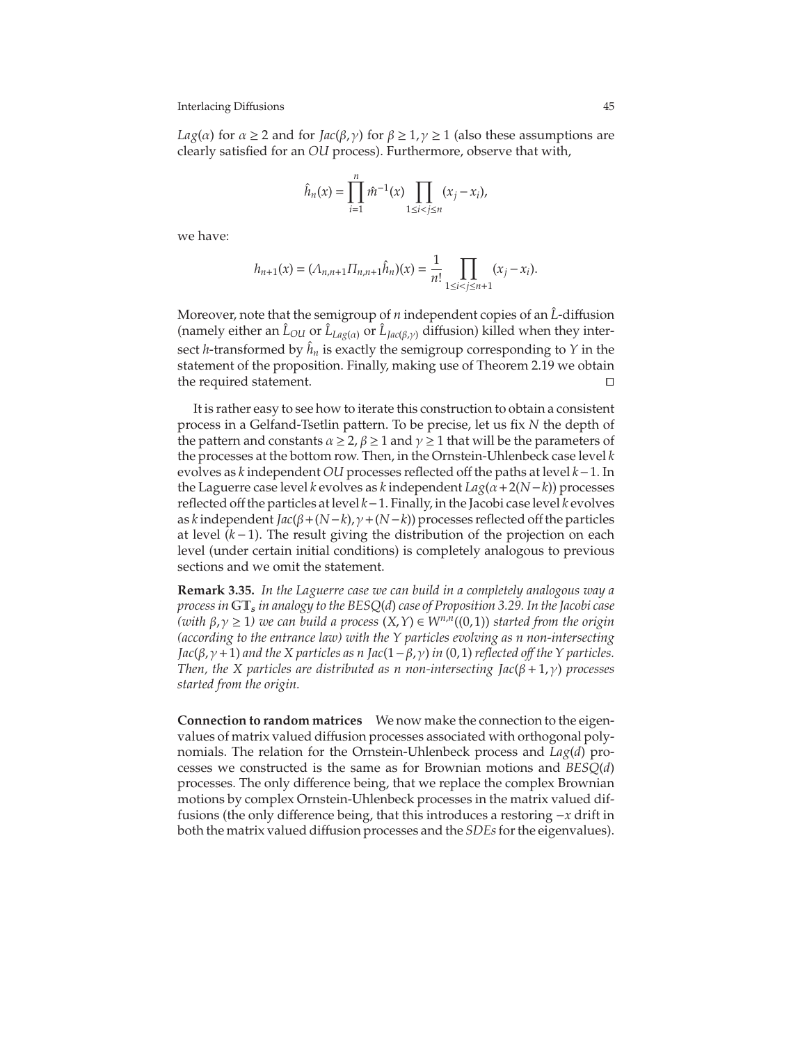$Lag(\alpha)$ for $\alpha \geq 2$ and for $Jac(\beta,\gamma)$ for $\beta \geq 1, \gamma \geq 1$ (also these assumptions are clearly satisfied for an *OU* process). Furthermore, observe that with,

$$\hat{h}_n(x) = \prod_{i=1}^{n} \hat{m}^{-1}(x) \prod_{1 \leq i < j \leq n} (x_j - x_i),$$

we have:

$$h_{n+1}(x) = (\Lambda_{n,n+1} \Pi_{n,n+1} \hat{h}_n)(x) = \frac{1}{n!} \prod_{1 \leq i < j \leq n+1} (x_j - x_i).$$

Moreover, note that the semigroup of $n$ independent copies of an $\hat{L}$-diffusion (namely either an $\hat{L}_{OU}$ or $\hat{L}_{Lag(\alpha)}$ or $\hat{L}_{Jac(\beta,\gamma)}$ diffusion) killed when they intersect $h$-transformed by $\hat{h}_n$ is exactly the semigroup corresponding to $Y$ in the statement of the proposition. Finally, making use of Theorem 2.19 we obtain the required statement. □

It is rather easy to see how to iterate this construction to obtain a consistent process in a Gelfand-Tsetlin pattern. To be precise, let us fix $N$ the depth of the pattern and constants $\alpha \geq 2$, $\beta \geq 1$ and $\gamma \geq 1$ that will be the parameters of the processes at the bottom row. Then, in the Ornstein-Uhlenbeck case level $k$ evolves as $k$ independent *OU* processes reflected off the paths at level $k-1$. In the Laguerre case level $k$ evolves as $k$ independent $Lag(\alpha + 2(N-k))$ processes reflected off the particles at level $k-1$. Finally, in the Jacobi case level $k$ evolves as $k$ independent $Jac(\beta + (N-k), \gamma + (N-k))$ processes reflected off the particles at level $(k-1)$. The result giving the distribution of the projection on each level (under certain initial conditions) is completely analogous to previous sections and we omit the statement.

**Remark 3.35.** *In the Laguerre case we can build in a completely analogous way a process in $\mathbb{GT}_s$ in analogy to the $BESQ(d)$ case of Proposition 3.29. In the Jacobi case (with $\beta, \gamma \geq 1$) we can build a process $(X,Y) \in W^{n,n}((0,1))$ started from the origin (according to the entrance law) with the $Y$ particles evolving as $n$ non-intersecting $Jac(\beta, \gamma+1)$ and the $X$ particles as $n$ $Jac(1-\beta, \gamma)$ in $(0,1)$ reflected off the $Y$ particles. Then, the $X$ particles are distributed as $n$ non-intersecting $Jac(\beta+1, \gamma)$ processes started from the origin.*

**Connection to random matrices** We now make the connection to the eigenvalues of matrix valued diffusion processes associated with orthogonal polynomials. The relation for the Ornstein-Uhlenbeck process and $Lag(d)$ processes we constructed is the same as for Brownian motions and $BESQ(d)$ processes. The only difference being, that we replace the complex Brownian motions by complex Ornstein-Uhlenbeck processes in the matrix valued diffusions (the only difference being, that this introduces a restoring $-x$ drift in both the matrix valued diffusion processes and the *SDEs* for the eigenvalues).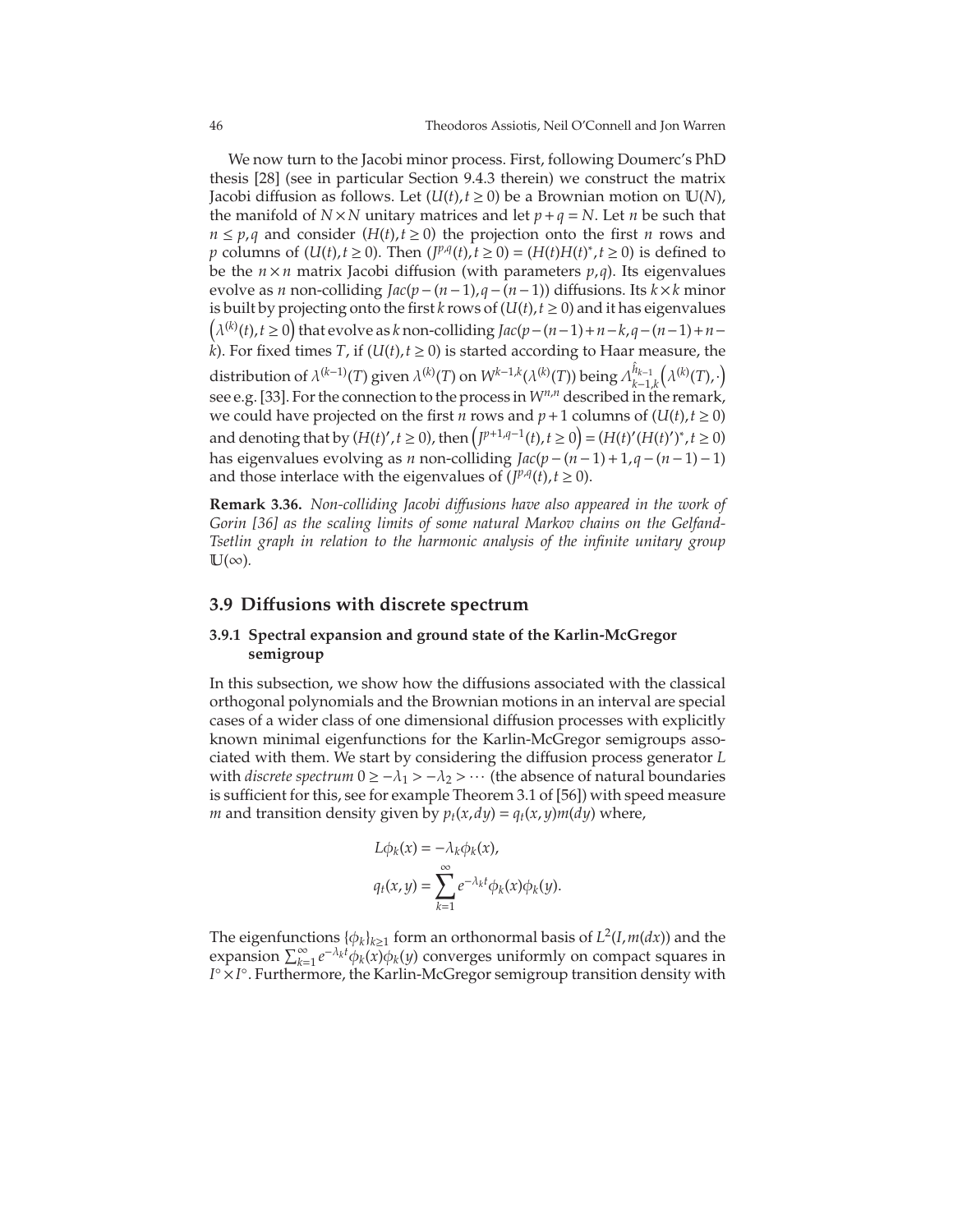We now turn to the Jacobi minor process. First, following Doumerc's PhD thesis [28] (see in particular Section 9.4.3 therein) we construct the matrix Jacobi diffusion as follows. Let $(U(t), t \geq 0)$ be a Brownian motion on $\mathbb{U}(N)$, the manifold of $N \times N$ unitary matrices and let $p + q = N$. Let $n$ be such that $n \leq p, q$ and consider $(H(t), t \geq 0)$ the projection onto the first $n$ rows and $p$ columns of $(U(t), t \geq 0)$. Then $(J^{p,q}(t), t \geq 0) = (H(t)H(t)^*, t \geq 0)$ is defined to be the $n \times n$ matrix Jacobi diffusion (with parameters $p, q$). Its eigenvalues evolve as $n$ non-colliding $Jac(p-(n-1), q-(n-1))$ diffusions. Its $k \times k$ minor is built by projecting onto the first $k$ rows of $(U(t), t \geq 0)$ and it has eigenvalues $\left(\lambda^{(k)}(t), t \geq 0\right)$ that evolve as $k$ non-colliding $Jac(p-(n-1)+n-k, q-(n-1)+n-k)$. For fixed times $T$, if $(U(t), t \geq 0)$ is started according to Haar measure, the distribution of $\lambda^{(k-1)}(T)$ given $\lambda^{(k)}(T)$ on $W^{k-1,k}(\lambda^{(k)}(T))$ being $\Lambda_{k-1,k}^{\hat{h}_{k-1}}\left(\lambda^{(k)}(T), \cdot\right)$ see e.g. [33]. For the connection to the process in $W^{n,n}$ described in the remark, we could have projected on the first $n$ rows and $p+1$ columns of $(U(t), t \geq 0)$ and denoting that by $(H(t)', t \geq 0)$, then $\left(J^{p+1,q-1}(t), t \geq 0\right) = (H(t)'(H(t)')^*, t \geq 0)$ has eigenvalues evolving as $n$ non-colliding $Jac(p-(n-1)+1, q-(n-1)-1)$ and those interlace with the eigenvalues of $(J^{p,q}(t), t \geq 0)$.

**Remark 3.36.** *Non-colliding Jacobi diffusions have also appeared in the work of Gorin [36] as the scaling limits of some natural Markov chains on the Gelfand-Tsetlin graph in relation to the harmonic analysis of the infinite unitary group* $\mathbb{U}(\infty)$.

## 3.9 Diffusions with discrete spectrum

### 3.9.1 Spectral expansion and ground state of the Karlin-McGregor semigroup

In this subsection, we show how the diffusions associated with the classical orthogonal polynomials and the Brownian motions in an interval are special cases of a wider class of one dimensional diffusion processes with explicitly known minimal eigenfunctions for the Karlin-McGregor semigroups associated with them. We start by considering the diffusion process generator $L$ with *discrete spectrum* $0 \geq -\lambda_1 > -\lambda_2 > \cdots$ (the absence of natural boundaries is sufficient for this, see for example Theorem 3.1 of [56]) with speed measure $m$ and transition density given by $p_t(x, dy) = q_t(x, y)m(dy)$ where,

$$
\begin{aligned}
L\phi_k(x) &= -\lambda_k \phi_k(x), \\
q_t(x, y) &= \sum_{k=1}^{\infty} e^{-\lambda_k t} \phi_k(x)\phi_k(y).
\end{aligned}
$$

The eigenfunctions $\{\phi_k\}_{k \geq 1}$ form an orthonormal basis of $L^2(I, m(dx))$ and the expansion $\sum_{k=1}^{\infty} e^{-\lambda_k t}\phi_k(x)\phi_k(y)$ converges uniformly on compact squares in $I^\circ \times I^\circ$. Furthermore, the Karlin-McGregor semigroup transition density with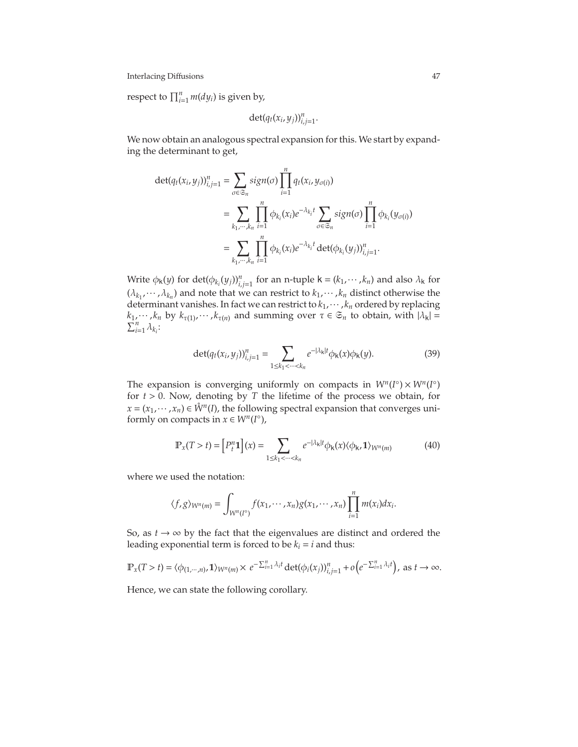respect to $\prod_{i=1}^{n} m(dy_i)$ is given by,

$$\det(q_t(x_i, y_j))_{i,j=1}^{n}.$$

We now obtain an analogous spectral expansion for this. We start by expanding the determinant to get,

$$\begin{aligned}
\det(q_t(x_i, y_j))_{i,j=1}^{n} &= \sum_{\sigma \in \mathfrak{S}_n} sign(\sigma) \prod_{i=1}^{n} q_t(x_i, y_{\sigma(i)}) \\
&= \sum_{k_1, \cdots, k_n} \prod_{i=1}^{n} \phi_{k_i}(x_i) e^{-\lambda_{k_i} t} \sum_{\sigma \in \mathfrak{S}_n} sign(\sigma) \prod_{i=1}^{n} \phi_{k_i}(y_{\sigma(i)}) \\
&= \sum_{k_1, \cdots, k_n} \prod_{i=1}^{n} \phi_{k_i}(x_i) e^{-\lambda_{k_i} t} \det(\phi_{k_i}(y_j))_{i,j=1}^{n}.
\end{aligned}$$

Write $\phi_{\mathsf{k}}(y)$ for $\det(\phi_{k_i}(y_j))_{i,j=1}^{n}$ for an n-tuple $\mathsf{k} = (k_1, \cdots, k_n)$ and also $\lambda_{\mathsf{k}}$ for $(\lambda_{k_1}, \cdots, \lambda_{k_n})$ and note that we can restrict to $k_1, \cdots, k_n$ distinct otherwise the determinant vanishes. In fact we can restrict to $k_1, \cdots, k_n$ ordered by replacing $k_1, \cdots, k_n$ by $k_{\tau(1)}, \cdots, k_{\tau(n)}$ and summing over $\tau \in \mathfrak{S}_n$ to obtain, with $|\lambda_{\mathsf{k}}| = \sum_{i=1}^{n} \lambda_{k_i}$:

$$\det(q_t(x_i, y_j))_{i,j=1}^{n} = \sum_{1 \le k_1 < \cdots < k_n} e^{-|\lambda_{\mathsf{k}}| t} \phi_{\mathsf{k}}(x) \phi_{\mathsf{k}}(y). \tag{39}$$

The expansion is converging uniformly on compacts in $W^n(I^\circ) \times W^n(I^\circ)$ for $t > 0$. Now, denoting by $T$ the lifetime of the process we obtain, for $x = (x_1, \cdots, x_n) \in \mathring{W}^n(I)$, the following spectral expansion that converges uniformly on compacts in $x \in W^n(I^\circ)$,

$$\mathbb{P}_x(T > t) = \left[P_t^n \mathbf{1}\right](x) = \sum_{1 \le k_1 < \cdots < k_n} e^{-|\lambda_{\mathsf{k}}| t} \phi_{\mathsf{k}}(x) \langle \phi_{\mathsf{k}}, \mathbf{1} \rangle_{W^n(m)} \tag{40}$$

where we used the notation:

$$\langle f, g \rangle_{W^n(m)} = \int_{W^n(I^\circ)} f(x_1, \cdots, x_n) g(x_1, \cdots, x_n) \prod_{i=1}^{n} m(x_i) dx_i.$$

So, as $t \to \infty$ by the fact that the eigenvalues are distinct and ordered the leading exponential term is forced to be $k_i = i$ and thus:

$$\mathbb{P}_x(T > t) = \langle \phi_{(1, \cdots, n)}, \mathbf{1} \rangle_{W^n(m)} \times e^{-\sum_{i=1}^{n} \lambda_i t} \det(\phi_i(x_j))_{i,j=1}^{n} + o\left(e^{-\sum_{i=1}^{n} \lambda_i t}\right), \text{ as } t \to \infty.$$

Hence, we can state the following corollary.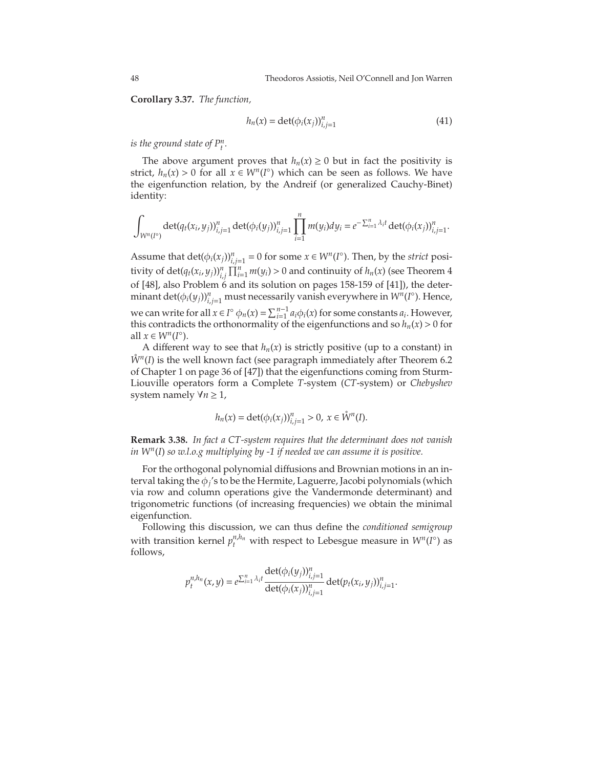**Corollary 3.37.** *The function,*

$$h_n(x) = \det(\phi_i(x_j))_{i,j=1}^n \tag{41}$$

*is the ground state of $P_t^n$.*

The above argument proves that $h_n(x) \geq 0$ but in fact the positivity is strict, $h_n(x) > 0$ for all $x \in W^n(I^\circ)$ which can be seen as follows. We have the eigenfunction relation, by the Andreif (or generalized Cauchy-Binet) identity:

$$\int_{W^n(I^\circ)} \det(q_t(x_i, y_j))_{i,j=1}^n \det(\phi_i(y_j))_{i,j=1}^n \prod_{i=1}^n m(y_i) dy_i = e^{-\sum_{i=1}^n \lambda_i t} \det(\phi_i(x_j))_{i,j=1}^n.$$

Assume that $\det(\phi_i(x_j))_{i,j=1}^n = 0$ for some $x \in W^n(I^\circ)$. Then, by the *strict* positivity of $\det(q_t(x_i, y_j))_{i,j}^n \prod_{i=1}^n m(y_i) > 0$ and continuity of $h_n(x)$ (see Theorem 4 of [48], also Problem 6 and its solution on pages 158-159 of [41]), the determinant $\det(\phi_i(y_j))_{i,j=1}^n$ must necessarily vanish everywhere in $W^n(I^\circ)$. Hence, we can write for all $x \in I^\circ$ $\phi_n(x) = \sum_{i=1}^{n-1} a_i \phi_i(x)$ for some constants $a_i$. However, this contradicts the orthonormality of the eigenfunctions and so $h_n(x) > 0$ for all $x \in W^n(I^\circ)$.

A different way to see that $h_n(x)$ is strictly positive (up to a constant) in $\mathring{W}^n(I)$ is the well known fact (see paragraph immediately after Theorem 6.2 of Chapter 1 on page 36 of [47]) that the eigenfunctions coming from Sturm-Liouville operators form a Complete *T*-system (*CT*-system) or *Chebyshev* system namely $\forall n \geq 1$,

$$h_n(x) = \det(\phi_i(x_j))_{i,j=1}^n > 0, \; x \in \mathring{W}^n(I).$$

**Remark 3.38.** *In fact a CT-system requires that the determinant does not vanish in $W^n(I)$ so w.l.o.g multiplying by -1 if needed we can assume it is positive.*

For the orthogonal polynomial diffusions and Brownian motions in an interval taking the $\phi_j$'s to be the Hermite, Laguerre, Jacobi polynomials (which via row and column operations give the Vandermonde determinant) and trigonometric functions (of increasing frequencies) we obtain the minimal eigenfunction.

Following this discussion, we can thus define the *conditioned semigroup* with transition kernel $p_t^{n,h_n}$ with respect to Lebesgue measure in $W^n(I^\circ)$ as follows,

$$p_t^{n,h_n}(x,y) = e^{\sum_{i=1}^n \lambda_i t} \frac{\det(\phi_i(y_j))_{i,j=1}^n}{\det(\phi_i(x_j))_{i,j=1}^n} \det(p_t(x_i, y_j))_{i,j=1}^n.$$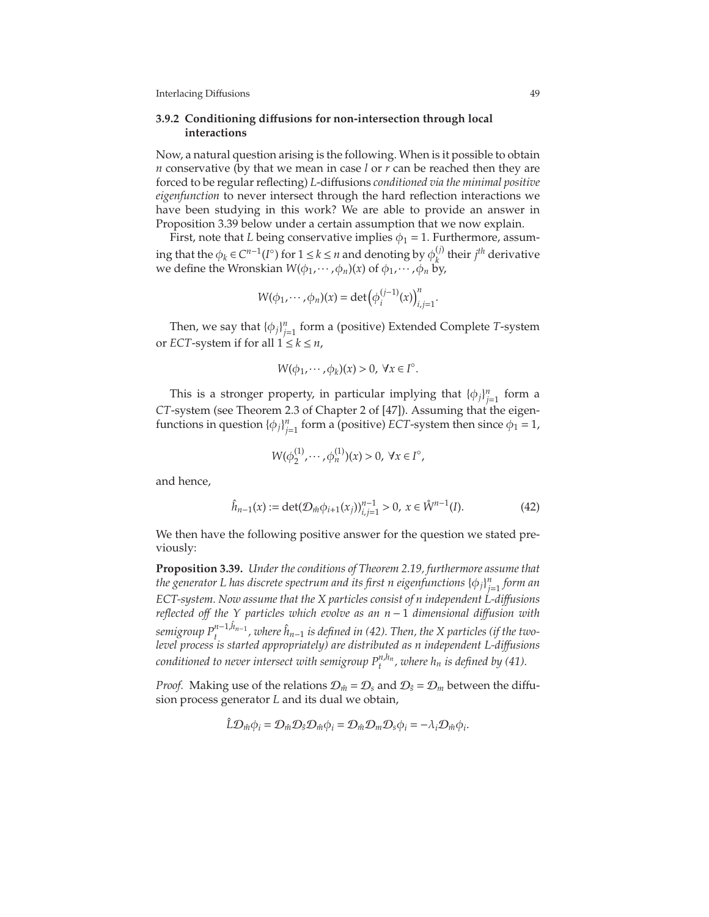### 3.9.2 Conditioning diffusions for non-intersection through local interactions

Now, a natural question arising is the following. When is it possible to obtain $n$ conservative (by that we mean in case $l$ or $r$ can be reached then they are forced to be regular reflecting) $L$-diffusions *conditioned via the minimal positive eigenfunction* to never intersect through the hard reflection interactions we have been studying in this work? We are able to provide an answer in Proposition 3.39 below under a certain assumption that we now explain.

First, note that $L$ being conservative implies $\phi_1 = 1$. Furthermore, assuming that the $\phi_k \in C^{n-1}(I^\circ)$ for $1 \le k \le n$ and denoting by $\phi_k^{(j)}$ their $j^{th}$ derivative we define the Wronskian $W(\phi_1, \cdots, \phi_n)(x)$ of $\phi_1, \cdots, \phi_n$ by,

$$W(\phi_1, \cdots, \phi_n)(x) = \det\left(\phi_i^{(j-1)}(x)\right)_{i,j=1}^n.$$

Then, we say that $\{\phi_j\}_{j=1}^n$ form a (positive) Extended Complete $T$-system or *ECT*-system if for all $1 \le k \le n$,

$$W(\phi_1, \cdots, \phi_k)(x) > 0, \ \forall x \in I^\circ.$$

This is a stronger property, in particular implying that $\{\phi_j\}_{j=1}^n$ form a *CT*-system (see Theorem 2.3 of Chapter 2 of [47]). Assuming that the eigenfunctions in question $\{\phi_j\}_{j=1}^n$ form a (positive) *ECT*-system then since $\phi_1 = 1$,

$$W(\phi_2^{(1)}, \cdots, \phi_n^{(1)})(x) > 0, \ \forall x \in I^\circ,$$

and hence,

$$\hat{h}_{n-1}(x) := \det(\mathcal{D}_{\hat{m}}\phi_{i+1}(x_j))_{i,j=1}^{n-1} > 0, \ x \in \mathring{W}^{n-1}(I). \tag{42}$$

We then have the following positive answer for the question we stated previously:

**Proposition 3.39.** *Under the conditions of Theorem 2.19, furthermore assume that the generator $L$ has discrete spectrum and its first $n$ eigenfunctions $\{\phi_j\}_{j=1}^n$ form an ECT-system. Now assume that the $X$ particles consist of $n$ independent $L$-diffusions reflected off the $Y$ particles which evolve as an $n-1$ dimensional diffusion with semigroup $P_t^{n-1,\hat{h}_{n-1}}$, where $\hat{h}_{n-1}$ is defined in (42). Then, the $X$ particles (if the two-level process is started appropriately) are distributed as $n$ independent $L$-diffusions conditioned to never intersect with semigroup $P_t^{n,h_n}$, where $h_n$ is defined by (41).*

*Proof.* Making use of the relations $\mathcal{D}_{\hat{m}} = \mathcal{D}_s$ and $\mathcal{D}_{\hat{s}} = \mathcal{D}_m$ between the diffusion process generator $L$ and its dual we obtain,

$$\hat{L}\mathcal{D}_{\hat{m}}\phi_i = \mathcal{D}_{\hat{m}}\mathcal{D}_{\hat{s}}\mathcal{D}_{\hat{m}}\phi_i = \mathcal{D}_{\hat{m}}\mathcal{D}_m\mathcal{D}_s\phi_i = -\lambda_i\mathcal{D}_{\hat{m}}\phi_i.$$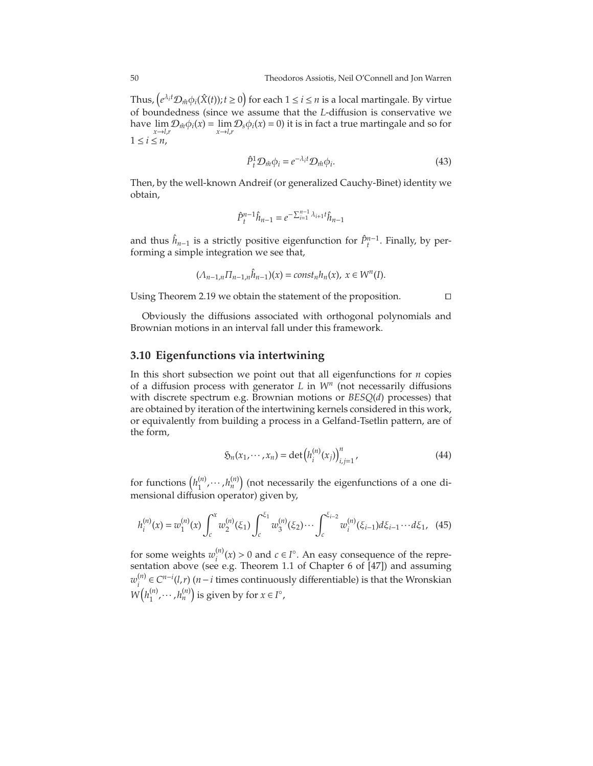Thus, $\left(e^{\lambda_i t}\mathcal{D}_{\hat{m}}\phi_i(\hat{X}(t)); t \geq 0\right)$ for each $1 \leq i \leq n$ is a local martingale. By virtue of boundedness (since we assume that the $L$-diffusion is conservative we have $\lim_{x\to l,r}\mathcal{D}_{\hat{m}}\phi_i(x) = \lim_{x\to l,r}\mathcal{D}_s\phi_i(x) = 0$) it is in fact a true martingale and so for $1 \leq i \leq n$,

$$\hat{P}^1_t \mathcal{D}_{\hat{m}}\phi_i = e^{-\lambda_i t}\mathcal{D}_{\hat{m}}\phi_i. \tag{43}$$

Then, by the well-known Andreif (or generalized Cauchy-Binet) identity we obtain,

$$\hat{P}^{n-1}_t \hat{h}_{n-1} = e^{-\sum_{i=1}^{n-1}\lambda_{i+1}t}\hat{h}_{n-1}$$

and thus $\hat{h}_{n-1}$ is a strictly positive eigenfunction for $\hat{P}^{n-1}_t$. Finally, by performing a simple integration we see that,

$$(\Lambda_{n-1,n}\Pi_{n-1,n}\hat{h}_{n-1})(x) = const_n h_n(x),\ x \in W^n(I).$$

Using Theorem 2.19 we obtain the statement of the proposition. □

Obviously the diffusions associated with orthogonal polynomials and Brownian motions in an interval fall under this framework.

### 3.10 Eigenfunctions via intertwining

In this short subsection we point out that all eigenfunctions for $n$ copies of a diffusion process with generator $L$ in $W^n$ (not necessarily diffusions with discrete spectrum e.g. Brownian motions or $BESQ(d)$ processes) that are obtained by iteration of the intertwining kernels considered in this work, or equivalently from building a process in a Gelfand-Tsetlin pattern, are of the form,

$$\mathfrak{H}_n(x_1,\cdots,x_n) = \det\left(h^{(n)}_i(x_j)\right)^n_{i,j=1}, \tag{44}$$

for functions $\left(h^{(n)}_1,\cdots,h^{(n)}_n\right)$ (not necessarily the eigenfunctions of a one dimensional diffusion operator) given by,

$$h^{(n)}_i(x) = w^{(n)}_1(x)\int_c^x w^{(n)}_2(\xi_1)\int_c^{\xi_1} w^{(n)}_3(\xi_2)\cdots\int_c^{\xi_{i-2}} w^{(n)}_i(\xi_{i-1})d\xi_{i-1}\cdots d\xi_1, \tag{45}$$

for some weights $w^{(n)}_i(x) > 0$ and $c \in I^\circ$. An easy consequence of the representation above (see e.g. Theorem 1.1 of Chapter 6 of [47]) and assuming $w^{(n)}_i \in C^{n-i}(l,r)$ ($n-i$ times continuously differentiable) is that the Wronskian $W\left(h^{(n)}_1,\cdots,h^{(n)}_n\right)$ is given by for $x \in I^\circ$,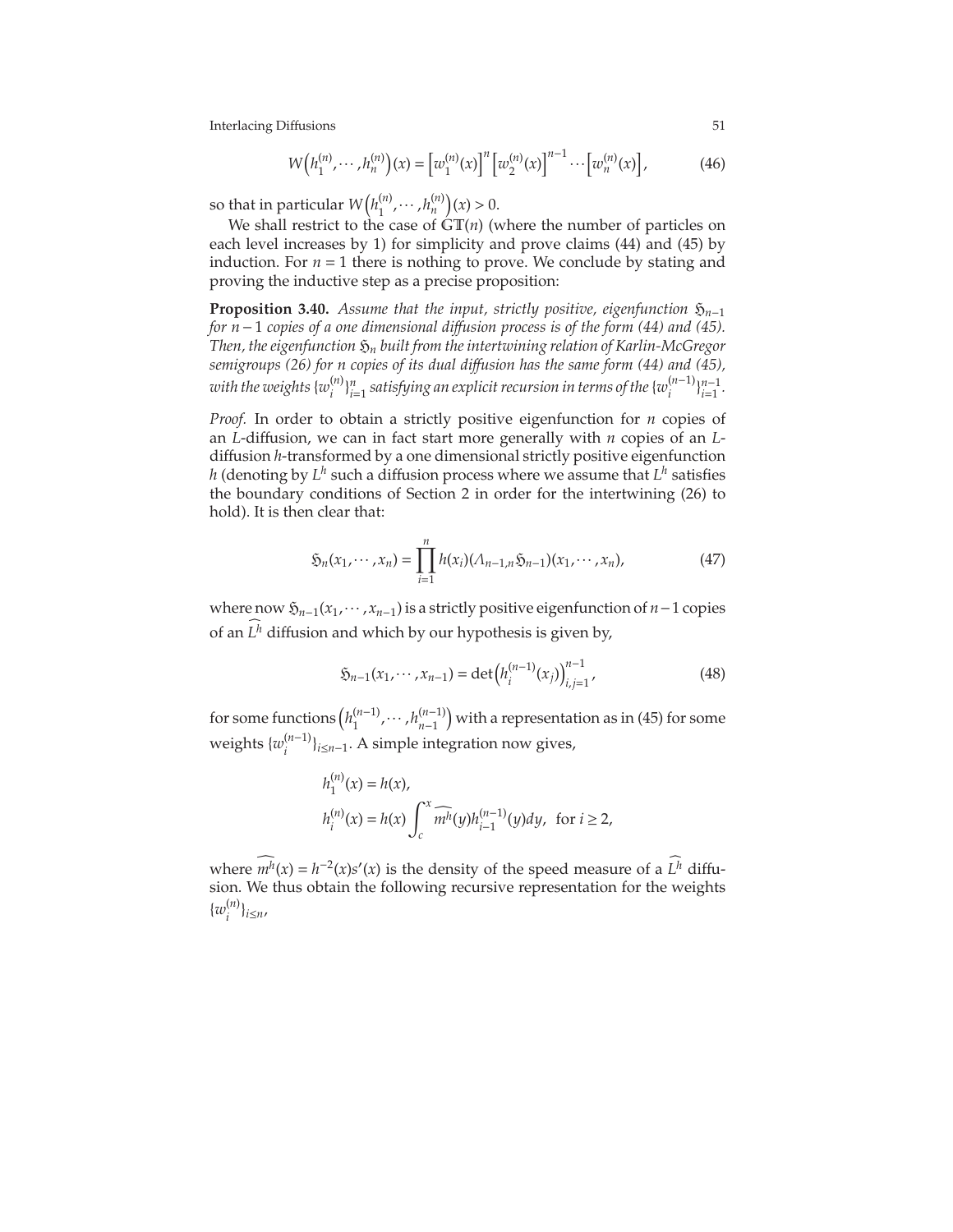$$W\left(h_1^{(n)}, \cdots, h_n^{(n)}\right)(x) = \left[w_1^{(n)}(x)\right]^n \left[w_2^{(n)}(x)\right]^{n-1} \cdots \left[w_n^{(n)}(x)\right], \tag{46}$$

so that in particular $W\left(h_1^{(n)}, \cdots, h_n^{(n)}\right)(x) > 0$.

We shall restrict to the case of $\mathbb{GT}(n)$ (where the number of particles on each level increases by 1) for simplicity and prove claims (44) and (45) by induction. For $n = 1$ there is nothing to prove. We conclude by stating and proving the inductive step as a precise proposition:

**Proposition 3.40.** *Assume that the input, strictly positive, eigenfunction $\mathfrak{H}_{n-1}$ for $n-1$ copies of a one dimensional diffusion process is of the form (44) and (45). Then, the eigenfunction $\mathfrak{H}_n$ built from the intertwining relation of Karlin-McGregor semigroups (26) for $n$ copies of its dual diffusion has the same form (44) and (45), with the weights $\{w_i^{(n)}\}_{i=1}^n$ satisfying an explicit recursion in terms of the $\{w_i^{(n-1)}\}_{i=1}^{n-1}$.*

*Proof.* In order to obtain a strictly positive eigenfunction for $n$ copies of an $L$-diffusion, we can in fact start more generally with $n$ copies of an $L$-diffusion $h$-transformed by a one dimensional strictly positive eigenfunction $h$ (denoting by $L^h$ such a diffusion process where we assume that $L^h$ satisfies the boundary conditions of Section 2 in order for the intertwining (26) to hold). It is then clear that:

$$\mathfrak{H}_n(x_1, \cdots, x_n) = \prod_{i=1}^n h(x_i)(\Lambda_{n-1,n}\mathfrak{H}_{n-1})(x_1, \cdots, x_n), \tag{47}$$

where now $\mathfrak{H}_{n-1}(x_1, \cdots, x_{n-1})$ is a strictly positive eigenfunction of $n-1$ copies of an $\widehat{L^h}$ diffusion and which by our hypothesis is given by,

$$\mathfrak{H}_{n-1}(x_1, \cdots, x_{n-1}) = \det\left(h_i^{(n-1)}(x_j)\right)_{i,j=1}^{n-1}, \tag{48}$$

for some functions $\left(h_1^{(n-1)}, \cdots, h_{n-1}^{(n-1)}\right)$ with a representation as in (45) for some weights $\{w_i^{(n-1)}\}_{i \le n-1}$. A simple integration now gives,

$$h_1^{(n)}(x) = h(x),$$
$$h_i^{(n)}(x) = h(x) \int_c^x \widehat{m^h}(y) h_{i-1}^{(n-1)}(y) dy, \ \text{ for } i \ge 2,$$

where $\widehat{m^h}(x) = h^{-2}(x)s'(x)$ is the density of the speed measure of a $\widehat{L^h}$ diffusion. We thus obtain the following recursive representation for the weights $\{w_i^{(n)}\}_{i \le n}$,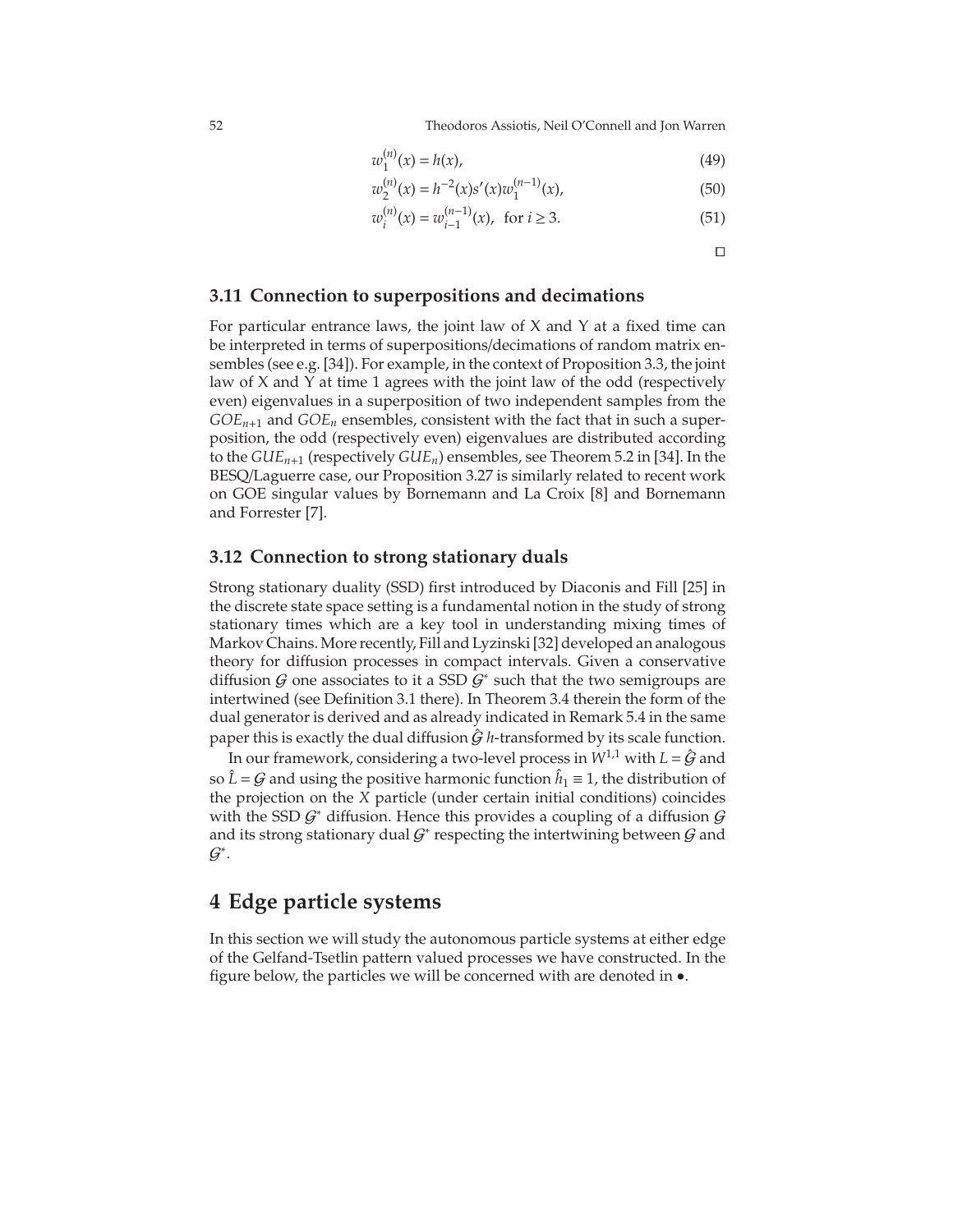$$w_1^{(n)}(x) = h(x), \tag{49}$$

$$w_2^{(n)}(x) = h^{-2}(x)s'(x)w_1^{(n-1)}(x), \tag{50}$$

$$w_i^{(n)}(x) = w_{i-1}^{(n-1)}(x), \ \text{ for } i \geq 3. \tag{51}$$

□

### 3.11 Connection to superpositions and decimations

For particular entrance laws, the joint law of X and Y at a fixed time can be interpreted in terms of superpositions/decimations of random matrix ensembles (see e.g. [34]). For example, in the context of Proposition 3.3, the joint law of X and Y at time 1 agrees with the joint law of the odd (respectively even) eigenvalues in a superposition of two independent samples from the $GOE_{n+1}$ and $GOE_n$ ensembles, consistent with the fact that in such a superposition, the odd (respectively even) eigenvalues are distributed according to the $GUE_{n+1}$ (respectively $GUE_n$) ensembles, see Theorem 5.2 in [34]. In the BESQ/Laguerre case, our Proposition 3.27 is similarly related to recent work on GOE singular values by Bornemann and La Croix [8] and Bornemann and Forrester [7].

### 3.12 Connection to strong stationary duals

Strong stationary duality (SSD) first introduced by Diaconis and Fill [25] in the discrete state space setting is a fundamental notion in the study of strong stationary times which are a key tool in understanding mixing times of Markov Chains. More recently, Fill and Lyzinski [32] developed an analogous theory for diffusion processes in compact intervals. Given a conservative diffusion $\mathcal{G}$ one associates to it a SSD $\mathcal{G}^*$ such that the two semigroups are intertwined (see Definition 3.1 there). In Theorem 3.4 therein the form of the dual generator is derived and as already indicated in Remark 5.4 in the same paper this is exactly the dual diffusion $\hat{\mathcal{G}}$ $h$-transformed by its scale function.

In our framework, considering a two-level process in $W^{1,1}$ with $L = \hat{\mathcal{G}}$ and so $\hat{L} = \mathcal{G}$ and using the positive harmonic function $\hat{h}_1 \equiv 1$, the distribution of the projection on the $X$ particle (under certain initial conditions) coincides with the SSD $\mathcal{G}^*$ diffusion. Hence this provides a coupling of a diffusion $\mathcal{G}$ and its strong stationary dual $\mathcal{G}^*$ respecting the intertwining between $\mathcal{G}$ and $\mathcal{G}^*$.

## 4 Edge particle systems

In this section we will study the autonomous particle systems at either edge of the Gelfand-Tsetlin pattern valued processes we have constructed. In the figure below, the particles we will be concerned with are denoted in $\bullet$.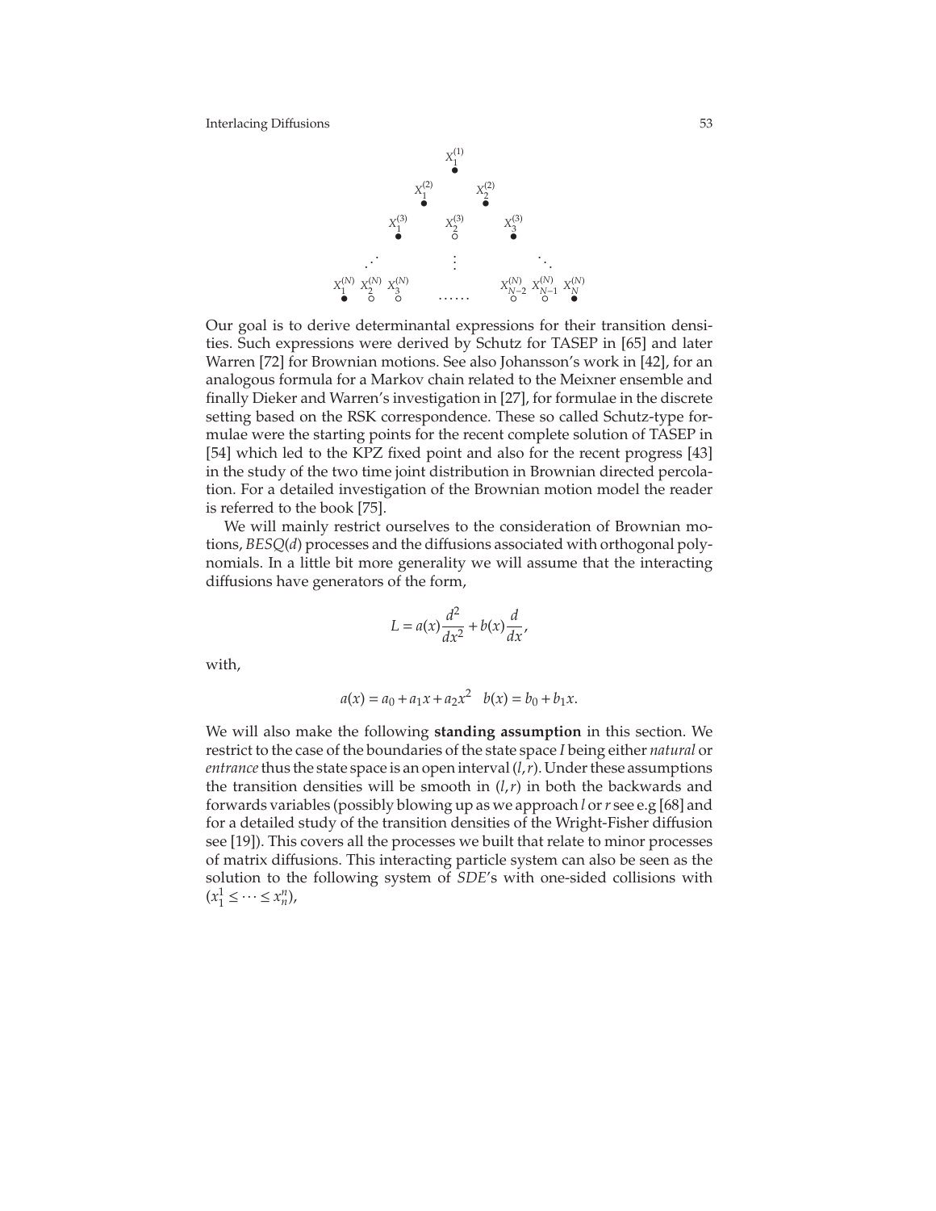$$
\begin{array}{ccccccc}
 & & & X_1^{(1)} & & & \\
 & & & \bullet & & & \\
 & & X_1^{(2)} & & X_2^{(2)} & & \\
 & & \bullet & & \bullet & & \\
 & X_1^{(3)} & & X_2^{(3)} & & X_3^{(3)} & \\
 & \bullet & & \circ & & \bullet & \\
 \cdot^{\cdot^{\cdot}} & & & \vdots & & & \ddots \\
 X_1^{(N)} \; X_2^{(N)} \; X_3^{(N)} & & & \ldots\ldots & & & X_{N-2}^{(N)} \; X_{N-1}^{(N)} \; X_N^{(N)} \\
 \bullet \quad\; \circ \quad\; \circ & & & & & & \circ \quad\; \circ \quad\; \bullet
\end{array}
$$

Our goal is to derive determinantal expressions for their transition densities. Such expressions were derived by Schutz for TASEP in [65] and later Warren [72] for Brownian motions. See also Johansson's work in [42], for an analogous formula for a Markov chain related to the Meixner ensemble and finally Dieker and Warren's investigation in [27], for formulae in the discrete setting based on the RSK correspondence. These so called Schutz-type formulae were the starting points for the recent complete solution of TASEP in [54] which led to the KPZ fixed point and also for the recent progress [43] in the study of the two time joint distribution in Brownian directed percolation. For a detailed investigation of the Brownian motion model the reader is referred to the book [75].

We will mainly restrict ourselves to the consideration of Brownian motions, $BESQ(d)$ processes and the diffusions associated with orthogonal polynomials. In a little bit more generality we will assume that the interacting diffusions have generators of the form,

$$
L = a(x)\frac{d^2}{dx^2} + b(x)\frac{d}{dx},
$$

with,

$$
a(x) = a_0 + a_1 x + a_2 x^2 \quad b(x) = b_0 + b_1 x.
$$

We will also make the following **standing assumption** in this section. We restrict to the case of the boundaries of the state space $I$ being either *natural* or *entrance* thus the state space is an open interval $(l,r)$. Under these assumptions the transition densities will be smooth in $(l,r)$ in both the backwards and forwards variables (possibly blowing up as we approach $l$ or $r$ see e.g [68] and for a detailed study of the transition densities of the Wright-Fisher diffusion see [19]). This covers all the processes we built that relate to minor processes of matrix diffusions. This interacting particle system can also be seen as the solution to the following system of *SDE*'s with one-sided collisions with $(x_1^1 \le \cdots \le x_n^n)$,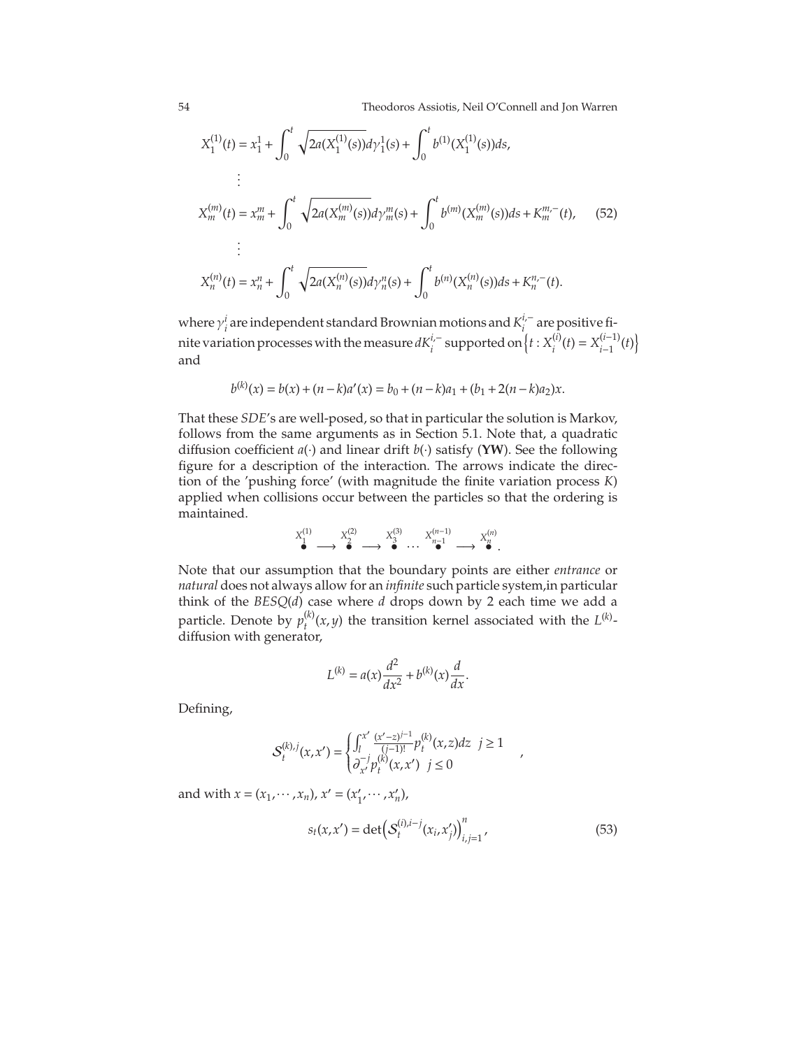$$
\begin{aligned}
X_1^{(1)}(t) &= x_1^1 + \int_0^t \sqrt{2a(X_1^{(1)}(s))}\,d\gamma_1^1(s) + \int_0^t b^{(1)}(X_1^{(1)}(s))ds,\\
&\vdots\\
X_m^{(m)}(t) &= x_m^m + \int_0^t \sqrt{2a(X_m^{(m)}(s))}\,d\gamma_m^m(s) + \int_0^t b^{(m)}(X_m^{(m)}(s))ds + K_m^{m,-}(t), \qquad (52)\\
&\vdots\\
X_n^{(n)}(t) &= x_n^n + \int_0^t \sqrt{2a(X_n^{(n)}(s))}\,d\gamma_n^n(s) + \int_0^t b^{(n)}(X_n^{(n)}(s))ds + K_n^{n,-}(t).
\end{aligned}
$$

where $\gamma_i^i$ are independent standard Brownian motions and $K_i^{i,-}$ are positive finite variation processes with the measure $dK_i^{i,-}$ supported on $\left\{t : X_i^{(i)}(t) = X_{i-1}^{(i-1)}(t)\right\}$ and

$$
b^{(k)}(x) = b(x) + (n-k)a'(x) = b_0 + (n-k)a_1 + (b_1 + 2(n-k)a_2)x.
$$

That these *SDE*'s are well-posed, so that in particular the solution is Markov, follows from the same arguments as in Section 5.1. Note that, a quadratic diffusion coefficient $a(\cdot)$ and linear drift $b(\cdot)$ satisfy (**YW**). See the following figure for a description of the interaction. The arrows indicate the direction of the 'pushing force' (with magnitude the finite variation process $K$) applied when collisions occur between the particles so that the ordering is maintained.

$$
\overset{X_1^{(1)}}{\bullet} \longrightarrow \overset{X_2^{(2)}}{\bullet} \longrightarrow \overset{X_3^{(3)}}{\bullet} \cdots \overset{X_{n-1}^{(n-1)}}{\bullet} \longrightarrow \overset{X_n^{(n)}}{\bullet}.
$$

Note that our assumption that the boundary points are either *entrance* or *natural* does not always allow for an *infinite* such particle system,in particular think of the $BESQ(d)$ case where $d$ drops down by 2 each time we add a particle. Denote by $p_t^{(k)}(x,y)$ the transition kernel associated with the $L^{(k)}$-diffusion with generator,

$$
L^{(k)} = a(x)\frac{d^2}{dx^2} + b^{(k)}(x)\frac{d}{dx}.
$$

Defining,

$$
\mathcal{S}_t^{(k),j}(x,x') = \begin{cases} \int_l^{x'} \frac{(x'-z)^{j-1}}{(j-1)!} p_t^{(k)}(x,z)dz & j \geq 1 \\ \partial_{x'}^{-j} p_t^{(k)}(x,x') & j \leq 0 \end{cases},
$$

and with $x = (x_1, \cdots, x_n)$, $x' = (x_1', \cdots, x_n')$,

$$
s_t(x,x') = \det\left(\mathcal{S}_t^{(i),i-j}(x_i, x_j')\right)_{i,j=1}^n, \qquad (53)
$$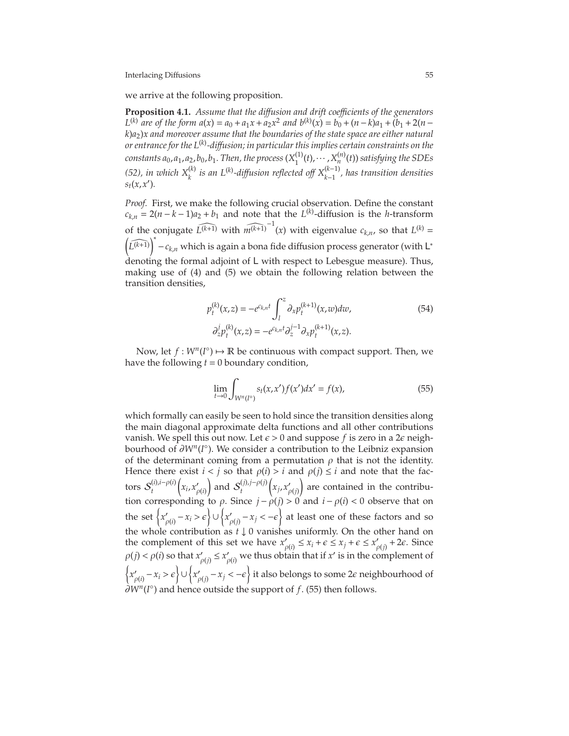we arrive at the following proposition.

**Proposition 4.1.** *Assume that the diffusion and drift coefficients of the generators $L^{(k)}$ are of the form $a(x) = a_0 + a_1 x + a_2 x^2$ and $b^{(k)}(x) = b_0 + (n-k)a_1 + (b_1 + 2(n-k)a_2)x$ and moreover assume that the boundaries of the state space are either natural or entrance for the $L^{(k)}$-diffusion; in particular this implies certain constraints on the constants $a_0, a_1, a_2, b_0, b_1$. Then, the process $(X_1^{(1)}(t), \cdots, X_n^{(n)}(t))$ satisfying the SDEs (52), in which $X_k^{(k)}$ is an $L^{(k)}$-diffusion reflected off $X_{k-1}^{(k-1)}$, has transition densities $s_t(x, x')$.*

*Proof.* First, we make the following crucial observation. Define the constant $c_{k,n} = 2(n-k-1)a_2 + b_1$ and note that the $L^{(k)}$-diffusion is the $h$-transform of the conjugate $\widehat{L^{(k+1)}}$ with $\widehat{m^{(k+1)}}^{-1}(x)$ with eigenvalue $c_{k,n}$, so that $L^{(k)} = \left(\widehat{L^{(k+1)}}\right)^* - c_{k,n}$ which is again a bona fide diffusion process generator (with $\mathsf{L}^*$ denoting the formal adjoint of $\mathsf{L}$ with respect to Lebesgue measure). Thus, making use of (4) and (5) we obtain the following relation between the transition densities,

$$
\begin{aligned}
p_t^{(k)}(x, z) &= -e^{c_{k,n}t} \int_l^z \partial_x p_t^{(k+1)}(x, w) dw, \\
\partial_z^j p_t^{(k)}(x, z) &= -e^{c_{k,n}t} \partial_z^{j-1} \partial_x p_t^{(k+1)}(x, z).
\end{aligned} \tag{54}
$$

Now, let $f : W^n(I^\circ) \mapsto \mathbb{R}$ be continuous with compact support. Then, we have the following $t = 0$ boundary condition,

$$
\lim_{t \to 0} \int_{W^n(I^\circ)} s_t(x, x') f(x') dx' = f(x), \tag{55}
$$

which formally can easily be seen to hold since the transition densities along the main diagonal approximate delta functions and all other contributions vanish. We spell this out now. Let $\epsilon > 0$ and suppose $f$ is zero in a $2\epsilon$ neighbourhood of $\partial W^n(I^\circ)$. We consider a contribution to the Leibniz expansion of the determinant coming from a permutation $\rho$ that is not the identity. Hence there exist $i < j$ so that $\rho(i) > i$ and $\rho(j) \le i$ and note that the factors $\mathcal{S}_t^{(i), i-\rho(i)}\left(x_i, x'_{\rho(i)}\right)$ and $\mathcal{S}_t^{(j), j-\rho(j)}\left(x_j, x'_{\rho(j)}\right)$ are contained in the contribution corresponding to $\rho$. Since $j - \rho(j) > 0$ and $i - \rho(i) < 0$ observe that on the set $\left\{x'_{\rho(i)} - x_i > \epsilon\right\} \cup \left\{x'_{\rho(j)} - x_j < -\epsilon\right\}$ at least one of these factors and so the whole contribution as $t \downarrow 0$ vanishes uniformly. On the other hand on the complement of this set we have $x'_{\rho(i)} \le x_i + \epsilon \le x_j + \epsilon \le x'_{\rho(j)} + 2\epsilon$. Since $\rho(j) < \rho(i)$ so that $x'_{\rho(j)} \le x'_{\rho(i)}$ we thus obtain that if $x'$ is in the complement of $\left\{x'_{\rho(i)} - x_i > \epsilon\right\} \cup \left\{x'_{\rho(j)} - x_j < -\epsilon\right\}$ it also belongs to some $2\epsilon$ neighbourhood of $\partial W^n(I^\circ)$ and hence outside the support of $f$. (55) then follows.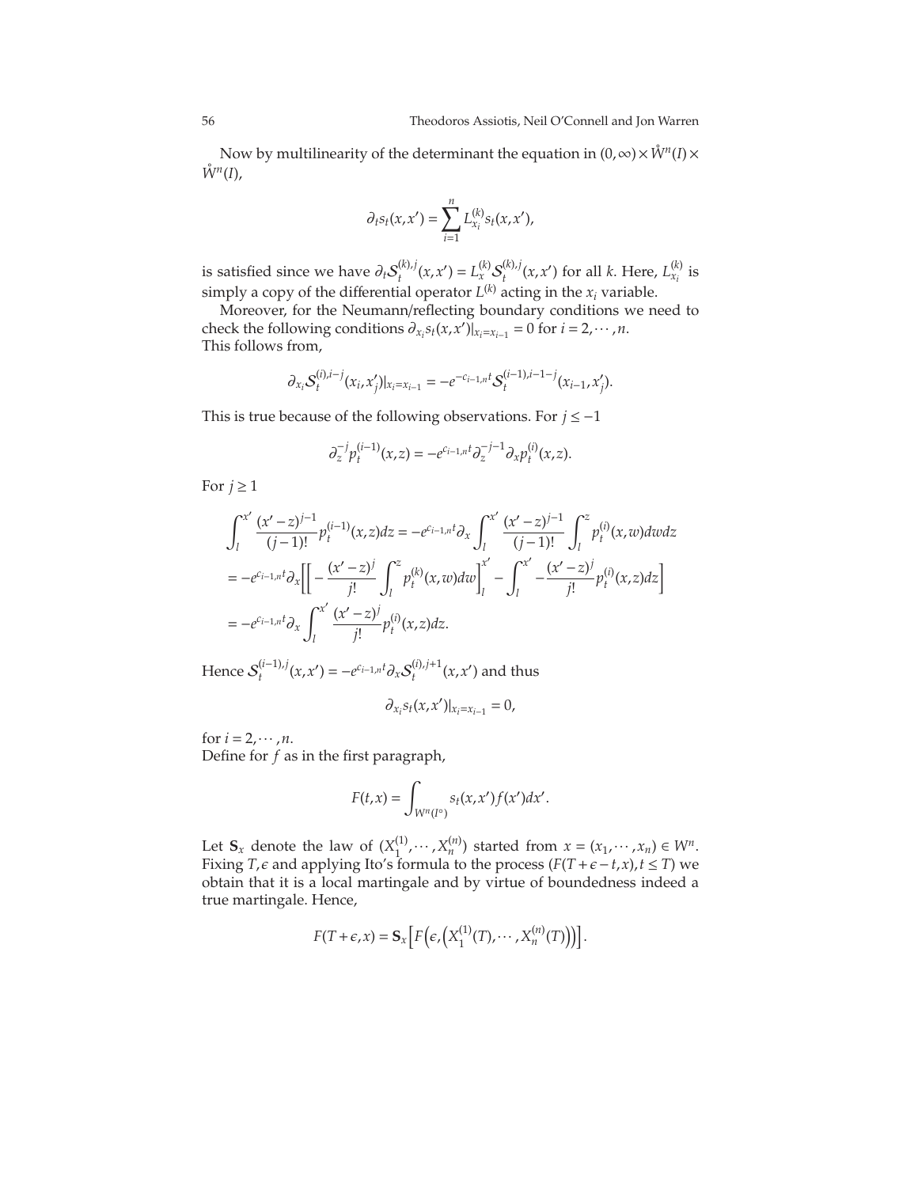Now by multilinearity of the determinant the equation in $(0,\infty)\times \mathring{W}^n(I)\times \mathring{W}^n(I)$,

$$\partial_t s_t(x,x') = \sum_{i=1}^{n} L^{(k)}_{x_i} s_t(x,x'),$$

is satisfied since we have $\partial_t \mathcal{S}^{(k),j}_t(x,x') = L^{(k)}_x \mathcal{S}^{(k),j}_t(x,x')$ for all $k$. Here, $L^{(k)}_{x_i}$ is simply a copy of the differential operator $L^{(k)}$ acting in the $x_i$ variable.

Moreover, for the Neumann/reflecting boundary conditions we need to check the following conditions $\partial_{x_i} s_t(x,x')|_{x_i=x_{i-1}} = 0$ for $i=2,\cdots,n$.
This follows from,

$$\partial_{x_i} \mathcal{S}^{(i),i-j}_t(x_i,x'_j)|_{x_i=x_{i-1}} = -e^{-c_{i-1,n}t} \mathcal{S}^{(i-1),i-1-j}_t(x_{i-1},x'_j).$$

This is true because of the following observations. For $j\le -1$

$$\partial_z^{-j} p^{(i-1)}_t(x,z) = -e^{c_{i-1,n}t} \partial_z^{-j-1} \partial_x p^{(i)}_t(x,z).$$

For $j\ge 1$

$$\begin{aligned}
&\int_l^{x'} \frac{(x'-z)^{j-1}}{(j-1)!} p^{(i-1)}_t(x,z)dz = -e^{c_{i-1,n}t}\partial_x \int_l^{x'} \frac{(x'-z)^{j-1}}{(j-1)!} \int_l^z p^{(i)}_t(x,w)dwdz \\
&= -e^{c_{i-1,n}t}\partial_x \left[\left[ -\frac{(x'-z)^j}{j!} \int_l^z p^{(k)}_t(x,w)dw \right]_l^{x'} - \int_l^{x'} -\frac{(x'-z)^j}{j!} p^{(i)}_t(x,z)dz \right] \\
&= -e^{c_{i-1,n}t}\partial_x \int_l^{x'} \frac{(x'-z)^j}{j!} p^{(i)}_t(x,z)dz.
\end{aligned}$$

Hence $\mathcal{S}^{(i-1),j}_t(x,x') = -e^{c_{i-1,n}t}\partial_x \mathcal{S}^{(i),j+1}_t(x,x')$ and thus

$$\partial_{x_i} s_t(x,x')|_{x_i=x_{i-1}} = 0,$$

for $i=2,\cdots,n$.
Define for $f$ as in the first paragraph,

$$F(t,x) = \int_{W^n(I^\circ)} s_t(x,x')f(x')dx'.$$

Let $\mathbf{S}_x$ denote the law of $(X^{(1)}_1,\cdots,X^{(n)}_n)$ started from $x=(x_1,\cdots,x_n)\in W^n$. Fixing $T,\epsilon$ and applying Ito's formula to the process $(F(T+\epsilon-t,x), t\le T)$ we obtain that it is a local martingale and by virtue of boundedness indeed a true martingale. Hence,

$$F(T+\epsilon,x) = \mathbf{S}_x\left[F\left(\epsilon, \left(X^{(1)}_1(T),\cdots,X^{(n)}_n(T)\right)\right)\right].$$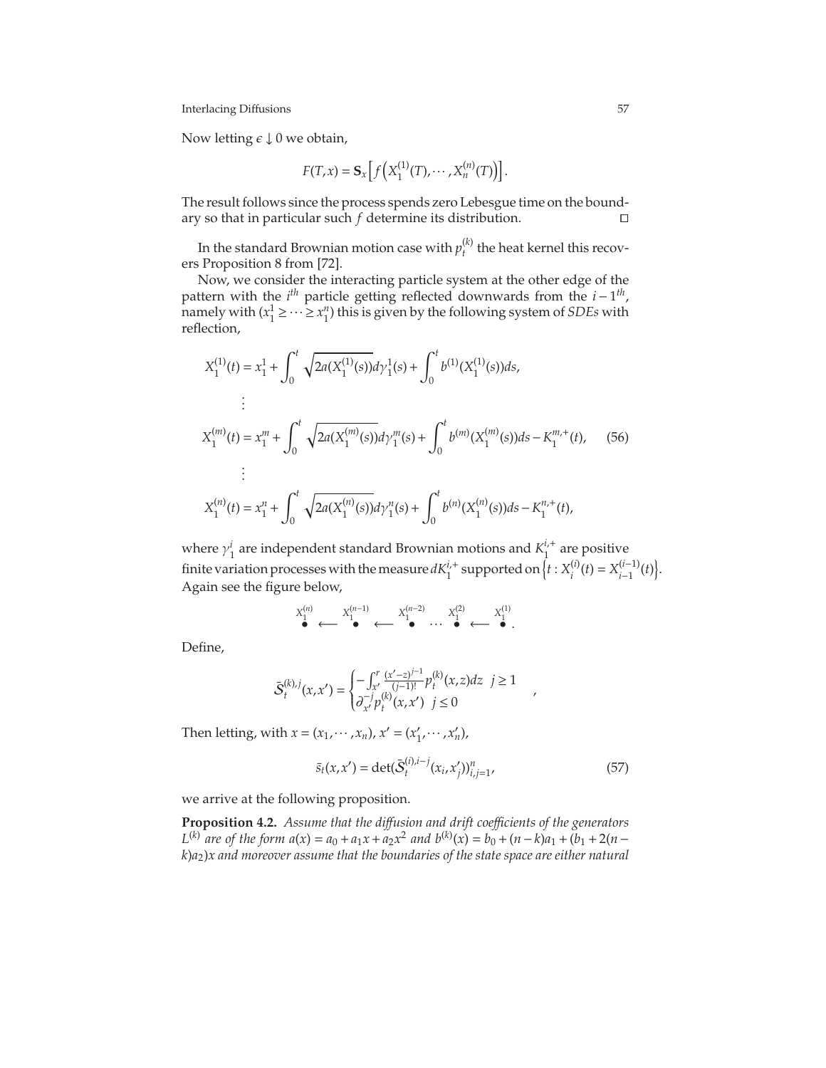Now letting $\epsilon \downarrow 0$ we obtain,

$$F(T,x) = \mathbf{S}_x\left[f\left(X_1^{(1)}(T),\cdots,X_n^{(n)}(T)\right)\right].$$

The result follows since the process spends zero Lebesgue time on the boundary so that in particular such $f$ determine its distribution. $\square$

In the standard Brownian motion case with $p_t^{(k)}$ the heat kernel this recovers Proposition 8 from [72].

Now, we consider the interacting particle system at the other edge of the pattern with the $i^{th}$ particle getting reflected downwards from the $i-1^{th}$, namely with $(x_1^1 \geq \cdots \geq x_1^n)$ this is given by the following system of *SDEs* with reflection,

$$\begin{aligned}
X_1^{(1)}(t) &= x_1^1 + \int_0^t \sqrt{2a(X_1^{(1)}(s))}d\gamma_1^1(s) + \int_0^t b^{(1)}(X_1^{(1)}(s))ds, \\
&\vdots \\
X_1^{(m)}(t) &= x_1^m + \int_0^t \sqrt{2a(X_1^{(m)}(s))}d\gamma_1^m(s) + \int_0^t b^{(m)}(X_1^{(m)}(s))ds - K_1^{m,+}(t), \qquad (56)\\
&\vdots \\
X_1^{(n)}(t) &= x_1^n + \int_0^t \sqrt{2a(X_1^{(n)}(s))}d\gamma_1^n(s) + \int_0^t b^{(n)}(X_1^{(n)}(s))ds - K_1^{n,+}(t),
\end{aligned}$$

where $\gamma_1^i$ are independent standard Brownian motions and $K_1^{i,+}$ are positive finite variation processes with the measure $dK_1^{i,+}$ supported on $\left\{t : X_i^{(i)}(t) = X_{i-1}^{(i-1)}(t)\right\}$. Again see the figure below,

$$\overset{X_1^{(n)}}{\bullet} \longleftarrow \overset{X_1^{(n-1)}}{\bullet} \longleftarrow \overset{X_1^{(n-2)}}{\bullet} \cdots \overset{X_1^{(2)}}{\bullet} \longleftarrow \overset{X_1^{(1)}}{\bullet}.$$

Define,

$$\bar{\mathcal{S}}_t^{(k),j}(x,x') = \begin{cases} -\int_{x'}^{r} \frac{(x'-z)^{j-1}}{(j-1)!} p_t^{(k)}(x,z)dz & j \geq 1 \\ \partial_{x'}^{-j} p_t^{(k)}(x,x') & j \leq 0 \end{cases},$$

Then letting, with $x = (x_1,\cdots,x_n)$, $x' = (x_1',\cdots,x_n')$,

$$\bar{s}_t(x,x') = \det(\bar{\mathcal{S}}_t^{(i),i-j}(x_i,x_j'))_{i,j=1}^n, \qquad (57)$$

we arrive at the following proposition.

**Proposition 4.2.** *Assume that the diffusion and drift coefficients of the generators $L^{(k)}$ are of the form $a(x) = a_0 + a_1x + a_2x^2$ and $b^{(k)}(x) = b_0 + (n-k)a_1 + (b_1 + 2(n-k)a_2)x$ and moreover assume that the boundaries of the state space are either natural*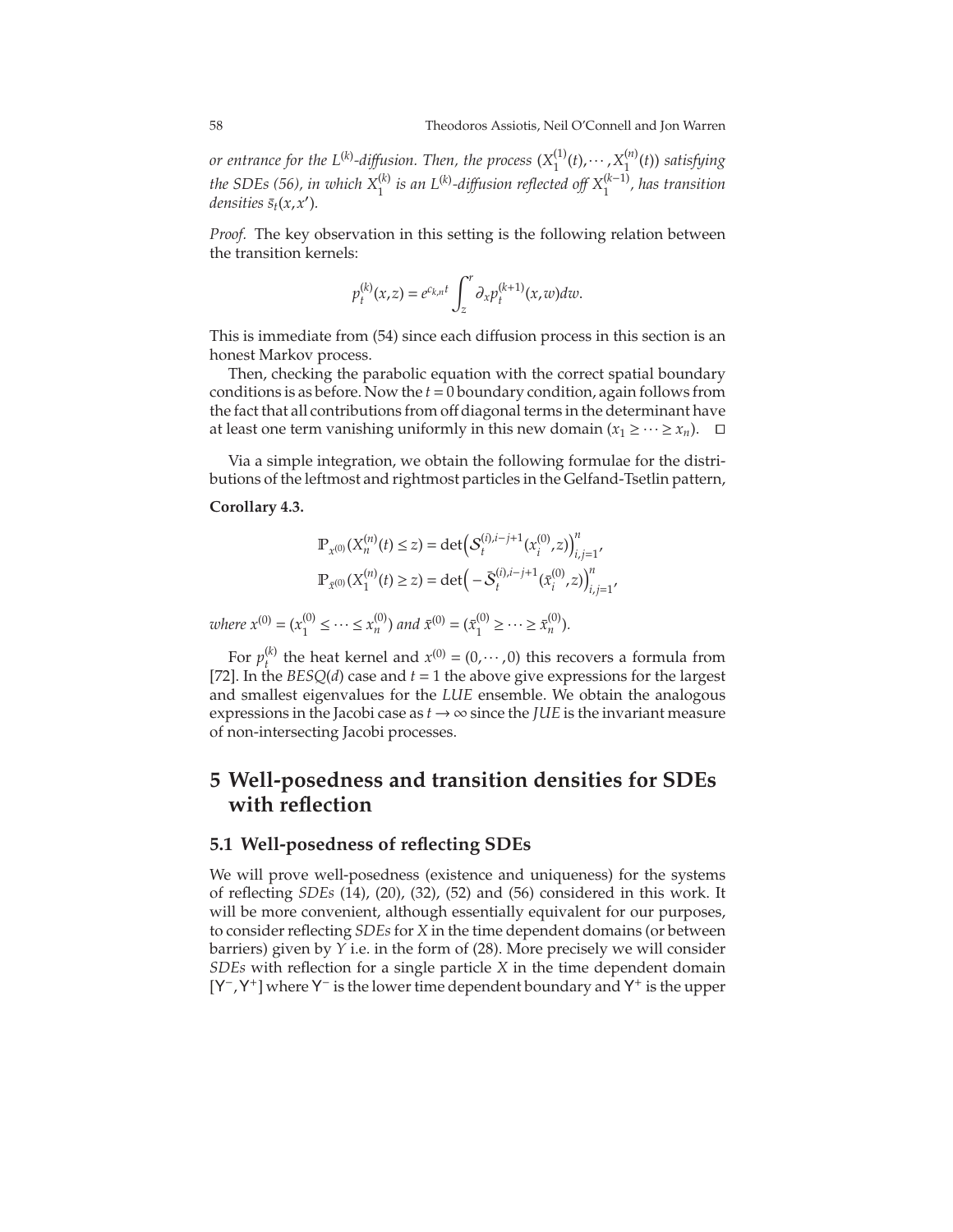*or entrance for the $L^{(k)}$-diffusion. Then, the process $(X_1^{(1)}(t),\cdots,X_1^{(n)}(t))$ satisfying the SDEs (56), in which $X_1^{(k)}$ is an $L^{(k)}$-diffusion reflected off $X_1^{(k-1)}$, has transition densities $\bar{s}_t(x,x')$.*

*Proof.* The key observation in this setting is the following relation between the transition kernels:

$$p_t^{(k)}(x,z) = e^{c_{k,n}t}\int_z^r \partial_x p_t^{(k+1)}(x,w)dw.$$

This is immediate from (54) since each diffusion process in this section is an honest Markov process.

Then, checking the parabolic equation with the correct spatial boundary conditions is as before. Now the $t=0$ boundary condition, again follows from the fact that all contributions from off diagonal terms in the determinant have at least one term vanishing uniformly in this new domain ($x_1 \geq \cdots \geq x_n$). $\square$

Via a simple integration, we obtain the following formulae for the distributions of the leftmost and rightmost particles in the Gelfand-Tsetlin pattern,

**Corollary 4.3.**

$$\mathbb{P}_{x^{(0)}}(X_n^{(n)}(t) \leq z) = \det\left(\mathcal{S}_t^{(i),i-j+1}(x_i^{(0)},z)\right)_{i,j=1}^n,$$
$$\mathbb{P}_{\bar{x}^{(0)}}(X_1^{(n)}(t) \geq z) = \det\left(-\bar{\mathcal{S}}_t^{(i),i-j+1}(\bar{x}_i^{(0)},z)\right)_{i,j=1}^n,$$

*where $x^{(0)} = (x_1^{(0)} \leq \cdots \leq x_n^{(0)})$ and $\bar{x}^{(0)} = (\bar{x}_1^{(0)} \geq \cdots \geq \bar{x}_n^{(0)})$.*

For $p_t^{(k)}$ the heat kernel and $x^{(0)} = (0,\cdots,0)$ this recovers a formula from [72]. In the $BESQ(d)$ case and $t=1$ the above give expressions for the largest and smallest eigenvalues for the $LUE$ ensemble. We obtain the analogous expressions in the Jacobi case as $t \to \infty$ since the $JUE$ is the invariant measure of non-intersecting Jacobi processes.

# 5 Well-posedness and transition densities for SDEs with reflection

## 5.1 Well-posedness of reflecting SDEs

We will prove well-posedness (existence and uniqueness) for the systems of reflecting *SDEs* (14), (20), (32), (52) and (56) considered in this work. It will be more convenient, although essentially equivalent for our purposes, to consider reflecting *SDEs* for $X$ in the time dependent domains (or between barriers) given by $Y$ i.e. in the form of (28). More precisely we will consider *SDEs* with reflection for a single particle $X$ in the time dependent domain $[\mathsf{Y}^-,\mathsf{Y}^+]$ where $\mathsf{Y}^-$ is the lower time dependent boundary and $\mathsf{Y}^+$ is the upper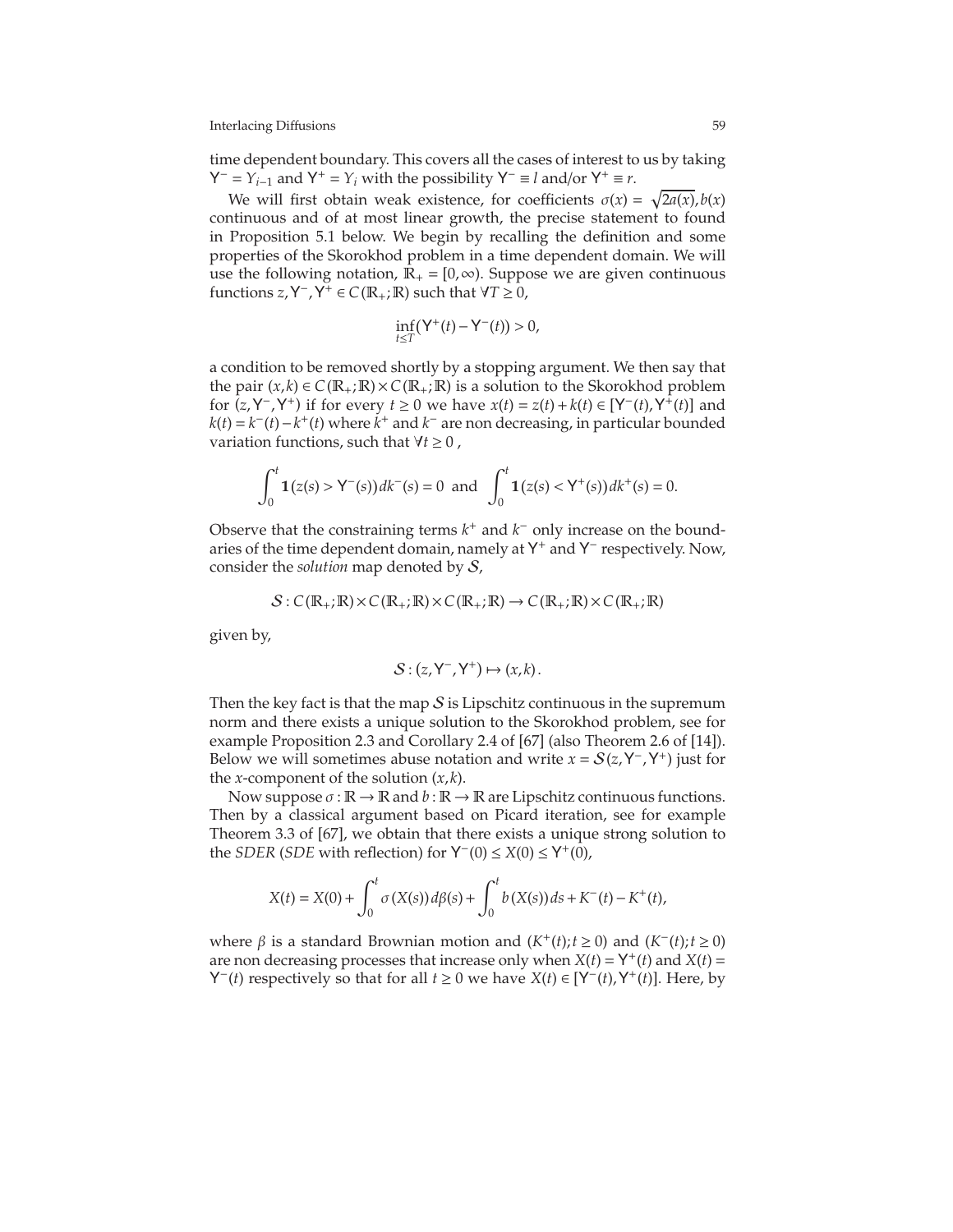time dependent boundary. This covers all the cases of interest to us by taking $\mathsf{Y}^- = Y_{i-1}$ and $\mathsf{Y}^+ = Y_i$ with the possibility $\mathsf{Y}^- \equiv l$ and/or $\mathsf{Y}^+ \equiv r$.

We will first obtain weak existence, for coefficients $\sigma(x) = \sqrt{2a(x)}, b(x)$ continuous and of at most linear growth, the precise statement to found in Proposition 5.1 below. We begin by recalling the definition and some properties of the Skorokhod problem in a time dependent domain. We will use the following notation, $\mathbb{R}_+ = [0,\infty)$. Suppose we are given continuous functions $z, \mathsf{Y}^-, \mathsf{Y}^+ \in C(\mathbb{R}_+;\mathbb{R})$ such that $\forall T \geq 0$,

$$\inf_{t \leq T}(\mathsf{Y}^+(t) - \mathsf{Y}^-(t)) > 0,$$

a condition to be removed shortly by a stopping argument. We then say that the pair $(x,k) \in C(\mathbb{R}_+;\mathbb{R}) \times C(\mathbb{R}_+;\mathbb{R})$ is a solution to the Skorokhod problem for $(z, \mathsf{Y}^-, \mathsf{Y}^+)$ if for every $t \geq 0$ we have $x(t) = z(t) + k(t) \in [\mathsf{Y}^-(t), \mathsf{Y}^+(t)]$ and $k(t) = k^-(t) - k^+(t)$ where $k^+$ and $k^-$ are non decreasing, in particular bounded variation functions, such that $\forall t \geq 0$ ,

$$\int_0^t \mathbf{1}(z(s) > \mathsf{Y}^-(s))\, dk^-(s) = 0 \;\text{ and }\; \int_0^t \mathbf{1}(z(s) < \mathsf{Y}^+(s))\, dk^+(s) = 0.$$

Observe that the constraining terms $k^+$ and $k^-$ only increase on the boundaries of the time dependent domain, namely at $\mathsf{Y}^+$ and $\mathsf{Y}^-$ respectively. Now, consider the *solution* map denoted by $\mathcal{S}$,

$$\mathcal{S} : C(\mathbb{R}_+;\mathbb{R}) \times C(\mathbb{R}_+;\mathbb{R}) \times C(\mathbb{R}_+;\mathbb{R}) \to C(\mathbb{R}_+;\mathbb{R}) \times C(\mathbb{R}_+;\mathbb{R})$$

given by,

$$\mathcal{S} : (z, \mathsf{Y}^-, \mathsf{Y}^+) \mapsto (x,k).$$

Then the key fact is that the map $\mathcal{S}$ is Lipschitz continuous in the supremum norm and there exists a unique solution to the Skorokhod problem, see for example Proposition 2.3 and Corollary 2.4 of [67] (also Theorem 2.6 of [14]). Below we will sometimes abuse notation and write $x = \mathcal{S}(z, \mathsf{Y}^-, \mathsf{Y}^+)$ just for the $x$-component of the solution $(x,k)$.

Now suppose $\sigma : \mathbb{R} \to \mathbb{R}$ and $b : \mathbb{R} \to \mathbb{R}$ are Lipschitz continuous functions. Then by a classical argument based on Picard iteration, see for example Theorem 3.3 of [67], we obtain that there exists a unique strong solution to the *SDER* (*SDE* with reflection) for $\mathsf{Y}^-(0) \leq X(0) \leq \mathsf{Y}^+(0)$,

$$X(t) = X(0) + \int_0^t \sigma(X(s))\, d\beta(s) + \int_0^t b(X(s))\, ds + K^-(t) - K^+(t),$$

where $\beta$ is a standard Brownian motion and $(K^+(t); t \geq 0)$ and $(K^-(t); t \geq 0)$ are non decreasing processes that increase only when $X(t) = \mathsf{Y}^+(t)$ and $X(t) = \mathsf{Y}^-(t)$ respectively so that for all $t \geq 0$ we have $X(t) \in [\mathsf{Y}^-(t), \mathsf{Y}^+(t)]$. Here, by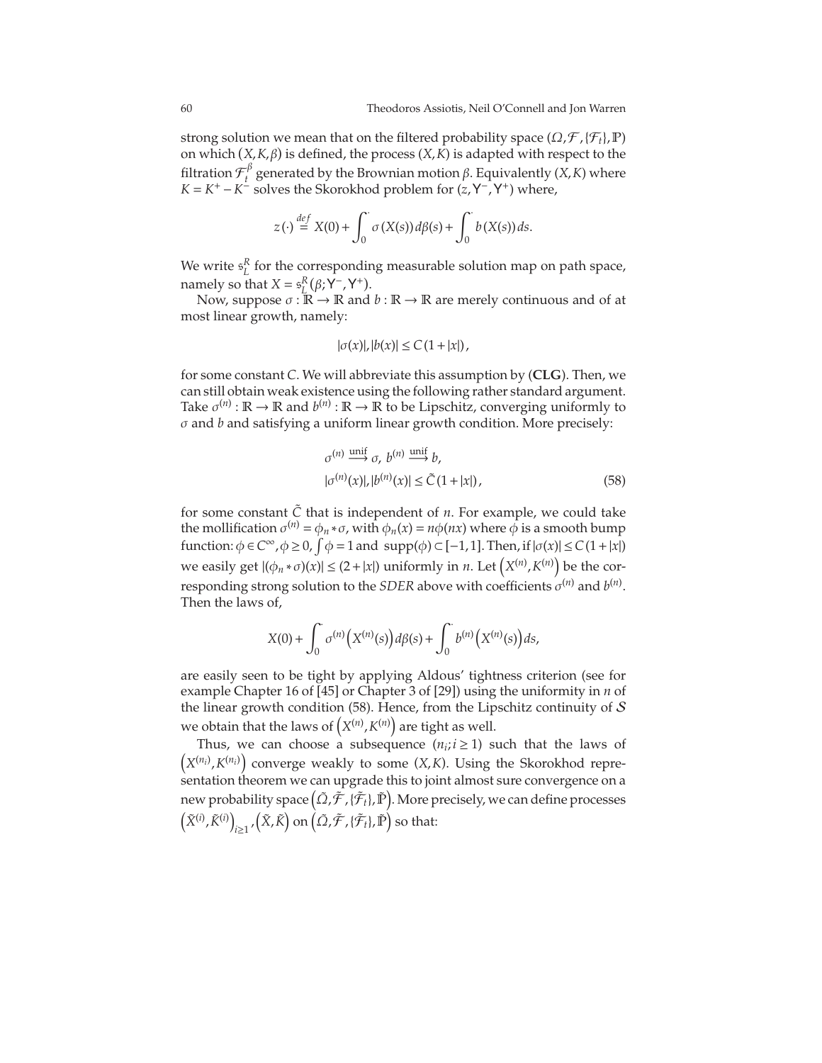strong solution we mean that on the filtered probability space $(\Omega, \mathcal{F}, \{\mathcal{F}_t\}, \mathbb{P})$ on which $(X, K, \beta)$ is defined, the process $(X, K)$ is adapted with respect to the filtration $\mathcal{F}_t^\beta$ generated by the Brownian motion $\beta$. Equivalently $(X, K)$ where $K = K^+ - K^-$ solves the Skorokhod problem for $(z, \mathsf{Y}^-, \mathsf{Y}^+)$ where,

$$z(\cdot) \stackrel{def}{=} X(0) + \int_0^\cdot \sigma(X(s))\, d\beta(s) + \int_0^\cdot b(X(s))\, ds.$$

We write $\mathfrak{s}_L^R$ for the corresponding measurable solution map on path space, namely so that $X = \mathfrak{s}_L^R(\beta; \mathsf{Y}^-, \mathsf{Y}^+)$.

Now, suppose $\sigma : \mathbb{R} \to \mathbb{R}$ and $b : \mathbb{R} \to \mathbb{R}$ are merely continuous and of at most linear growth, namely:

$$|\sigma(x)|, |b(x)| \leq C(1 + |x|),$$

for some constant $C$. We will abbreviate this assumption by (**CLG**). Then, we can still obtain weak existence using the following rather standard argument. Take $\sigma^{(n)} : \mathbb{R} \to \mathbb{R}$ and $b^{(n)} : \mathbb{R} \to \mathbb{R}$ to be Lipschitz, converging uniformly to $\sigma$ and $b$ and satisfying a uniform linear growth condition. More precisely:

$$\begin{aligned} &\sigma^{(n)} \stackrel{\text{unif}}{\longrightarrow} \sigma,\ b^{(n)} \stackrel{\text{unif}}{\longrightarrow} b, \\ &|\sigma^{(n)}(x)|, |b^{(n)}(x)| \leq \tilde{C}(1 + |x|), \end{aligned} \tag{58}$$

for some constant $\tilde{C}$ that is independent of $n$. For example, we could take the mollification $\sigma^{(n)} = \phi_n * \sigma$, with $\phi_n(x) = n\phi(nx)$ where $\phi$ is a smooth bump function: $\phi \in C^\infty, \phi \geq 0, \int \phi = 1$ and $\operatorname{supp}(\phi) \subset [-1, 1]$. Then, if $|\sigma(x)| \leq C(1 + |x|)$ we easily get $|(\phi_n * \sigma)(x)| \leq (2 + |x|)$ uniformly in $n$. Let $\left(X^{(n)}, K^{(n)}\right)$ be the corresponding strong solution to the *SDER* above with coefficients $\sigma^{(n)}$ and $b^{(n)}$. Then the laws of,

$$X(0) + \int_0^\cdot \sigma^{(n)}\left(X^{(n)}(s)\right) d\beta(s) + \int_0^\cdot b^{(n)}\left(X^{(n)}(s)\right) ds,$$

are easily seen to be tight by applying Aldous' tightness criterion (see for example Chapter 16 of [45] or Chapter 3 of [29]) using the uniformity in $n$ of the linear growth condition (58). Hence, from the Lipschitz continuity of $\mathcal{S}$ we obtain that the laws of $\left(X^{(n)}, K^{(n)}\right)$ are tight as well.

Thus, we can choose a subsequence $(n_i; i \geq 1)$ such that the laws of $\left(X^{(n_i)}, K^{(n_i)}\right)$ converge weakly to some $(X, K)$. Using the Skorokhod representation theorem we can upgrade this to joint almost sure convergence on a new probability space $\left(\tilde{\Omega}, \tilde{\mathcal{F}}, \{\tilde{\mathcal{F}}_t\}, \tilde{\mathbb{P}}\right)$. More precisely, we can define processes $\left(\tilde{X}^{(i)}, \tilde{K}^{(i)}\right)_{i \geq 1}, \left(\tilde{X}, \tilde{K}\right)$ on $\left(\tilde{\Omega}, \tilde{\mathcal{F}}, \{\tilde{\mathcal{F}}_t\}, \tilde{\mathbb{P}}\right)$ so that: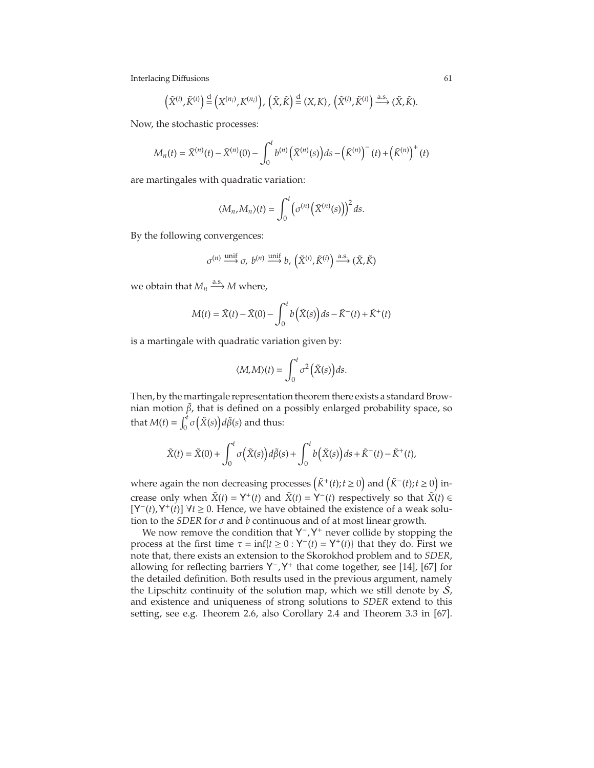$$\left(\tilde{X}^{(i)}, \tilde{K}^{(i)}\right) \stackrel{\text{d}}{=} \left(X^{(n_i)}, K^{(n_i)}\right), \left(\tilde{X}, \tilde{K}\right) \stackrel{\text{d}}{=} (X, K), \left(\tilde{X}^{(i)}, \tilde{K}^{(i)}\right) \xrightarrow{\text{a.s.}} (\tilde{X}, \tilde{K}).$$

Now, the stochastic processes:

$$M_n(t) = \tilde{X}^{(n)}(t) - \tilde{X}^{(n)}(0) - \int_0^t b^{(n)}\left(\tilde{X}^{(n)}(s)\right) ds - \left(\tilde{K}^{(n)}\right)^-(t) + \left(\tilde{K}^{(n)}\right)^+(t)$$

are martingales with quadratic variation:

$$\langle M_n, M_n \rangle(t) = \int_0^t \left(\sigma^{(n)}\left(\tilde{X}^{(n)}(s)\right)\right)^2 ds.$$

By the following convergences:

$$\sigma^{(n)} \xrightarrow{\text{unif}} \sigma,\ b^{(n)} \xrightarrow{\text{unif}} b,\ \left(\tilde{X}^{(i)}, \tilde{K}^{(i)}\right) \xrightarrow{\text{a.s.}} (\tilde{X}, \tilde{K})$$

we obtain that $M_n \xrightarrow{\text{a.s.}} M$ where,

$$M(t) = \tilde{X}(t) - \tilde{X}(0) - \int_0^t b\left(\tilde{X}(s)\right) ds - \tilde{K}^-(t) + \tilde{K}^+(t)$$

is a martingale with quadratic variation given by:

$$\langle M, M \rangle(t) = \int_0^t \sigma^2\left(\tilde{X}(s)\right) ds.$$

Then, by the martingale representation theorem there exists a standard Brownian motion $\tilde{\beta}$, that is defined on a possibly enlarged probability space, so that $M(t) = \int_0^t \sigma\left(\tilde{X}(s)\right) d\tilde{\beta}(s)$ and thus:

$$\tilde{X}(t) = \tilde{X}(0) + \int_0^t \sigma\left(\tilde{X}(s)\right) d\tilde{\beta}(s) + \int_0^t b\left(\tilde{X}(s)\right) ds + \tilde{K}^-(t) - \tilde{K}^+(t),$$

where again the non decreasing processes $\left(\tilde{K}^+(t); t \geq 0\right)$ and $\left(\tilde{K}^-(t); t \geq 0\right)$ increase only when $\tilde{X}(t) = \mathsf{Y}^+(t)$ and $\tilde{X}(t) = \mathsf{Y}^-(t)$ respectively so that $\tilde{X}(t) \in [\mathsf{Y}^-(t), \mathsf{Y}^+(t)]$ $\forall t \geq 0$. Hence, we have obtained the existence of a weak solution to the *SDER* for $\sigma$ and $b$ continuous and of at most linear growth.

We now remove the condition that $\mathsf{Y}^-, \mathsf{Y}^+$ never collide by stopping the process at the first time $\tau = \inf\{t \geq 0 : \mathsf{Y}^-(t) = \mathsf{Y}^+(t)\}$ that they do. First we note that, there exists an extension to the Skorokhod problem and to *SDER*, allowing for reflecting barriers $\mathsf{Y}^-, \mathsf{Y}^+$ that come together, see [14], [67] for the detailed definition. Both results used in the previous argument, namely the Lipschitz continuity of the solution map, which we still denote by $\mathcal{S}$, and existence and uniqueness of strong solutions to *SDER* extend to this setting, see e.g. Theorem 2.6, also Corollary 2.4 and Theorem 3.3 in [67].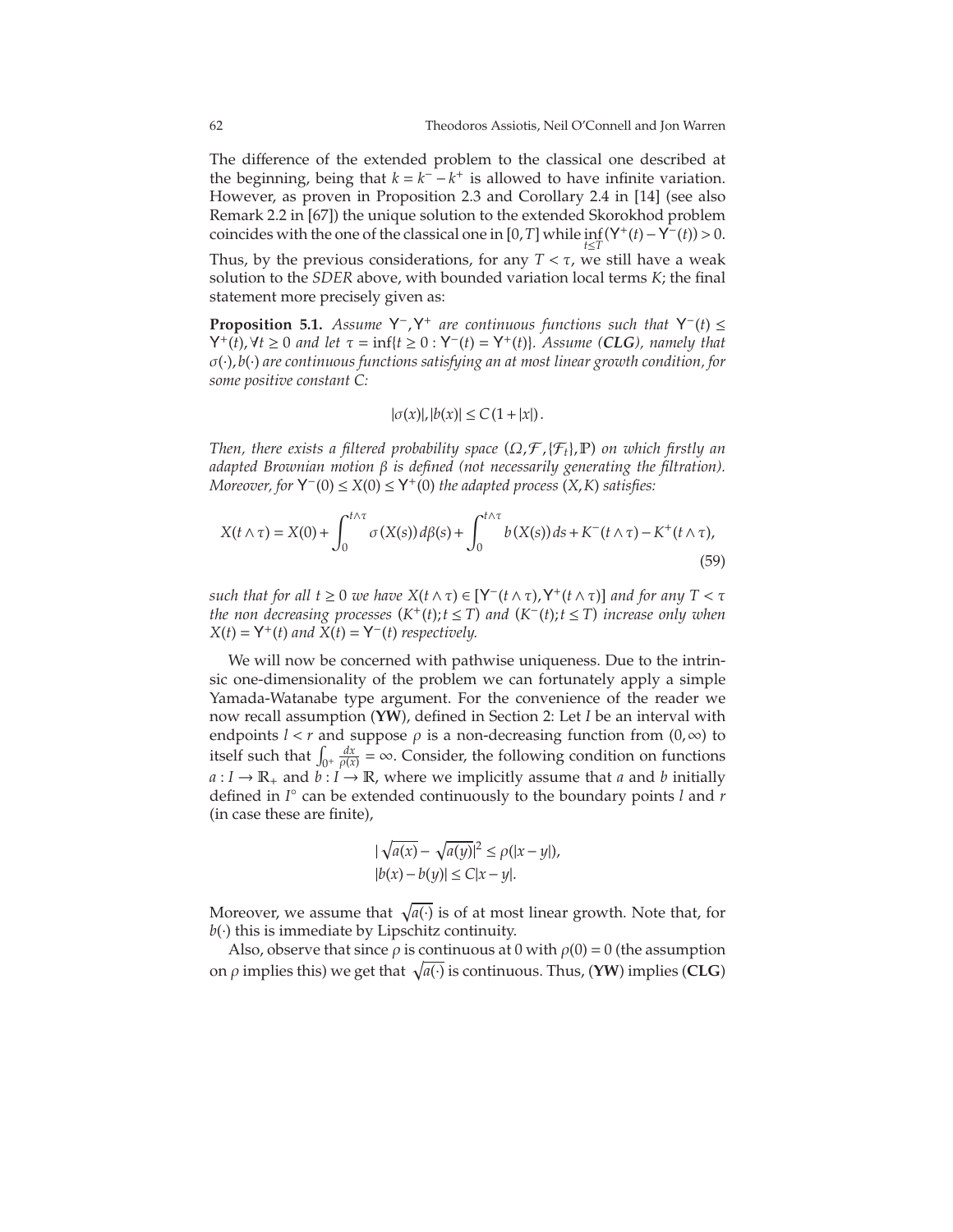The difference of the extended problem to the classical one described at the beginning, being that $k = k^- - k^+$ is allowed to have infinite variation. However, as proven in Proposition 2.3 and Corollary 2.4 in [14] (see also Remark 2.2 in [67]) the unique solution to the extended Skorokhod problem coincides with the one of the classical one in $[0,T]$ while $\inf_{t\le T}(\mathsf{Y}^+(t) - \mathsf{Y}^-(t)) > 0$.

Thus, by the previous considerations, for any $T < \tau$, we still have a weak solution to the *SDER* above, with bounded variation local terms $K$; the final statement more precisely given as:

**Proposition 5.1.** *Assume $\mathsf{Y}^-, \mathsf{Y}^+$ are continuous functions such that $\mathsf{Y}^-(t) \le \mathsf{Y}^+(t), \forall t \ge 0$ and let $\tau = \inf\{t \ge 0 : \mathsf{Y}^-(t) = \mathsf{Y}^+(t)\}$. Assume (**CLG**), namely that $\sigma(\cdot), b(\cdot)$ are continuous functions satisfying an at most linear growth condition, for some positive constant $C$:*

$$|\sigma(x)|, |b(x)| \le C(1 + |x|).$$

*Then, there exists a filtered probability space $(\Omega, \mathcal{F}, \{\mathcal{F}_t\}, \mathbb{P})$ on which firstly an adapted Brownian motion $\beta$ is defined (not necessarily generating the filtration). Moreover, for $\mathsf{Y}^-(0) \le X(0) \le \mathsf{Y}^+(0)$ the adapted process $(X, K)$ satisfies:*

$$X(t\wedge\tau) = X(0) + \int_0^{t\wedge\tau} \sigma(X(s))\, d\beta(s) + \int_0^{t\wedge\tau} b(X(s))\, ds + K^-(t\wedge\tau) - K^+(t\wedge\tau), \tag{59}$$

*such that for all $t \ge 0$ we have $X(t\wedge\tau) \in [\mathsf{Y}^-(t\wedge\tau), \mathsf{Y}^+(t\wedge\tau)]$ and for any $T < \tau$ the non decreasing processes $(K^+(t); t \le T)$ and $(K^-(t); t \le T)$ increase only when $X(t) = \mathsf{Y}^+(t)$ and $X(t) = \mathsf{Y}^-(t)$ respectively.*

We will now be concerned with pathwise uniqueness. Due to the intrinsic one-dimensionality of the problem we can fortunately apply a simple Yamada-Watanabe type argument. For the convenience of the reader we now recall assumption (**YW**), defined in Section 2: Let $I$ be an interval with endpoints $l < r$ and suppose $\rho$ is a non-decreasing function from $(0,\infty)$ to itself such that $\int_{0^+} \frac{dx}{\rho(x)} = \infty$. Consider, the following condition on functions $a : I \to \mathbb{R}_+$ and $b : I \to \mathbb{R}$, where we implicitly assume that $a$ and $b$ initially defined in $I^\circ$ can be extended continuously to the boundary points $l$ and $r$ (in case these are finite),

$$|\sqrt{a(x)} - \sqrt{a(y)}|^2 \le \rho(|x-y|),$$
$$|b(x) - b(y)| \le C|x-y|.$$

Moreover, we assume that $\sqrt{a(\cdot)}$ is of at most linear growth. Note that, for $b(\cdot)$ this is immediate by Lipschitz continuity.

Also, observe that since $\rho$ is continuous at 0 with $\rho(0) = 0$ (the assumption on $\rho$ implies this) we get that $\sqrt{a(\cdot)}$ is continuous. Thus, (**YW**) implies (**CLG**)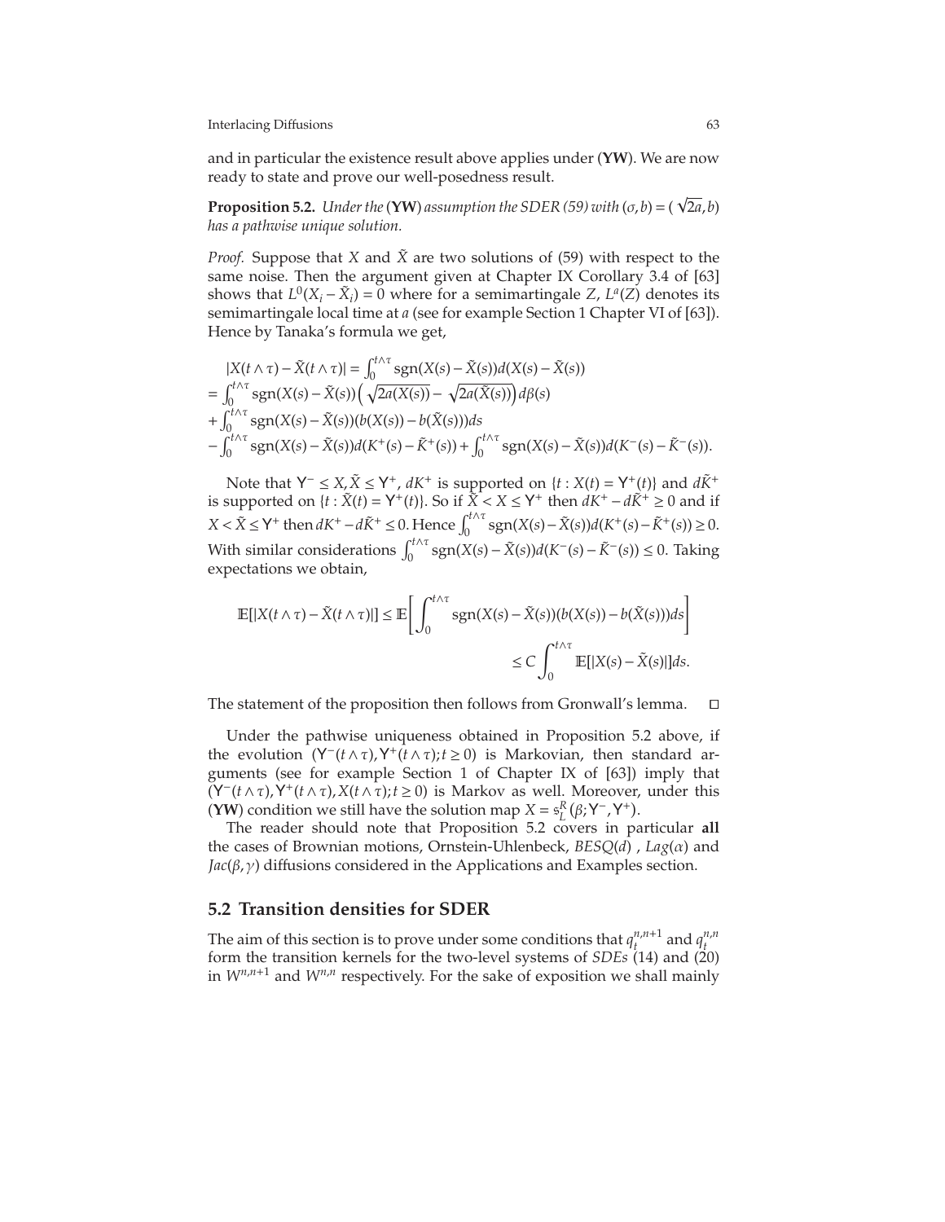and in particular the existence result above applies under (**YW**). We are now ready to state and prove our well-posedness result.

**Proposition 5.2.** *Under the* (**YW**) *assumption the SDER (59) with* $(\sigma, b) = (\sqrt{2a}, b)$ *has a pathwise unique solution.*

*Proof.* Suppose that $X$ and $\tilde{X}$ are two solutions of (59) with respect to the same noise. Then the argument given at Chapter IX Corollary 3.4 of [63] shows that $L^0(X_i - \tilde{X}_i) = 0$ where for a semimartingale $Z$, $L^a(Z)$ denotes its semimartingale local time at $a$ (see for example Section 1 Chapter VI of [63]). Hence by Tanaka's formula we get,

$$
\begin{aligned}
&|X(t\wedge\tau) - \tilde{X}(t\wedge\tau)| = \int_0^{t\wedge\tau} \operatorname{sgn}(X(s) - \tilde{X}(s)) d(X(s) - \tilde{X}(s)) \\
&= \int_0^{t\wedge\tau} \operatorname{sgn}(X(s) - \tilde{X}(s)) \left(\sqrt{2a(X(s))} - \sqrt{2a(\tilde{X}(s))}\right) d\beta(s) \\
&+ \int_0^{t\wedge\tau} \operatorname{sgn}(X(s) - \tilde{X}(s))(b(X(s)) - b(\tilde{X}(s)))ds \\
&- \int_0^{t\wedge\tau} \operatorname{sgn}(X(s) - \tilde{X}(s)) d(K^+(s) - \tilde{K}^+(s)) + \int_0^{t\wedge\tau} \operatorname{sgn}(X(s) - \tilde{X}(s)) d(K^-(s) - \tilde{K}^-(s)).
\end{aligned}
$$

Note that $\mathsf{Y}^- \leq X, \tilde{X} \leq \mathsf{Y}^+$, $dK^+$ is supported on $\{t : X(t) = \mathsf{Y}^+(t)\}$ and $d\tilde{K}^+$ is supported on $\{t : \tilde{X}(t) = \mathsf{Y}^+(t)\}$. So if $\tilde{X} < X \leq \mathsf{Y}^+$ then $dK^+ - d\tilde{K}^+ \geq 0$ and if $X < \tilde{X} \leq \mathsf{Y}^+$ then $dK^+ - d\tilde{K}^+ \leq 0$. Hence $\int_0^{t\wedge\tau} \operatorname{sgn}(X(s) - \tilde{X}(s)) d(K^+(s) - \tilde{K}^+(s)) \geq 0$. With similar considerations $\int_0^{t\wedge\tau} \operatorname{sgn}(X(s) - \tilde{X}(s)) d(K^-(s) - \tilde{K}^-(s)) \leq 0$. Taking expectations we obtain,

$$
\begin{aligned}
\mathbb{E}[|X(t\wedge\tau) - \tilde{X}(t\wedge\tau)|] &\leq \mathbb{E}\left[\int_0^{t\wedge\tau} \operatorname{sgn}(X(s) - \tilde{X}(s))(b(X(s)) - b(\tilde{X}(s)))ds\right] \\
&\leq C \int_0^{t\wedge\tau} \mathbb{E}[|X(s) - \tilde{X}(s)|]ds.
\end{aligned}
$$

The statement of the proposition then follows from Gronwall's lemma. $\square$

Under the pathwise uniqueness obtained in Proposition 5.2 above, if the evolution $(\mathsf{Y}^-(t\wedge\tau), \mathsf{Y}^+(t\wedge\tau); t \geq 0)$ is Markovian, then standard arguments (see for example Section 1 of Chapter IX of [63]) imply that $(\mathsf{Y}^-(t\wedge\tau), \mathsf{Y}^+(t\wedge\tau), X(t\wedge\tau); t \geq 0)$ is Markov as well. Moreover, under this (**YW**) condition we still have the solution map $X = \mathfrak{s}_L^R(\beta; \mathsf{Y}^-, \mathsf{Y}^+)$.

The reader should note that Proposition 5.2 covers in particular **all** the cases of Brownian motions, Ornstein-Uhlenbeck, *BESQ*($d$), *Lag*($\alpha$) and *Jac*($\beta, \gamma$) diffusions considered in the Applications and Examples section.

## 5.2 Transition densities for SDER

The aim of this section is to prove under some conditions that $q_t^{n,n+1}$ and $q_t^{n,n}$ form the transition kernels for the two-level systems of *SDEs* (14) and (20) in $W^{n,n+1}$ and $W^{n,n}$ respectively. For the sake of exposition we shall mainly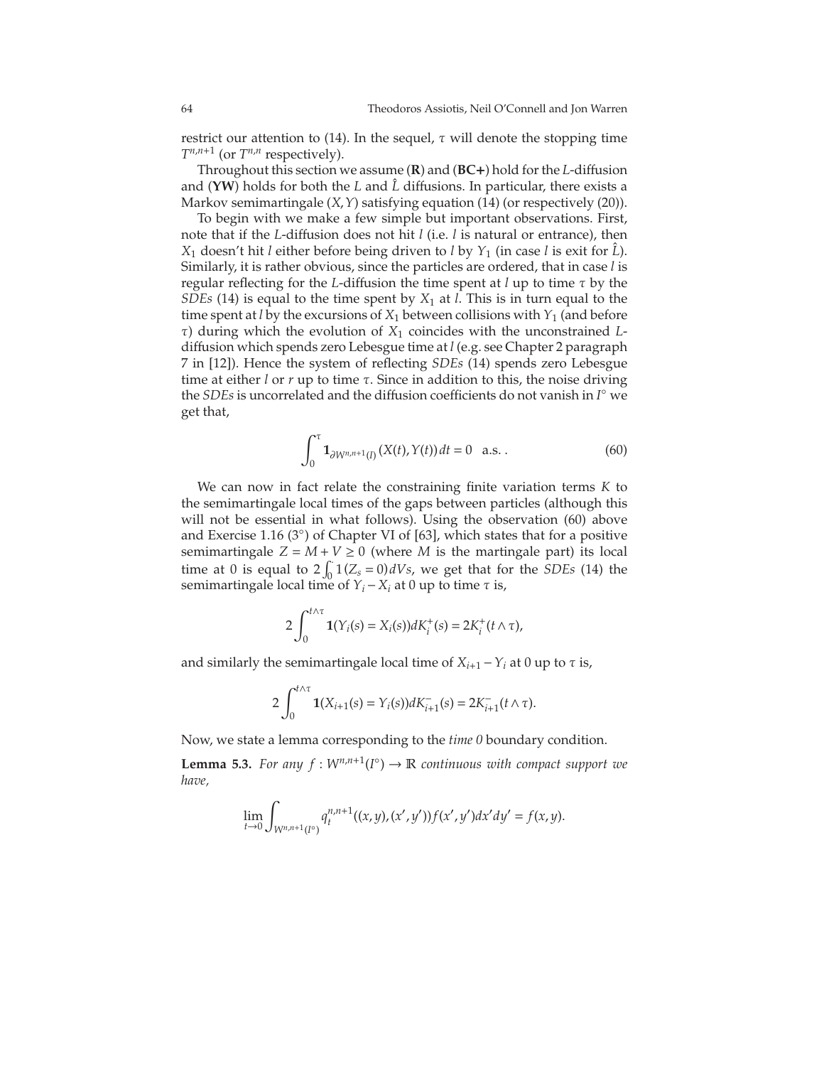restrict our attention to (14). In the sequel, $\tau$ will denote the stopping time $T^{n,n+1}$ (or $T^{n,n}$ respectively).

Throughout this section we assume (**R**) and (**BC+**) hold for the $L$-diffusion and (**YW**) holds for both the $L$ and $\hat{L}$ diffusions. In particular, there exists a Markov semimartingale $(X, Y)$ satisfying equation (14) (or respectively (20)).

To begin with we make a few simple but important observations. First, note that if the $L$-diffusion does not hit $l$ (i.e. $l$ is natural or entrance), then $X_1$ doesn't hit $l$ either before being driven to $l$ by $Y_1$ (in case $l$ is exit for $\hat{L}$). Similarly, it is rather obvious, since the particles are ordered, that in case $l$ is regular reflecting for the $L$-diffusion the time spent at $l$ up to time $\tau$ by the *SDEs* (14) is equal to the time spent by $X_1$ at $l$. This is in turn equal to the time spent at $l$ by the excursions of $X_1$ between collisions with $Y_1$ (and before $\tau$) during which the evolution of $X_1$ coincides with the unconstrained $L$-diffusion which spends zero Lebesgue time at $l$ (e.g. see Chapter 2 paragraph 7 in [12]). Hence the system of reflecting *SDEs* (14) spends zero Lebesgue time at either $l$ or $r$ up to time $\tau$. Since in addition to this, the noise driving the *SDEs* is uncorrelated and the diffusion coefficients do not vanish in $I^\circ$ we get that,

$$\int_0^\tau \mathbf{1}_{\partial W^{n,n+1}(I)}(X(t), Y(t))\, dt = 0 \quad \text{a.s.} \,. \tag{60}$$

We can now in fact relate the constraining finite variation terms $K$ to the semimartingale local times of the gaps between particles (although this will not be essential in what follows). Using the observation (60) above and Exercise 1.16 (3°) of Chapter VI of [63], which states that for a positive semimartingale $Z = M + V \geq 0$ (where $M$ is the martingale part) its local time at 0 is equal to $2\int_0^\cdot 1(Z_s = 0)dV s$, we get that for the *SDEs* (14) the semimartingale local time of $Y_i - X_i$ at 0 up to time $\tau$ is,

$$2\int_0^{t\wedge\tau} \mathbf{1}(Y_i(s) = X_i(s)) dK_i^+(s) = 2K_i^+(t \wedge \tau),$$

and similarly the semimartingale local time of $X_{i+1} - Y_i$ at 0 up to $\tau$ is,

$$2\int_0^{t\wedge\tau} \mathbf{1}(X_{i+1}(s) = Y_i(s)) dK_{i+1}^-(s) = 2K_{i+1}^-(t \wedge \tau).$$

Now, we state a lemma corresponding to the *time 0* boundary condition.

**Lemma 5.3.** *For any $f : W^{n,n+1}(I^\circ) \to \mathbb{R}$ continuous with compact support we have,*

$$\lim_{t\to 0} \int_{W^{n,n+1}(I^\circ)} q_t^{n,n+1}((x, y), (x', y')) f(x', y') dx' dy' = f(x, y).$$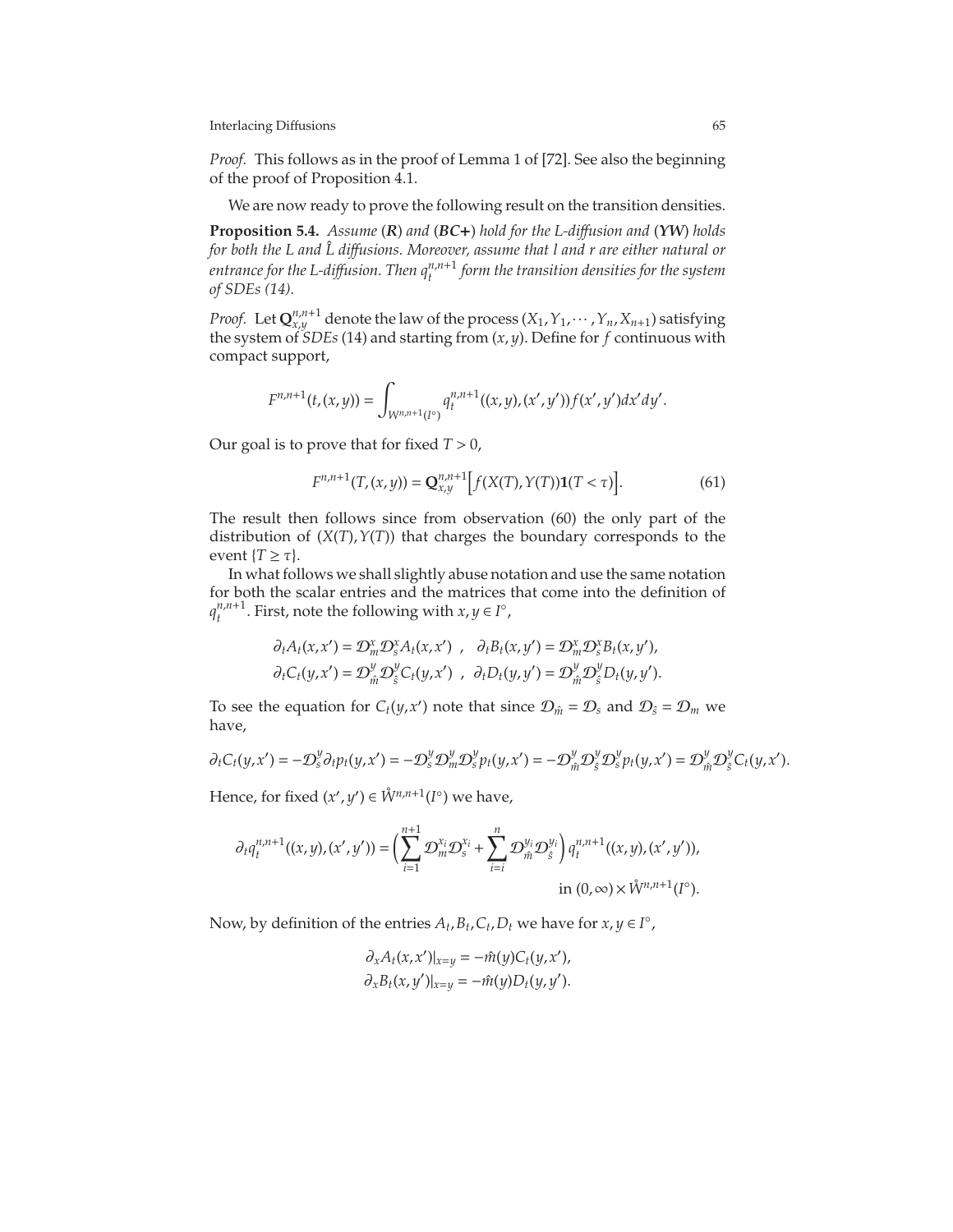*Proof.* This follows as in the proof of Lemma 1 of [72]. See also the beginning of the proof of Proposition 4.1.

We are now ready to prove the following result on the transition densities.

**Proposition 5.4.** *Assume (**R**) and (**BC+**) hold for the L-diffusion and (**YW**) holds for both the L and $\hat{L}$ diffusions. Moreover, assume that l and r are either natural or entrance for the L-diffusion. Then $q_t^{n,n+1}$ form the transition densities for the system of SDEs (14).*

*Proof.* Let $\mathbf{Q}_{x,y}^{n,n+1}$ denote the law of the process $(X_1, Y_1, \cdots, Y_n, X_{n+1})$ satisfying the system of *SDEs* (14) and starting from $(x, y)$. Define for $f$ continuous with compact support,

$$F^{n,n+1}(t,(x,y)) = \int_{W^{n,n+1}(I^\circ)} q_t^{n,n+1}((x,y),(x',y'))f(x',y')dx'dy'.$$

Our goal is to prove that for fixed $T > 0$,

$$F^{n,n+1}(T,(x,y)) = \mathbf{Q}_{x,y}^{n,n+1}\Big[f(X(T),Y(T))\mathbf{1}(T<\tau)\Big]. \tag{61}$$

The result then follows since from observation (60) the only part of the distribution of $(X(T), Y(T))$ that charges the boundary corresponds to the event $\{T \geq \tau\}$.

In what follows we shall slightly abuse notation and use the same notation for both the scalar entries and the matrices that come into the definition of $q_t^{n,n+1}$. First, note the following with $x, y \in I^\circ$,

$$\partial_t A_t(x,x') = \mathcal{D}_m^x \mathcal{D}_s^x A_t(x,x') \;\;,\;\; \partial_t B_t(x,y') = \mathcal{D}_m^x \mathcal{D}_s^x B_t(x,y'),$$
$$\partial_t C_t(y,x') = \mathcal{D}_{\hat{m}}^y \mathcal{D}_{\hat{s}}^y C_t(y,x') \;\;,\;\; \partial_t D_t(y,y') = \mathcal{D}_{\hat{m}}^y \mathcal{D}_{\hat{s}}^y D_t(y,y').$$

To see the equation for $C_t(y,x')$ note that since $\mathcal{D}_{\hat{m}} = \mathcal{D}_s$ and $\mathcal{D}_{\hat{s}} = \mathcal{D}_m$ we have,

$$\partial_t C_t(y,x') = -\mathcal{D}_s^y \partial_t p_t(y,x') = -\mathcal{D}_s^y \mathcal{D}_m^y \mathcal{D}_s^y p_t(y,x') = -\mathcal{D}_{\hat{m}}^y \mathcal{D}_{\hat{s}}^y \mathcal{D}_s^y p_t(y,x') = \mathcal{D}_{\hat{m}}^y \mathcal{D}_{\hat{s}}^y C_t(y,x').$$

Hence, for fixed $(x',y') \in \mathring{W}^{n,n+1}(I^\circ)$ we have,

$$\partial_t q_t^{n,n+1}((x,y),(x',y')) = \Big(\sum_{i=1}^{n+1} \mathcal{D}_m^{x_i} \mathcal{D}_s^{x_i} + \sum_{i=i}^{n} \mathcal{D}_{\hat{m}}^{y_i} \mathcal{D}_{\hat{s}}^{y_i}\Big) q_t^{n,n+1}((x,y),(x',y')),$$
$$\text{in } (0,\infty)\times \mathring{W}^{n,n+1}(I^\circ).$$

Now, by definition of the entries $A_t, B_t, C_t, D_t$ we have for $x, y \in I^\circ$,

$$\partial_x A_t(x,x')|_{x=y} = -\hat{m}(y) C_t(y,x'),$$
$$\partial_x B_t(x,y')|_{x=y} = -\hat{m}(y) D_t(y,y').$$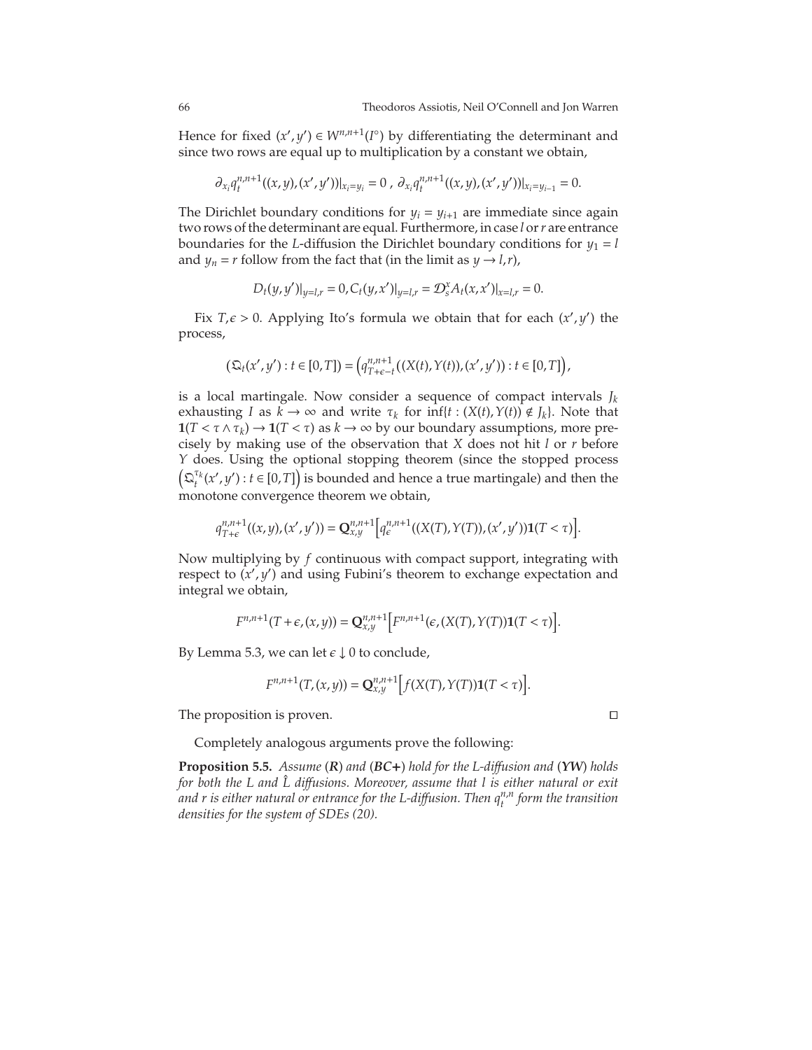Hence for fixed $(x', y') \in W^{n,n+1}(I^\circ)$ by differentiating the determinant and since two rows are equal up to multiplication by a constant we obtain,

$$\partial_{x_i} q_t^{n,n+1}((x,y),(x',y'))|_{x_i=y_i} = 0 \ , \ \partial_{x_i} q_t^{n,n+1}((x,y),(x',y'))|_{x_i=y_{i-1}} = 0.$$

The Dirichlet boundary conditions for $y_i = y_{i+1}$ are immediate since again two rows of the determinant are equal. Furthermore, in case $l$ or $r$ are entrance boundaries for the $L$-diffusion the Dirichlet boundary conditions for $y_1 = l$ and $y_n = r$ follow from the fact that (in the limit as $y \to l, r$),

$$D_t(y, y')|_{y=l,r} = 0, C_t(y, x')|_{y=l,r} = \mathcal{D}_s^x A_t(x, x')|_{x=l,r} = 0.$$

Fix $T, \epsilon > 0$. Applying Ito's formula we obtain that for each $(x', y')$ the process,

$$\left(\mathfrak{Q}_t(x', y') : t \in [0, T]\right) = \left(q_{T+\epsilon-t}^{n,n+1}((X(t), Y(t)), (x', y')) : t \in [0, T]\right),$$

is a local martingale. Now consider a sequence of compact intervals $J_k$ exhausting $I$ as $k \to \infty$ and write $\tau_k$ for $\inf\{t : (X(t), Y(t)) \notin J_k\}$. Note that $\mathbf{1}(T < \tau \wedge \tau_k) \to \mathbf{1}(T < \tau)$ as $k \to \infty$ by our boundary assumptions, more precisely by making use of the observation that $X$ does not hit $l$ or $r$ before $Y$ does. Using the optional stopping theorem (since the stopped process $\left(\mathfrak{Q}_t^{\tau_k}(x', y') : t \in [0, T]\right)$ is bounded and hence a true martingale) and then the monotone convergence theorem we obtain,

$$q_{T+\epsilon}^{n,n+1}((x,y),(x',y')) = \mathbf{Q}_{x,y}^{n,n+1}\left[q_\epsilon^{n,n+1}((X(T), Y(T)), (x', y'))\mathbf{1}(T < \tau)\right].$$

Now multiplying by $f$ continuous with compact support, integrating with respect to $(x', y')$ and using Fubini's theorem to exchange expectation and integral we obtain,

$$F^{n,n+1}(T + \epsilon, (x, y)) = \mathbf{Q}_{x,y}^{n,n+1}\left[F^{n,n+1}(\epsilon, (X(T), Y(T))\mathbf{1}(T < \tau)\right].$$

By Lemma 5.3, we can let $\epsilon \downarrow 0$ to conclude,

$$F^{n,n+1}(T, (x, y)) = \mathbf{Q}_{x,y}^{n,n+1}\left[f(X(T), Y(T))\mathbf{1}(T < \tau)\right].$$

The proposition is proven. $\square$

Completely analogous arguments prove the following:

**Proposition 5.5.** *Assume* (***R***) *and* (***BC+***) *hold for the L-diffusion and* (***YW***) *holds for both the L and $\hat{L}$ diffusions. Moreover, assume that l is either natural or exit and r is either natural or entrance for the L-diffusion. Then $q_t^{n,n}$ form the transition densities for the system of SDEs (20).*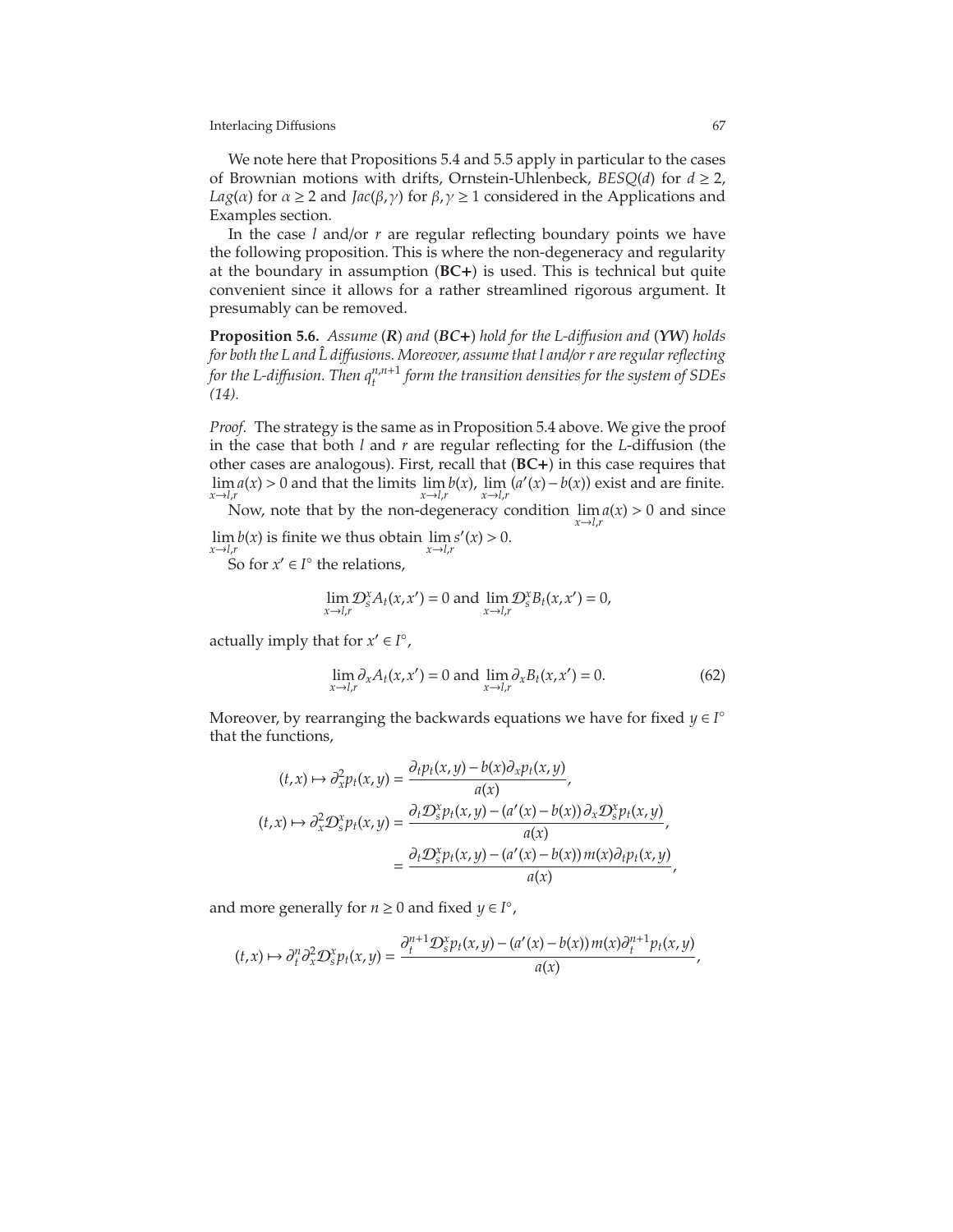We note here that Propositions 5.4 and 5.5 apply in particular to the cases of Brownian motions with drifts, Ornstein-Uhlenbeck, $BESQ(d)$ for $d \geq 2$, $Lag(\alpha)$ for $\alpha \geq 2$ and $Jac(\beta, \gamma)$ for $\beta, \gamma \geq 1$ considered in the Applications and Examples section.

In the case $l$ and/or $r$ are regular reflecting boundary points we have the following proposition. This is where the non-degeneracy and regularity at the boundary in assumption (**BC+**) is used. This is technical but quite convenient since it allows for a rather streamlined rigorous argument. It presumably can be removed.

**Proposition 5.6.** *Assume (**R**) and (**BC+**) hold for the L-diffusion and (**YW**) holds for both the L and $\hat{L}$ diffusions. Moreover, assume that l and/or r are regular reflecting for the L-diffusion. Then $q_t^{n,n+1}$ form the transition densities for the system of SDEs (14).*

*Proof.* The strategy is the same as in Proposition 5.4 above. We give the proof in the case that both $l$ and $r$ are regular reflecting for the $L$-diffusion (the other cases are analogous). First, recall that (**BC+**) in this case requires that $\lim_{x\to l,r} a(x) > 0$ and that the limits $\lim_{x\to l,r} b(x)$, $\lim_{x\to l,r} (a'(x) - b(x))$ exist and are finite.

Now, note that by the non-degeneracy condition $\lim_{x\to l,r} a(x) > 0$ and since $\lim_{x\to l,r} b(x)$ is finite we thus obtain $\lim_{x\to l,r} s'(x) > 0$.

So for $x' \in I^\circ$ the relations,

$$\lim_{x\to l,r} \mathcal{D}_s^x A_t(x,x') = 0 \text{ and } \lim_{x\to l,r} \mathcal{D}_s^x B_t(x,x') = 0,$$

actually imply that for $x' \in I^\circ$,

$$\lim_{x\to l,r} \partial_x A_t(x,x') = 0 \text{ and } \lim_{x\to l,r} \partial_x B_t(x,x') = 0. \tag{62}$$

Moreover, by rearranging the backwards equations we have for fixed $y \in I^\circ$ that the functions,

$$\begin{aligned}
(t,x) \mapsto \partial_x^2 p_t(x,y) &= \frac{\partial_t p_t(x,y) - b(x)\partial_x p_t(x,y)}{a(x)}, \\
(t,x) \mapsto \partial_x^2 \mathcal{D}_s^x p_t(x,y) &= \frac{\partial_t \mathcal{D}_s^x p_t(x,y) - (a'(x) - b(x))\,\partial_x \mathcal{D}_s^x p_t(x,y)}{a(x)}, \\
&= \frac{\partial_t \mathcal{D}_s^x p_t(x,y) - (a'(x) - b(x))\,m(x)\partial_t p_t(x,y)}{a(x)},
\end{aligned}$$

and more generally for $n \geq 0$ and fixed $y \in I^\circ$,

$$(t,x) \mapsto \partial_t^n \partial_x^2 \mathcal{D}_s^x p_t(x,y) = \frac{\partial_t^{n+1} \mathcal{D}_s^x p_t(x,y) - (a'(x) - b(x))\,m(x)\partial_t^{n+1} p_t(x,y)}{a(x)},$$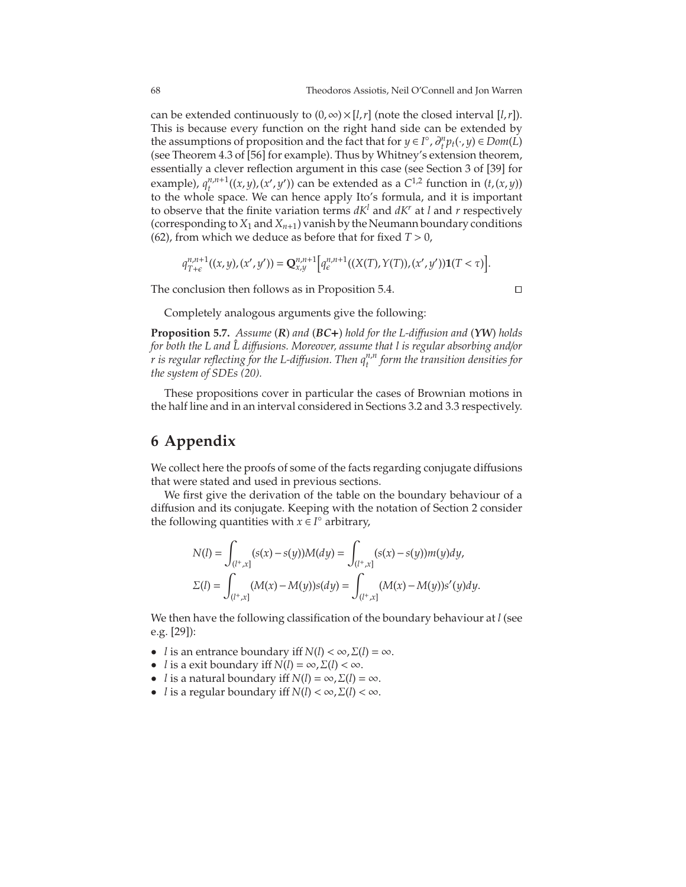can be extended continuously to $(0,\infty)\times[l,r]$ (note the closed interval $[l,r]$). This is because every function on the right hand side can be extended by the assumptions of proposition and the fact that for $y \in I^\circ$, $\partial_t^n p_t(\cdot,y) \in Dom(L)$ (see Theorem 4.3 of [56] for example). Thus by Whitney's extension theorem, essentially a clever reflection argument in this case (see Section 3 of [39] for example), $q_t^{n,n+1}((x,y),(x',y'))$ can be extended as a $C^{1,2}$ function in $(t,(x,y))$ to the whole space. We can hence apply Ito's formula, and it is important to observe that the finite variation terms $dK^l$ and $dK^r$ at $l$ and $r$ respectively (corresponding to $X_1$ and $X_{n+1}$) vanish by the Neumann boundary conditions (62), from which we deduce as before that for fixed $T>0$,

$$q_{T+\epsilon}^{n,n+1}((x,y),(x',y')) = \mathbf{Q}_{x,y}^{n,n+1}\Big[q_\epsilon^{n,n+1}((X(T),Y(T)),(x',y'))\mathbf{1}(T<\tau)\Big].$$

The conclusion then follows as in Proposition 5.4. □

Completely analogous arguments give the following:

**Proposition 5.7.** *Assume* (***R***) *and* (***BC+***) *hold for the L-diffusion and* (***YW***) *holds for both the L and $\hat{L}$ diffusions. Moreover, assume that l is regular absorbing and/or r is regular reflecting for the L-diffusion. Then $q_t^{n,n}$ form the transition densities for the system of SDEs (20).*

These propositions cover in particular the cases of Brownian motions in the half line and in an interval considered in Sections 3.2 and 3.3 respectively.

# 6 Appendix

We collect here the proofs of some of the facts regarding conjugate diffusions that were stated and used in previous sections.

We first give the derivation of the table on the boundary behaviour of a diffusion and its conjugate. Keeping with the notation of Section 2 consider the following quantities with $x \in I^\circ$ arbitrary,

$$N(l) = \int_{(l^+,x]} (s(x)-s(y))M(dy) = \int_{(l^+,x]} (s(x)-s(y))m(y)dy,$$
$$\Sigma(l) = \int_{(l^+,x]} (M(x)-M(y))s(dy) = \int_{(l^+,x]} (M(x)-M(y))s'(y)dy.$$

We then have the following classification of the boundary behaviour at $l$ (see e.g. [29]):

- $l$ is an entrance boundary iff $N(l)<\infty, \Sigma(l)=\infty$.
- $l$ is a exit boundary iff $N(l)=\infty, \Sigma(l)<\infty$.
- $l$ is a natural boundary iff $N(l)=\infty, \Sigma(l)=\infty$.
- $l$ is a regular boundary iff $N(l)<\infty, \Sigma(l)<\infty$.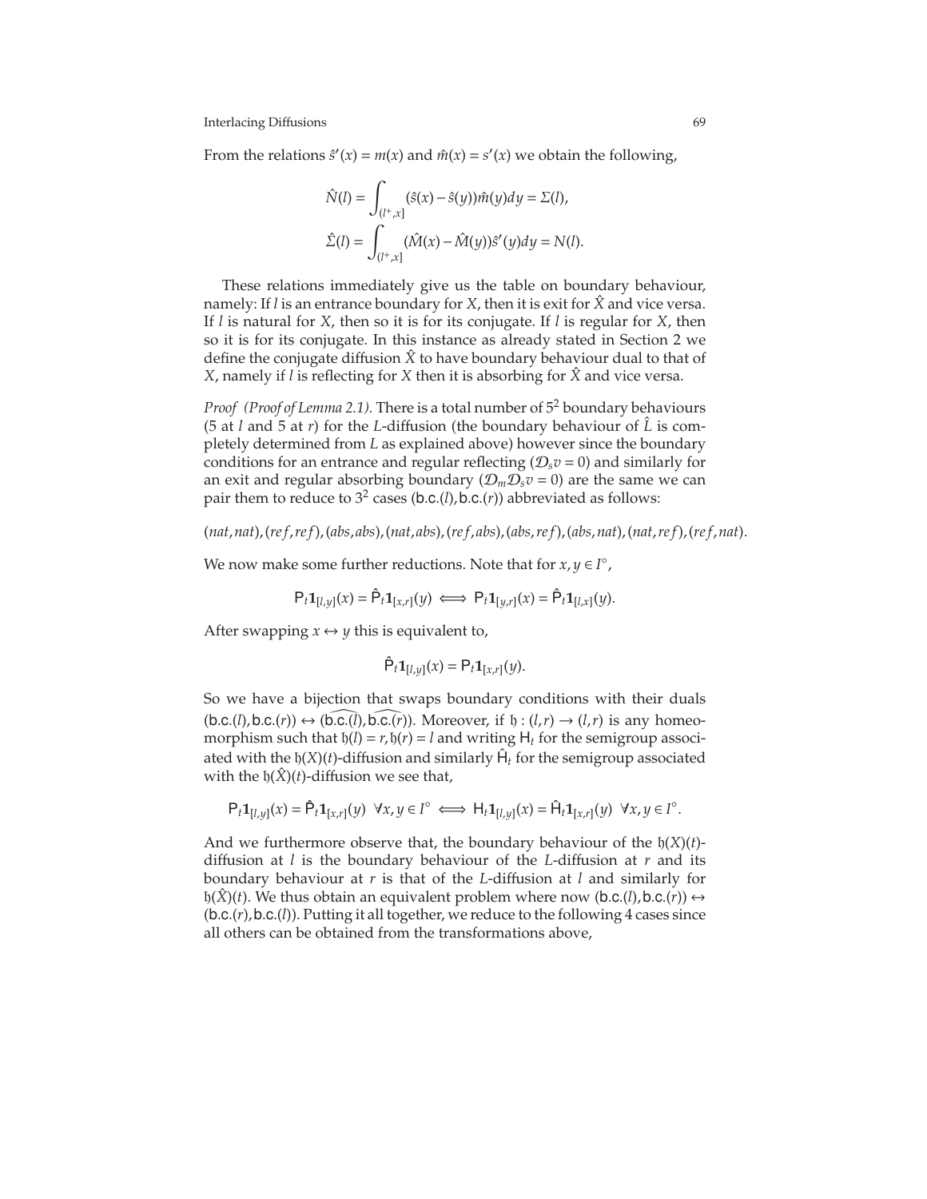From the relations $\hat{s}'(x) = m(x)$ and $\hat{m}(x) = s'(x)$ we obtain the following,

$$
\hat{N}(l) = \int_{(l^+,x]} (\hat{s}(x) - \hat{s}(y))\hat{m}(y)dy = \Sigma(l),
$$

$$
\hat{\Sigma}(l) = \int_{(l^+,x]} (\hat{M}(x) - \hat{M}(y))\hat{s}'(y)dy = N(l).
$$

These relations immediately give us the table on boundary behaviour, namely: If $l$ is an entrance boundary for $X$, then it is exit for $\hat{X}$ and vice versa. If $l$ is natural for $X$, then so it is for its conjugate. If $l$ is regular for $X$, then so it is for its conjugate. In this instance as already stated in Section 2 we define the conjugate diffusion $\hat{X}$ to have boundary behaviour dual to that of $X$, namely if $l$ is reflecting for $X$ then it is absorbing for $\hat{X}$ and vice versa.

*Proof (Proof of Lemma 2.1).* There is a total number of $5^2$ boundary behaviours (5 at $l$ and 5 at $r$) for the $L$-diffusion (the boundary behaviour of $\hat{L}$ is completely determined from $L$ as explained above) however since the boundary conditions for an entrance and regular reflecting ($\mathcal{D}_s v = 0$) and similarly for an exit and regular absorbing boundary ($\mathcal{D}_m\mathcal{D}_s v = 0$) are the same we can pair them to reduce to $3^2$ cases $(\mathsf{b.c.}(l), \mathsf{b.c.}(r))$ abbreviated as follows:

$$
(nat, nat), (ref, ref), (abs, abs), (nat, abs), (ref, abs), (abs, ref), (abs, nat), (nat, ref), (ref, nat).
$$

We now make some further reductions. Note that for $x, y \in I^\circ$,

$$
\mathsf{P}_t\mathbf{1}_{[l,y]}(x) = \hat{\mathsf{P}}_t\mathbf{1}_{[x,r]}(y) \iff \mathsf{P}_t\mathbf{1}_{[y,r]}(x) = \hat{\mathsf{P}}_t\mathbf{1}_{[l,x]}(y).
$$

After swapping $x \leftrightarrow y$ this is equivalent to,

$$
\hat{\mathsf{P}}_t\mathbf{1}_{[l,y]}(x) = \mathsf{P}_t\mathbf{1}_{[x,r]}(y).
$$

So we have a bijection that swaps boundary conditions with their duals $(\mathsf{b.c.}(l), \mathsf{b.c.}(r)) \leftrightarrow (\widehat{\mathsf{b.c.}(l)}, \widehat{\mathsf{b.c.}(r)})$. Moreover, if $\mathfrak{h} : (l,r) \to (l,r)$ is any homeomorphism such that $\mathfrak{h}(l) = r, \mathfrak{h}(r) = l$ and writing $\mathsf{H}_t$ for the semigroup associated with the $\mathfrak{h}(X)(t)$-diffusion and similarly $\hat{\mathsf{H}}_t$ for the semigroup associated with the $\mathfrak{h}(\hat{X})(t)$-diffusion we see that,

$$
\mathsf{P}_t\mathbf{1}_{[l,y]}(x) = \hat{\mathsf{P}}_t\mathbf{1}_{[x,r]}(y) \;\; \forall x, y \in I^\circ \iff \mathsf{H}_t\mathbf{1}_{[l,y]}(x) = \hat{\mathsf{H}}_t\mathbf{1}_{[x,r]}(y) \;\; \forall x, y \in I^\circ.
$$

And we furthermore observe that, the boundary behaviour of the $\mathfrak{h}(X)(t)$-diffusion at $l$ is the boundary behaviour of the $L$-diffusion at $r$ and its boundary behaviour at $r$ is that of the $L$-diffusion at $l$ and similarly for $\mathfrak{h}(\hat{X})(t)$. We thus obtain an equivalent problem where now $(\mathsf{b.c.}(l), \mathsf{b.c.}(r)) \leftrightarrow (\mathsf{b.c.}(r), \mathsf{b.c.}(l))$. Putting it all together, we reduce to the following 4 cases since all others can be obtained from the transformations above,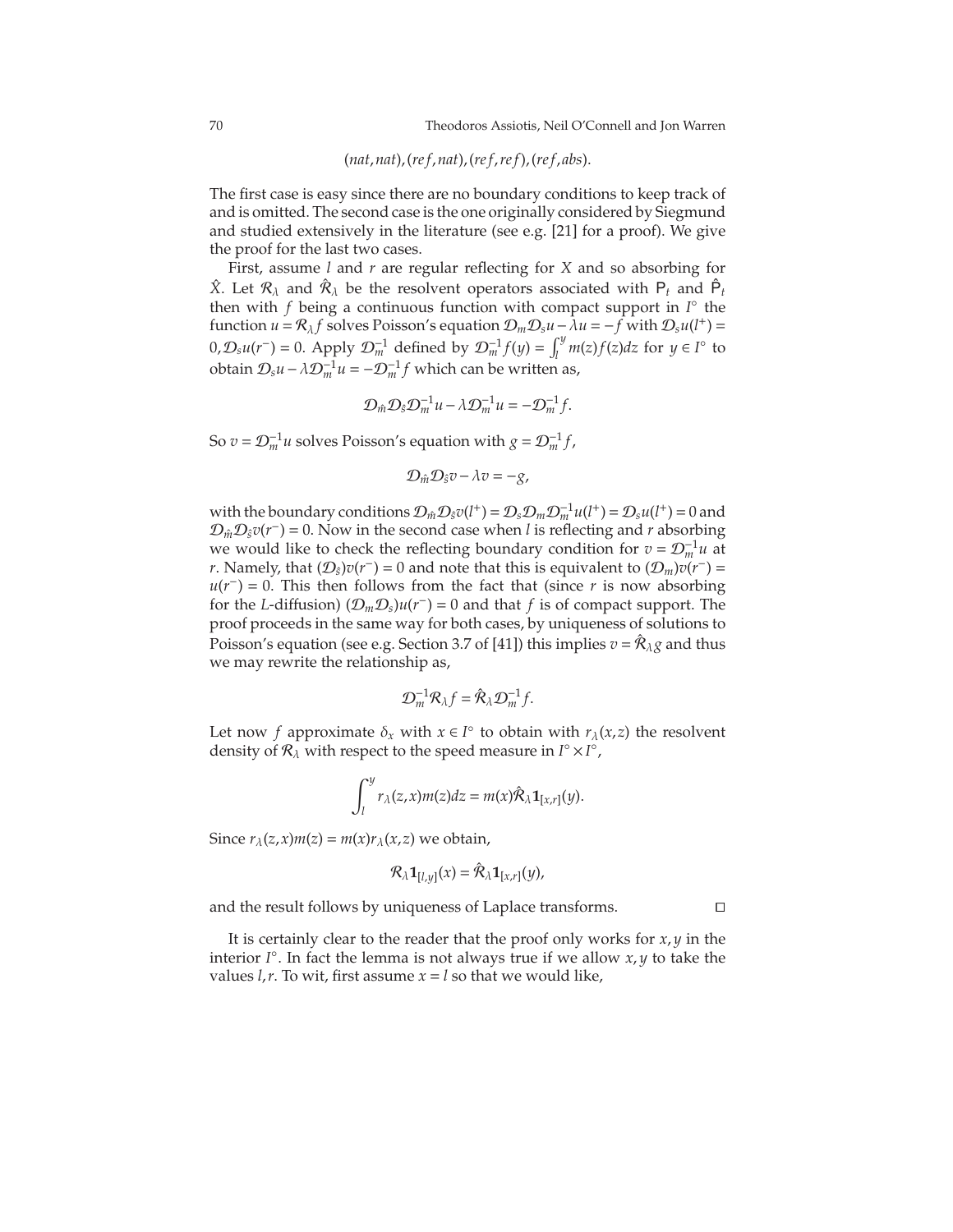$$(nat, nat), (ref, nat), (ref, ref), (ref, abs).$$

The first case is easy since there are no boundary conditions to keep track of and is omitted. The second case is the one originally considered by Siegmund and studied extensively in the literature (see e.g. [21] for a proof). We give the proof for the last two cases.

First, assume $l$ and $r$ are regular reflecting for $X$ and so absorbing for $\hat{X}$. Let $\mathcal{R}_\lambda$ and $\hat{\mathcal{R}}_\lambda$ be the resolvent operators associated with $\mathsf{P}_t$ and $\hat{\mathsf{P}}_t$ then with $f$ being a continuous function with compact support in $I^\circ$ the function $u = \mathcal{R}_\lambda f$ solves Poisson's equation $\mathcal{D}_m \mathcal{D}_s u - \lambda u = -f$ with $\mathcal{D}_s u(l^+) = 0, \mathcal{D}_s u(r^-) = 0$. Apply $\mathcal{D}_m^{-1}$ defined by $\mathcal{D}_m^{-1} f(y) = \int_l^y m(z) f(z) dz$ for $y \in I^\circ$ to obtain $\mathcal{D}_s u - \lambda \mathcal{D}_m^{-1} u = -\mathcal{D}_m^{-1} f$ which can be written as,

$$\mathcal{D}_{\hat{m}} \mathcal{D}_{\hat{s}} \mathcal{D}_m^{-1} u - \lambda \mathcal{D}_m^{-1} u = -\mathcal{D}_m^{-1} f.$$

So $v = \mathcal{D}_m^{-1} u$ solves Poisson's equation with $g = \mathcal{D}_m^{-1} f$,

$$\mathcal{D}_{\hat{m}} \mathcal{D}_{\hat{s}} v - \lambda v = -g,$$

with the boundary conditions $\mathcal{D}_{\hat{m}} \mathcal{D}_{\hat{s}} v(l^+) = \mathcal{D}_s \mathcal{D}_m \mathcal{D}_m^{-1} u(l^+) = \mathcal{D}_s u(l^+) = 0$ and $\mathcal{D}_{\hat{m}} \mathcal{D}_{\hat{s}} v(r^-) = 0$. Now in the second case when $l$ is reflecting and $r$ absorbing we would like to check the reflecting boundary condition for $v = \mathcal{D}_m^{-1} u$ at $r$. Namely, that $(\mathcal{D}_{\hat{s}}) v(r^-) = 0$ and note that this is equivalent to $(\mathcal{D}_m) v(r^-) = u(r^-) = 0$. This then follows from the fact that (since $r$ is now absorbing for the $L$-diffusion) $(\mathcal{D}_m \mathcal{D}_s) u(r^-) = 0$ and that $f$ is of compact support. The proof proceeds in the same way for both cases, by uniqueness of solutions to Poisson's equation (see e.g. Section 3.7 of [41]) this implies $v = \hat{\mathcal{R}}_\lambda g$ and thus we may rewrite the relationship as,

$$\mathcal{D}_m^{-1} \mathcal{R}_\lambda f = \hat{\mathcal{R}}_\lambda \mathcal{D}_m^{-1} f.$$

Let now $f$ approximate $\delta_x$ with $x \in I^\circ$ to obtain with $r_\lambda(x, z)$ the resolvent density of $\mathcal{R}_\lambda$ with respect to the speed measure in $I^\circ \times I^\circ$,

$$\int_l^y r_\lambda(z, x) m(z) dz = m(x) \hat{\mathcal{R}}_\lambda \mathbf{1}_{[x,r]}(y).$$

Since $r_\lambda(z, x) m(z) = m(x) r_\lambda(x, z)$ we obtain,

$$\mathcal{R}_\lambda \mathbf{1}_{[l,y]}(x) = \hat{\mathcal{R}}_\lambda \mathbf{1}_{[x,r]}(y),$$

and the result follows by uniqueness of Laplace transforms. □

It is certainly clear to the reader that the proof only works for $x, y$ in the interior $I^\circ$. In fact the lemma is not always true if we allow $x, y$ to take the values $l, r$. To wit, first assume $x = l$ so that we would like,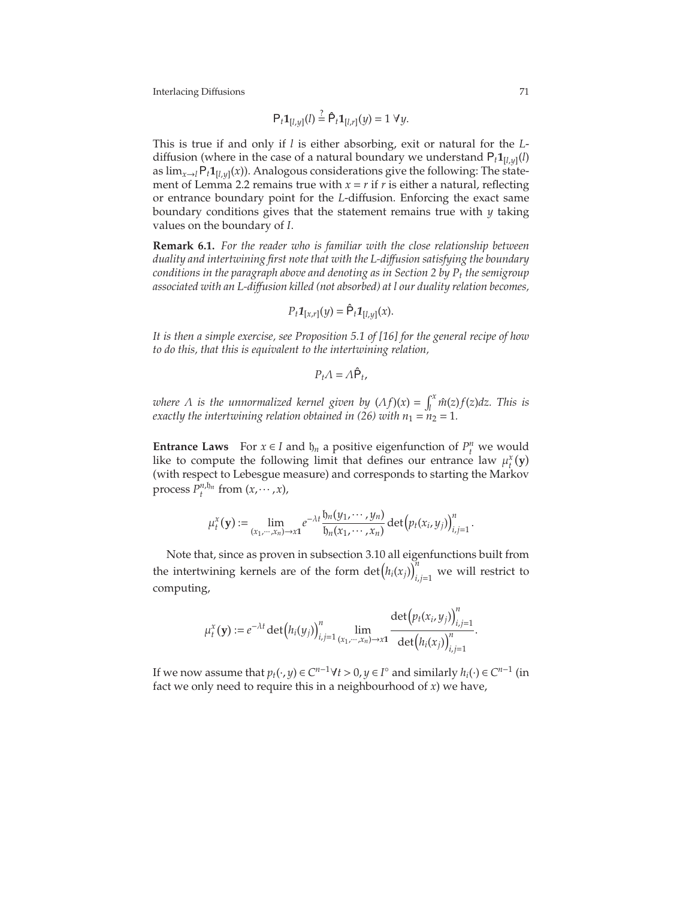$$\mathsf{P}_t \mathbf{1}_{[l,y]}(l) \stackrel{?}{=} \hat{\mathsf{P}}_t \mathbf{1}_{[l,r]}(y) = 1 \ \forall y.$$

This is true if and only if $l$ is either absorbing, exit or natural for the $L$-diffusion (where in the case of a natural boundary we understand $\mathsf{P}_t \mathbf{1}_{[l,y]}(l)$ as $\lim_{x\to l} \mathsf{P}_t \mathbf{1}_{[l,y]}(x)$). Analogous considerations give the following: The statement of Lemma 2.2 remains true with $x = r$ if $r$ is either a natural, reflecting or entrance boundary point for the $L$-diffusion. Enforcing the exact same boundary conditions gives that the statement remains true with $y$ taking values on the boundary of $I$.

**Remark 6.1.** *For the reader who is familiar with the close relationship between duality and intertwining first note that with the L-diffusion satisfying the boundary conditions in the paragraph above and denoting as in Section 2 by $P_t$ the semigroup associated with an L-diffusion killed (not absorbed) at $l$ our duality relation becomes,*

$$P_t \mathbf{1}_{[x,r]}(y) = \hat{\mathsf{P}}_t \mathbf{1}_{[l,y]}(x).$$

*It is then a simple exercise, see Proposition 5.1 of [16] for the general recipe of how to do this, that this is equivalent to the intertwining relation,*

$$P_t \Lambda = \Lambda \hat{\mathsf{P}}_t,$$

*where $\Lambda$ is the unnormalized kernel given by $(\Lambda f)(x) = \int_l^x \hat{m}(z) f(z) dz$. This is exactly the intertwining relation obtained in (26) with $n_1 = n_2 = 1$.*

**Entrance Laws** For $x \in I$ and $\mathfrak{h}_n$ a positive eigenfunction of $P_t^n$ we would like to compute the following limit that defines our entrance law $\mu_t^x(\mathbf{y})$ (with respect to Lebesgue measure) and corresponds to starting the Markov process $P_t^{n,\mathfrak{h}_n}$ from $(x, \cdots, x)$,

$$\mu_t^x(\mathbf{y}) := \lim_{(x_1,\cdots,x_n)\to x\mathbf{1}} e^{-\lambda t} \frac{\mathfrak{h}_n(y_1, \cdots, y_n)}{\mathfrak{h}_n(x_1, \cdots, x_n)} \det\left(p_t(x_i, y_j)\right)_{i,j=1}^n .$$

Note that, since as proven in subsection 3.10 all eigenfunctions built from the intertwining kernels are of the form $\det\left(h_i(x_j)\right)_{i,j=1}^n$ we will restrict to computing,

$$\mu_t^x(\mathbf{y}) := e^{-\lambda t} \det\left(h_i(y_j)\right)_{i,j=1}^n \lim_{(x_1,\cdots,x_n)\to x\mathbf{1}} \frac{\det\left(p_t(x_i, y_j)\right)_{i,j=1}^n}{\det\left(h_i(x_j)\right)_{i,j=1}^n}.$$

If we now assume that $p_t(\cdot, y) \in C^{n-1} \forall t > 0, y \in I^\circ$ and similarly $h_i(\cdot) \in C^{n-1}$ (in fact we only need to require this in a neighbourhood of $x$) we have,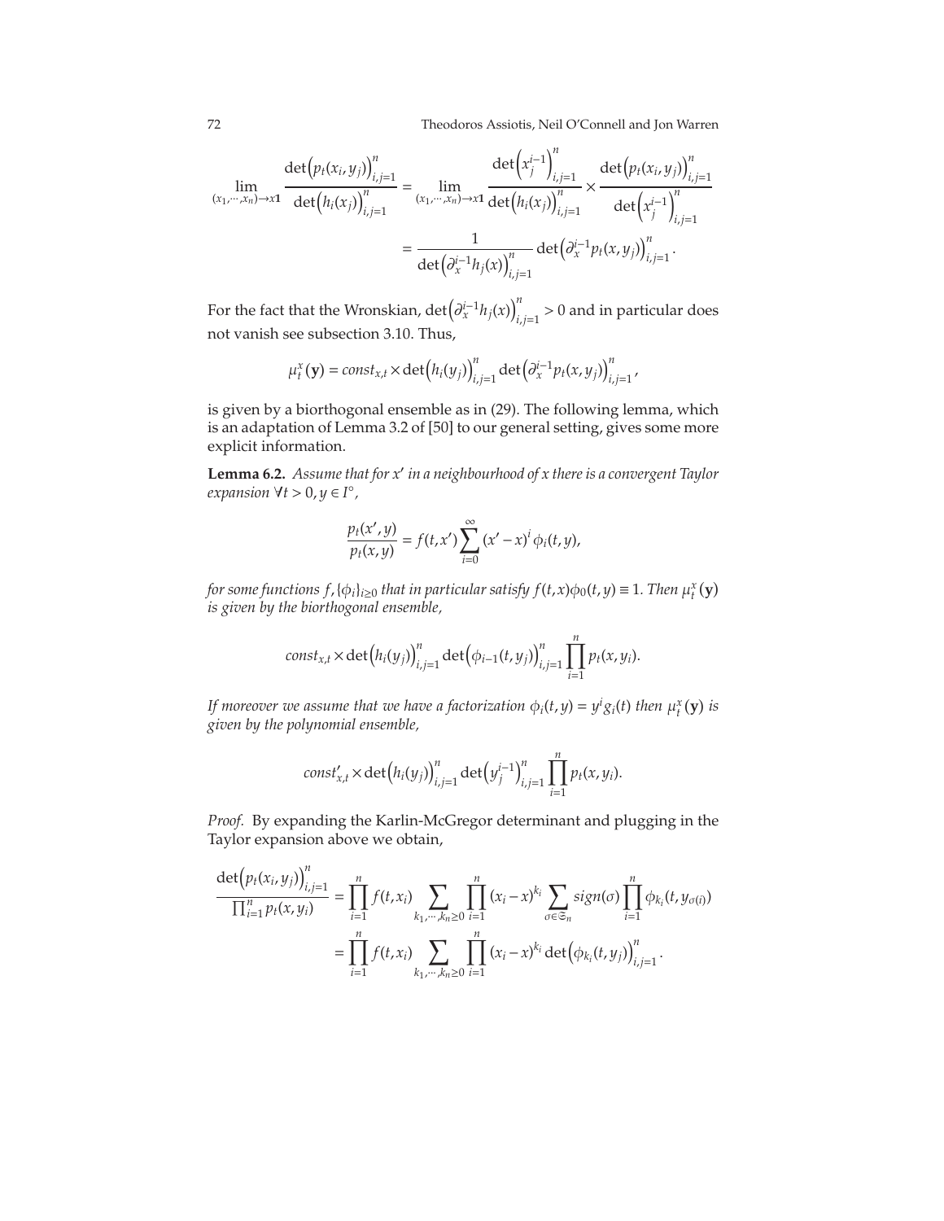$$\lim_{(x_1,\cdots,x_n)\to x\mathbf{1}} \frac{\det\left(p_t(x_i,y_j)\right)_{i,j=1}^n}{\det\left(h_i(x_j)\right)_{i,j=1}^n} = \lim_{(x_1,\cdots,x_n)\to x\mathbf{1}} \frac{\det\left(x_j^{i-1}\right)_{i,j=1}^n}{\det\left(h_i(x_j)\right)_{i,j=1}^n} \times \frac{\det\left(p_t(x_i,y_j)\right)_{i,j=1}^n}{\det\left(x_j^{i-1}\right)_{i,j=1}^n}$$

$$= \frac{1}{\det\left(\partial_x^{i-1} h_j(x)\right)_{i,j=1}^n} \det\left(\partial_x^{i-1} p_t(x,y_j)\right)_{i,j=1}^n.$$

For the fact that the Wronskian, $\det\left(\partial_x^{i-1} h_j(x)\right)_{i,j=1}^n > 0$ and in particular does not vanish see subsection 3.10. Thus,

$$\mu_t^x(\mathbf{y}) = const_{x,t} \times \det\left(h_i(y_j)\right)_{i,j=1}^n \det\left(\partial_x^{i-1} p_t(x,y_j)\right)_{i,j=1}^n,$$

is given by a biorthogonal ensemble as in (29). The following lemma, which is an adaptation of Lemma 3.2 of [50] to our general setting, gives some more explicit information.

**Lemma 6.2.** *Assume that for $x'$ in a neighbourhood of $x$ there is a convergent Taylor expansion $\forall t > 0, y \in I^\circ$,*

$$\frac{p_t(x',y)}{p_t(x,y)} = f(t,x') \sum_{i=0}^{\infty} (x'-x)^i \phi_i(t,y),$$

*for some functions $f, \{\phi_i\}_{i\geq 0}$ that in particular satisfy $f(t,x)\phi_0(t,y) \equiv 1$. Then $\mu_t^x(\mathbf{y})$ is given by the biorthogonal ensemble,*

$$const_{x,t} \times \det\left(h_i(y_j)\right)_{i,j=1}^n \det\left(\phi_{i-1}(t,y_j)\right)_{i,j=1}^n \prod_{i=1}^n p_t(x,y_i).$$

*If moreover we assume that we have a factorization $\phi_i(t,y) = y^i g_i(t)$ then $\mu_t^x(\mathbf{y})$ is given by the polynomial ensemble,*

$$const'_{x,t} \times \det\left(h_i(y_j)\right)_{i,j=1}^n \det\left(y_j^{i-1}\right)_{i,j=1}^n \prod_{i=1}^n p_t(x,y_i).$$

*Proof.* By expanding the Karlin-McGregor determinant and plugging in the Taylor expansion above we obtain,

$$\frac{\det\left(p_t(x_i,y_j)\right)_{i,j=1}^n}{\prod_{i=1}^n p_t(x,y_i)} = \prod_{i=1}^n f(t,x_i) \sum_{k_1,\cdots,k_n\geq 0} \prod_{i=1}^n (x_i - x)^{k_i} \sum_{\sigma\in\mathfrak{S}_n} sign(\sigma) \prod_{i=1}^n \phi_{k_i}(t,y_{\sigma(i)})$$

$$= \prod_{i=1}^n f(t,x_i) \sum_{k_1,\cdots,k_n\geq 0} \prod_{i=1}^n (x_i - x)^{k_i} \det\left(\phi_{k_i}(t,y_j)\right)_{i,j=1}^n.$$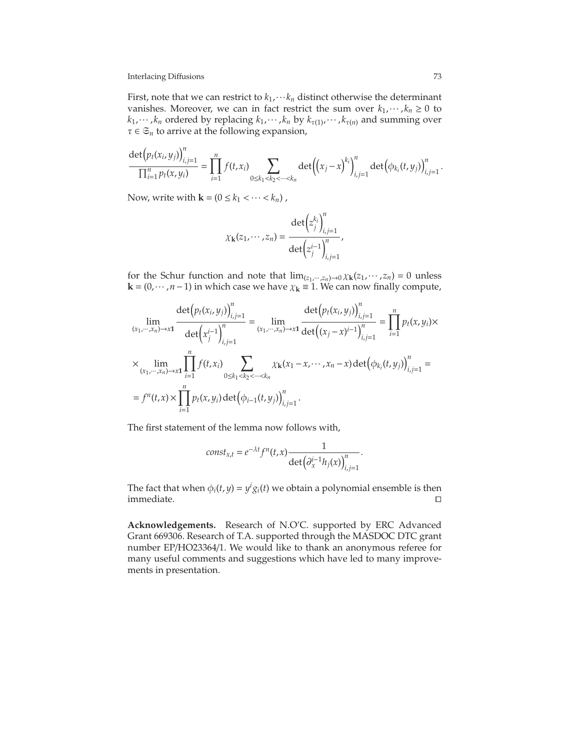First, note that we can restrict to $k_1, \cdots k_n$ distinct otherwise the determinant vanishes. Moreover, we can in fact restrict the sum over $k_1, \cdots, k_n \geq 0$ to $k_1, \cdots, k_n$ ordered by replacing $k_1, \cdots, k_n$ by $k_{\tau(1)}, \cdots, k_{\tau(n)}$ and summing over $\tau \in \mathfrak{S}_n$ to arrive at the following expansion,

$$\frac{\det\left(p_t(x_i, y_j)\right)_{i,j=1}^n}{\prod_{i=1}^n p_t(x, y_i)} = \prod_{i=1}^n f(t, x_i) \sum_{0 \leq k_1 < k_2 < \cdots < k_n} \det\left(\left(x_j - x\right)^{k_i}\right)_{i,j=1}^n \det\left(\phi_{k_i}(t, y_j)\right)_{i,j=1}^n.$$

Now, write with $\mathbf{k} = (0 \leq k_1 < \cdots < k_n)$ ,

$$\chi_{\mathbf{k}}(z_1, \cdots, z_n) = \frac{\det\left(z_j^{k_i}\right)_{i,j=1}^n}{\det\left(z_j^{i-1}\right)_{i,j=1}^n},$$

for the Schur function and note that $\lim_{(z_1, \cdots, z_n) \to 0} \chi_{\mathbf{k}}(z_1, \cdots, z_n) = 0$ unless $\mathbf{k} = (0, \cdots, n-1)$ in which case we have $\chi_{\mathbf{k}} \equiv 1$. We can now finally compute,

$$\begin{aligned}
\lim_{(x_1, \cdots, x_n) \to x\mathbf{1}} \frac{\det\left(p_t(x_i, y_j)\right)_{i,j=1}^n}{\det\left(x_j^{i-1}\right)_{i,j=1}^n} &= \lim_{(x_1, \cdots, x_n) \to x\mathbf{1}} \frac{\det\left(p_t(x_i, y_j)\right)_{i,j=1}^n}{\det\left((x_j - x)^{i-1}\right)_{i,j=1}^n} = \prod_{i=1}^n p_t(x, y_i) \times \\
\times \lim_{(x_1, \cdots, x_n) \to x\mathbf{1}} \prod_{i=1}^n f(t, x_i) &\sum_{0 \leq k_1 < k_2 < \cdots < k_n} \chi_{\mathbf{k}}(x_1 - x, \cdots, x_n - x) \det\left(\phi_{k_i}(t, y_j)\right)_{i,j=1}^n = \\
= f^n(t, x) \times \prod_{i=1}^n p_t(x, y_i) &\det\left(\phi_{i-1}(t, y_j)\right)_{i,j=1}^n.
\end{aligned}$$

The first statement of the lemma now follows with,

$$const_{x,t} = e^{-\lambda t} f^n(t, x) \frac{1}{\det\left(\partial_x^{i-1} h_j(x)\right)_{i,j=1}^n}.$$

The fact that when $\phi_i(t, y) = y^i g_i(t)$ we obtain a polynomial ensemble is then immediate. □

**Acknowledgements.** Research of N.O'C. supported by ERC Advanced Grant 669306. Research of T.A. supported through the MASDOC DTC grant number EP/HO23364/1. We would like to thank an anonymous referee for many useful comments and suggestions which have led to many improvements in presentation.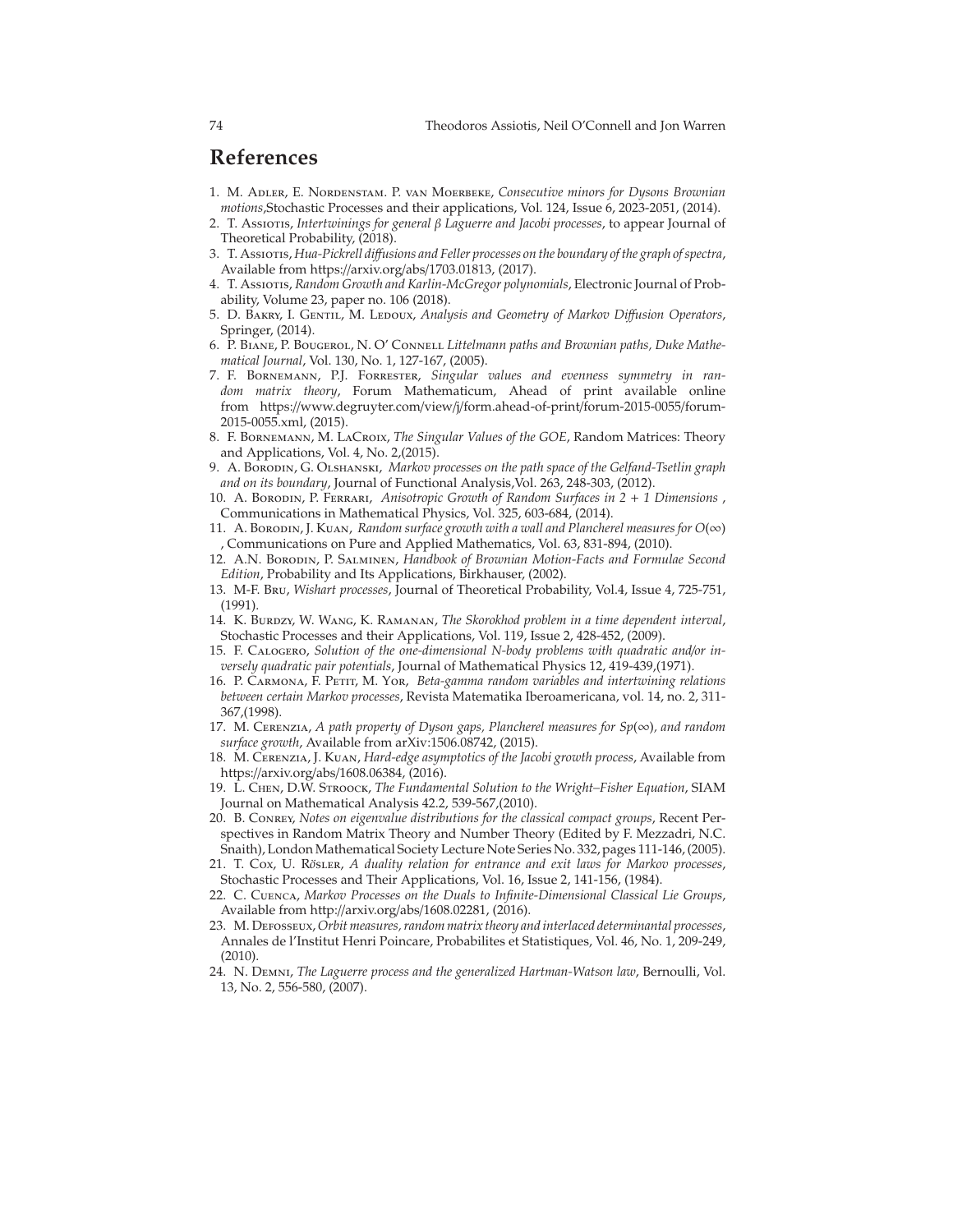# References

1. M. Adler, E. Nordenstam. P. van Moerbeke, *Consecutive minors for Dysons Brownian motions*,Stochastic Processes and their applications, Vol. 124, Issue 6, 2023-2051, (2014).
2. T. Assiotis, *Intertwinings for general β Laguerre and Jacobi processes*, to appear Journal of Theoretical Probability, (2018).
3. T. Assiotis, *Hua-Pickrell diffusions and Feller processes on the boundary of the graph of spectra*, Available from https://arxiv.org/abs/1703.01813, (2017).
4. T. Assiotis, *Random Growth and Karlin-McGregor polynomials*, Electronic Journal of Probability, Volume 23, paper no. 106 (2018).
5. D. Bakry, I. Gentil, M. Ledoux, *Analysis and Geometry of Markov Diffusion Operators*, Springer, (2014).
6. P. Biane, P. Bougerol, N. O' Connell *Littelmann paths and Brownian paths, Duke Mathematical Journal*, Vol. 130, No. 1, 127-167, (2005).
7. F. Bornemann, P.J. Forrester, *Singular values and evenness symmetry in random matrix theory*, Forum Mathematicum, Ahead of print available online from https://www.degruyter.com/view/j/form.ahead-of-print/forum-2015-0055/forum-2015-0055.xml, (2015).
8. F. Bornemann, M. LaCroix, *The Singular Values of the GOE*, Random Matrices: Theory and Applications, Vol. 4, No. 2,(2015).
9. A. Borodin, G. Olshanski, *Markov processes on the path space of the Gelfand-Tsetlin graph and on its boundary*, Journal of Functional Analysis,Vol. 263, 248-303, (2012).
10. A. Borodin, P. Ferrari, *Anisotropic Growth of Random Surfaces in 2 + 1 Dimensions* , Communications in Mathematical Physics, Vol. 325, 603-684, (2014).
11. A. Borodin, J. Kuan, *Random surface growth with a wall and Plancherel measures for $O(\infty)$* , Communications on Pure and Applied Mathematics, Vol. 63, 831-894, (2010).
12. A.N. Borodin, P. Salminen, *Handbook of Brownian Motion-Facts and Formulae Second Edition*, Probability and Its Applications, Birkhauser, (2002).
13. M-F. Bru, *Wishart processes*, Journal of Theoretical Probability, Vol.4, Issue 4, 725-751, (1991).
14. K. Burdzy, W. Wang, K. Ramanan, *The Skorokhod problem in a time dependent interval*, Stochastic Processes and their Applications, Vol. 119, Issue 2, 428-452, (2009).
15. F. Calogero, *Solution of the one-dimensional N-body problems with quadratic and/or inversely quadratic pair potentials*, Journal of Mathematical Physics 12, 419-439,(1971).
16. P. Carmona, F. Petit, M. Yor, *Beta-gamma random variables and intertwining relations between certain Markov processes*, Revista Matematika Iberoamericana, vol. 14, no. 2, 311-367,(1998).
17. M. Cerenzia, *A path property of Dyson gaps, Plancherel measures for $Sp(\infty)$, and random surface growth*, Available from arXiv:1506.08742, (2015).
18. M. Cerenzia, J. Kuan, *Hard-edge asymptotics of the Jacobi growth process*, Available from https://arxiv.org/abs/1608.06384, (2016).
19. L. Chen, D.W. Stroock, *The Fundamental Solution to the Wright–Fisher Equation*, SIAM Journal on Mathematical Analysis 42.2, 539-567,(2010).
20. B. Conrey, *Notes on eigenvalue distributions for the classical compact groups*, Recent Perspectives in Random Matrix Theory and Number Theory (Edited by F. Mezzadri, N.C. Snaith), London Mathematical Society Lecture Note Series No. 332, pages 111-146, (2005).
21. T. Cox, U. Rösler, *A duality relation for entrance and exit laws for Markov processes*, Stochastic Processes and Their Applications, Vol. 16, Issue 2, 141-156, (1984).
22. C. Cuenca, *Markov Processes on the Duals to Infinite-Dimensional Classical Lie Groups*, Available from http://arxiv.org/abs/1608.02281, (2016).
23. M. Defosseux, *Orbit measures, random matrix theory and interlaced determinantal processes*, Annales de l'Institut Henri Poincare, Probabilites et Statistiques, Vol. 46, No. 1, 209-249, (2010).
24. N. Demni, *The Laguerre process and the generalized Hartman-Watson law*, Bernoulli, Vol. 13, No. 2, 556-580, (2007).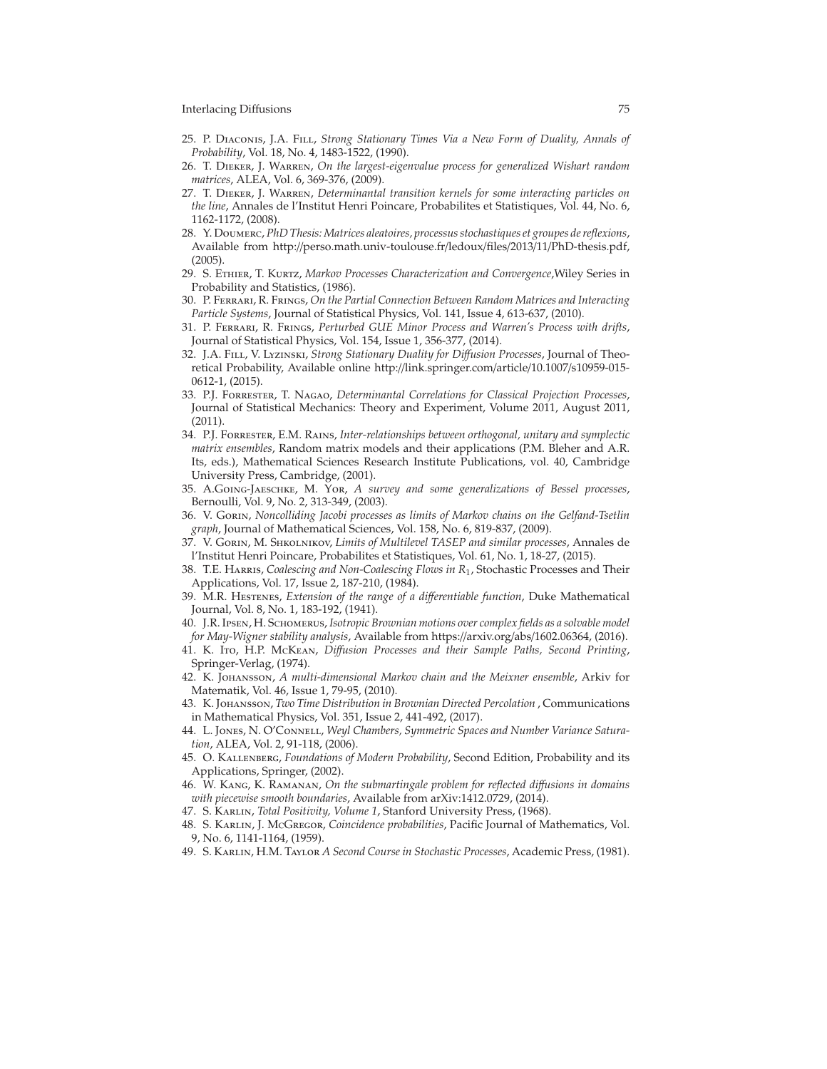25. P. Diaconis, J.A. Fill, *Strong Stationary Times Via a New Form of Duality, Annals of Probability*, Vol. 18, No. 4, 1483-1522, (1990).
26. T. Dieker, J. Warren, *On the largest-eigenvalue process for generalized Wishart random matrices*, ALEA, Vol. 6, 369-376, (2009).
27. T. Dieker, J. Warren, *Determinantal transition kernels for some interacting particles on the line*, Annales de l'Institut Henri Poincare, Probabilites et Statistiques, Vol. 44, No. 6, 1162-1172, (2008).
28. Y. Doumerc, *PhD Thesis: Matrices aleatoires, processus stochastiques et groupes de reflexions*, Available from http://perso.math.univ-toulouse.fr/ledoux/files/2013/11/PhD-thesis.pdf, (2005).
29. S. Ethier, T. Kurtz, *Markov Processes Characterization and Convergence*,Wiley Series in Probability and Statistics, (1986).
30. P. Ferrari, R. Frings, *On the Partial Connection Between Random Matrices and Interacting Particle Systems*, Journal of Statistical Physics, Vol. 141, Issue 4, 613-637, (2010).
31. P. Ferrari, R. Frings, *Perturbed GUE Minor Process and Warren's Process with drifts*, Journal of Statistical Physics, Vol. 154, Issue 1, 356-377, (2014).
32. J.A. Fill, V. Lyzinski, *Strong Stationary Duality for Diffusion Processes*, Journal of Theoretical Probability, Available online http://link.springer.com/article/10.1007/s10959-015-0612-1, (2015).
33. P.J. Forrester, T. Nagao, *Determinantal Correlations for Classical Projection Processes*, Journal of Statistical Mechanics: Theory and Experiment, Volume 2011, August 2011, (2011).
34. P.J. Forrester, E.M. Rains, *Inter-relationships between orthogonal, unitary and symplectic matrix ensembles*, Random matrix models and their applications (P.M. Bleher and A.R. Its, eds.), Mathematical Sciences Research Institute Publications, vol. 40, Cambridge University Press, Cambridge, (2001).
35. A.Going-Jaeschke, M. Yor, *A survey and some generalizations of Bessel processes*, Bernoulli, Vol. 9, No. 2, 313-349, (2003).
36. V. Gorin, *Noncolliding Jacobi processes as limits of Markov chains on the Gelfand-Tsetlin graph*, Journal of Mathematical Sciences, Vol. 158, No. 6, 819-837, (2009).
37. V. Gorin, M. Shkolnikov, *Limits of Multilevel TASEP and similar processes*, Annales de l'Institut Henri Poincare, Probabilites et Statistiques, Vol. 61, No. 1, 18-27, (2015).
38. T.E. Harris, *Coalescing and Non-Coalescing Flows in $R_1$*, Stochastic Processes and Their Applications, Vol. 17, Issue 2, 187-210, (1984).
39. M.R. Hestenes, *Extension of the range of a differentiable function*, Duke Mathematical Journal, Vol. 8, No. 1, 183-192, (1941).
40. J.R. Ipsen, H. Schomerus, *Isotropic Brownian motions over complex fields as a solvable model for May-Wigner stability analysis*, Available from https://arxiv.org/abs/1602.06364, (2016).
41. K. Ito, H.P. McKean, *Diffusion Processes and their Sample Paths, Second Printing*, Springer-Verlag, (1974).
42. K. Johansson, *A multi-dimensional Markov chain and the Meixner ensemble*, Arkiv for Matematik, Vol. 46, Issue 1, 79-95, (2010).
43. K. Johansson, *Two Time Distribution in Brownian Directed Percolation* , Communications in Mathematical Physics, Vol. 351, Issue 2, 441-492, (2017).
44. L. Jones, N. O'Connell, *Weyl Chambers, Symmetric Spaces and Number Variance Saturation*, ALEA, Vol. 2, 91-118, (2006).
45. O. Kallenberg, *Foundations of Modern Probability*, Second Edition, Probability and its Applications, Springer, (2002).
46. W. Kang, K. Ramanan, *On the submartingale problem for reflected diffusions in domains with piecewise smooth boundaries*, Available from arXiv:1412.0729, (2014).
47. S. Karlin, *Total Positivity, Volume 1*, Stanford University Press, (1968).
48. S. Karlin, J. McGregor, *Coincidence probabilities*, Pacific Journal of Mathematics, Vol. 9, No. 6, 1141-1164, (1959).
49. S. Karlin, H.M. Taylor *A Second Course in Stochastic Processes*, Academic Press, (1981).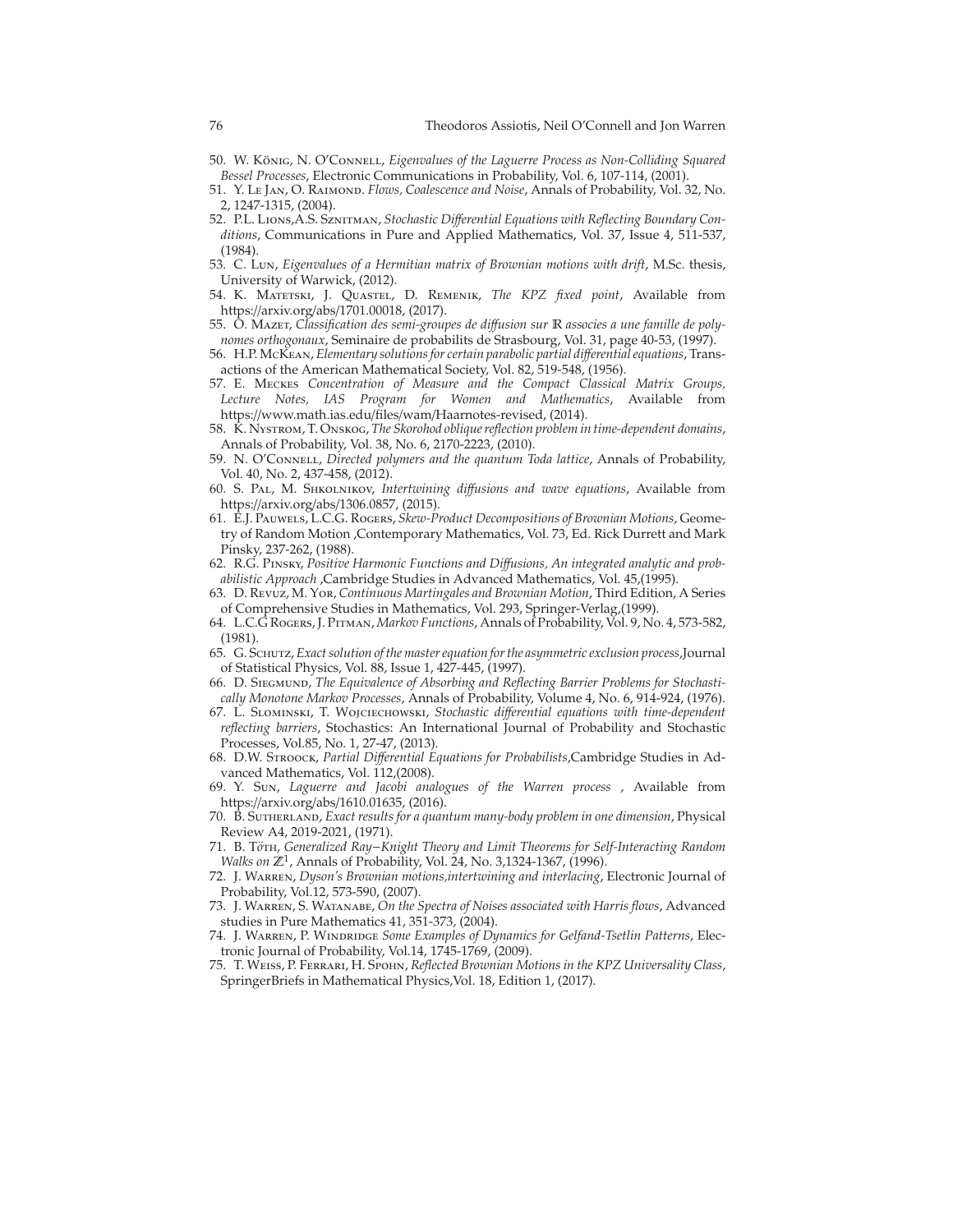50. W. König, N. O'Connell, *Eigenvalues of the Laguerre Process as Non-Colliding Squared Bessel Processes*, Electronic Communications in Probability, Vol. 6, 107-114, (2001).
51. Y. Le Jan, O. Raimond. *Flows, Coalescence and Noise*, Annals of Probability, Vol. 32, No. 2, 1247-1315, (2004).
52. P.L. Lions,A.S. Sznitman, *Stochastic Differential Equations with Reflecting Boundary Conditions*, Communications in Pure and Applied Mathematics, Vol. 37, Issue 4, 511-537, (1984).
53. C. Lun, *Eigenvalues of a Hermitian matrix of Brownian motions with drift*, M.Sc. thesis, University of Warwick, (2012).
54. K. Matetski, J. Quastel, D. Remenik, *The KPZ fixed point*, Available from https://arxiv.org/abs/1701.00018, (2017).
55. O. Mazet, *Classification des semi-groupes de diffusion sur* $\mathbb{R}$ *associes a une famille de polynomes orthogonaux*, Seminaire de probabilits de Strasbourg, Vol. 31, page 40-53, (1997).
56. H.P. McKean, *Elementary solutions for certain parabolic partial differential equations*, Transactions of the American Mathematical Society, Vol. 82, 519-548, (1956).
57. E. Meckes *Concentration of Measure and the Compact Classical Matrix Groups, Lecture Notes, IAS Program for Women and Mathematics*, Available from https://www.math.ias.edu/files/wam/Haarnotes-revised, (2014).
58. K. Nystrom, T. Onskog, *The Skorohod oblique reflection problem in time-dependent domains*, Annals of Probability, Vol. 38, No. 6, 2170-2223, (2010).
59. N. O'Connell, *Directed polymers and the quantum Toda lattice*, Annals of Probability, Vol. 40, No. 2, 437-458, (2012).
60. S. Pal, M. Shkolnikov, *Intertwining diffusions and wave equations*, Available from https://arxiv.org/abs/1306.0857, (2015).
61. E.J. Pauwels, L.C.G. Rogers, *Skew-Product Decompositions of Brownian Motions*, Geometry of Random Motion ,Contemporary Mathematics, Vol. 73, Ed. Rick Durrett and Mark Pinsky, 237-262, (1988).
62. R.G. Pinsky, *Positive Harmonic Functions and Diffusions, An integrated analytic and probabilistic Approach* ,Cambridge Studies in Advanced Mathematics, Vol. 45,(1995).
63. D. Revuz, M. Yor, *Continuous Martingales and Brownian Motion*, Third Edition, A Series of Comprehensive Studies in Mathematics, Vol. 293, Springer-Verlag,(1999).
64. L.C.G Rogers, J. Pitman, *Markov Functions*, Annals of Probability, Vol. 9, No. 4, 573-582, (1981).
65. G. Schutz, *Exact solution of the master equation for the asymmetric exclusion process*,Journal of Statistical Physics, Vol. 88, Issue 1, 427-445, (1997).
66. D. Siegmund, *The Equivalence of Absorbing and Reflecting Barrier Problems for Stochastically Monotone Markov Processes*, Annals of Probability, Volume 4, No. 6, 914-924, (1976).
67. L. Slominski, T. Wojciechowski, *Stochastic differential equations with time-dependent reflecting barriers*, Stochastics: An International Journal of Probability and Stochastic Processes, Vol.85, No. 1, 27-47, (2013).
68. D.W. Stroock, *Partial Differential Equations for Probabilists*,Cambridge Studies in Advanced Mathematics, Vol. 112,(2008).
69. Y. Sun, *Laguerre and Jacobi analogues of the Warren process* , Available from https://arxiv.org/abs/1610.01635, (2016).
70. B. Sutherland, *Exact results for a quantum many-body problem in one dimension*, Physical Review A4, 2019-2021, (1971).
71. B. Tóth, *Generalized Ray−Knight Theory and Limit Theorems for Self-Interacting Random Walks on* $\mathbb{Z}^1$, Annals of Probability, Vol. 24, No. 3,1324-1367, (1996).
72. J. Warren, *Dyson's Brownian motions,intertwining and interlacing*, Electronic Journal of Probability, Vol.12, 573-590, (2007).
73. J. Warren, S. Watanabe, *On the Spectra of Noises associated with Harris flows*, Advanced studies in Pure Mathematics 41, 351-373, (2004).
74. J. Warren, P. Windridge *Some Examples of Dynamics for Gelfand-Tsetlin Patterns*, Electronic Journal of Probability, Vol.14, 1745-1769, (2009).
75. T. Weiss, P. Ferrari, H. Spohn, *Reflected Brownian Motions in the KPZ Universality Class*, SpringerBriefs in Mathematical Physics,Vol. 18, Edition 1, (2017).